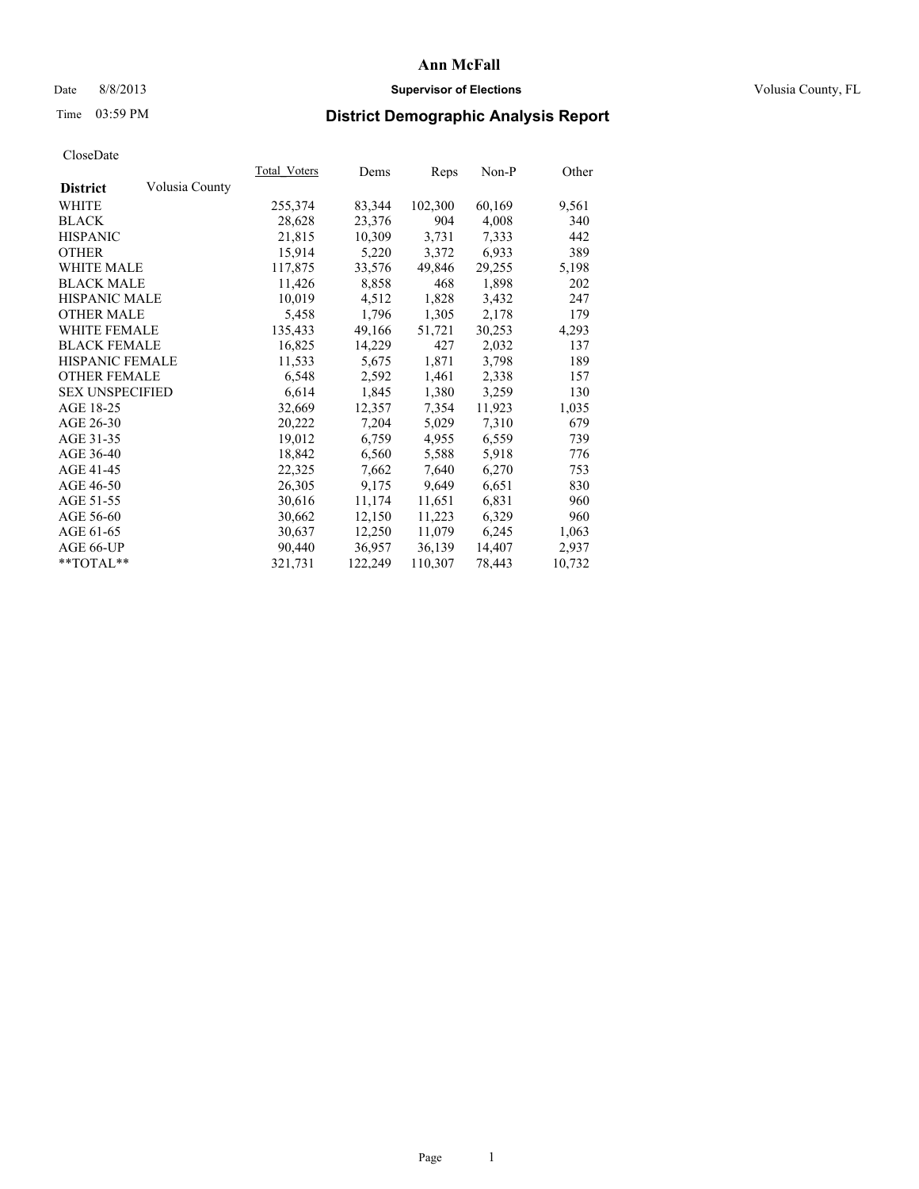# Ann McFall

Date 8/8/2013 **Supervisor of Elections** Volusia County, FL

Time 03:59 PM

## District Demographic Analysis Report

CloseDate

| **District** Volusia County | Total_Voters | Dems | Reps | Non-P | Other |
|---|---|---|---|---|---|
| WHITE | 255,374 | 83,344 | 102,300 | 60,169 | 9,561 |
| BLACK | 28,628 | 23,376 | 904 | 4,008 | 340 |
| HISPANIC | 21,815 | 10,309 | 3,731 | 7,333 | 442 |
| OTHER | 15,914 | 5,220 | 3,372 | 6,933 | 389 |
| WHITE MALE | 117,875 | 33,576 | 49,846 | 29,255 | 5,198 |
| BLACK MALE | 11,426 | 8,858 | 468 | 1,898 | 202 |
| HISPANIC MALE | 10,019 | 4,512 | 1,828 | 3,432 | 247 |
| OTHER MALE | 5,458 | 1,796 | 1,305 | 2,178 | 179 |
| WHITE FEMALE | 135,433 | 49,166 | 51,721 | 30,253 | 4,293 |
| BLACK FEMALE | 16,825 | 14,229 | 427 | 2,032 | 137 |
| HISPANIC FEMALE | 11,533 | 5,675 | 1,871 | 3,798 | 189 |
| OTHER FEMALE | 6,548 | 2,592 | 1,461 | 2,338 | 157 |
| SEX UNSPECIFIED | 6,614 | 1,845 | 1,380 | 3,259 | 130 |
| AGE 18-25 | 32,669 | 12,357 | 7,354 | 11,923 | 1,035 |
| AGE 26-30 | 20,222 | 7,204 | 5,029 | 7,310 | 679 |
| AGE 31-35 | 19,012 | 6,759 | 4,955 | 6,559 | 739 |
| AGE 36-40 | 18,842 | 6,560 | 5,588 | 5,918 | 776 |
| AGE 41-45 | 22,325 | 7,662 | 7,640 | 6,270 | 753 |
| AGE 46-50 | 26,305 | 9,175 | 9,649 | 6,651 | 830 |
| AGE 51-55 | 30,616 | 11,174 | 11,651 | 6,831 | 960 |
| AGE 56-60 | 30,662 | 12,150 | 11,223 | 6,329 | 960 |
| AGE 61-65 | 30,637 | 12,250 | 11,079 | 6,245 | 1,063 |
| AGE 66-UP | 90,440 | 36,957 | 36,139 | 14,407 | 2,937 |
| **TOTAL** | 321,731 | 122,249 | 110,307 | 78,443 | 10,732 |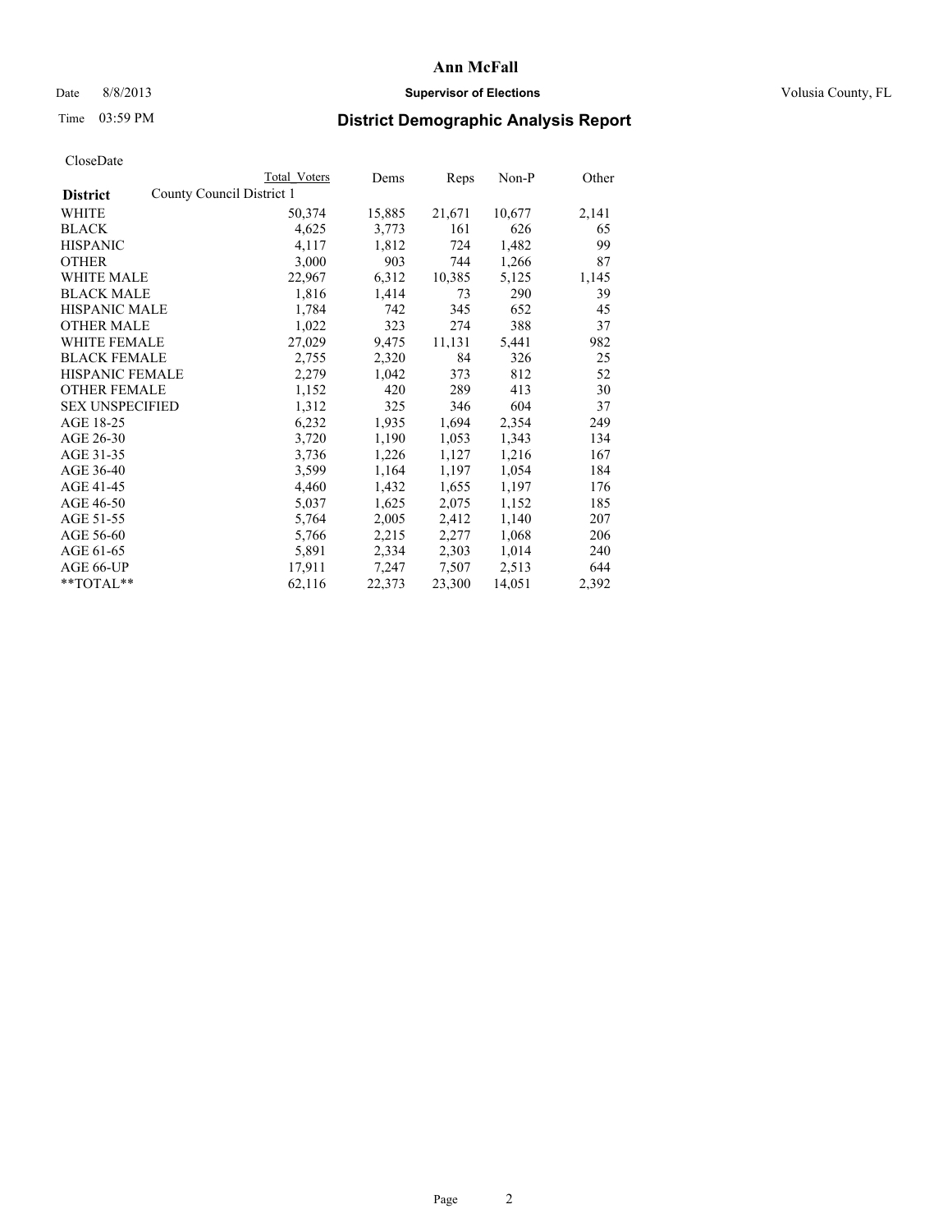# Ann McFall

Date 8/8/2013 **Supervisor of Elections** Volusia County, FL

Time 03:59 PM

## District Demographic Analysis Report

CloseDate

| | Total Voters | Dems | Reps | Non-P | Other |
|---|---|---|---|---|---|
| **District** County Council District 1 | | | | | |
| WHITE | 50,374 | 15,885 | 21,671 | 10,677 | 2,141 |
| BLACK | 4,625 | 3,773 | 161 | 626 | 65 |
| HISPANIC | 4,117 | 1,812 | 724 | 1,482 | 99 |
| OTHER | 3,000 | 903 | 744 | 1,266 | 87 |
| WHITE MALE | 22,967 | 6,312 | 10,385 | 5,125 | 1,145 |
| BLACK MALE | 1,816 | 1,414 | 73 | 290 | 39 |
| HISPANIC MALE | 1,784 | 742 | 345 | 652 | 45 |
| OTHER MALE | 1,022 | 323 | 274 | 388 | 37 |
| WHITE FEMALE | 27,029 | 9,475 | 11,131 | 5,441 | 982 |
| BLACK FEMALE | 2,755 | 2,320 | 84 | 326 | 25 |
| HISPANIC FEMALE | 2,279 | 1,042 | 373 | 812 | 52 |
| OTHER FEMALE | 1,152 | 420 | 289 | 413 | 30 |
| SEX UNSPECIFIED | 1,312 | 325 | 346 | 604 | 37 |
| AGE 18-25 | 6,232 | 1,935 | 1,694 | 2,354 | 249 |
| AGE 26-30 | 3,720 | 1,190 | 1,053 | 1,343 | 134 |
| AGE 31-35 | 3,736 | 1,226 | 1,127 | 1,216 | 167 |
| AGE 36-40 | 3,599 | 1,164 | 1,197 | 1,054 | 184 |
| AGE 41-45 | 4,460 | 1,432 | 1,655 | 1,197 | 176 |
| AGE 46-50 | 5,037 | 1,625 | 2,075 | 1,152 | 185 |
| AGE 51-55 | 5,764 | 2,005 | 2,412 | 1,140 | 207 |
| AGE 56-60 | 5,766 | 2,215 | 2,277 | 1,068 | 206 |
| AGE 61-65 | 5,891 | 2,334 | 2,303 | 1,014 | 240 |
| AGE 66-UP | 17,911 | 7,247 | 7,507 | 2,513 | 644 |
| **TOTAL** | 62,116 | 22,373 | 23,300 | 14,051 | 2,392 |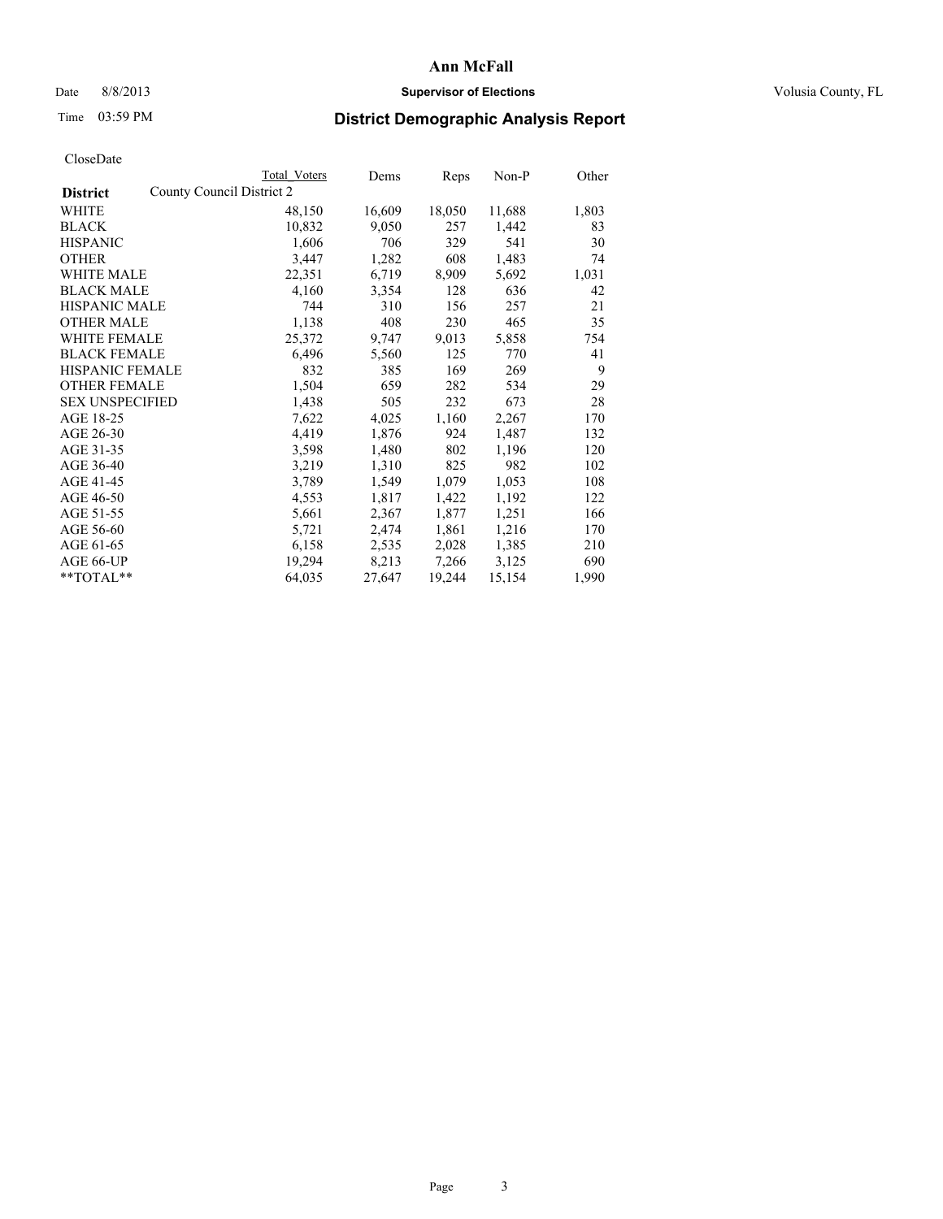# Ann McFall

Date 8/8/2013 **Supervisor of Elections** Volusia County, FL

Time 03:59 PM

## District Demographic Analysis Report

CloseDate

| District | County Council District 2 | Total Voters | Dems | Reps | Non-P | Other |
|---|---|---|---|---|---|---|
| WHITE | | 48,150 | 16,609 | 18,050 | 11,688 | 1,803 |
| BLACK | | 10,832 | 9,050 | 257 | 1,442 | 83 |
| HISPANIC | | 1,606 | 706 | 329 | 541 | 30 |
| OTHER | | 3,447 | 1,282 | 608 | 1,483 | 74 |
| WHITE MALE | | 22,351 | 6,719 | 8,909 | 5,692 | 1,031 |
| BLACK MALE | | 4,160 | 3,354 | 128 | 636 | 42 |
| HISPANIC MALE | | 744 | 310 | 156 | 257 | 21 |
| OTHER MALE | | 1,138 | 408 | 230 | 465 | 35 |
| WHITE FEMALE | | 25,372 | 9,747 | 9,013 | 5,858 | 754 |
| BLACK FEMALE | | 6,496 | 5,560 | 125 | 770 | 41 |
| HISPANIC FEMALE | | 832 | 385 | 169 | 269 | 9 |
| OTHER FEMALE | | 1,504 | 659 | 282 | 534 | 29 |
| SEX UNSPECIFIED | | 1,438 | 505 | 232 | 673 | 28 |
| AGE 18-25 | | 7,622 | 4,025 | 1,160 | 2,267 | 170 |
| AGE 26-30 | | 4,419 | 1,876 | 924 | 1,487 | 132 |
| AGE 31-35 | | 3,598 | 1,480 | 802 | 1,196 | 120 |
| AGE 36-40 | | 3,219 | 1,310 | 825 | 982 | 102 |
| AGE 41-45 | | 3,789 | 1,549 | 1,079 | 1,053 | 108 |
| AGE 46-50 | | 4,553 | 1,817 | 1,422 | 1,192 | 122 |
| AGE 51-55 | | 5,661 | 2,367 | 1,877 | 1,251 | 166 |
| AGE 56-60 | | 5,721 | 2,474 | 1,861 | 1,216 | 170 |
| AGE 61-65 | | 6,158 | 2,535 | 2,028 | 1,385 | 210 |
| AGE 66-UP | | 19,294 | 8,213 | 7,266 | 3,125 | 690 |
| **TOTAL** | | 64,035 | 27,647 | 19,244 | 15,154 | 1,990 |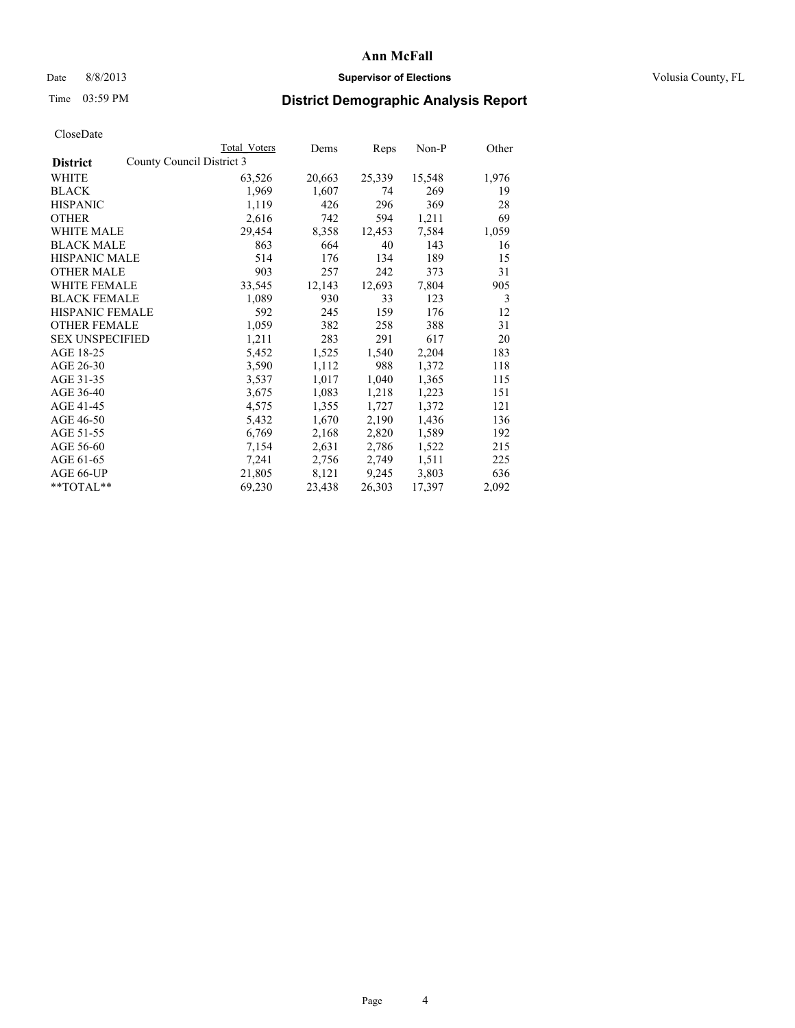# Ann McFall

Date 8/8/2013 **Supervisor of Elections** Volusia County, FL

Time 03:59 PM

## District Demographic Analysis Report

CloseDate

| **District** | County Council District 3 | Total Voters | Dems | Reps | Non-P | Other |
|---|---|---|---|---|---|---|
| WHITE | | 63,526 | 20,663 | 25,339 | 15,548 | 1,976 |
| BLACK | | 1,969 | 1,607 | 74 | 269 | 19 |
| HISPANIC | | 1,119 | 426 | 296 | 369 | 28 |
| OTHER | | 2,616 | 742 | 594 | 1,211 | 69 |
| WHITE MALE | | 29,454 | 8,358 | 12,453 | 7,584 | 1,059 |
| BLACK MALE | | 863 | 664 | 40 | 143 | 16 |
| HISPANIC MALE | | 514 | 176 | 134 | 189 | 15 |
| OTHER MALE | | 903 | 257 | 242 | 373 | 31 |
| WHITE FEMALE | | 33,545 | 12,143 | 12,693 | 7,804 | 905 |
| BLACK FEMALE | | 1,089 | 930 | 33 | 123 | 3 |
| HISPANIC FEMALE | | 592 | 245 | 159 | 176 | 12 |
| OTHER FEMALE | | 1,059 | 382 | 258 | 388 | 31 |
| SEX UNSPECIFIED | | 1,211 | 283 | 291 | 617 | 20 |
| AGE 18-25 | | 5,452 | 1,525 | 1,540 | 2,204 | 183 |
| AGE 26-30 | | 3,590 | 1,112 | 988 | 1,372 | 118 |
| AGE 31-35 | | 3,537 | 1,017 | 1,040 | 1,365 | 115 |
| AGE 36-40 | | 3,675 | 1,083 | 1,218 | 1,223 | 151 |
| AGE 41-45 | | 4,575 | 1,355 | 1,727 | 1,372 | 121 |
| AGE 46-50 | | 5,432 | 1,670 | 2,190 | 1,436 | 136 |
| AGE 51-55 | | 6,769 | 2,168 | 2,820 | 1,589 | 192 |
| AGE 56-60 | | 7,154 | 2,631 | 2,786 | 1,522 | 215 |
| AGE 61-65 | | 7,241 | 2,756 | 2,749 | 1,511 | 225 |
| AGE 66-UP | | 21,805 | 8,121 | 9,245 | 3,803 | 636 |
| **TOTAL** | | 69,230 | 23,438 | 26,303 | 17,397 | 2,092 |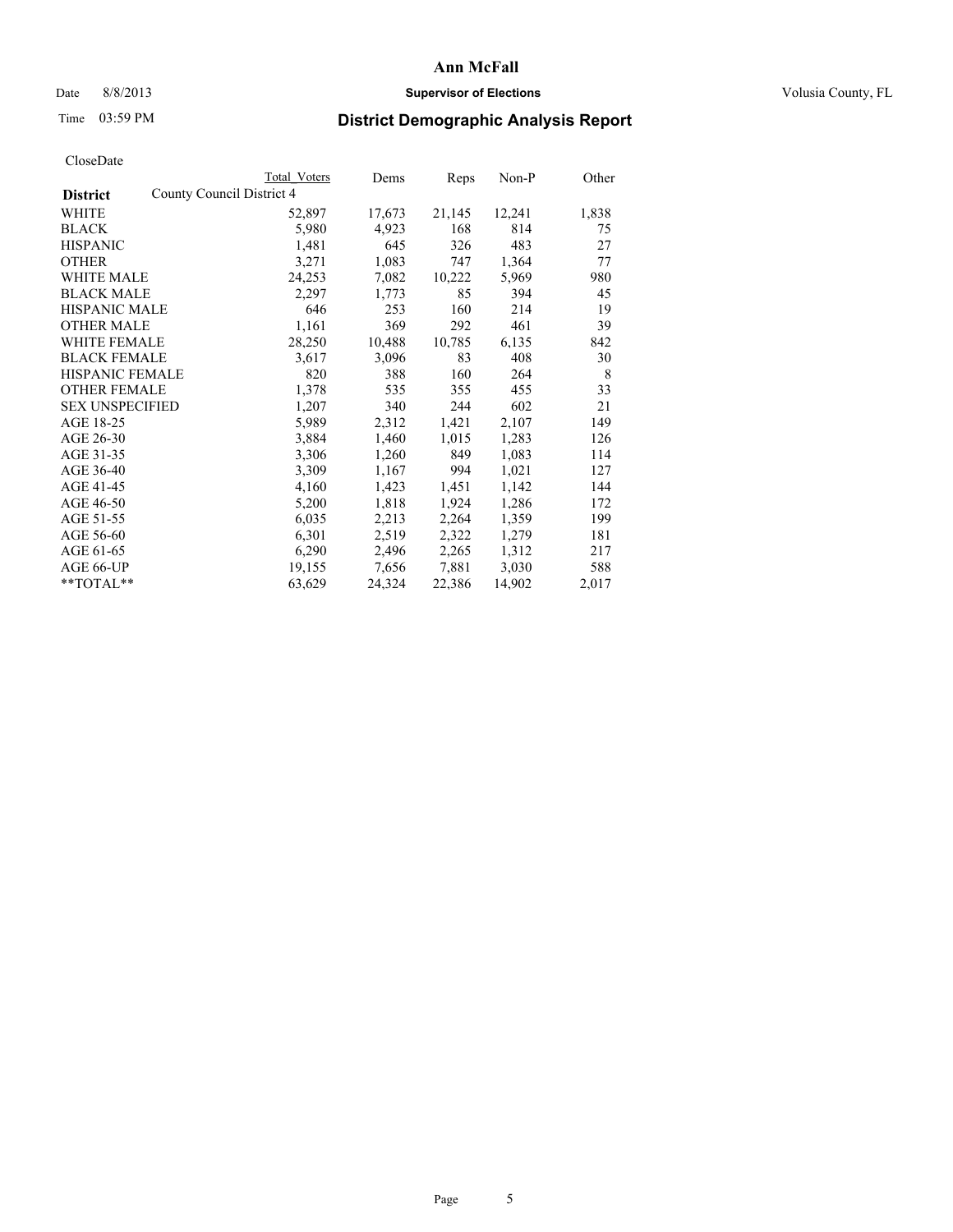# Ann McFall

Date 8/8/2013 **Supervisor of Elections** Volusia County, FL

Time 03:59 PM

## District Demographic Analysis Report

CloseDate

| District | Total Voters | Dems | Reps | Non-P | Other |
|---|---|---|---|---|---|
| County Council District 4 | | | | | |
| WHITE | 52,897 | 17,673 | 21,145 | 12,241 | 1,838 |
| BLACK | 5,980 | 4,923 | 168 | 814 | 75 |
| HISPANIC | 1,481 | 645 | 326 | 483 | 27 |
| OTHER | 3,271 | 1,083 | 747 | 1,364 | 77 |
| WHITE MALE | 24,253 | 7,082 | 10,222 | 5,969 | 980 |
| BLACK MALE | 2,297 | 1,773 | 85 | 394 | 45 |
| HISPANIC MALE | 646 | 253 | 160 | 214 | 19 |
| OTHER MALE | 1,161 | 369 | 292 | 461 | 39 |
| WHITE FEMALE | 28,250 | 10,488 | 10,785 | 6,135 | 842 |
| BLACK FEMALE | 3,617 | 3,096 | 83 | 408 | 30 |
| HISPANIC FEMALE | 820 | 388 | 160 | 264 | 8 |
| OTHER FEMALE | 1,378 | 535 | 355 | 455 | 33 |
| SEX UNSPECIFIED | 1,207 | 340 | 244 | 602 | 21 |
| AGE 18-25 | 5,989 | 2,312 | 1,421 | 2,107 | 149 |
| AGE 26-30 | 3,884 | 1,460 | 1,015 | 1,283 | 126 |
| AGE 31-35 | 3,306 | 1,260 | 849 | 1,083 | 114 |
| AGE 36-40 | 3,309 | 1,167 | 994 | 1,021 | 127 |
| AGE 41-45 | 4,160 | 1,423 | 1,451 | 1,142 | 144 |
| AGE 46-50 | 5,200 | 1,818 | 1,924 | 1,286 | 172 |
| AGE 51-55 | 6,035 | 2,213 | 2,264 | 1,359 | 199 |
| AGE 56-60 | 6,301 | 2,519 | 2,322 | 1,279 | 181 |
| AGE 61-65 | 6,290 | 2,496 | 2,265 | 1,312 | 217 |
| AGE 66-UP | 19,155 | 7,656 | 7,881 | 3,030 | 588 |
| **TOTAL** | 63,629 | 24,324 | 22,386 | 14,902 | 2,017 |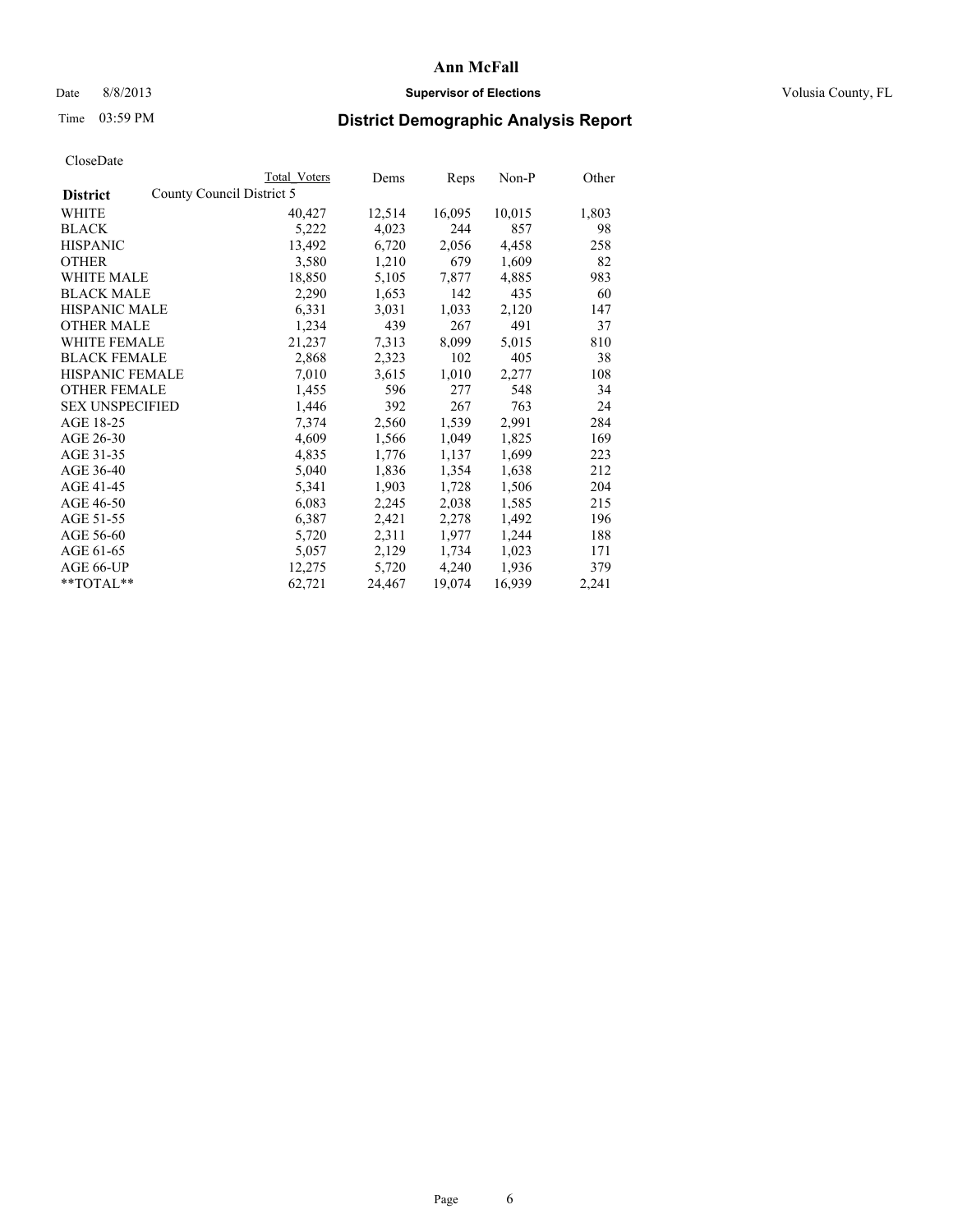# Ann McFall

Date 8/8/2013 **Supervisor of Elections** Volusia County, FL

Time 03:59 PM **District Demographic Analysis Report**

CloseDate

| **District** | County Council District 5 | Dems | Reps | Non-P | Other |
|---|---|---|---|---|---|
| | Total Voters | | | | |
| WHITE | 40,427 | 12,514 | 16,095 | 10,015 | 1,803 |
| BLACK | 5,222 | 4,023 | 244 | 857 | 98 |
| HISPANIC | 13,492 | 6,720 | 2,056 | 4,458 | 258 |
| OTHER | 3,580 | 1,210 | 679 | 1,609 | 82 |
| WHITE MALE | 18,850 | 5,105 | 7,877 | 4,885 | 983 |
| BLACK MALE | 2,290 | 1,653 | 142 | 435 | 60 |
| HISPANIC MALE | 6,331 | 3,031 | 1,033 | 2,120 | 147 |
| OTHER MALE | 1,234 | 439 | 267 | 491 | 37 |
| WHITE FEMALE | 21,237 | 7,313 | 8,099 | 5,015 | 810 |
| BLACK FEMALE | 2,868 | 2,323 | 102 | 405 | 38 |
| HISPANIC FEMALE | 7,010 | 3,615 | 1,010 | 2,277 | 108 |
| OTHER FEMALE | 1,455 | 596 | 277 | 548 | 34 |
| SEX UNSPECIFIED | 1,446 | 392 | 267 | 763 | 24 |
| AGE 18-25 | 7,374 | 2,560 | 1,539 | 2,991 | 284 |
| AGE 26-30 | 4,609 | 1,566 | 1,049 | 1,825 | 169 |
| AGE 31-35 | 4,835 | 1,776 | 1,137 | 1,699 | 223 |
| AGE 36-40 | 5,040 | 1,836 | 1,354 | 1,638 | 212 |
| AGE 41-45 | 5,341 | 1,903 | 1,728 | 1,506 | 204 |
| AGE 46-50 | 6,083 | 2,245 | 2,038 | 1,585 | 215 |
| AGE 51-55 | 6,387 | 2,421 | 2,278 | 1,492 | 196 |
| AGE 56-60 | 5,720 | 2,311 | 1,977 | 1,244 | 188 |
| AGE 61-65 | 5,057 | 2,129 | 1,734 | 1,023 | 171 |
| AGE 66-UP | 12,275 | 5,720 | 4,240 | 1,936 | 379 |
| **TOTAL** | 62,721 | 24,467 | 19,074 | 16,939 | 2,241 |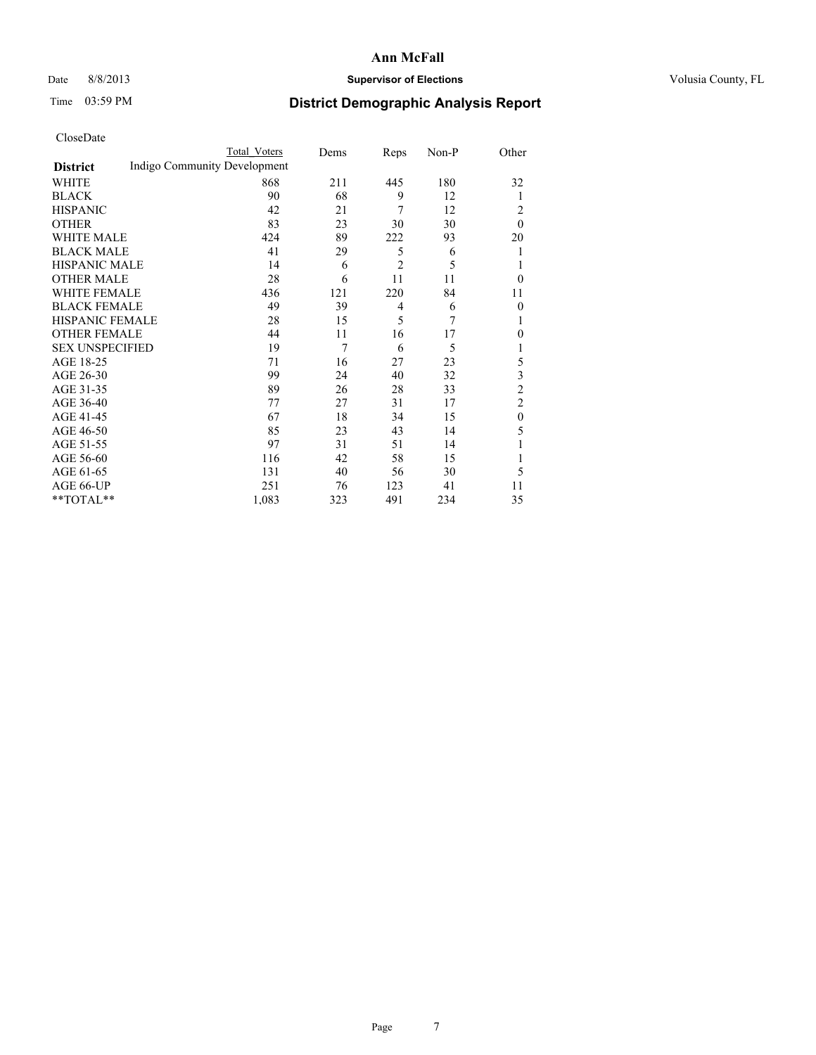# Ann McFall

Date 8/8/2013 **Supervisor of Elections** Volusia County, FL

Time 03:59 PM **District Demographic Analysis Report**

CloseDate

| District | Total Voters | Dems | Reps | Non-P | Other |
|---|---|---|---|---|---|
| Indigo Community Development | | | | | |
| WHITE | 868 | 211 | 445 | 180 | 32 |
| BLACK | 90 | 68 | 9 | 12 | 1 |
| HISPANIC | 42 | 21 | 7 | 12 | 2 |
| OTHER | 83 | 23 | 30 | 30 | 0 |
| WHITE MALE | 424 | 89 | 222 | 93 | 20 |
| BLACK MALE | 41 | 29 | 5 | 6 | 1 |
| HISPANIC MALE | 14 | 6 | 2 | 5 | 1 |
| OTHER MALE | 28 | 6 | 11 | 11 | 0 |
| WHITE FEMALE | 436 | 121 | 220 | 84 | 11 |
| BLACK FEMALE | 49 | 39 | 4 | 6 | 0 |
| HISPANIC FEMALE | 28 | 15 | 5 | 7 | 1 |
| OTHER FEMALE | 44 | 11 | 16 | 17 | 0 |
| SEX UNSPECIFIED | 19 | 7 | 6 | 5 | 1 |
| AGE 18-25 | 71 | 16 | 27 | 23 | 5 |
| AGE 26-30 | 99 | 24 | 40 | 32 | 3 |
| AGE 31-35 | 89 | 26 | 28 | 33 | 2 |
| AGE 36-40 | 77 | 27 | 31 | 17 | 2 |
| AGE 41-45 | 67 | 18 | 34 | 15 | 0 |
| AGE 46-50 | 85 | 23 | 43 | 14 | 5 |
| AGE 51-55 | 97 | 31 | 51 | 14 | 1 |
| AGE 56-60 | 116 | 42 | 58 | 15 | 1 |
| AGE 61-65 | 131 | 40 | 56 | 30 | 5 |
| AGE 66-UP | 251 | 76 | 123 | 41 | 11 |
| **TOTAL** | 1,083 | 323 | 491 | 234 | 35 |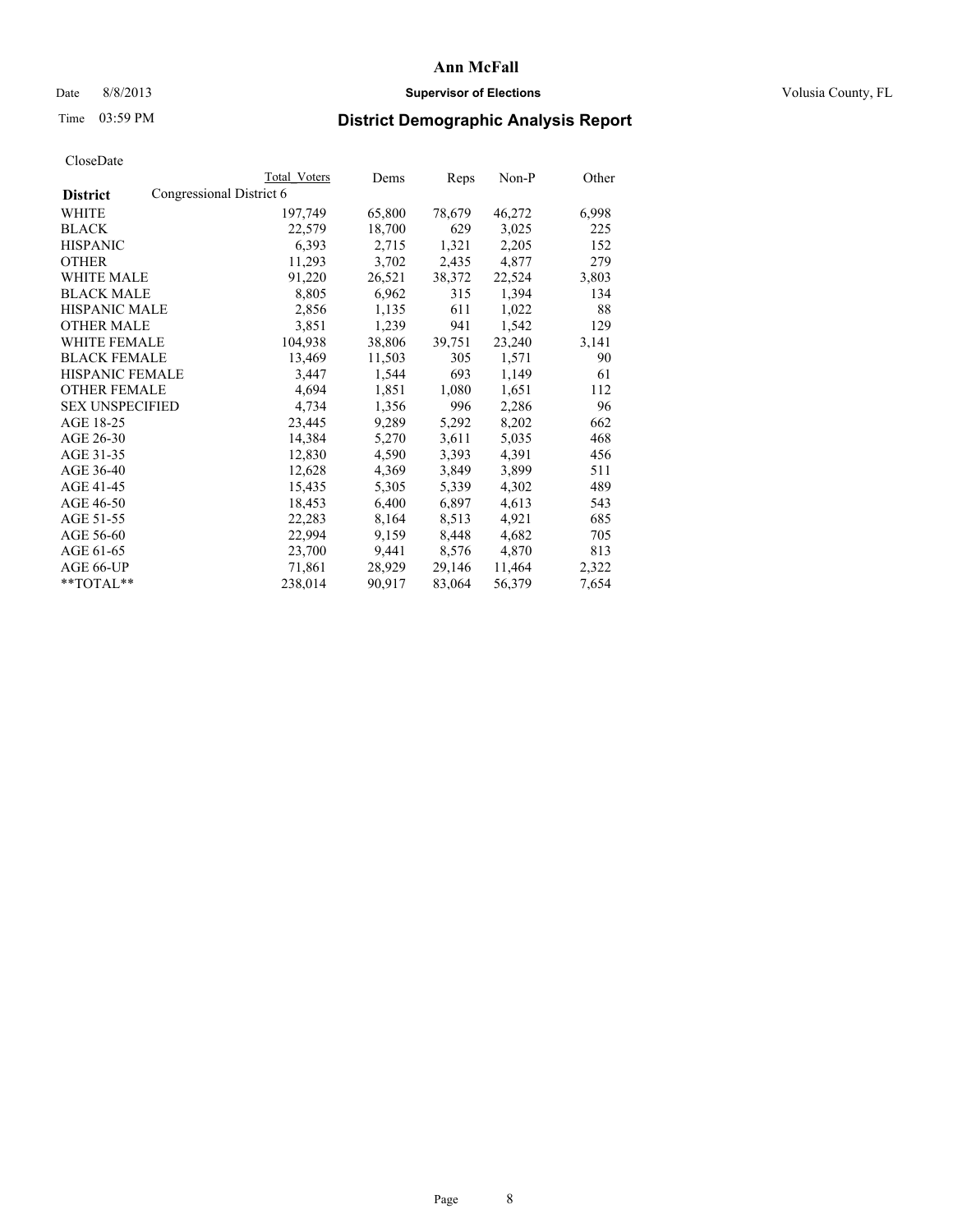# Ann McFall

Date 8/8/2013 **Supervisor of Elections** Volusia County, FL

Time 03:59 PM

## District Demographic Analysis Report

CloseDate

| | Total Voters | Dems | Reps | Non-P | Other |
|---|---|---|---|---|---|
| **District** Congressional District 6 | | | | | |
| WHITE | 197,749 | 65,800 | 78,679 | 46,272 | 6,998 |
| BLACK | 22,579 | 18,700 | 629 | 3,025 | 225 |
| HISPANIC | 6,393 | 2,715 | 1,321 | 2,205 | 152 |
| OTHER | 11,293 | 3,702 | 2,435 | 4,877 | 279 |
| WHITE MALE | 91,220 | 26,521 | 38,372 | 22,524 | 3,803 |
| BLACK MALE | 8,805 | 6,962 | 315 | 1,394 | 134 |
| HISPANIC MALE | 2,856 | 1,135 | 611 | 1,022 | 88 |
| OTHER MALE | 3,851 | 1,239 | 941 | 1,542 | 129 |
| WHITE FEMALE | 104,938 | 38,806 | 39,751 | 23,240 | 3,141 |
| BLACK FEMALE | 13,469 | 11,503 | 305 | 1,571 | 90 |
| HISPANIC FEMALE | 3,447 | 1,544 | 693 | 1,149 | 61 |
| OTHER FEMALE | 4,694 | 1,851 | 1,080 | 1,651 | 112 |
| SEX UNSPECIFIED | 4,734 | 1,356 | 996 | 2,286 | 96 |
| AGE 18-25 | 23,445 | 9,289 | 5,292 | 8,202 | 662 |
| AGE 26-30 | 14,384 | 5,270 | 3,611 | 5,035 | 468 |
| AGE 31-35 | 12,830 | 4,590 | 3,393 | 4,391 | 456 |
| AGE 36-40 | 12,628 | 4,369 | 3,849 | 3,899 | 511 |
| AGE 41-45 | 15,435 | 5,305 | 5,339 | 4,302 | 489 |
| AGE 46-50 | 18,453 | 6,400 | 6,897 | 4,613 | 543 |
| AGE 51-55 | 22,283 | 8,164 | 8,513 | 4,921 | 685 |
| AGE 56-60 | 22,994 | 9,159 | 8,448 | 4,682 | 705 |
| AGE 61-65 | 23,700 | 9,441 | 8,576 | 4,870 | 813 |
| AGE 66-UP | 71,861 | 28,929 | 29,146 | 11,464 | 2,322 |
| **TOTAL** | 238,014 | 90,917 | 83,064 | 56,379 | 7,654 |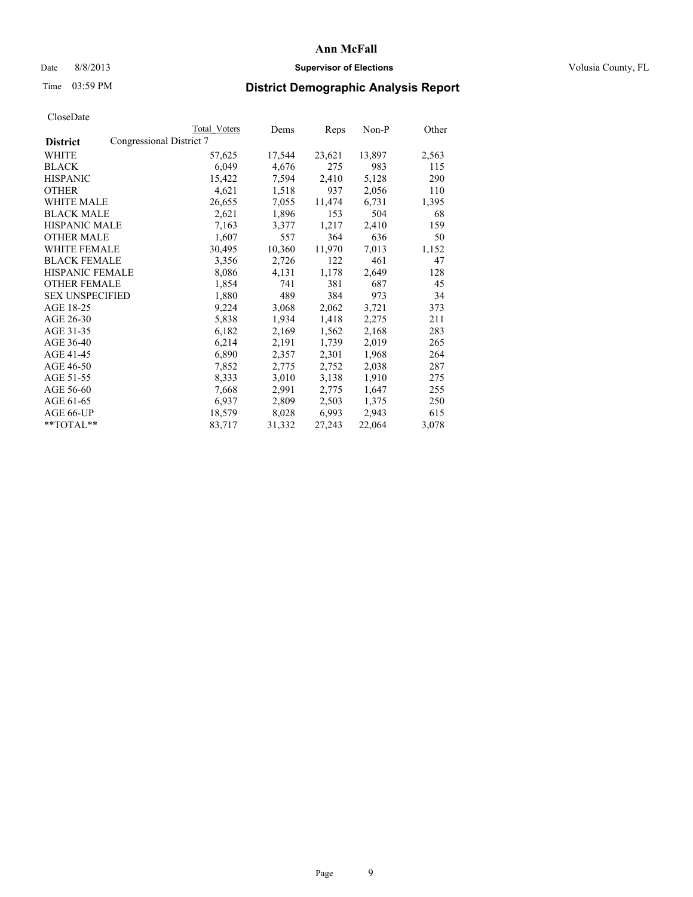# District Demographic Analysis Report

CloseDate

| District | Total Voters | Dems | Reps | Non-P | Other |
|---|---|---|---|---|---|
| Congressional District 7 | | | | | |
| WHITE | 57,625 | 17,544 | 23,621 | 13,897 | 2,563 |
| BLACK | 6,049 | 4,676 | 275 | 983 | 115 |
| HISPANIC | 15,422 | 7,594 | 2,410 | 5,128 | 290 |
| OTHER | 4,621 | 1,518 | 937 | 2,056 | 110 |
| WHITE MALE | 26,655 | 7,055 | 11,474 | 6,731 | 1,395 |
| BLACK MALE | 2,621 | 1,896 | 153 | 504 | 68 |
| HISPANIC MALE | 7,163 | 3,377 | 1,217 | 2,410 | 159 |
| OTHER MALE | 1,607 | 557 | 364 | 636 | 50 |
| WHITE FEMALE | 30,495 | 10,360 | 11,970 | 7,013 | 1,152 |
| BLACK FEMALE | 3,356 | 2,726 | 122 | 461 | 47 |
| HISPANIC FEMALE | 8,086 | 4,131 | 1,178 | 2,649 | 128 |
| OTHER FEMALE | 1,854 | 741 | 381 | 687 | 45 |
| SEX UNSPECIFIED | 1,880 | 489 | 384 | 973 | 34 |
| AGE 18-25 | 9,224 | 3,068 | 2,062 | 3,721 | 373 |
| AGE 26-30 | 5,838 | 1,934 | 1,418 | 2,275 | 211 |
| AGE 31-35 | 6,182 | 2,169 | 1,562 | 2,168 | 283 |
| AGE 36-40 | 6,214 | 2,191 | 1,739 | 2,019 | 265 |
| AGE 41-45 | 6,890 | 2,357 | 2,301 | 1,968 | 264 |
| AGE 46-50 | 7,852 | 2,775 | 2,752 | 2,038 | 287 |
| AGE 51-55 | 8,333 | 3,010 | 3,138 | 1,910 | 275 |
| AGE 56-60 | 7,668 | 2,991 | 2,775 | 1,647 | 255 |
| AGE 61-65 | 6,937 | 2,809 | 2,503 | 1,375 | 250 |
| AGE 66-UP | 18,579 | 8,028 | 6,993 | 2,943 | 615 |
| **TOTAL** | 83,717 | 31,332 | 27,243 | 22,064 | 3,078 |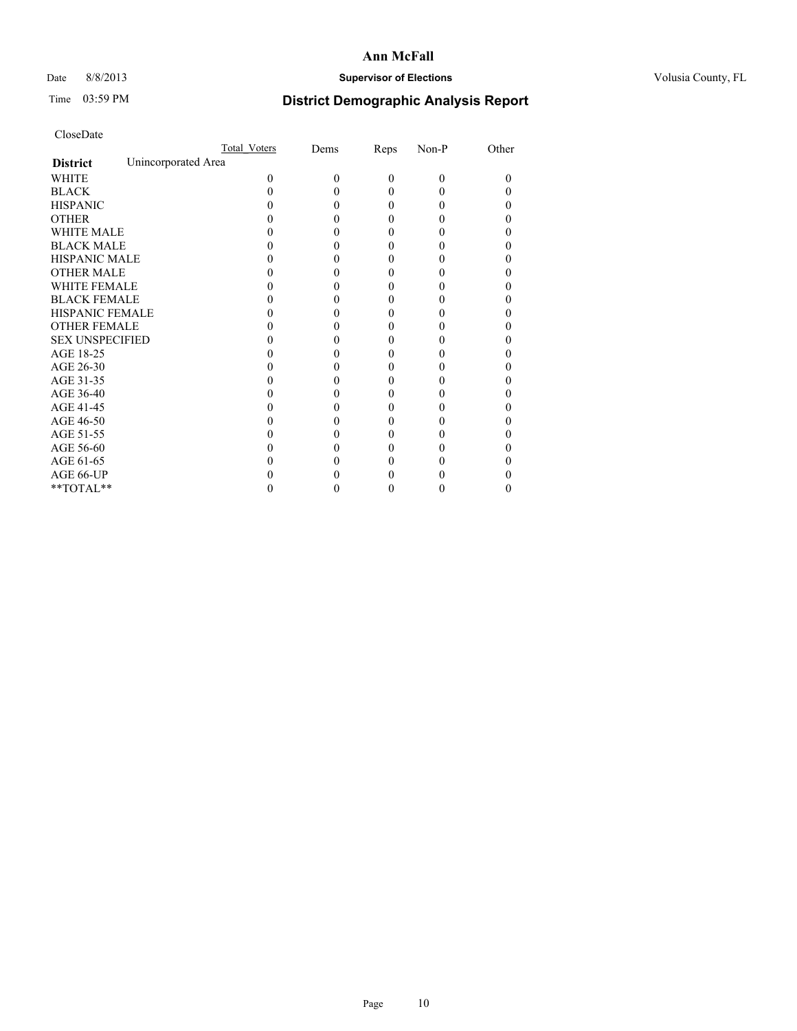CloseDate

| District | Unincorporated Area | Total_Voters | Dems | Reps | Non-P | Other |
|---|---|---|---|---|---|---|
| WHITE | | 0 | 0 | 0 | 0 | 0 |
| BLACK | | 0 | 0 | 0 | 0 | 0 |
| HISPANIC | | 0 | 0 | 0 | 0 | 0 |
| OTHER | | 0 | 0 | 0 | 0 | 0 |
| WHITE MALE | | 0 | 0 | 0 | 0 | 0 |
| BLACK MALE | | 0 | 0 | 0 | 0 | 0 |
| HISPANIC MALE | | 0 | 0 | 0 | 0 | 0 |
| OTHER MALE | | 0 | 0 | 0 | 0 | 0 |
| WHITE FEMALE | | 0 | 0 | 0 | 0 | 0 |
| BLACK FEMALE | | 0 | 0 | 0 | 0 | 0 |
| HISPANIC FEMALE | | 0 | 0 | 0 | 0 | 0 |
| OTHER FEMALE | | 0 | 0 | 0 | 0 | 0 |
| SEX UNSPECIFIED | | 0 | 0 | 0 | 0 | 0 |
| AGE 18-25 | | 0 | 0 | 0 | 0 | 0 |
| AGE 26-30 | | 0 | 0 | 0 | 0 | 0 |
| AGE 31-35 | | 0 | 0 | 0 | 0 | 0 |
| AGE 36-40 | | 0 | 0 | 0 | 0 | 0 |
| AGE 41-45 | | 0 | 0 | 0 | 0 | 0 |
| AGE 46-50 | | 0 | 0 | 0 | 0 | 0 |
| AGE 51-55 | | 0 | 0 | 0 | 0 | 0 |
| AGE 56-60 | | 0 | 0 | 0 | 0 | 0 |
| AGE 61-65 | | 0 | 0 | 0 | 0 | 0 |
| AGE 66-UP | | 0 | 0 | 0 | 0 | 0 |
| **TOTAL** | | 0 | 0 | 0 | 0 | 0 |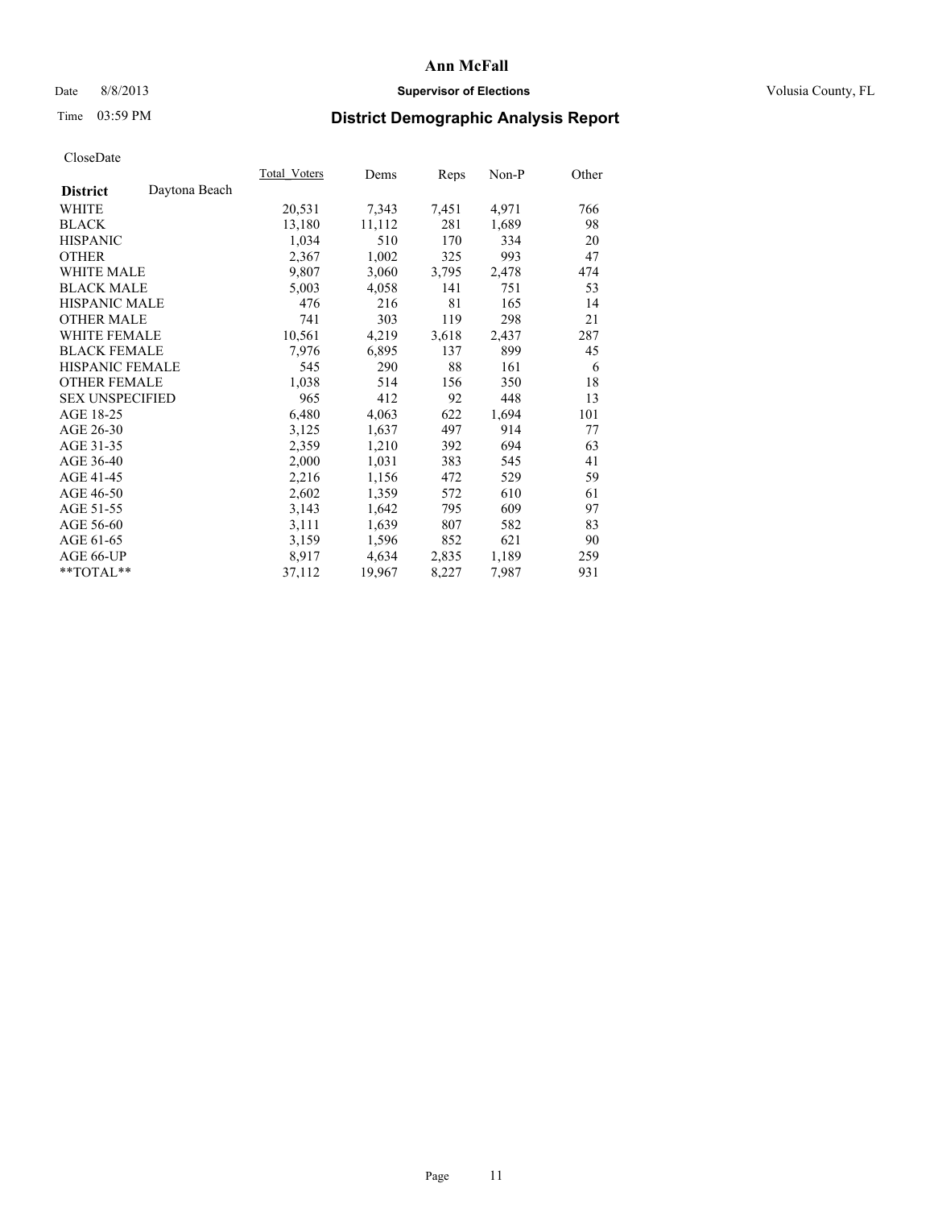# Ann McFall

Date 8/8/2013 **Supervisor of Elections** Volusia County, FL

Time 03:59 PM

## District Demographic Analysis Report

CloseDate

| **District** Daytona Beach | Total_Voters | Dems | Reps | Non-P | Other |
|---|---|---|---|---|---|
| WHITE | 20,531 | 7,343 | 7,451 | 4,971 | 766 |
| BLACK | 13,180 | 11,112 | 281 | 1,689 | 98 |
| HISPANIC | 1,034 | 510 | 170 | 334 | 20 |
| OTHER | 2,367 | 1,002 | 325 | 993 | 47 |
| WHITE MALE | 9,807 | 3,060 | 3,795 | 2,478 | 474 |
| BLACK MALE | 5,003 | 4,058 | 141 | 751 | 53 |
| HISPANIC MALE | 476 | 216 | 81 | 165 | 14 |
| OTHER MALE | 741 | 303 | 119 | 298 | 21 |
| WHITE FEMALE | 10,561 | 4,219 | 3,618 | 2,437 | 287 |
| BLACK FEMALE | 7,976 | 6,895 | 137 | 899 | 45 |
| HISPANIC FEMALE | 545 | 290 | 88 | 161 | 6 |
| OTHER FEMALE | 1,038 | 514 | 156 | 350 | 18 |
| SEX UNSPECIFIED | 965 | 412 | 92 | 448 | 13 |
| AGE 18-25 | 6,480 | 4,063 | 622 | 1,694 | 101 |
| AGE 26-30 | 3,125 | 1,637 | 497 | 914 | 77 |
| AGE 31-35 | 2,359 | 1,210 | 392 | 694 | 63 |
| AGE 36-40 | 2,000 | 1,031 | 383 | 545 | 41 |
| AGE 41-45 | 2,216 | 1,156 | 472 | 529 | 59 |
| AGE 46-50 | 2,602 | 1,359 | 572 | 610 | 61 |
| AGE 51-55 | 3,143 | 1,642 | 795 | 609 | 97 |
| AGE 56-60 | 3,111 | 1,639 | 807 | 582 | 83 |
| AGE 61-65 | 3,159 | 1,596 | 852 | 621 | 90 |
| AGE 66-UP | 8,917 | 4,634 | 2,835 | 1,189 | 259 |
| **TOTAL** | 37,112 | 19,967 | 8,227 | 7,987 | 931 |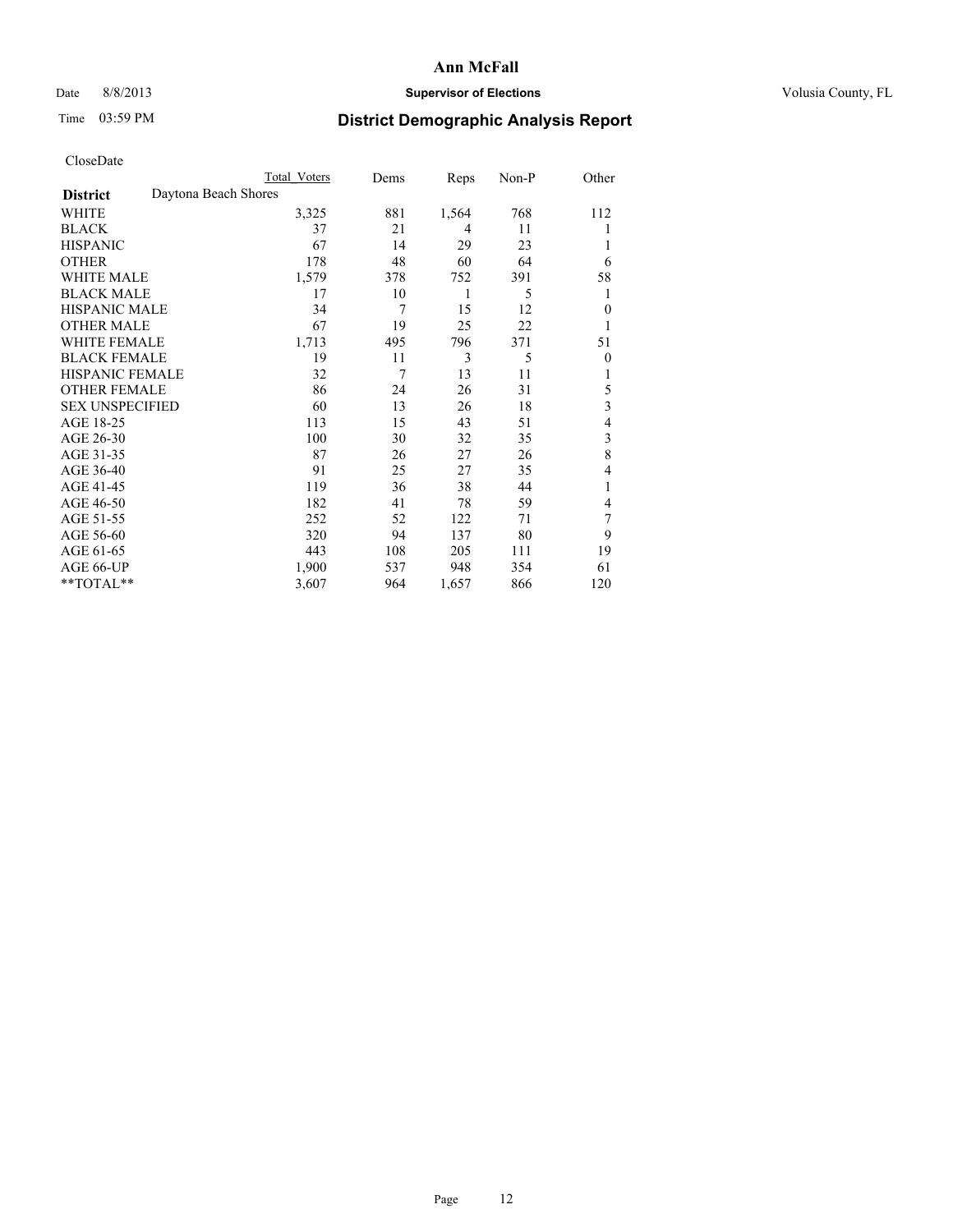# Ann McFall

Date 8/8/2013 **Supervisor of Elections** Volusia County, FL

Time 03:59 PM

## District Demographic Analysis Report

CloseDate

| | Total Voters | Dems | Reps | Non-P | Other |
|---|---|---|---|---|---|
| **District** Daytona Beach Shores | | | | | |
| WHITE | 3,325 | 881 | 1,564 | 768 | 112 |
| BLACK | 37 | 21 | 4 | 11 | 1 |
| HISPANIC | 67 | 14 | 29 | 23 | 1 |
| OTHER | 178 | 48 | 60 | 64 | 6 |
| WHITE MALE | 1,579 | 378 | 752 | 391 | 58 |
| BLACK MALE | 17 | 10 | 1 | 5 | 1 |
| HISPANIC MALE | 34 | 7 | 15 | 12 | 0 |
| OTHER MALE | 67 | 19 | 25 | 22 | 1 |
| WHITE FEMALE | 1,713 | 495 | 796 | 371 | 51 |
| BLACK FEMALE | 19 | 11 | 3 | 5 | 0 |
| HISPANIC FEMALE | 32 | 7 | 13 | 11 | 1 |
| OTHER FEMALE | 86 | 24 | 26 | 31 | 5 |
| SEX UNSPECIFIED | 60 | 13 | 26 | 18 | 3 |
| AGE 18-25 | 113 | 15 | 43 | 51 | 4 |
| AGE 26-30 | 100 | 30 | 32 | 35 | 3 |
| AGE 31-35 | 87 | 26 | 27 | 26 | 8 |
| AGE 36-40 | 91 | 25 | 27 | 35 | 4 |
| AGE 41-45 | 119 | 36 | 38 | 44 | 1 |
| AGE 46-50 | 182 | 41 | 78 | 59 | 4 |
| AGE 51-55 | 252 | 52 | 122 | 71 | 7 |
| AGE 56-60 | 320 | 94 | 137 | 80 | 9 |
| AGE 61-65 | 443 | 108 | 205 | 111 | 19 |
| AGE 66-UP | 1,900 | 537 | 948 | 354 | 61 |
| **TOTAL** | 3,607 | 964 | 1,657 | 866 | 120 |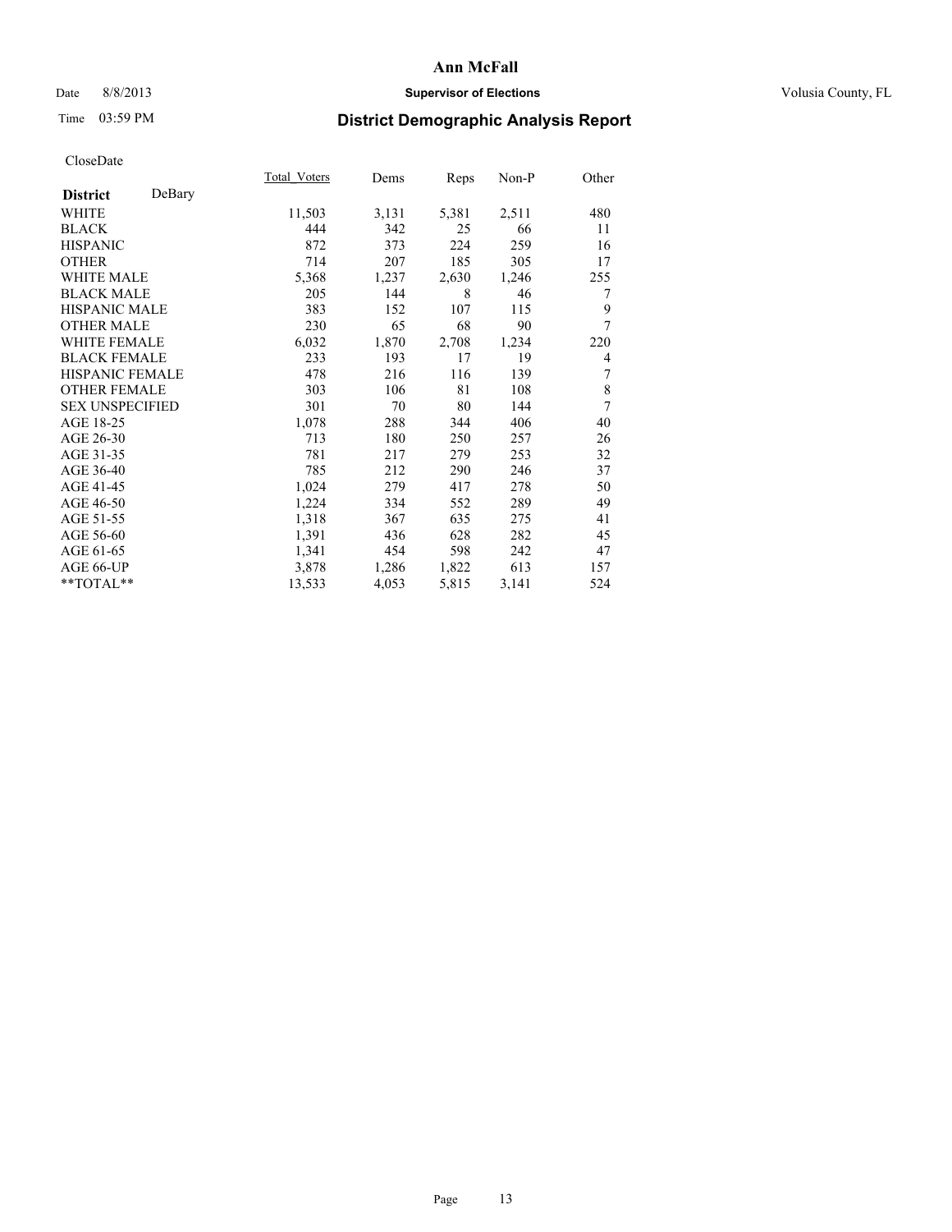# Ann McFall

Date 8/8/2013 **Supervisor of Elections** Volusia County, FL

Time 03:59 PM

## District Demographic Analysis Report

CloseDate

| **District** DeBary | Total_Voters | Dems | Reps | Non-P | Other |
|---|---|---|---|---|---|
| WHITE | 11,503 | 3,131 | 5,381 | 2,511 | 480 |
| BLACK | 444 | 342 | 25 | 66 | 11 |
| HISPANIC | 872 | 373 | 224 | 259 | 16 |
| OTHER | 714 | 207 | 185 | 305 | 17 |
| WHITE MALE | 5,368 | 1,237 | 2,630 | 1,246 | 255 |
| BLACK MALE | 205 | 144 | 8 | 46 | 7 |
| HISPANIC MALE | 383 | 152 | 107 | 115 | 9 |
| OTHER MALE | 230 | 65 | 68 | 90 | 7 |
| WHITE FEMALE | 6,032 | 1,870 | 2,708 | 1,234 | 220 |
| BLACK FEMALE | 233 | 193 | 17 | 19 | 4 |
| HISPANIC FEMALE | 478 | 216 | 116 | 139 | 7 |
| OTHER FEMALE | 303 | 106 | 81 | 108 | 8 |
| SEX UNSPECIFIED | 301 | 70 | 80 | 144 | 7 |
| AGE 18-25 | 1,078 | 288 | 344 | 406 | 40 |
| AGE 26-30 | 713 | 180 | 250 | 257 | 26 |
| AGE 31-35 | 781 | 217 | 279 | 253 | 32 |
| AGE 36-40 | 785 | 212 | 290 | 246 | 37 |
| AGE 41-45 | 1,024 | 279 | 417 | 278 | 50 |
| AGE 46-50 | 1,224 | 334 | 552 | 289 | 49 |
| AGE 51-55 | 1,318 | 367 | 635 | 275 | 41 |
| AGE 56-60 | 1,391 | 436 | 628 | 282 | 45 |
| AGE 61-65 | 1,341 | 454 | 598 | 242 | 47 |
| AGE 66-UP | 3,878 | 1,286 | 1,822 | 613 | 157 |
| **TOTAL** | 13,533 | 4,053 | 5,815 | 3,141 | 524 |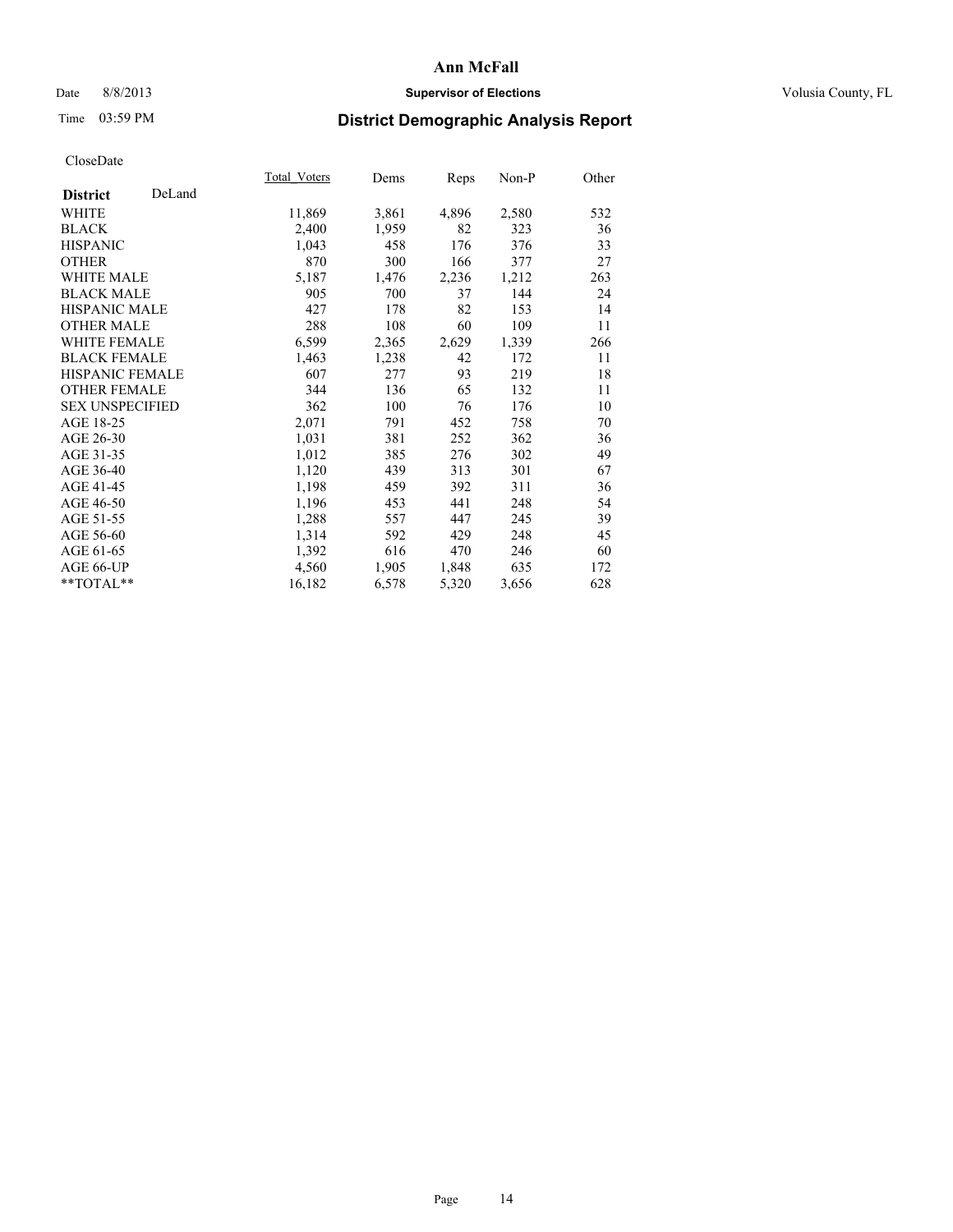# Ann McFall

Date 8/8/2013 **Supervisor of Elections** Volusia County, FL

Time 03:59 PM

## District Demographic Analysis Report

CloseDate

| **District** DeLand | Total_Voters | Dems | Reps | Non-P | Other |
|---|---|---|---|---|---|
| WHITE | 11,869 | 3,861 | 4,896 | 2,580 | 532 |
| BLACK | 2,400 | 1,959 | 82 | 323 | 36 |
| HISPANIC | 1,043 | 458 | 176 | 376 | 33 |
| OTHER | 870 | 300 | 166 | 377 | 27 |
| WHITE MALE | 5,187 | 1,476 | 2,236 | 1,212 | 263 |
| BLACK MALE | 905 | 700 | 37 | 144 | 24 |
| HISPANIC MALE | 427 | 178 | 82 | 153 | 14 |
| OTHER MALE | 288 | 108 | 60 | 109 | 11 |
| WHITE FEMALE | 6,599 | 2,365 | 2,629 | 1,339 | 266 |
| BLACK FEMALE | 1,463 | 1,238 | 42 | 172 | 11 |
| HISPANIC FEMALE | 607 | 277 | 93 | 219 | 18 |
| OTHER FEMALE | 344 | 136 | 65 | 132 | 11 |
| SEX UNSPECIFIED | 362 | 100 | 76 | 176 | 10 |
| AGE 18-25 | 2,071 | 791 | 452 | 758 | 70 |
| AGE 26-30 | 1,031 | 381 | 252 | 362 | 36 |
| AGE 31-35 | 1,012 | 385 | 276 | 302 | 49 |
| AGE 36-40 | 1,120 | 439 | 313 | 301 | 67 |
| AGE 41-45 | 1,198 | 459 | 392 | 311 | 36 |
| AGE 46-50 | 1,196 | 453 | 441 | 248 | 54 |
| AGE 51-55 | 1,288 | 557 | 447 | 245 | 39 |
| AGE 56-60 | 1,314 | 592 | 429 | 248 | 45 |
| AGE 61-65 | 1,392 | 616 | 470 | 246 | 60 |
| AGE 66-UP | 4,560 | 1,905 | 1,848 | 635 | 172 |
| **TOTAL** | 16,182 | 6,578 | 5,320 | 3,656 | 628 |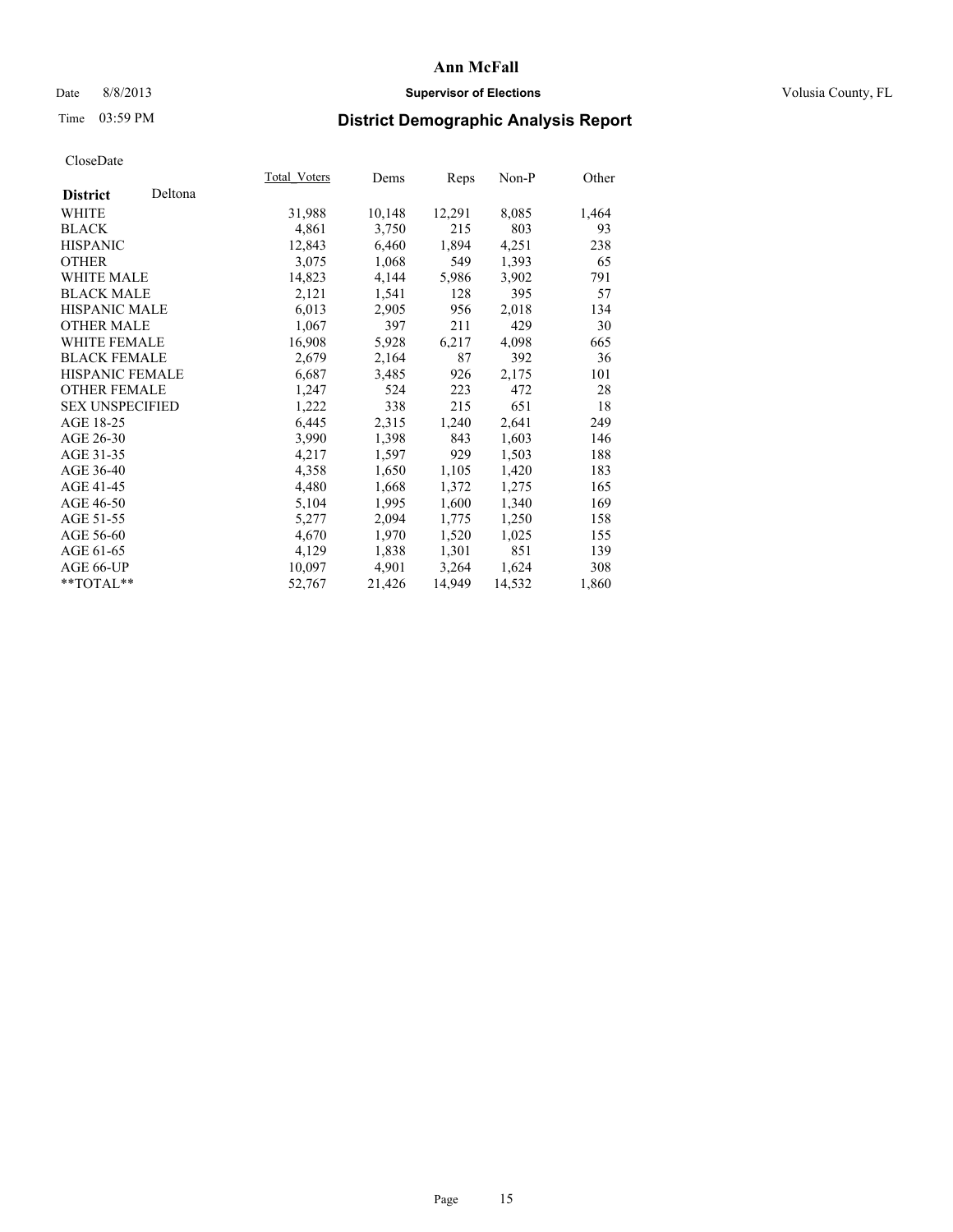# Ann McFall

Date 8/8/2013 **Supervisor of Elections** Volusia County, FL

Time 03:59 PM **District Demographic Analysis Report**

CloseDate

| **District** Deltona | Total_Voters | Dems | Reps | Non-P | Other |
|---|---|---|---|---|---|
| WHITE | 31,988 | 10,148 | 12,291 | 8,085 | 1,464 |
| BLACK | 4,861 | 3,750 | 215 | 803 | 93 |
| HISPANIC | 12,843 | 6,460 | 1,894 | 4,251 | 238 |
| OTHER | 3,075 | 1,068 | 549 | 1,393 | 65 |
| WHITE MALE | 14,823 | 4,144 | 5,986 | 3,902 | 791 |
| BLACK MALE | 2,121 | 1,541 | 128 | 395 | 57 |
| HISPANIC MALE | 6,013 | 2,905 | 956 | 2,018 | 134 |
| OTHER MALE | 1,067 | 397 | 211 | 429 | 30 |
| WHITE FEMALE | 16,908 | 5,928 | 6,217 | 4,098 | 665 |
| BLACK FEMALE | 2,679 | 2,164 | 87 | 392 | 36 |
| HISPANIC FEMALE | 6,687 | 3,485 | 926 | 2,175 | 101 |
| OTHER FEMALE | 1,247 | 524 | 223 | 472 | 28 |
| SEX UNSPECIFIED | 1,222 | 338 | 215 | 651 | 18 |
| AGE 18-25 | 6,445 | 2,315 | 1,240 | 2,641 | 249 |
| AGE 26-30 | 3,990 | 1,398 | 843 | 1,603 | 146 |
| AGE 31-35 | 4,217 | 1,597 | 929 | 1,503 | 188 |
| AGE 36-40 | 4,358 | 1,650 | 1,105 | 1,420 | 183 |
| AGE 41-45 | 4,480 | 1,668 | 1,372 | 1,275 | 165 |
| AGE 46-50 | 5,104 | 1,995 | 1,600 | 1,340 | 169 |
| AGE 51-55 | 5,277 | 2,094 | 1,775 | 1,250 | 158 |
| AGE 56-60 | 4,670 | 1,970 | 1,520 | 1,025 | 155 |
| AGE 61-65 | 4,129 | 1,838 | 1,301 | 851 | 139 |
| AGE 66-UP | 10,097 | 4,901 | 3,264 | 1,624 | 308 |
| **TOTAL** | 52,767 | 21,426 | 14,949 | 14,532 | 1,860 |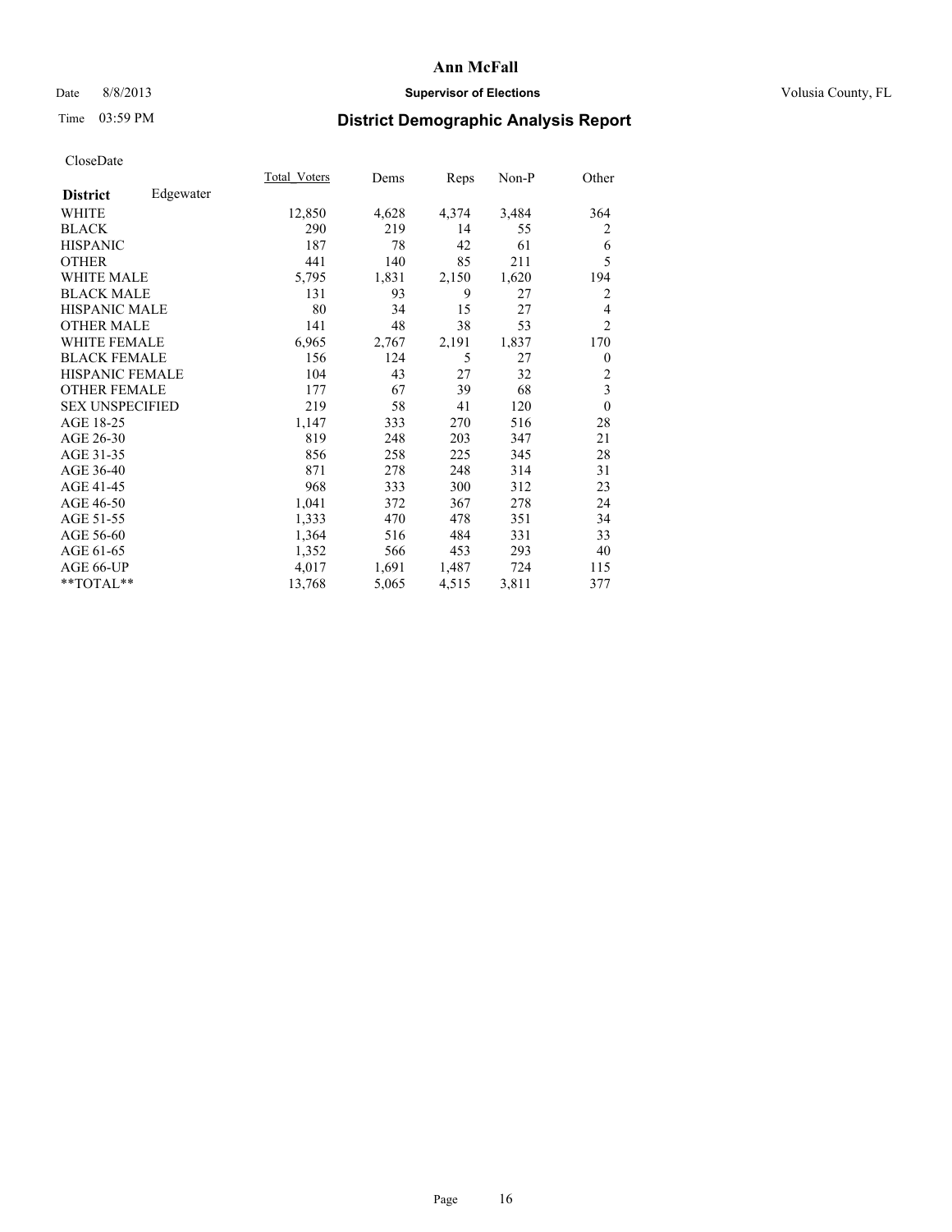# Ann McFall

Date 8/8/2013 **Supervisor of Elections** Volusia County, FL

Time 03:59 PM

## District Demographic Analysis Report

CloseDate

| **District** Edgewater | Total_Voters | Dems | Reps | Non-P | Other |
|---|---|---|---|---|---|
| WHITE | 12,850 | 4,628 | 4,374 | 3,484 | 364 |
| BLACK | 290 | 219 | 14 | 55 | 2 |
| HISPANIC | 187 | 78 | 42 | 61 | 6 |
| OTHER | 441 | 140 | 85 | 211 | 5 |
| WHITE MALE | 5,795 | 1,831 | 2,150 | 1,620 | 194 |
| BLACK MALE | 131 | 93 | 9 | 27 | 2 |
| HISPANIC MALE | 80 | 34 | 15 | 27 | 4 |
| OTHER MALE | 141 | 48 | 38 | 53 | 2 |
| WHITE FEMALE | 6,965 | 2,767 | 2,191 | 1,837 | 170 |
| BLACK FEMALE | 156 | 124 | 5 | 27 | 0 |
| HISPANIC FEMALE | 104 | 43 | 27 | 32 | 2 |
| OTHER FEMALE | 177 | 67 | 39 | 68 | 3 |
| SEX UNSPECIFIED | 219 | 58 | 41 | 120 | 0 |
| AGE 18-25 | 1,147 | 333 | 270 | 516 | 28 |
| AGE 26-30 | 819 | 248 | 203 | 347 | 21 |
| AGE 31-35 | 856 | 258 | 225 | 345 | 28 |
| AGE 36-40 | 871 | 278 | 248 | 314 | 31 |
| AGE 41-45 | 968 | 333 | 300 | 312 | 23 |
| AGE 46-50 | 1,041 | 372 | 367 | 278 | 24 |
| AGE 51-55 | 1,333 | 470 | 478 | 351 | 34 |
| AGE 56-60 | 1,364 | 516 | 484 | 331 | 33 |
| AGE 61-65 | 1,352 | 566 | 453 | 293 | 40 |
| AGE 66-UP | 4,017 | 1,691 | 1,487 | 724 | 115 |
| **TOTAL** | 13,768 | 5,065 | 4,515 | 3,811 | 377 |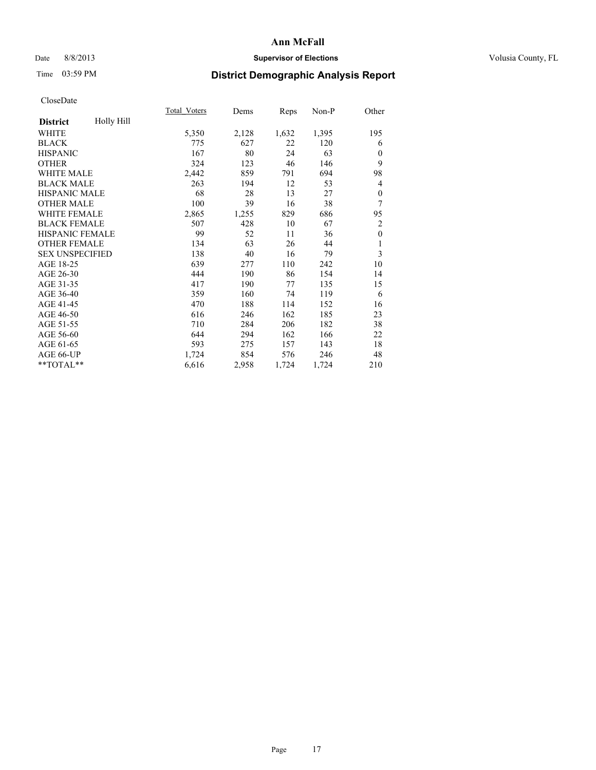# Ann McFall

Date 8/8/2013 **Supervisor of Elections** Volusia County, FL

Time 03:59 PM **District Demographic Analysis Report**

CloseDate

| **District** Holly Hill | Total_Voters | Dems | Reps | Non-P | Other |
|---|---|---|---|---|---|
| WHITE | 5,350 | 2,128 | 1,632 | 1,395 | 195 |
| BLACK | 775 | 627 | 22 | 120 | 6 |
| HISPANIC | 167 | 80 | 24 | 63 | 0 |
| OTHER | 324 | 123 | 46 | 146 | 9 |
| WHITE MALE | 2,442 | 859 | 791 | 694 | 98 |
| BLACK MALE | 263 | 194 | 12 | 53 | 4 |
| HISPANIC MALE | 68 | 28 | 13 | 27 | 0 |
| OTHER MALE | 100 | 39 | 16 | 38 | 7 |
| WHITE FEMALE | 2,865 | 1,255 | 829 | 686 | 95 |
| BLACK FEMALE | 507 | 428 | 10 | 67 | 2 |
| HISPANIC FEMALE | 99 | 52 | 11 | 36 | 0 |
| OTHER FEMALE | 134 | 63 | 26 | 44 | 1 |
| SEX UNSPECIFIED | 138 | 40 | 16 | 79 | 3 |
| AGE 18-25 | 639 | 277 | 110 | 242 | 10 |
| AGE 26-30 | 444 | 190 | 86 | 154 | 14 |
| AGE 31-35 | 417 | 190 | 77 | 135 | 15 |
| AGE 36-40 | 359 | 160 | 74 | 119 | 6 |
| AGE 41-45 | 470 | 188 | 114 | 152 | 16 |
| AGE 46-50 | 616 | 246 | 162 | 185 | 23 |
| AGE 51-55 | 710 | 284 | 206 | 182 | 38 |
| AGE 56-60 | 644 | 294 | 162 | 166 | 22 |
| AGE 61-65 | 593 | 275 | 157 | 143 | 18 |
| AGE 66-UP | 1,724 | 854 | 576 | 246 | 48 |
| **TOTAL** | 6,616 | 2,958 | 1,724 | 1,724 | 210 |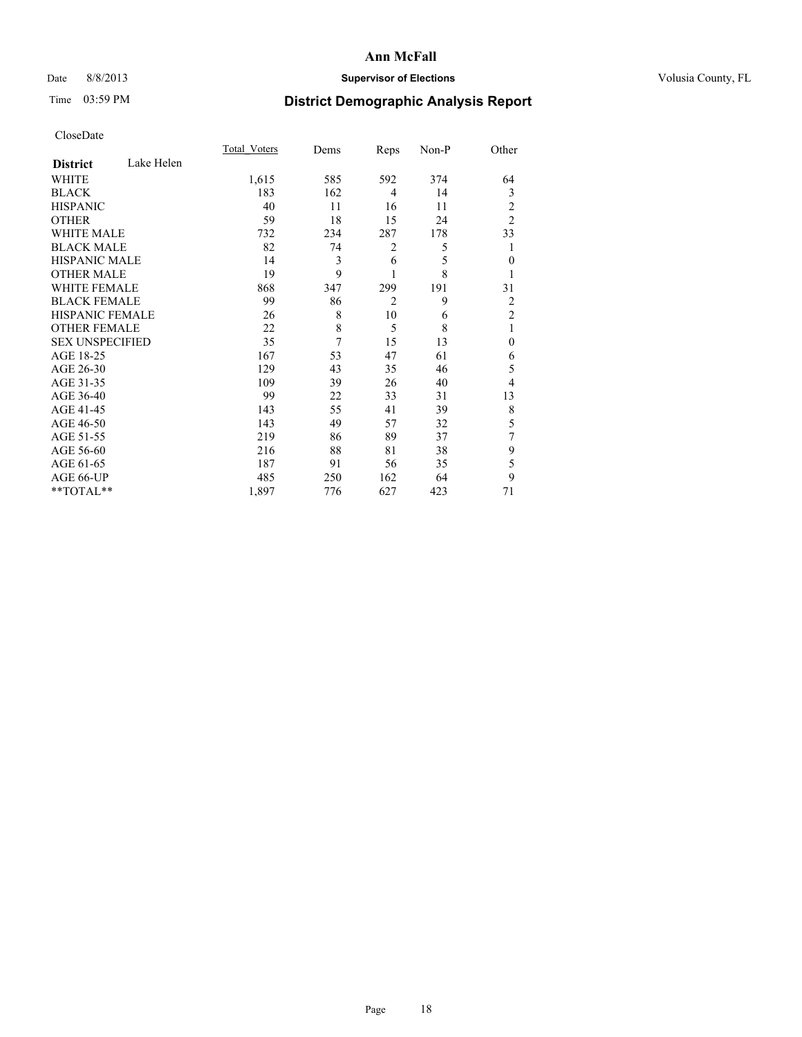# Ann McFall

Date 8/8/2013 **Supervisor of Elections** Volusia County, FL

Time 03:59 PM

## District Demographic Analysis Report

CloseDate

| **District** Lake Helen | Total_Voters | Dems | Reps | Non-P | Other |
|---|---|---|---|---|---|
| WHITE | 1,615 | 585 | 592 | 374 | 64 |
| BLACK | 183 | 162 | 4 | 14 | 3 |
| HISPANIC | 40 | 11 | 16 | 11 | 2 |
| OTHER | 59 | 18 | 15 | 24 | 2 |
| WHITE MALE | 732 | 234 | 287 | 178 | 33 |
| BLACK MALE | 82 | 74 | 2 | 5 | 1 |
| HISPANIC MALE | 14 | 3 | 6 | 5 | 0 |
| OTHER MALE | 19 | 9 | 1 | 8 | 1 |
| WHITE FEMALE | 868 | 347 | 299 | 191 | 31 |
| BLACK FEMALE | 99 | 86 | 2 | 9 | 2 |
| HISPANIC FEMALE | 26 | 8 | 10 | 6 | 2 |
| OTHER FEMALE | 22 | 8 | 5 | 8 | 1 |
| SEX UNSPECIFIED | 35 | 7 | 15 | 13 | 0 |
| AGE 18-25 | 167 | 53 | 47 | 61 | 6 |
| AGE 26-30 | 129 | 43 | 35 | 46 | 5 |
| AGE 31-35 | 109 | 39 | 26 | 40 | 4 |
| AGE 36-40 | 99 | 22 | 33 | 31 | 13 |
| AGE 41-45 | 143 | 55 | 41 | 39 | 8 |
| AGE 46-50 | 143 | 49 | 57 | 32 | 5 |
| AGE 51-55 | 219 | 86 | 89 | 37 | 7 |
| AGE 56-60 | 216 | 88 | 81 | 38 | 9 |
| AGE 61-65 | 187 | 91 | 56 | 35 | 5 |
| AGE 66-UP | 485 | 250 | 162 | 64 | 9 |
| **TOTAL** | 1,897 | 776 | 627 | 423 | 71 |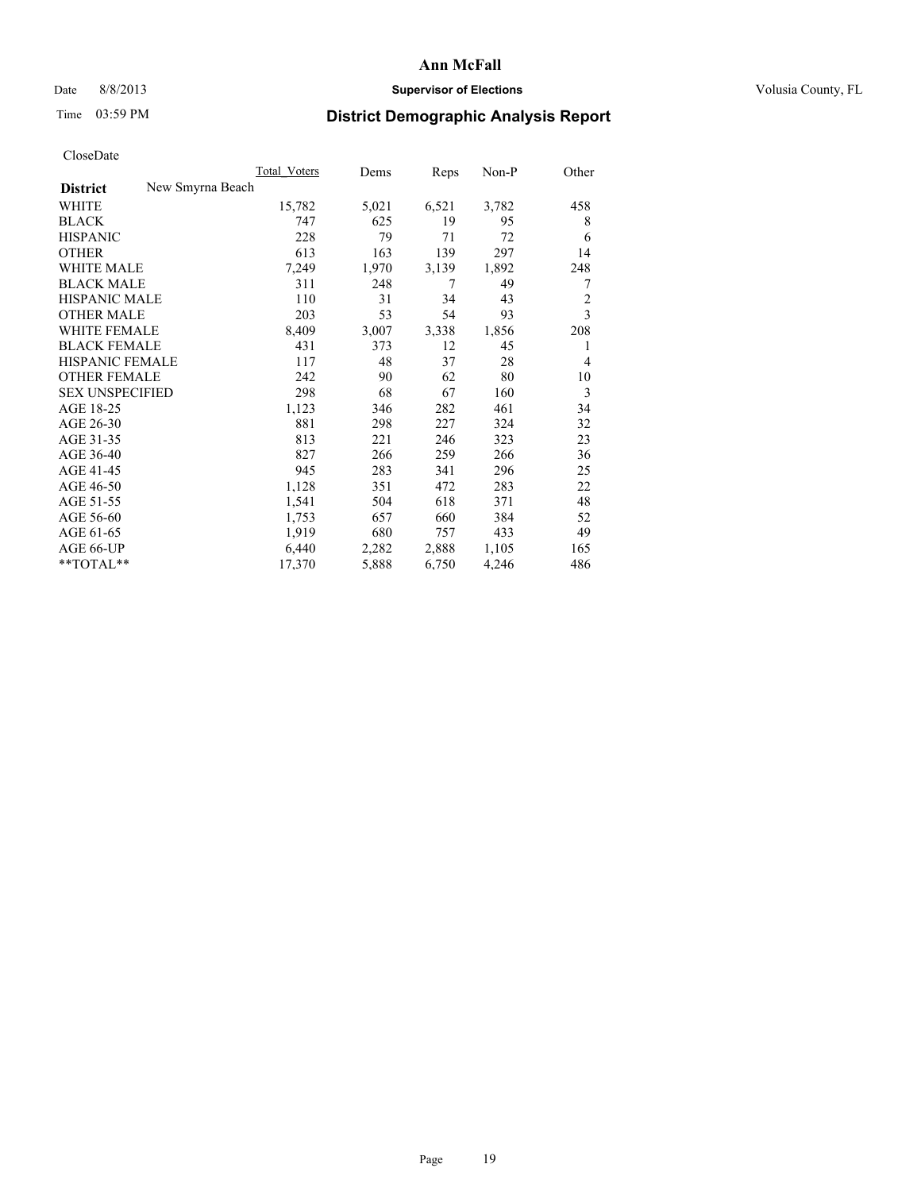**Ann McFall**

Date 8/8/2013 **Supervisor of Elections** Volusia County, FL

Time 03:59 PM

## District Demographic Analysis Report

CloseDate

| | Total_Voters | Dems | Reps | Non-P | Other |
|---|---|---|---|---|---|
| **District** New Smyrna Beach | | | | | |
| WHITE | 15,782 | 5,021 | 6,521 | 3,782 | 458 |
| BLACK | 747 | 625 | 19 | 95 | 8 |
| HISPANIC | 228 | 79 | 71 | 72 | 6 |
| OTHER | 613 | 163 | 139 | 297 | 14 |
| WHITE MALE | 7,249 | 1,970 | 3,139 | 1,892 | 248 |
| BLACK MALE | 311 | 248 | 7 | 49 | 7 |
| HISPANIC MALE | 110 | 31 | 34 | 43 | 2 |
| OTHER MALE | 203 | 53 | 54 | 93 | 3 |
| WHITE FEMALE | 8,409 | 3,007 | 3,338 | 1,856 | 208 |
| BLACK FEMALE | 431 | 373 | 12 | 45 | 1 |
| HISPANIC FEMALE | 117 | 48 | 37 | 28 | 4 |
| OTHER FEMALE | 242 | 90 | 62 | 80 | 10 |
| SEX UNSPECIFIED | 298 | 68 | 67 | 160 | 3 |
| AGE 18-25 | 1,123 | 346 | 282 | 461 | 34 |
| AGE 26-30 | 881 | 298 | 227 | 324 | 32 |
| AGE 31-35 | 813 | 221 | 246 | 323 | 23 |
| AGE 36-40 | 827 | 266 | 259 | 266 | 36 |
| AGE 41-45 | 945 | 283 | 341 | 296 | 25 |
| AGE 46-50 | 1,128 | 351 | 472 | 283 | 22 |
| AGE 51-55 | 1,541 | 504 | 618 | 371 | 48 |
| AGE 56-60 | 1,753 | 657 | 660 | 384 | 52 |
| AGE 61-65 | 1,919 | 680 | 757 | 433 | 49 |
| AGE 66-UP | 6,440 | 2,282 | 2,888 | 1,105 | 165 |
| **TOTAL** | 17,370 | 5,888 | 6,750 | 4,246 | 486 |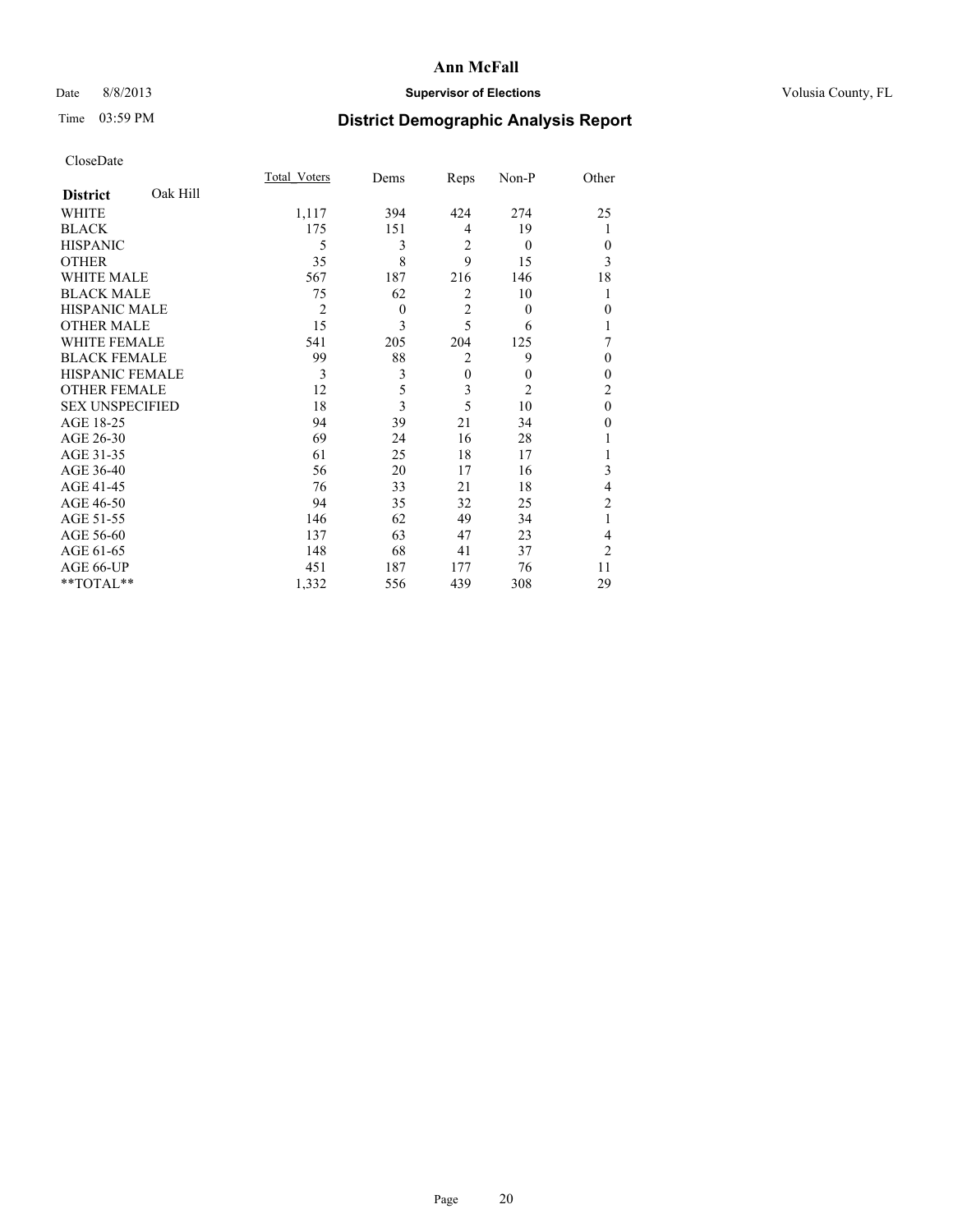# Ann McFall

Date 8/8/2013 **Supervisor of Elections** Volusia County, FL

Time 03:59 PM **District Demographic Analysis Report**

CloseDate

| **District** Oak Hill | Total_Voters | Dems | Reps | Non-P | Other |
|---|---|---|---|---|---|
| WHITE | 1,117 | 394 | 424 | 274 | 25 |
| BLACK | 175 | 151 | 4 | 19 | 1 |
| HISPANIC | 5 | 3 | 2 | 0 | 0 |
| OTHER | 35 | 8 | 9 | 15 | 3 |
| WHITE MALE | 567 | 187 | 216 | 146 | 18 |
| BLACK MALE | 75 | 62 | 2 | 10 | 1 |
| HISPANIC MALE | 2 | 0 | 2 | 0 | 0 |
| OTHER MALE | 15 | 3 | 5 | 6 | 1 |
| WHITE FEMALE | 541 | 205 | 204 | 125 | 7 |
| BLACK FEMALE | 99 | 88 | 2 | 9 | 0 |
| HISPANIC FEMALE | 3 | 3 | 0 | 0 | 0 |
| OTHER FEMALE | 12 | 5 | 3 | 2 | 2 |
| SEX UNSPECIFIED | 18 | 3 | 5 | 10 | 0 |
| AGE 18-25 | 94 | 39 | 21 | 34 | 0 |
| AGE 26-30 | 69 | 24 | 16 | 28 | 1 |
| AGE 31-35 | 61 | 25 | 18 | 17 | 1 |
| AGE 36-40 | 56 | 20 | 17 | 16 | 3 |
| AGE 41-45 | 76 | 33 | 21 | 18 | 4 |
| AGE 46-50 | 94 | 35 | 32 | 25 | 2 |
| AGE 51-55 | 146 | 62 | 49 | 34 | 1 |
| AGE 56-60 | 137 | 63 | 47 | 23 | 4 |
| AGE 61-65 | 148 | 68 | 41 | 37 | 2 |
| AGE 66-UP | 451 | 187 | 177 | 76 | 11 |
| **TOTAL** | 1,332 | 556 | 439 | 308 | 29 |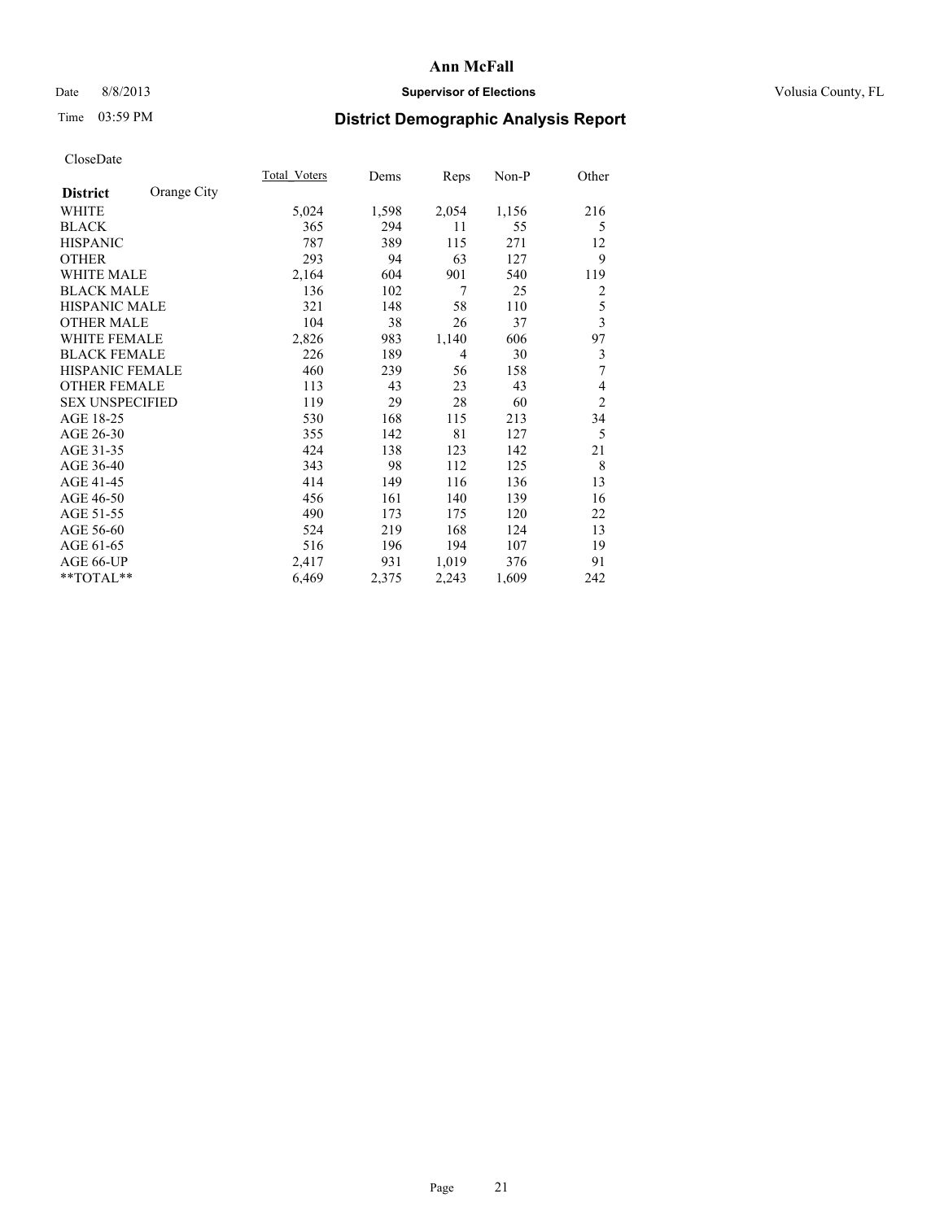**Ann McFall**

Date 8/8/2013 **Supervisor of Elections** Volusia County, FL

Time 03:59 PM

## District Demographic Analysis Report

CloseDate

| **District** Orange City | Total_Voters | Dems | Reps | Non-P | Other |
|---|---|---|---|---|---|
| WHITE | 5,024 | 1,598 | 2,054 | 1,156 | 216 |
| BLACK | 365 | 294 | 11 | 55 | 5 |
| HISPANIC | 787 | 389 | 115 | 271 | 12 |
| OTHER | 293 | 94 | 63 | 127 | 9 |
| WHITE MALE | 2,164 | 604 | 901 | 540 | 119 |
| BLACK MALE | 136 | 102 | 7 | 25 | 2 |
| HISPANIC MALE | 321 | 148 | 58 | 110 | 5 |
| OTHER MALE | 104 | 38 | 26 | 37 | 3 |
| WHITE FEMALE | 2,826 | 983 | 1,140 | 606 | 97 |
| BLACK FEMALE | 226 | 189 | 4 | 30 | 3 |
| HISPANIC FEMALE | 460 | 239 | 56 | 158 | 7 |
| OTHER FEMALE | 113 | 43 | 23 | 43 | 4 |
| SEX UNSPECIFIED | 119 | 29 | 28 | 60 | 2 |
| AGE 18-25 | 530 | 168 | 115 | 213 | 34 |
| AGE 26-30 | 355 | 142 | 81 | 127 | 5 |
| AGE 31-35 | 424 | 138 | 123 | 142 | 21 |
| AGE 36-40 | 343 | 98 | 112 | 125 | 8 |
| AGE 41-45 | 414 | 149 | 116 | 136 | 13 |
| AGE 46-50 | 456 | 161 | 140 | 139 | 16 |
| AGE 51-55 | 490 | 173 | 175 | 120 | 22 |
| AGE 56-60 | 524 | 219 | 168 | 124 | 13 |
| AGE 61-65 | 516 | 196 | 194 | 107 | 19 |
| AGE 66-UP | 2,417 | 931 | 1,019 | 376 | 91 |
| **TOTAL** | 6,469 | 2,375 | 2,243 | 1,609 | 242 |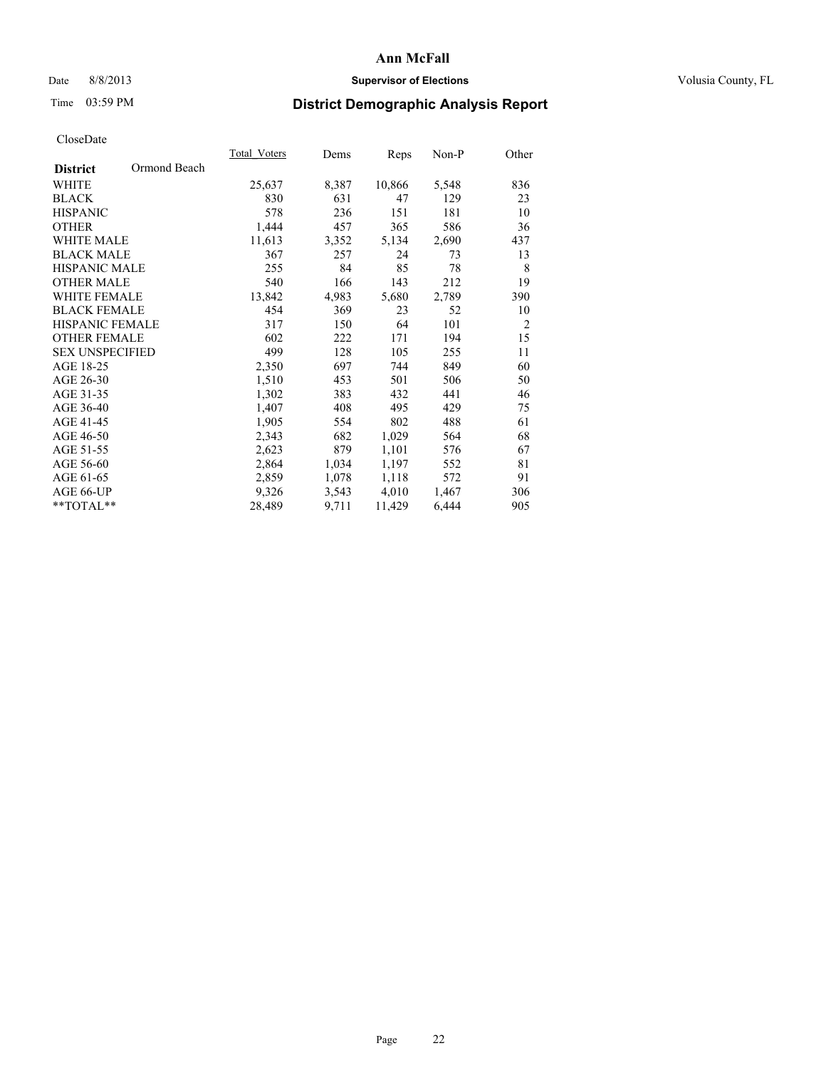# Ann McFall

Date 8/8/2013 **Supervisor of Elections** Volusia County, FL

Time 03:59 PM

## District Demographic Analysis Report

CloseDate

| | Total_Voters | Dems | Reps | Non-P | Other |
|---|---|---|---|---|---|
| **District** Ormond Beach | | | | | |
| WHITE | 25,637 | 8,387 | 10,866 | 5,548 | 836 |
| BLACK | 830 | 631 | 47 | 129 | 23 |
| HISPANIC | 578 | 236 | 151 | 181 | 10 |
| OTHER | 1,444 | 457 | 365 | 586 | 36 |
| WHITE MALE | 11,613 | 3,352 | 5,134 | 2,690 | 437 |
| BLACK MALE | 367 | 257 | 24 | 73 | 13 |
| HISPANIC MALE | 255 | 84 | 85 | 78 | 8 |
| OTHER MALE | 540 | 166 | 143 | 212 | 19 |
| WHITE FEMALE | 13,842 | 4,983 | 5,680 | 2,789 | 390 |
| BLACK FEMALE | 454 | 369 | 23 | 52 | 10 |
| HISPANIC FEMALE | 317 | 150 | 64 | 101 | 2 |
| OTHER FEMALE | 602 | 222 | 171 | 194 | 15 |
| SEX UNSPECIFIED | 499 | 128 | 105 | 255 | 11 |
| AGE 18-25 | 2,350 | 697 | 744 | 849 | 60 |
| AGE 26-30 | 1,510 | 453 | 501 | 506 | 50 |
| AGE 31-35 | 1,302 | 383 | 432 | 441 | 46 |
| AGE 36-40 | 1,407 | 408 | 495 | 429 | 75 |
| AGE 41-45 | 1,905 | 554 | 802 | 488 | 61 |
| AGE 46-50 | 2,343 | 682 | 1,029 | 564 | 68 |
| AGE 51-55 | 2,623 | 879 | 1,101 | 576 | 67 |
| AGE 56-60 | 2,864 | 1,034 | 1,197 | 552 | 81 |
| AGE 61-65 | 2,859 | 1,078 | 1,118 | 572 | 91 |
| AGE 66-UP | 9,326 | 3,543 | 4,010 | 1,467 | 306 |
| **TOTAL** | 28,489 | 9,711 | 11,429 | 6,444 | 905 |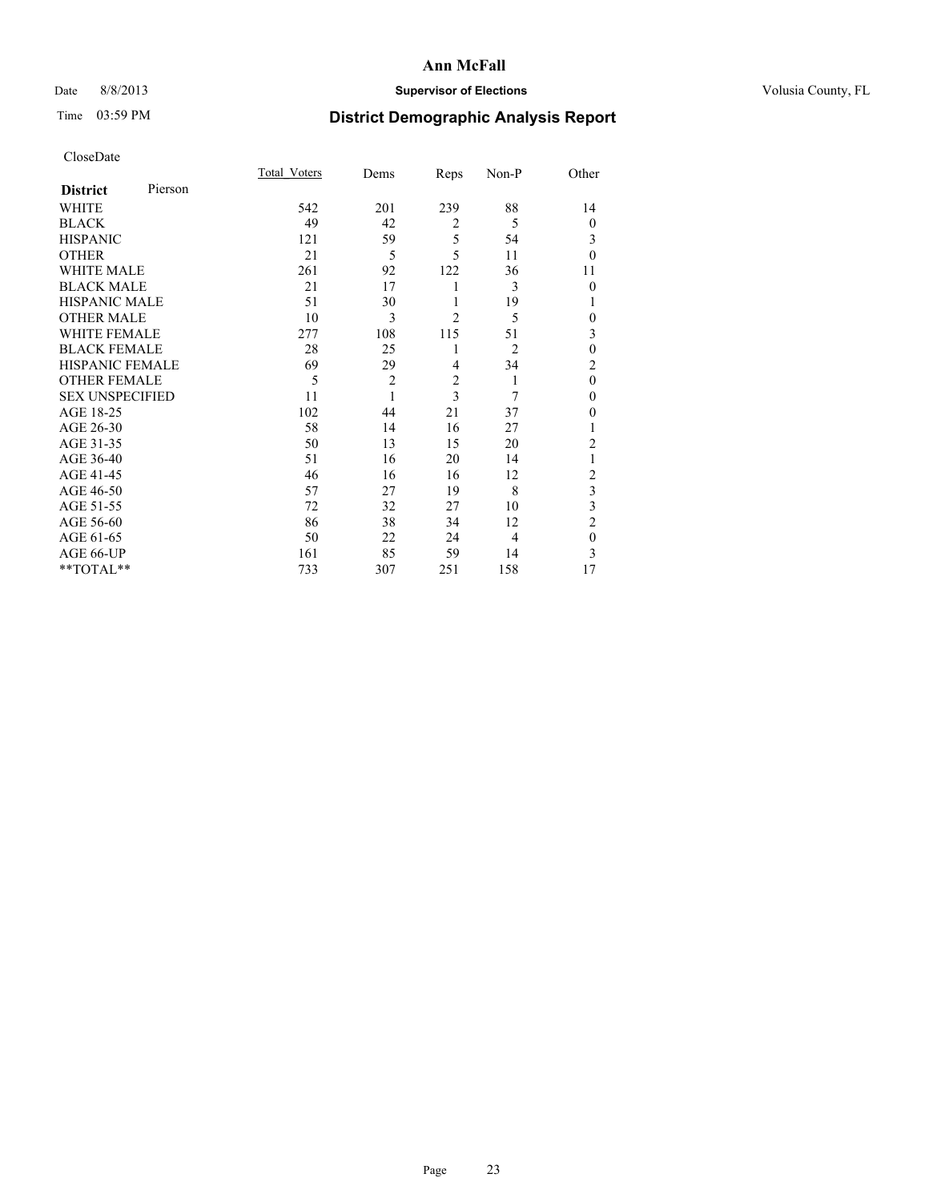# Ann McFall

Date 8/8/2013 **Supervisor of Elections** Volusia County, FL

Time 03:59 PM **District Demographic Analysis Report**

CloseDate

| **District** Pierson | Total_Voters | Dems | Reps | Non-P | Other |
|---|---|---|---|---|---|
| WHITE | 542 | 201 | 239 | 88 | 14 |
| BLACK | 49 | 42 | 2 | 5 | 0 |
| HISPANIC | 121 | 59 | 5 | 54 | 3 |
| OTHER | 21 | 5 | 5 | 11 | 0 |
| WHITE MALE | 261 | 92 | 122 | 36 | 11 |
| BLACK MALE | 21 | 17 | 1 | 3 | 0 |
| HISPANIC MALE | 51 | 30 | 1 | 19 | 1 |
| OTHER MALE | 10 | 3 | 2 | 5 | 0 |
| WHITE FEMALE | 277 | 108 | 115 | 51 | 3 |
| BLACK FEMALE | 28 | 25 | 1 | 2 | 0 |
| HISPANIC FEMALE | 69 | 29 | 4 | 34 | 2 |
| OTHER FEMALE | 5 | 2 | 2 | 1 | 0 |
| SEX UNSPECIFIED | 11 | 1 | 3 | 7 | 0 |
| AGE 18-25 | 102 | 44 | 21 | 37 | 0 |
| AGE 26-30 | 58 | 14 | 16 | 27 | 1 |
| AGE 31-35 | 50 | 13 | 15 | 20 | 2 |
| AGE 36-40 | 51 | 16 | 20 | 14 | 1 |
| AGE 41-45 | 46 | 16 | 16 | 12 | 2 |
| AGE 46-50 | 57 | 27 | 19 | 8 | 3 |
| AGE 51-55 | 72 | 32 | 27 | 10 | 3 |
| AGE 56-60 | 86 | 38 | 34 | 12 | 2 |
| AGE 61-65 | 50 | 22 | 24 | 4 | 0 |
| AGE 66-UP | 161 | 85 | 59 | 14 | 3 |
| **TOTAL** | 733 | 307 | 251 | 158 | 17 |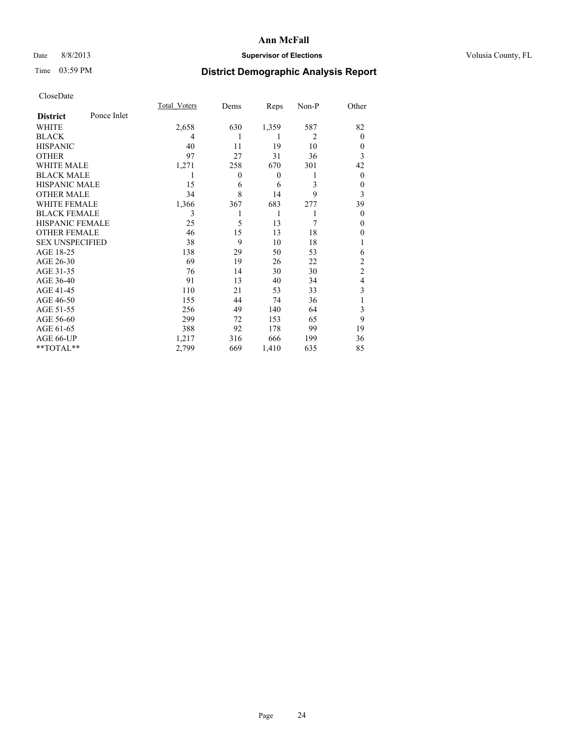# Ann McFall

Date 8/8/2013 **Supervisor of Elections** Volusia County, FL

Time 03:59 PM

## District Demographic Analysis Report

CloseDate

| District | Ponce Inlet | Total_Voters | Dems | Reps | Non-P | Other |
|---|---|---|---|---|---|---|
| WHITE | | 2,658 | 630 | 1,359 | 587 | 82 |
| BLACK | | 4 | 1 | 1 | 2 | 0 |
| HISPANIC | | 40 | 11 | 19 | 10 | 0 |
| OTHER | | 97 | 27 | 31 | 36 | 3 |
| WHITE MALE | | 1,271 | 258 | 670 | 301 | 42 |
| BLACK MALE | | 1 | 0 | 0 | 1 | 0 |
| HISPANIC MALE | | 15 | 6 | 6 | 3 | 0 |
| OTHER MALE | | 34 | 8 | 14 | 9 | 3 |
| WHITE FEMALE | | 1,366 | 367 | 683 | 277 | 39 |
| BLACK FEMALE | | 3 | 1 | 1 | 1 | 0 |
| HISPANIC FEMALE | | 25 | 5 | 13 | 7 | 0 |
| OTHER FEMALE | | 46 | 15 | 13 | 18 | 0 |
| SEX UNSPECIFIED | | 38 | 9 | 10 | 18 | 1 |
| AGE 18-25 | | 138 | 29 | 50 | 53 | 6 |
| AGE 26-30 | | 69 | 19 | 26 | 22 | 2 |
| AGE 31-35 | | 76 | 14 | 30 | 30 | 2 |
| AGE 36-40 | | 91 | 13 | 40 | 34 | 4 |
| AGE 41-45 | | 110 | 21 | 53 | 33 | 3 |
| AGE 46-50 | | 155 | 44 | 74 | 36 | 1 |
| AGE 51-55 | | 256 | 49 | 140 | 64 | 3 |
| AGE 56-60 | | 299 | 72 | 153 | 65 | 9 |
| AGE 61-65 | | 388 | 92 | 178 | 99 | 19 |
| AGE 66-UP | | 1,217 | 316 | 666 | 199 | 36 |
| **TOTAL** | | 2,799 | 669 | 1,410 | 635 | 85 |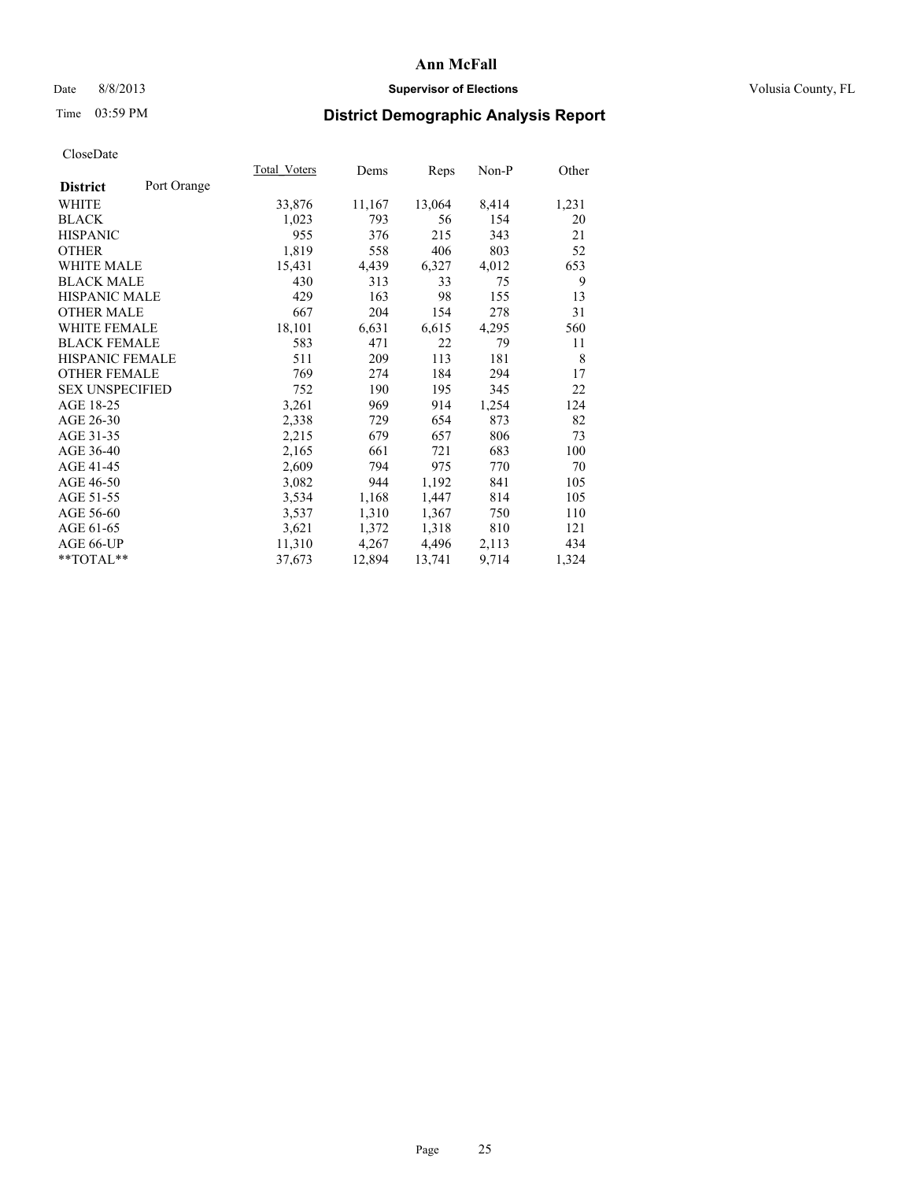# Ann McFall

Date 8/8/2013 **Supervisor of Elections** Volusia County, FL

Time 03:59 PM **District Demographic Analysis Report**

CloseDate

| **District** Port Orange | Total_Voters | Dems | Reps | Non-P | Other |
|---|---|---|---|---|---|
| WHITE | 33,876 | 11,167 | 13,064 | 8,414 | 1,231 |
| BLACK | 1,023 | 793 | 56 | 154 | 20 |
| HISPANIC | 955 | 376 | 215 | 343 | 21 |
| OTHER | 1,819 | 558 | 406 | 803 | 52 |
| WHITE MALE | 15,431 | 4,439 | 6,327 | 4,012 | 653 |
| BLACK MALE | 430 | 313 | 33 | 75 | 9 |
| HISPANIC MALE | 429 | 163 | 98 | 155 | 13 |
| OTHER MALE | 667 | 204 | 154 | 278 | 31 |
| WHITE FEMALE | 18,101 | 6,631 | 6,615 | 4,295 | 560 |
| BLACK FEMALE | 583 | 471 | 22 | 79 | 11 |
| HISPANIC FEMALE | 511 | 209 | 113 | 181 | 8 |
| OTHER FEMALE | 769 | 274 | 184 | 294 | 17 |
| SEX UNSPECIFIED | 752 | 190 | 195 | 345 | 22 |
| AGE 18-25 | 3,261 | 969 | 914 | 1,254 | 124 |
| AGE 26-30 | 2,338 | 729 | 654 | 873 | 82 |
| AGE 31-35 | 2,215 | 679 | 657 | 806 | 73 |
| AGE 36-40 | 2,165 | 661 | 721 | 683 | 100 |
| AGE 41-45 | 2,609 | 794 | 975 | 770 | 70 |
| AGE 46-50 | 3,082 | 944 | 1,192 | 841 | 105 |
| AGE 51-55 | 3,534 | 1,168 | 1,447 | 814 | 105 |
| AGE 56-60 | 3,537 | 1,310 | 1,367 | 750 | 110 |
| AGE 61-65 | 3,621 | 1,372 | 1,318 | 810 | 121 |
| AGE 66-UP | 11,310 | 4,267 | 4,496 | 2,113 | 434 |
| **TOTAL** | 37,673 | 12,894 | 13,741 | 9,714 | 1,324 |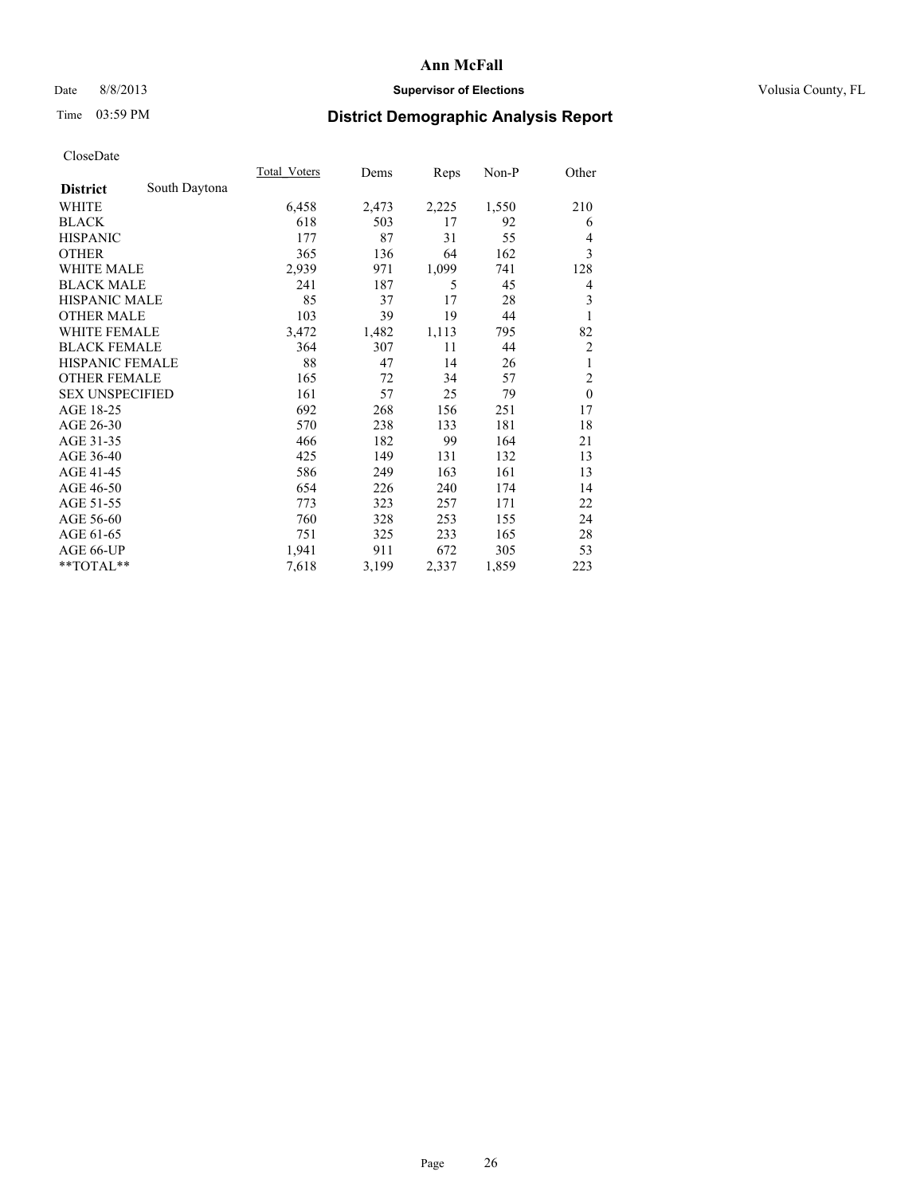# Ann McFall

Date 8/8/2013 **Supervisor of Elections** Volusia County, FL

Time 03:59 PM **District Demographic Analysis Report**

CloseDate

| **District** South Daytona | Total_Voters | Dems | Reps | Non-P | Other |
|---|---|---|---|---|---|
| WHITE | 6,458 | 2,473 | 2,225 | 1,550 | 210 |
| BLACK | 618 | 503 | 17 | 92 | 6 |
| HISPANIC | 177 | 87 | 31 | 55 | 4 |
| OTHER | 365 | 136 | 64 | 162 | 3 |
| WHITE MALE | 2,939 | 971 | 1,099 | 741 | 128 |
| BLACK MALE | 241 | 187 | 5 | 45 | 4 |
| HISPANIC MALE | 85 | 37 | 17 | 28 | 3 |
| OTHER MALE | 103 | 39 | 19 | 44 | 1 |
| WHITE FEMALE | 3,472 | 1,482 | 1,113 | 795 | 82 |
| BLACK FEMALE | 364 | 307 | 11 | 44 | 2 |
| HISPANIC FEMALE | 88 | 47 | 14 | 26 | 1 |
| OTHER FEMALE | 165 | 72 | 34 | 57 | 2 |
| SEX UNSPECIFIED | 161 | 57 | 25 | 79 | 0 |
| AGE 18-25 | 692 | 268 | 156 | 251 | 17 |
| AGE 26-30 | 570 | 238 | 133 | 181 | 18 |
| AGE 31-35 | 466 | 182 | 99 | 164 | 21 |
| AGE 36-40 | 425 | 149 | 131 | 132 | 13 |
| AGE 41-45 | 586 | 249 | 163 | 161 | 13 |
| AGE 46-50 | 654 | 226 | 240 | 174 | 14 |
| AGE 51-55 | 773 | 323 | 257 | 171 | 22 |
| AGE 56-60 | 760 | 328 | 253 | 155 | 24 |
| AGE 61-65 | 751 | 325 | 233 | 165 | 28 |
| AGE 66-UP | 1,941 | 911 | 672 | 305 | 53 |
| **TOTAL** | 7,618 | 3,199 | 2,337 | 1,859 | 223 |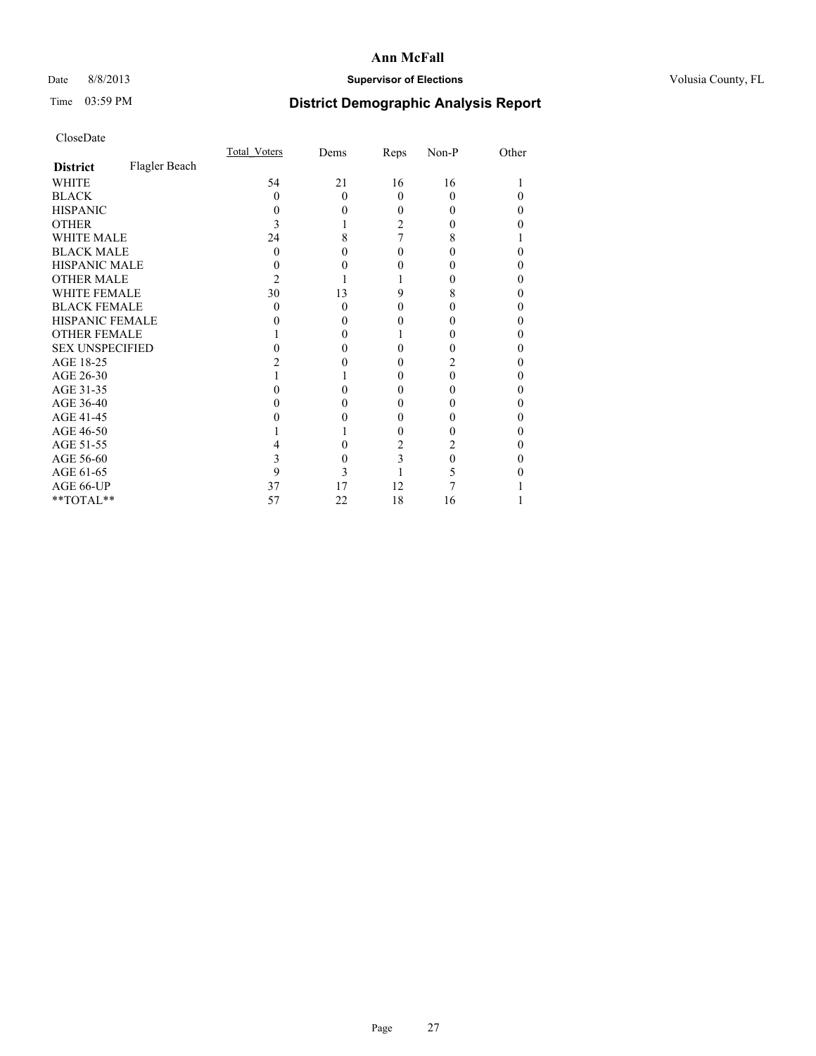# Ann McFall

Date 8/8/2013 **Supervisor of Elections** Volusia County, FL

Time 03:59 PM **District Demographic Analysis Report**

CloseDate

| **District** Flagler Beach | Total_Voters | Dems | Reps | Non-P | Other |
|---|---|---|---|---|---|
| WHITE | 54 | 21 | 16 | 16 | 1 |
| BLACK | 0 | 0 | 0 | 0 | 0 |
| HISPANIC | 0 | 0 | 0 | 0 | 0 |
| OTHER | 3 | 1 | 2 | 0 | 0 |
| WHITE MALE | 24 | 8 | 7 | 8 | 1 |
| BLACK MALE | 0 | 0 | 0 | 0 | 0 |
| HISPANIC MALE | 0 | 0 | 0 | 0 | 0 |
| OTHER MALE | 2 | 1 | 1 | 0 | 0 |
| WHITE FEMALE | 30 | 13 | 9 | 8 | 0 |
| BLACK FEMALE | 0 | 0 | 0 | 0 | 0 |
| HISPANIC FEMALE | 0 | 0 | 0 | 0 | 0 |
| OTHER FEMALE | 1 | 0 | 1 | 0 | 0 |
| SEX UNSPECIFIED | 0 | 0 | 0 | 0 | 0 |
| AGE 18-25 | 2 | 0 | 0 | 2 | 0 |
| AGE 26-30 | 1 | 1 | 0 | 0 | 0 |
| AGE 31-35 | 0 | 0 | 0 | 0 | 0 |
| AGE 36-40 | 0 | 0 | 0 | 0 | 0 |
| AGE 41-45 | 0 | 0 | 0 | 0 | 0 |
| AGE 46-50 | 1 | 1 | 0 | 0 | 0 |
| AGE 51-55 | 4 | 0 | 2 | 2 | 0 |
| AGE 56-60 | 3 | 0 | 3 | 0 | 0 |
| AGE 61-65 | 9 | 3 | 1 | 5 | 0 |
| AGE 66-UP | 37 | 17 | 12 | 7 | 1 |
| **TOTAL** | 57 | 22 | 18 | 16 | 1 |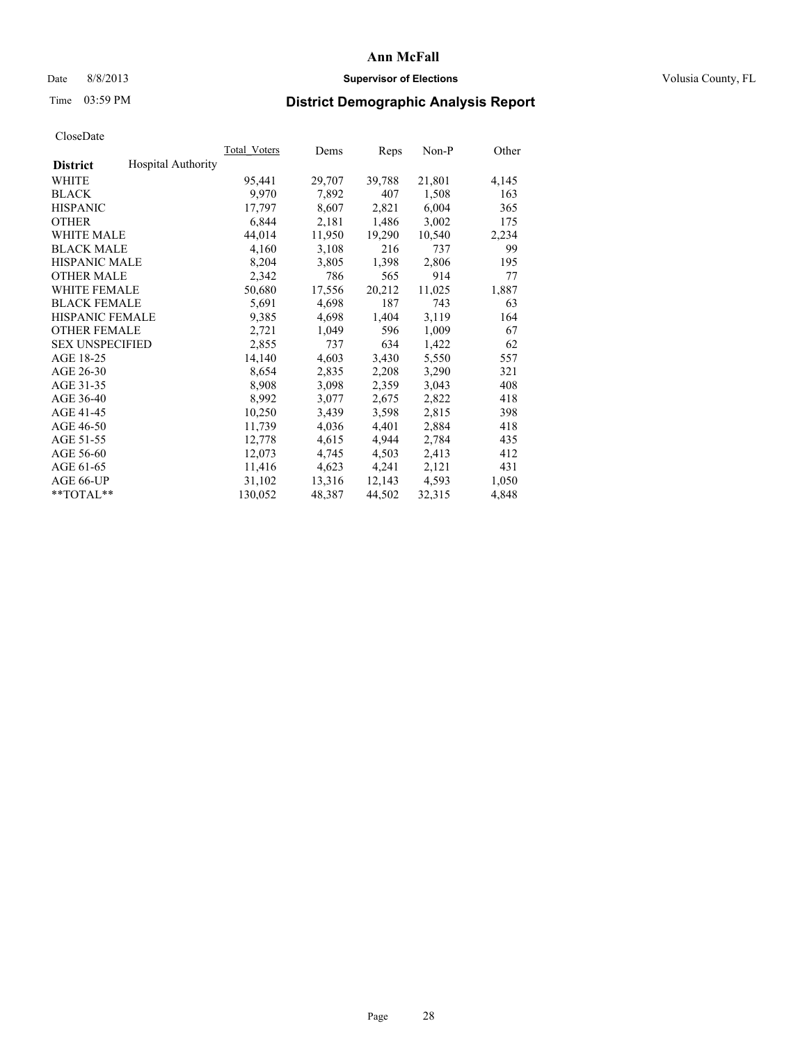# Ann McFall

Date 8/8/2013 **Supervisor of Elections** Volusia County, FL

Time 03:59 PM

## District Demographic Analysis Report

CloseDate

| District | Hospital Authority | Total_Voters | Dems | Reps | Non-P | Other |
|---|---|---|---|---|---|---|
| WHITE | | 95,441 | 29,707 | 39,788 | 21,801 | 4,145 |
| BLACK | | 9,970 | 7,892 | 407 | 1,508 | 163 |
| HISPANIC | | 17,797 | 8,607 | 2,821 | 6,004 | 365 |
| OTHER | | 6,844 | 2,181 | 1,486 | 3,002 | 175 |
| WHITE MALE | | 44,014 | 11,950 | 19,290 | 10,540 | 2,234 |
| BLACK MALE | | 4,160 | 3,108 | 216 | 737 | 99 |
| HISPANIC MALE | | 8,204 | 3,805 | 1,398 | 2,806 | 195 |
| OTHER MALE | | 2,342 | 786 | 565 | 914 | 77 |
| WHITE FEMALE | | 50,680 | 17,556 | 20,212 | 11,025 | 1,887 |
| BLACK FEMALE | | 5,691 | 4,698 | 187 | 743 | 63 |
| HISPANIC FEMALE | | 9,385 | 4,698 | 1,404 | 3,119 | 164 |
| OTHER FEMALE | | 2,721 | 1,049 | 596 | 1,009 | 67 |
| SEX UNSPECIFIED | | 2,855 | 737 | 634 | 1,422 | 62 |
| AGE 18-25 | | 14,140 | 4,603 | 3,430 | 5,550 | 557 |
| AGE 26-30 | | 8,654 | 2,835 | 2,208 | 3,290 | 321 |
| AGE 31-35 | | 8,908 | 3,098 | 2,359 | 3,043 | 408 |
| AGE 36-40 | | 8,992 | 3,077 | 2,675 | 2,822 | 418 |
| AGE 41-45 | | 10,250 | 3,439 | 3,598 | 2,815 | 398 |
| AGE 46-50 | | 11,739 | 4,036 | 4,401 | 2,884 | 418 |
| AGE 51-55 | | 12,778 | 4,615 | 4,944 | 2,784 | 435 |
| AGE 56-60 | | 12,073 | 4,745 | 4,503 | 2,413 | 412 |
| AGE 61-65 | | 11,416 | 4,623 | 4,241 | 2,121 | 431 |
| AGE 66-UP | | 31,102 | 13,316 | 12,143 | 4,593 | 1,050 |
| **TOTAL** | | 130,052 | 48,387 | 44,502 | 32,315 | 4,848 |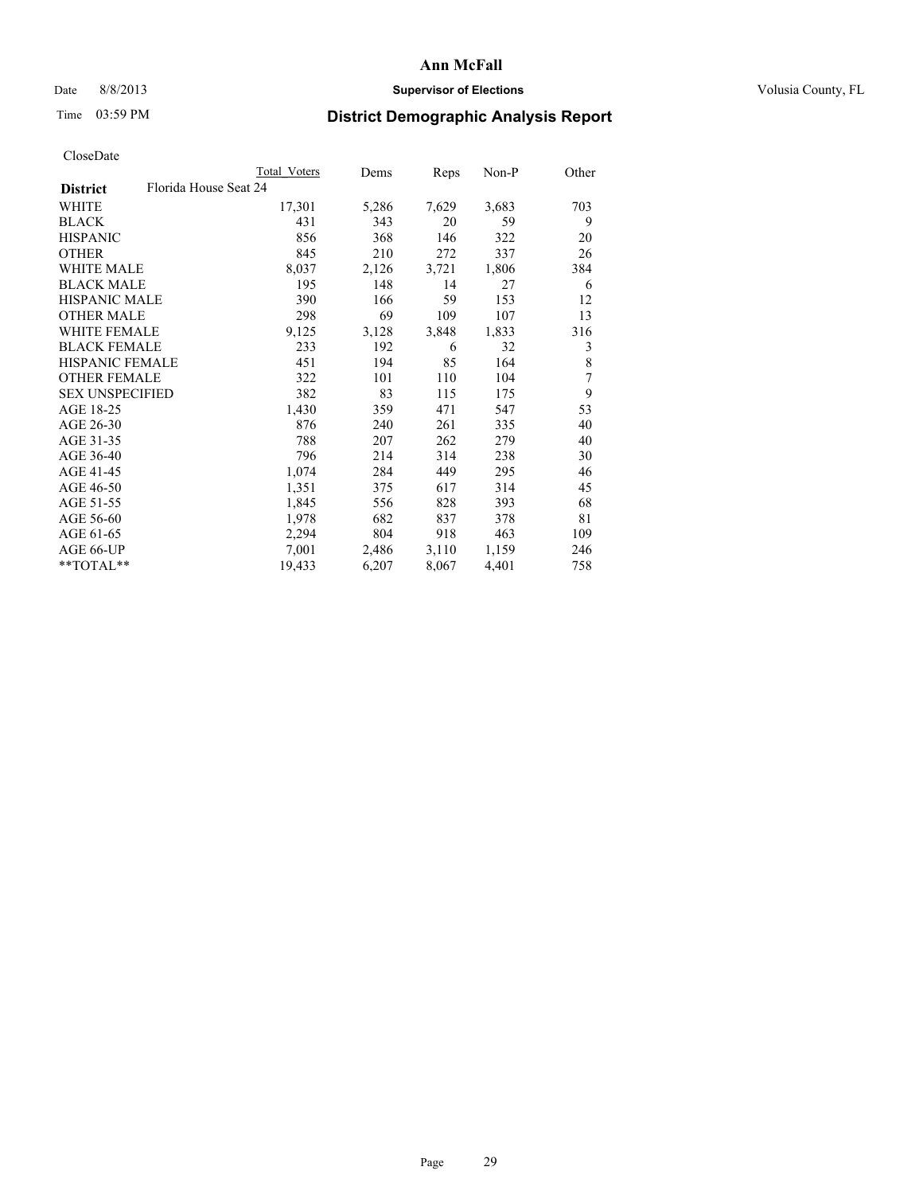**Ann McFall**

Date 8/8/2013 **Supervisor of Elections** Volusia County, FL

Time 03:59 PM

## District Demographic Analysis Report

CloseDate

| | Total Voters | Dems | Reps | Non-P | Other |
|---|---|---|---|---|---|
| **District** Florida House Seat 24 | | | | | |
| WHITE | 17,301 | 5,286 | 7,629 | 3,683 | 703 |
| BLACK | 431 | 343 | 20 | 59 | 9 |
| HISPANIC | 856 | 368 | 146 | 322 | 20 |
| OTHER | 845 | 210 | 272 | 337 | 26 |
| WHITE MALE | 8,037 | 2,126 | 3,721 | 1,806 | 384 |
| BLACK MALE | 195 | 148 | 14 | 27 | 6 |
| HISPANIC MALE | 390 | 166 | 59 | 153 | 12 |
| OTHER MALE | 298 | 69 | 109 | 107 | 13 |
| WHITE FEMALE | 9,125 | 3,128 | 3,848 | 1,833 | 316 |
| BLACK FEMALE | 233 | 192 | 6 | 32 | 3 |
| HISPANIC FEMALE | 451 | 194 | 85 | 164 | 8 |
| OTHER FEMALE | 322 | 101 | 110 | 104 | 7 |
| SEX UNSPECIFIED | 382 | 83 | 115 | 175 | 9 |
| AGE 18-25 | 1,430 | 359 | 471 | 547 | 53 |
| AGE 26-30 | 876 | 240 | 261 | 335 | 40 |
| AGE 31-35 | 788 | 207 | 262 | 279 | 40 |
| AGE 36-40 | 796 | 214 | 314 | 238 | 30 |
| AGE 41-45 | 1,074 | 284 | 449 | 295 | 46 |
| AGE 46-50 | 1,351 | 375 | 617 | 314 | 45 |
| AGE 51-55 | 1,845 | 556 | 828 | 393 | 68 |
| AGE 56-60 | 1,978 | 682 | 837 | 378 | 81 |
| AGE 61-65 | 2,294 | 804 | 918 | 463 | 109 |
| AGE 66-UP | 7,001 | 2,486 | 3,110 | 1,159 | 246 |
| **TOTAL** | 19,433 | 6,207 | 8,067 | 4,401 | 758 |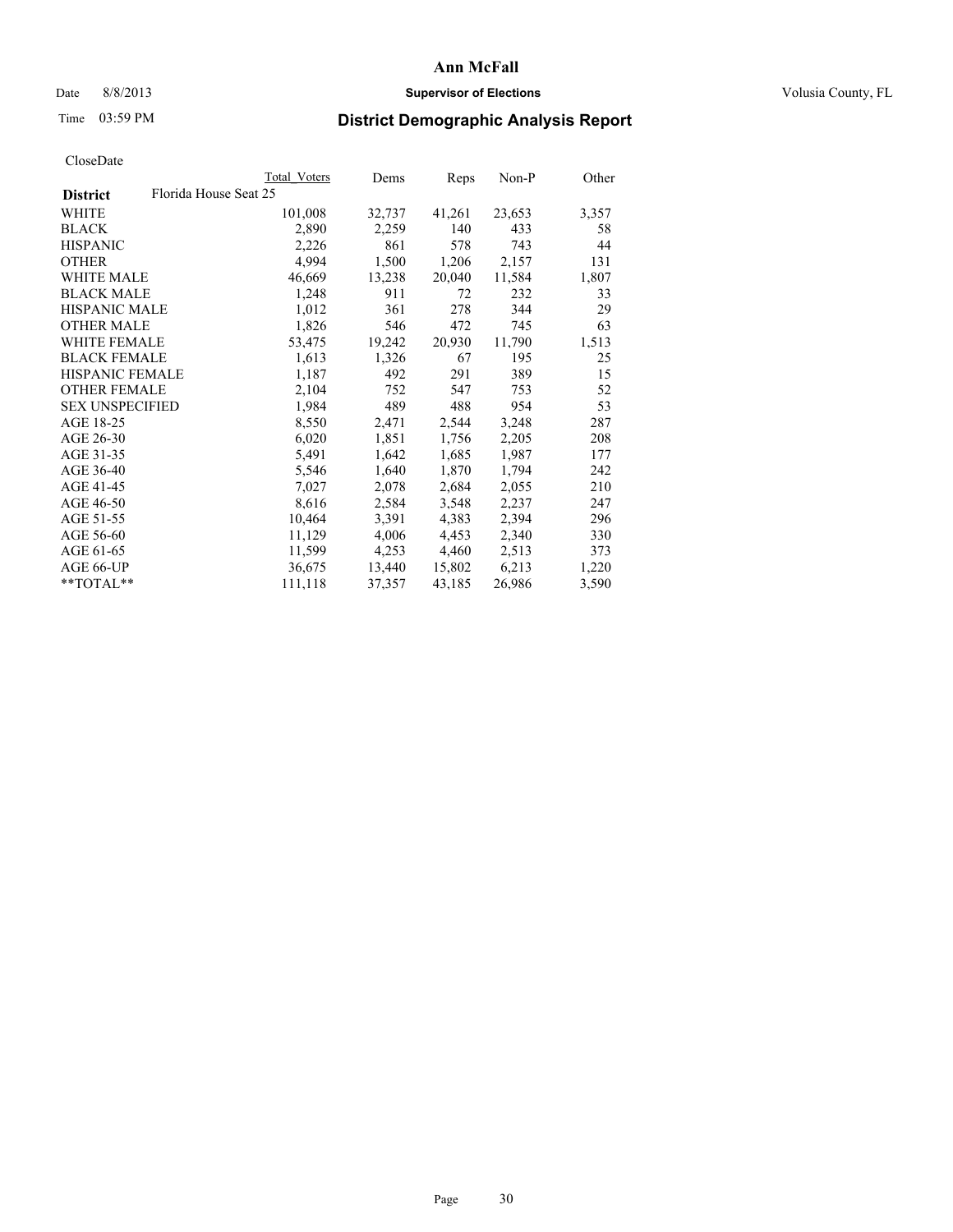# Ann McFall

Date 8/8/2013 **Supervisor of Elections** Volusia County, FL

Time 03:59 PM

## District Demographic Analysis Report

CloseDate

| | Total Voters | Dems | Reps | Non-P | Other |
|---|---|---|---|---|---|
| **District** Florida House Seat 25 | | | | | |
| WHITE | 101,008 | 32,737 | 41,261 | 23,653 | 3,357 |
| BLACK | 2,890 | 2,259 | 140 | 433 | 58 |
| HISPANIC | 2,226 | 861 | 578 | 743 | 44 |
| OTHER | 4,994 | 1,500 | 1,206 | 2,157 | 131 |
| WHITE MALE | 46,669 | 13,238 | 20,040 | 11,584 | 1,807 |
| BLACK MALE | 1,248 | 911 | 72 | 232 | 33 |
| HISPANIC MALE | 1,012 | 361 | 278 | 344 | 29 |
| OTHER MALE | 1,826 | 546 | 472 | 745 | 63 |
| WHITE FEMALE | 53,475 | 19,242 | 20,930 | 11,790 | 1,513 |
| BLACK FEMALE | 1,613 | 1,326 | 67 | 195 | 25 |
| HISPANIC FEMALE | 1,187 | 492 | 291 | 389 | 15 |
| OTHER FEMALE | 2,104 | 752 | 547 | 753 | 52 |
| SEX UNSPECIFIED | 1,984 | 489 | 488 | 954 | 53 |
| AGE 18-25 | 8,550 | 2,471 | 2,544 | 3,248 | 287 |
| AGE 26-30 | 6,020 | 1,851 | 1,756 | 2,205 | 208 |
| AGE 31-35 | 5,491 | 1,642 | 1,685 | 1,987 | 177 |
| AGE 36-40 | 5,546 | 1,640 | 1,870 | 1,794 | 242 |
| AGE 41-45 | 7,027 | 2,078 | 2,684 | 2,055 | 210 |
| AGE 46-50 | 8,616 | 2,584 | 3,548 | 2,237 | 247 |
| AGE 51-55 | 10,464 | 3,391 | 4,383 | 2,394 | 296 |
| AGE 56-60 | 11,129 | 4,006 | 4,453 | 2,340 | 330 |
| AGE 61-65 | 11,599 | 4,253 | 4,460 | 2,513 | 373 |
| AGE 66-UP | 36,675 | 13,440 | 15,802 | 6,213 | 1,220 |
| **TOTAL** | 111,118 | 37,357 | 43,185 | 26,986 | 3,590 |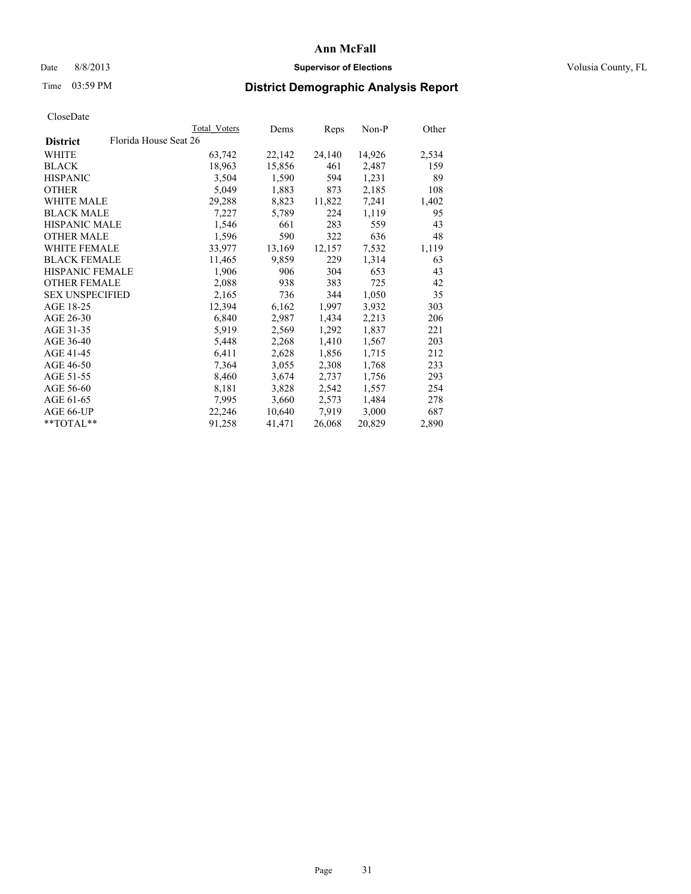**Ann McFall**

Date 8/8/2013 **Supervisor of Elections** Volusia County, FL

Time 03:59 PM

# District Demographic Analysis Report

CloseDate

| | Total Voters | Dems | Reps | Non-P | Other |
|---|---|---|---|---|---|
| **District** Florida House Seat 26 | | | | | |
| WHITE | 63,742 | 22,142 | 24,140 | 14,926 | 2,534 |
| BLACK | 18,963 | 15,856 | 461 | 2,487 | 159 |
| HISPANIC | 3,504 | 1,590 | 594 | 1,231 | 89 |
| OTHER | 5,049 | 1,883 | 873 | 2,185 | 108 |
| WHITE MALE | 29,288 | 8,823 | 11,822 | 7,241 | 1,402 |
| BLACK MALE | 7,227 | 5,789 | 224 | 1,119 | 95 |
| HISPANIC MALE | 1,546 | 661 | 283 | 559 | 43 |
| OTHER MALE | 1,596 | 590 | 322 | 636 | 48 |
| WHITE FEMALE | 33,977 | 13,169 | 12,157 | 7,532 | 1,119 |
| BLACK FEMALE | 11,465 | 9,859 | 229 | 1,314 | 63 |
| HISPANIC FEMALE | 1,906 | 906 | 304 | 653 | 43 |
| OTHER FEMALE | 2,088 | 938 | 383 | 725 | 42 |
| SEX UNSPECIFIED | 2,165 | 736 | 344 | 1,050 | 35 |
| AGE 18-25 | 12,394 | 6,162 | 1,997 | 3,932 | 303 |
| AGE 26-30 | 6,840 | 2,987 | 1,434 | 2,213 | 206 |
| AGE 31-35 | 5,919 | 2,569 | 1,292 | 1,837 | 221 |
| AGE 36-40 | 5,448 | 2,268 | 1,410 | 1,567 | 203 |
| AGE 41-45 | 6,411 | 2,628 | 1,856 | 1,715 | 212 |
| AGE 46-50 | 7,364 | 3,055 | 2,308 | 1,768 | 233 |
| AGE 51-55 | 8,460 | 3,674 | 2,737 | 1,756 | 293 |
| AGE 56-60 | 8,181 | 3,828 | 2,542 | 1,557 | 254 |
| AGE 61-65 | 7,995 | 3,660 | 2,573 | 1,484 | 278 |
| AGE 66-UP | 22,246 | 10,640 | 7,919 | 3,000 | 687 |
| **TOTAL** | 91,258 | 41,471 | 26,068 | 20,829 | 2,890 |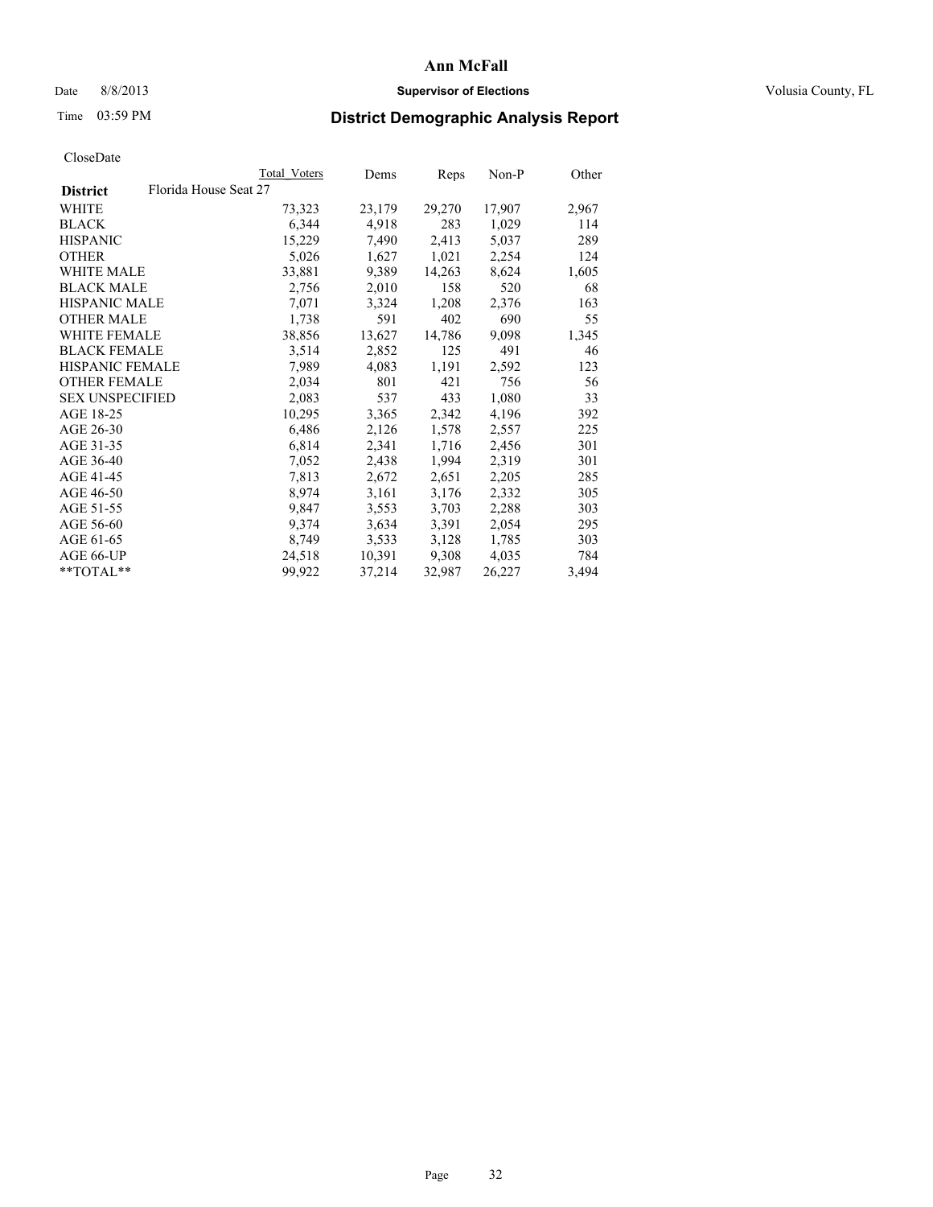# Ann McFall

Date 8/8/2013 **Supervisor of Elections** Volusia County, FL

Time 03:59 PM **District Demographic Analysis Report**

CloseDate

| **District** | Florida House Seat 27 | Total Voters | Dems | Reps | Non-P | Other |
|---|---|---|---|---|---|---|
| WHITE | | 73,323 | 23,179 | 29,270 | 17,907 | 2,967 |
| BLACK | | 6,344 | 4,918 | 283 | 1,029 | 114 |
| HISPANIC | | 15,229 | 7,490 | 2,413 | 5,037 | 289 |
| OTHER | | 5,026 | 1,627 | 1,021 | 2,254 | 124 |
| WHITE MALE | | 33,881 | 9,389 | 14,263 | 8,624 | 1,605 |
| BLACK MALE | | 2,756 | 2,010 | 158 | 520 | 68 |
| HISPANIC MALE | | 7,071 | 3,324 | 1,208 | 2,376 | 163 |
| OTHER MALE | | 1,738 | 591 | 402 | 690 | 55 |
| WHITE FEMALE | | 38,856 | 13,627 | 14,786 | 9,098 | 1,345 |
| BLACK FEMALE | | 3,514 | 2,852 | 125 | 491 | 46 |
| HISPANIC FEMALE | | 7,989 | 4,083 | 1,191 | 2,592 | 123 |
| OTHER FEMALE | | 2,034 | 801 | 421 | 756 | 56 |
| SEX UNSPECIFIED | | 2,083 | 537 | 433 | 1,080 | 33 |
| AGE 18-25 | | 10,295 | 3,365 | 2,342 | 4,196 | 392 |
| AGE 26-30 | | 6,486 | 2,126 | 1,578 | 2,557 | 225 |
| AGE 31-35 | | 6,814 | 2,341 | 1,716 | 2,456 | 301 |
| AGE 36-40 | | 7,052 | 2,438 | 1,994 | 2,319 | 301 |
| AGE 41-45 | | 7,813 | 2,672 | 2,651 | 2,205 | 285 |
| AGE 46-50 | | 8,974 | 3,161 | 3,176 | 2,332 | 305 |
| AGE 51-55 | | 9,847 | 3,553 | 3,703 | 2,288 | 303 |
| AGE 56-60 | | 9,374 | 3,634 | 3,391 | 2,054 | 295 |
| AGE 61-65 | | 8,749 | 3,533 | 3,128 | 1,785 | 303 |
| AGE 66-UP | | 24,518 | 10,391 | 9,308 | 4,035 | 784 |
| **TOTAL** | | 99,922 | 37,214 | 32,987 | 26,227 | 3,494 |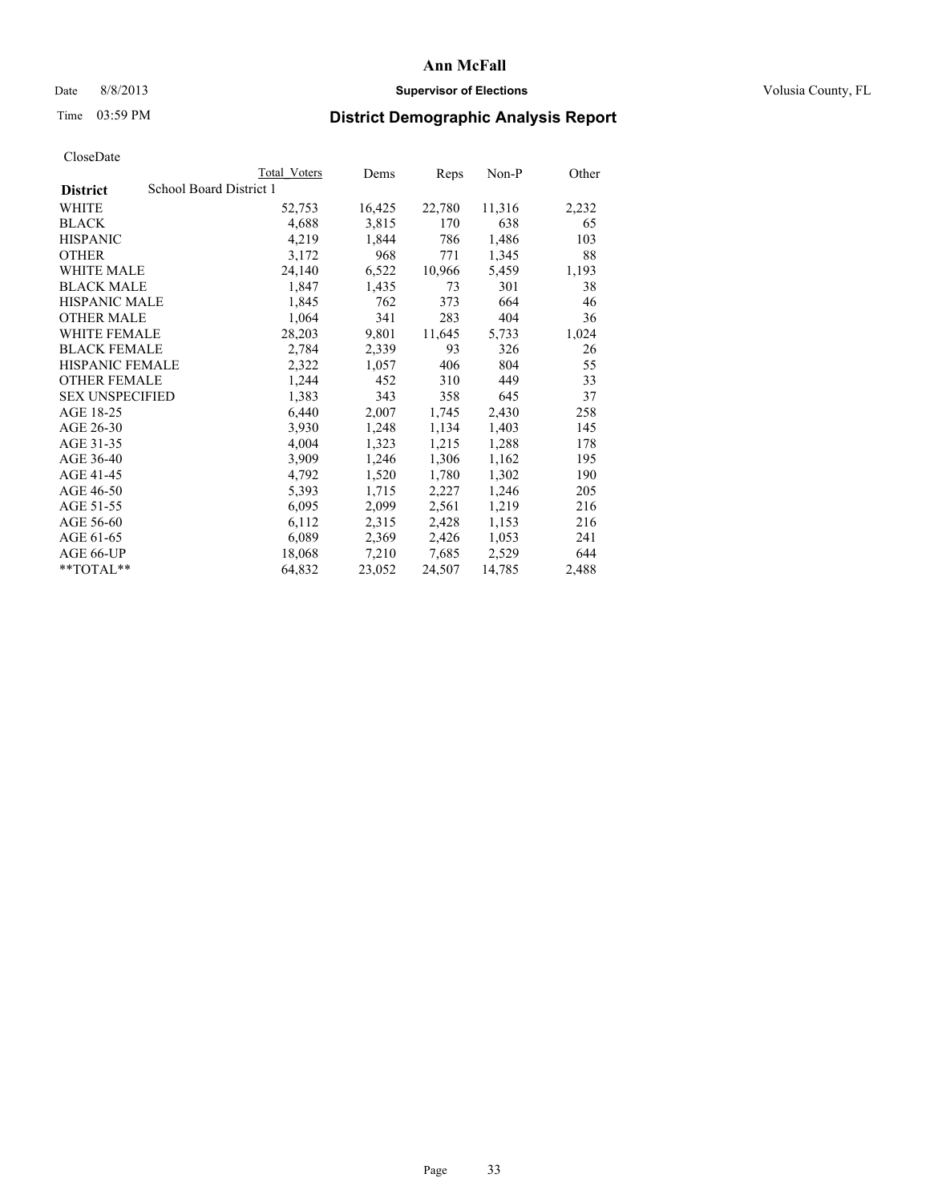**Ann McFall**

Date 8/8/2013 **Supervisor of Elections** Volusia County, FL

Time 03:59 PM

## District Demographic Analysis Report

CloseDate

| | Total Voters | Dems | Reps | Non-P | Other |
|---|---|---|---|---|---|
| **District** School Board District 1 | | | | | |
| WHITE | 52,753 | 16,425 | 22,780 | 11,316 | 2,232 |
| BLACK | 4,688 | 3,815 | 170 | 638 | 65 |
| HISPANIC | 4,219 | 1,844 | 786 | 1,486 | 103 |
| OTHER | 3,172 | 968 | 771 | 1,345 | 88 |
| WHITE MALE | 24,140 | 6,522 | 10,966 | 5,459 | 1,193 |
| BLACK MALE | 1,847 | 1,435 | 73 | 301 | 38 |
| HISPANIC MALE | 1,845 | 762 | 373 | 664 | 46 |
| OTHER MALE | 1,064 | 341 | 283 | 404 | 36 |
| WHITE FEMALE | 28,203 | 9,801 | 11,645 | 5,733 | 1,024 |
| BLACK FEMALE | 2,784 | 2,339 | 93 | 326 | 26 |
| HISPANIC FEMALE | 2,322 | 1,057 | 406 | 804 | 55 |
| OTHER FEMALE | 1,244 | 452 | 310 | 449 | 33 |
| SEX UNSPECIFIED | 1,383 | 343 | 358 | 645 | 37 |
| AGE 18-25 | 6,440 | 2,007 | 1,745 | 2,430 | 258 |
| AGE 26-30 | 3,930 | 1,248 | 1,134 | 1,403 | 145 |
| AGE 31-35 | 4,004 | 1,323 | 1,215 | 1,288 | 178 |
| AGE 36-40 | 3,909 | 1,246 | 1,306 | 1,162 | 195 |
| AGE 41-45 | 4,792 | 1,520 | 1,780 | 1,302 | 190 |
| AGE 46-50 | 5,393 | 1,715 | 2,227 | 1,246 | 205 |
| AGE 51-55 | 6,095 | 2,099 | 2,561 | 1,219 | 216 |
| AGE 56-60 | 6,112 | 2,315 | 2,428 | 1,153 | 216 |
| AGE 61-65 | 6,089 | 2,369 | 2,426 | 1,053 | 241 |
| AGE 66-UP | 18,068 | 7,210 | 7,685 | 2,529 | 644 |
| **TOTAL** | 64,832 | 23,052 | 24,507 | 14,785 | 2,488 |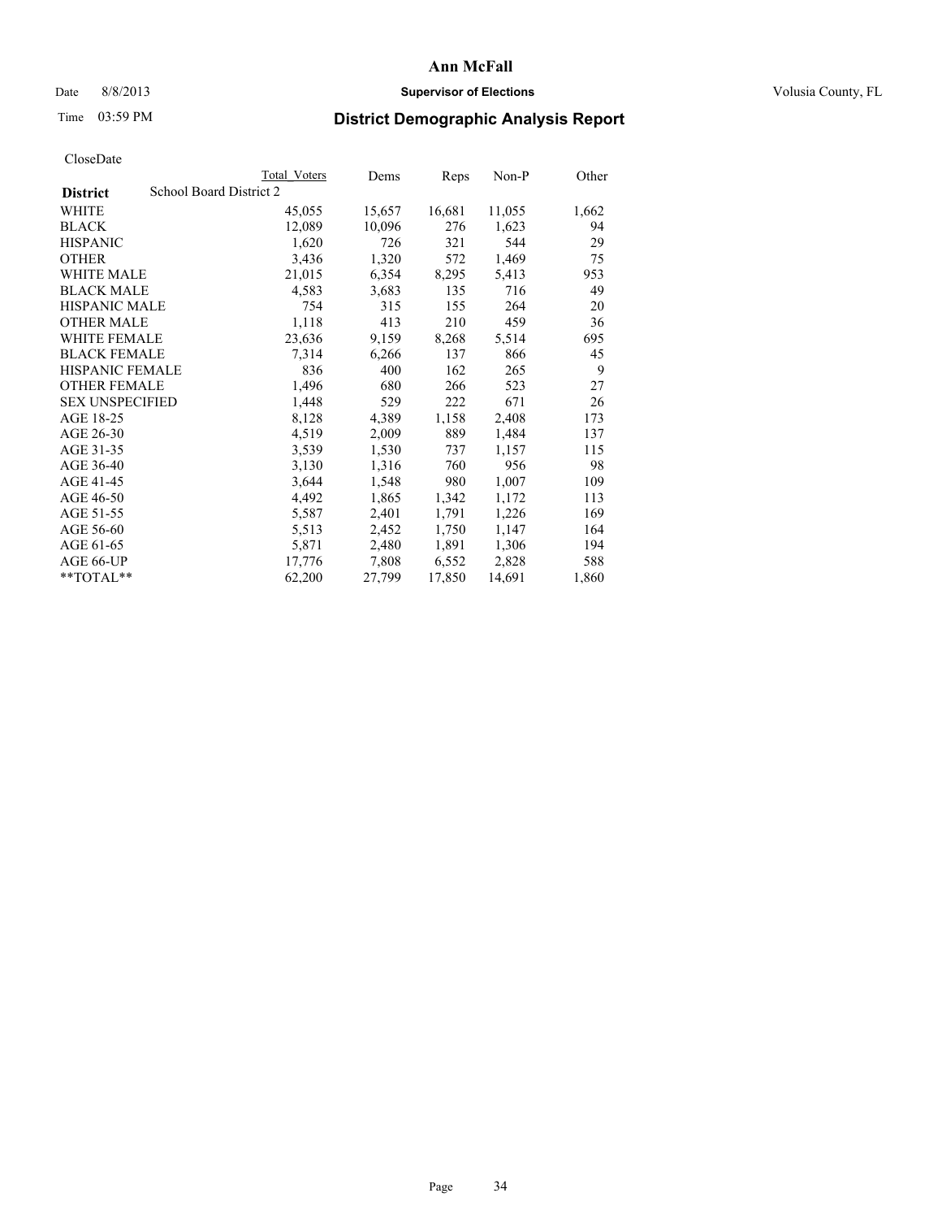**Ann McFall**

Date 8/8/2013 **Supervisor of Elections** Volusia County, FL

Time 03:59 PM **District Demographic Analysis Report**

CloseDate

| **District** | School Board District 2 | Total Voters | Dems | Reps | Non-P | Other |
|---|---|---|---|---|---|---|
| WHITE | | 45,055 | 15,657 | 16,681 | 11,055 | 1,662 |
| BLACK | | 12,089 | 10,096 | 276 | 1,623 | 94 |
| HISPANIC | | 1,620 | 726 | 321 | 544 | 29 |
| OTHER | | 3,436 | 1,320 | 572 | 1,469 | 75 |
| WHITE MALE | | 21,015 | 6,354 | 8,295 | 5,413 | 953 |
| BLACK MALE | | 4,583 | 3,683 | 135 | 716 | 49 |
| HISPANIC MALE | | 754 | 315 | 155 | 264 | 20 |
| OTHER MALE | | 1,118 | 413 | 210 | 459 | 36 |
| WHITE FEMALE | | 23,636 | 9,159 | 8,268 | 5,514 | 695 |
| BLACK FEMALE | | 7,314 | 6,266 | 137 | 866 | 45 |
| HISPANIC FEMALE | | 836 | 400 | 162 | 265 | 9 |
| OTHER FEMALE | | 1,496 | 680 | 266 | 523 | 27 |
| SEX UNSPECIFIED | | 1,448 | 529 | 222 | 671 | 26 |
| AGE 18-25 | | 8,128 | 4,389 | 1,158 | 2,408 | 173 |
| AGE 26-30 | | 4,519 | 2,009 | 889 | 1,484 | 137 |
| AGE 31-35 | | 3,539 | 1,530 | 737 | 1,157 | 115 |
| AGE 36-40 | | 3,130 | 1,316 | 760 | 956 | 98 |
| AGE 41-45 | | 3,644 | 1,548 | 980 | 1,007 | 109 |
| AGE 46-50 | | 4,492 | 1,865 | 1,342 | 1,172 | 113 |
| AGE 51-55 | | 5,587 | 2,401 | 1,791 | 1,226 | 169 |
| AGE 56-60 | | 5,513 | 2,452 | 1,750 | 1,147 | 164 |
| AGE 61-65 | | 5,871 | 2,480 | 1,891 | 1,306 | 194 |
| AGE 66-UP | | 17,776 | 7,808 | 6,552 | 2,828 | 588 |
| **TOTAL** | | 62,200 | 27,799 | 17,850 | 14,691 | 1,860 |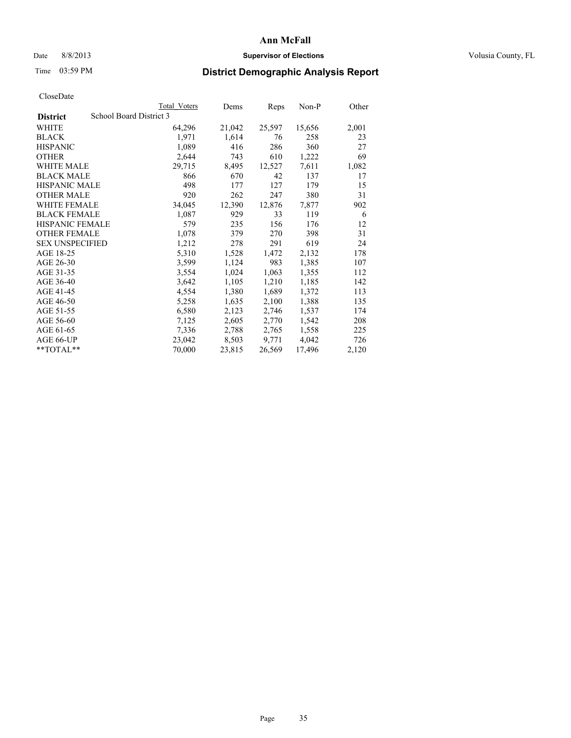# Ann McFall

Date 8/8/2013 **Supervisor of Elections** Volusia County, FL

Time 03:59 PM

## District Demographic Analysis Report

CloseDate

| District | Total Voters | Dems | Reps | Non-P | Other |
|---|---|---|---|---|---|
| School Board District 3 | | | | | |
| WHITE | 64,296 | 21,042 | 25,597 | 15,656 | 2,001 |
| BLACK | 1,971 | 1,614 | 76 | 258 | 23 |
| HISPANIC | 1,089 | 416 | 286 | 360 | 27 |
| OTHER | 2,644 | 743 | 610 | 1,222 | 69 |
| WHITE MALE | 29,715 | 8,495 | 12,527 | 7,611 | 1,082 |
| BLACK MALE | 866 | 670 | 42 | 137 | 17 |
| HISPANIC MALE | 498 | 177 | 127 | 179 | 15 |
| OTHER MALE | 920 | 262 | 247 | 380 | 31 |
| WHITE FEMALE | 34,045 | 12,390 | 12,876 | 7,877 | 902 |
| BLACK FEMALE | 1,087 | 929 | 33 | 119 | 6 |
| HISPANIC FEMALE | 579 | 235 | 156 | 176 | 12 |
| OTHER FEMALE | 1,078 | 379 | 270 | 398 | 31 |
| SEX UNSPECIFIED | 1,212 | 278 | 291 | 619 | 24 |
| AGE 18-25 | 5,310 | 1,528 | 1,472 | 2,132 | 178 |
| AGE 26-30 | 3,599 | 1,124 | 983 | 1,385 | 107 |
| AGE 31-35 | 3,554 | 1,024 | 1,063 | 1,355 | 112 |
| AGE 36-40 | 3,642 | 1,105 | 1,210 | 1,185 | 142 |
| AGE 41-45 | 4,554 | 1,380 | 1,689 | 1,372 | 113 |
| AGE 46-50 | 5,258 | 1,635 | 2,100 | 1,388 | 135 |
| AGE 51-55 | 6,580 | 2,123 | 2,746 | 1,537 | 174 |
| AGE 56-60 | 7,125 | 2,605 | 2,770 | 1,542 | 208 |
| AGE 61-65 | 7,336 | 2,788 | 2,765 | 1,558 | 225 |
| AGE 66-UP | 23,042 | 8,503 | 9,771 | 4,042 | 726 |
| **TOTAL** | 70,000 | 23,815 | 26,569 | 17,496 | 2,120 |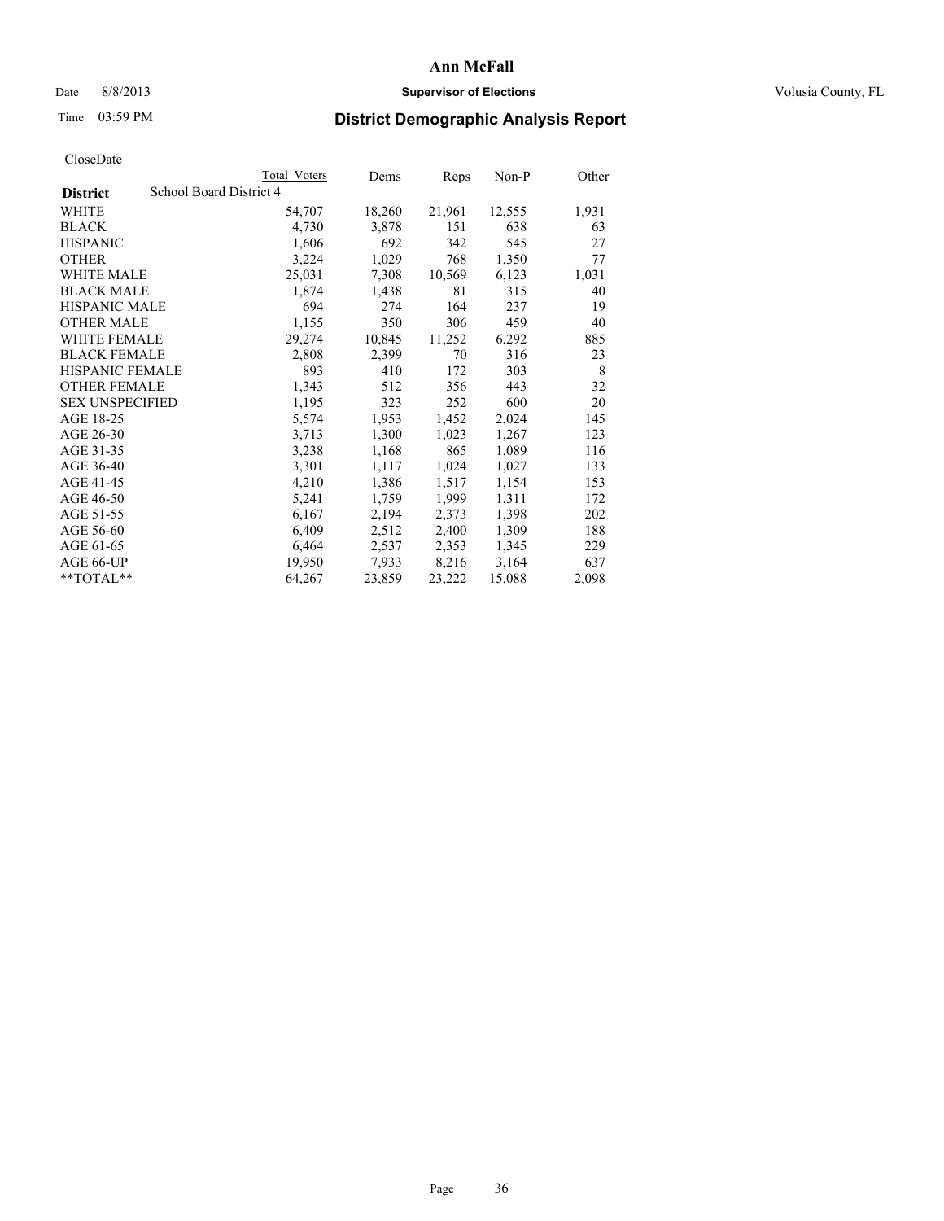**Ann McFall**

Date 8/8/2013 **Supervisor of Elections** Volusia County, FL

Time 03:59 PM

## District Demographic Analysis Report

CloseDate

| | Total Voters | Dems | Reps | Non-P | Other |
|---|---|---|---|---|---|
| **District** School Board District 4 | | | | | |
| WHITE | 54,707 | 18,260 | 21,961 | 12,555 | 1,931 |
| BLACK | 4,730 | 3,878 | 151 | 638 | 63 |
| HISPANIC | 1,606 | 692 | 342 | 545 | 27 |
| OTHER | 3,224 | 1,029 | 768 | 1,350 | 77 |
| WHITE MALE | 25,031 | 7,308 | 10,569 | 6,123 | 1,031 |
| BLACK MALE | 1,874 | 1,438 | 81 | 315 | 40 |
| HISPANIC MALE | 694 | 274 | 164 | 237 | 19 |
| OTHER MALE | 1,155 | 350 | 306 | 459 | 40 |
| WHITE FEMALE | 29,274 | 10,845 | 11,252 | 6,292 | 885 |
| BLACK FEMALE | 2,808 | 2,399 | 70 | 316 | 23 |
| HISPANIC FEMALE | 893 | 410 | 172 | 303 | 8 |
| OTHER FEMALE | 1,343 | 512 | 356 | 443 | 32 |
| SEX UNSPECIFIED | 1,195 | 323 | 252 | 600 | 20 |
| AGE 18-25 | 5,574 | 1,953 | 1,452 | 2,024 | 145 |
| AGE 26-30 | 3,713 | 1,300 | 1,023 | 1,267 | 123 |
| AGE 31-35 | 3,238 | 1,168 | 865 | 1,089 | 116 |
| AGE 36-40 | 3,301 | 1,117 | 1,024 | 1,027 | 133 |
| AGE 41-45 | 4,210 | 1,386 | 1,517 | 1,154 | 153 |
| AGE 46-50 | 5,241 | 1,759 | 1,999 | 1,311 | 172 |
| AGE 51-55 | 6,167 | 2,194 | 2,373 | 1,398 | 202 |
| AGE 56-60 | 6,409 | 2,512 | 2,400 | 1,309 | 188 |
| AGE 61-65 | 6,464 | 2,537 | 2,353 | 1,345 | 229 |
| AGE 66-UP | 19,950 | 7,933 | 8,216 | 3,164 | 637 |
| **TOTAL** | 64,267 | 23,859 | 23,222 | 15,088 | 2,098 |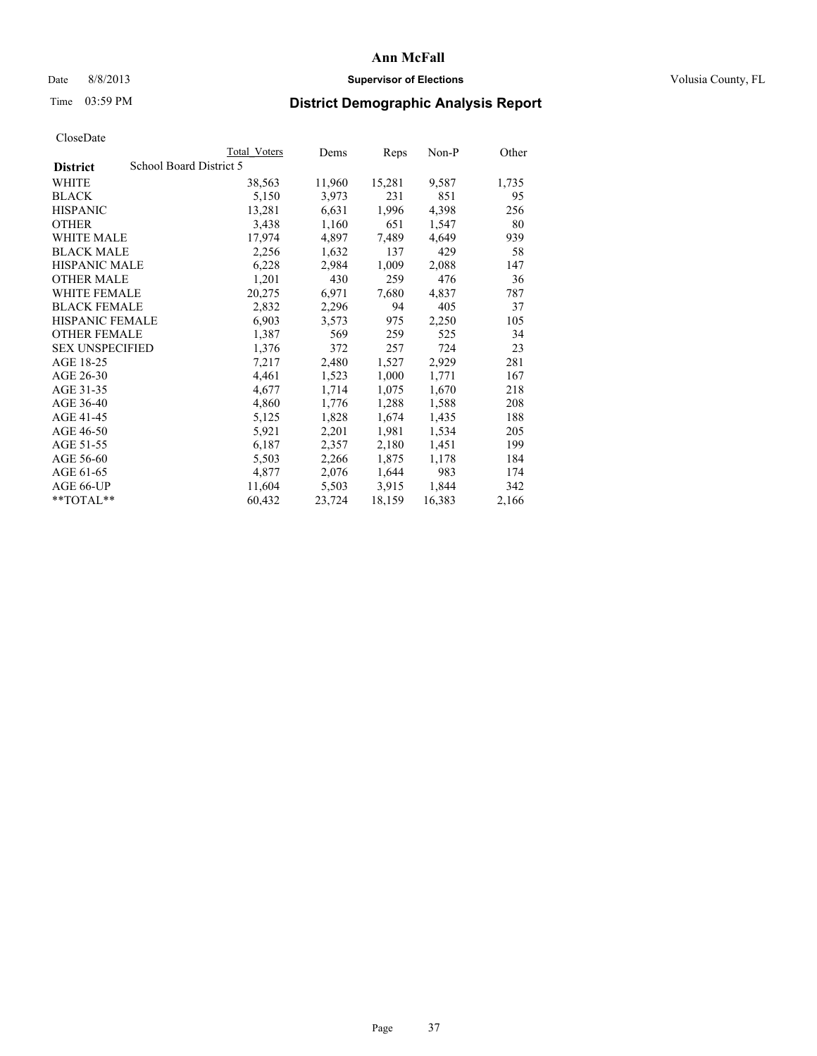# Ann McFall

Date 8/8/2013 **Supervisor of Elections** Volusia County, FL

Time 03:59 PM **District Demographic Analysis Report**

CloseDate

| **District** | School Board District 5 | Total Voters | Dems | Reps | Non-P | Other |
|---|---|---|---|---|---|---|
| WHITE | | 38,563 | 11,960 | 15,281 | 9,587 | 1,735 |
| BLACK | | 5,150 | 3,973 | 231 | 851 | 95 |
| HISPANIC | | 13,281 | 6,631 | 1,996 | 4,398 | 256 |
| OTHER | | 3,438 | 1,160 | 651 | 1,547 | 80 |
| WHITE MALE | | 17,974 | 4,897 | 7,489 | 4,649 | 939 |
| BLACK MALE | | 2,256 | 1,632 | 137 | 429 | 58 |
| HISPANIC MALE | | 6,228 | 2,984 | 1,009 | 2,088 | 147 |
| OTHER MALE | | 1,201 | 430 | 259 | 476 | 36 |
| WHITE FEMALE | | 20,275 | 6,971 | 7,680 | 4,837 | 787 |
| BLACK FEMALE | | 2,832 | 2,296 | 94 | 405 | 37 |
| HISPANIC FEMALE | | 6,903 | 3,573 | 975 | 2,250 | 105 |
| OTHER FEMALE | | 1,387 | 569 | 259 | 525 | 34 |
| SEX UNSPECIFIED | | 1,376 | 372 | 257 | 724 | 23 |
| AGE 18-25 | | 7,217 | 2,480 | 1,527 | 2,929 | 281 |
| AGE 26-30 | | 4,461 | 1,523 | 1,000 | 1,771 | 167 |
| AGE 31-35 | | 4,677 | 1,714 | 1,075 | 1,670 | 218 |
| AGE 36-40 | | 4,860 | 1,776 | 1,288 | 1,588 | 208 |
| AGE 41-45 | | 5,125 | 1,828 | 1,674 | 1,435 | 188 |
| AGE 46-50 | | 5,921 | 2,201 | 1,981 | 1,534 | 205 |
| AGE 51-55 | | 6,187 | 2,357 | 2,180 | 1,451 | 199 |
| AGE 56-60 | | 5,503 | 2,266 | 1,875 | 1,178 | 184 |
| AGE 61-65 | | 4,877 | 2,076 | 1,644 | 983 | 174 |
| AGE 66-UP | | 11,604 | 5,503 | 3,915 | 1,844 | 342 |
| **TOTAL** | | 60,432 | 23,724 | 18,159 | 16,383 | 2,166 |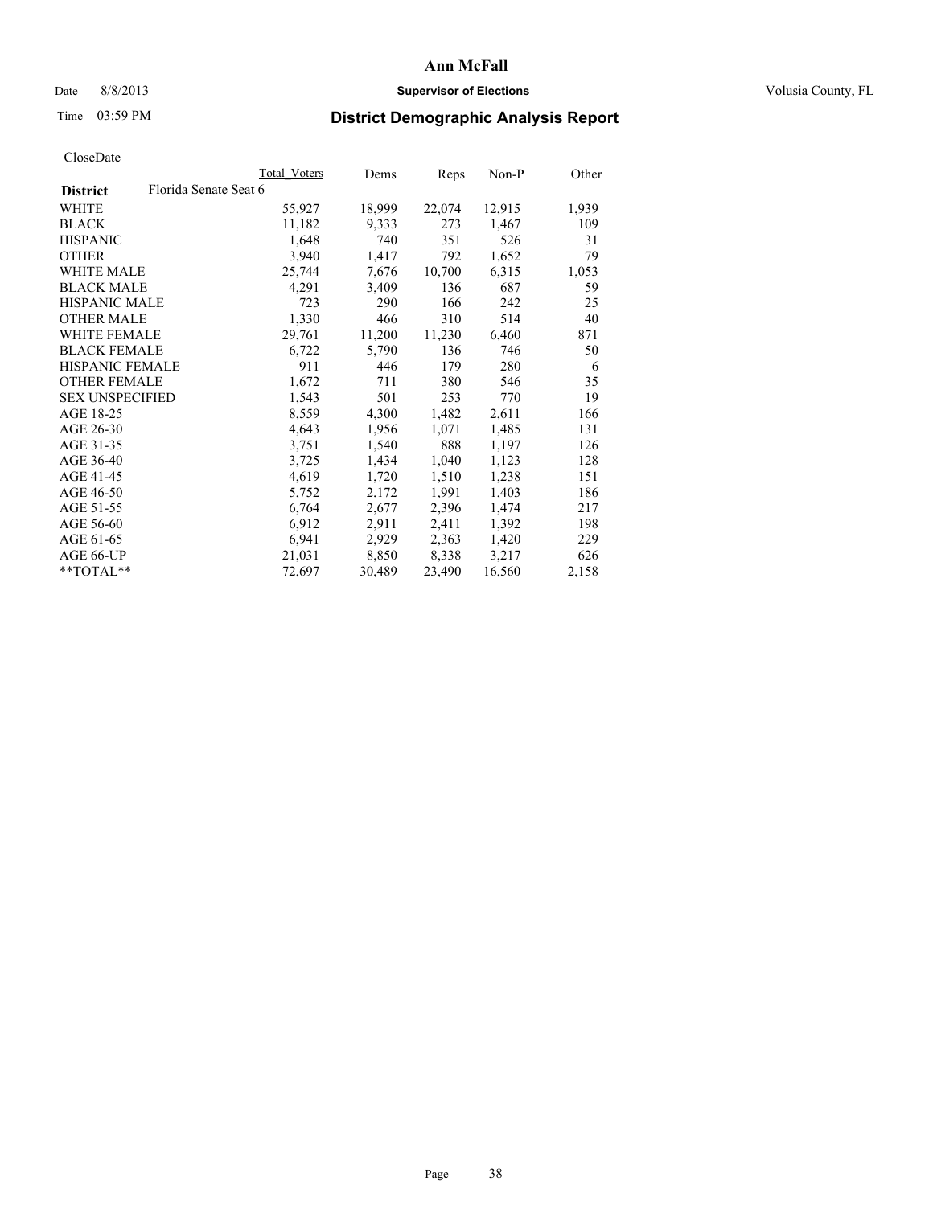# Ann McFall

Date 8/8/2013 **Supervisor of Elections** Volusia County, FL

Time 03:59 PM **District Demographic Analysis Report**

CloseDate

| **District** Florida Senate Seat 6 | Total Voters | Dems | Reps | Non-P | Other |
|---|---|---|---|---|---|
| WHITE | 55,927 | 18,999 | 22,074 | 12,915 | 1,939 |
| BLACK | 11,182 | 9,333 | 273 | 1,467 | 109 |
| HISPANIC | 1,648 | 740 | 351 | 526 | 31 |
| OTHER | 3,940 | 1,417 | 792 | 1,652 | 79 |
| WHITE MALE | 25,744 | 7,676 | 10,700 | 6,315 | 1,053 |
| BLACK MALE | 4,291 | 3,409 | 136 | 687 | 59 |
| HISPANIC MALE | 723 | 290 | 166 | 242 | 25 |
| OTHER MALE | 1,330 | 466 | 310 | 514 | 40 |
| WHITE FEMALE | 29,761 | 11,200 | 11,230 | 6,460 | 871 |
| BLACK FEMALE | 6,722 | 5,790 | 136 | 746 | 50 |
| HISPANIC FEMALE | 911 | 446 | 179 | 280 | 6 |
| OTHER FEMALE | 1,672 | 711 | 380 | 546 | 35 |
| SEX UNSPECIFIED | 1,543 | 501 | 253 | 770 | 19 |
| AGE 18-25 | 8,559 | 4,300 | 1,482 | 2,611 | 166 |
| AGE 26-30 | 4,643 | 1,956 | 1,071 | 1,485 | 131 |
| AGE 31-35 | 3,751 | 1,540 | 888 | 1,197 | 126 |
| AGE 36-40 | 3,725 | 1,434 | 1,040 | 1,123 | 128 |
| AGE 41-45 | 4,619 | 1,720 | 1,510 | 1,238 | 151 |
| AGE 46-50 | 5,752 | 2,172 | 1,991 | 1,403 | 186 |
| AGE 51-55 | 6,764 | 2,677 | 2,396 | 1,474 | 217 |
| AGE 56-60 | 6,912 | 2,911 | 2,411 | 1,392 | 198 |
| AGE 61-65 | 6,941 | 2,929 | 2,363 | 1,420 | 229 |
| AGE 66-UP | 21,031 | 8,850 | 8,338 | 3,217 | 626 |
| **TOTAL** | 72,697 | 30,489 | 23,490 | 16,560 | 2,158 |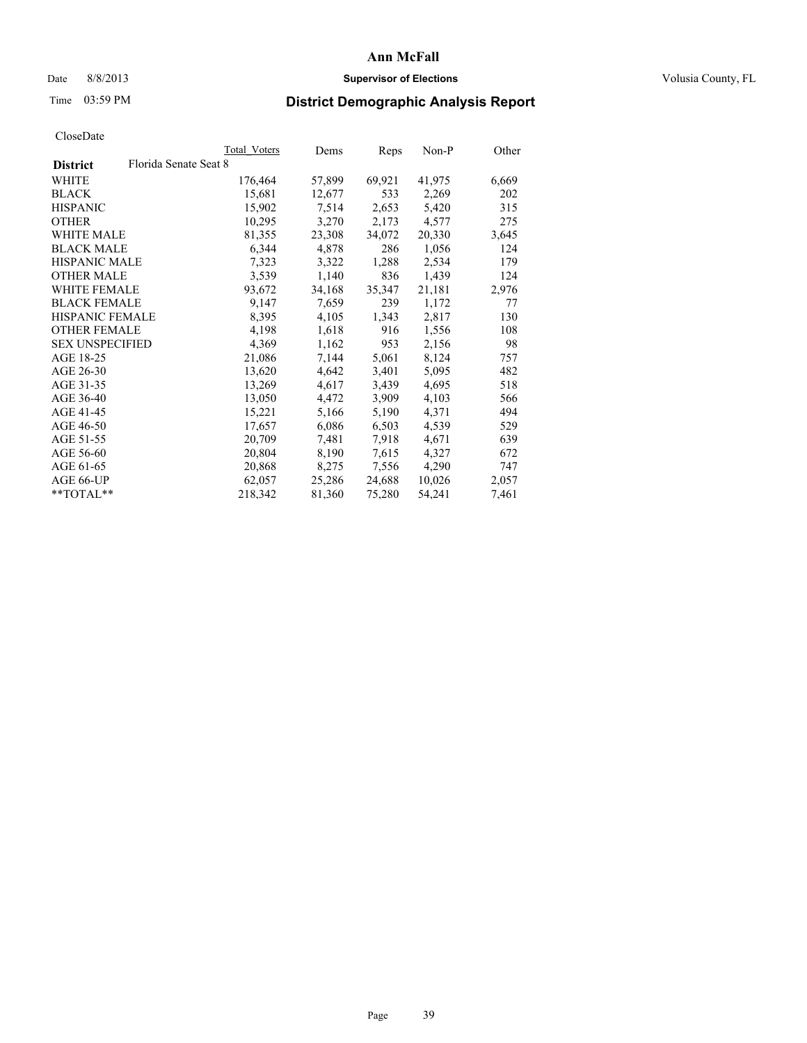# Ann McFall

Date 8/8/2013 **Supervisor of Elections** Volusia County, FL

Time 03:59 PM **District Demographic Analysis Report**

CloseDate

| **District** Florida Senate Seat 8 | Total Voters | Dems | Reps | Non-P | Other |
|---|---|---|---|---|---|
| WHITE | 176,464 | 57,899 | 69,921 | 41,975 | 6,669 |
| BLACK | 15,681 | 12,677 | 533 | 2,269 | 202 |
| HISPANIC | 15,902 | 7,514 | 2,653 | 5,420 | 315 |
| OTHER | 10,295 | 3,270 | 2,173 | 4,577 | 275 |
| WHITE MALE | 81,355 | 23,308 | 34,072 | 20,330 | 3,645 |
| BLACK MALE | 6,344 | 4,878 | 286 | 1,056 | 124 |
| HISPANIC MALE | 7,323 | 3,322 | 1,288 | 2,534 | 179 |
| OTHER MALE | 3,539 | 1,140 | 836 | 1,439 | 124 |
| WHITE FEMALE | 93,672 | 34,168 | 35,347 | 21,181 | 2,976 |
| BLACK FEMALE | 9,147 | 7,659 | 239 | 1,172 | 77 |
| HISPANIC FEMALE | 8,395 | 4,105 | 1,343 | 2,817 | 130 |
| OTHER FEMALE | 4,198 | 1,618 | 916 | 1,556 | 108 |
| SEX UNSPECIFIED | 4,369 | 1,162 | 953 | 2,156 | 98 |
| AGE 18-25 | 21,086 | 7,144 | 5,061 | 8,124 | 757 |
| AGE 26-30 | 13,620 | 4,642 | 3,401 | 5,095 | 482 |
| AGE 31-35 | 13,269 | 4,617 | 3,439 | 4,695 | 518 |
| AGE 36-40 | 13,050 | 4,472 | 3,909 | 4,103 | 566 |
| AGE 41-45 | 15,221 | 5,166 | 5,190 | 4,371 | 494 |
| AGE 46-50 | 17,657 | 6,086 | 6,503 | 4,539 | 529 |
| AGE 51-55 | 20,709 | 7,481 | 7,918 | 4,671 | 639 |
| AGE 56-60 | 20,804 | 8,190 | 7,615 | 4,327 | 672 |
| AGE 61-65 | 20,868 | 8,275 | 7,556 | 4,290 | 747 |
| AGE 66-UP | 62,057 | 25,286 | 24,688 | 10,026 | 2,057 |
| **TOTAL** | 218,342 | 81,360 | 75,280 | 54,241 | 7,461 |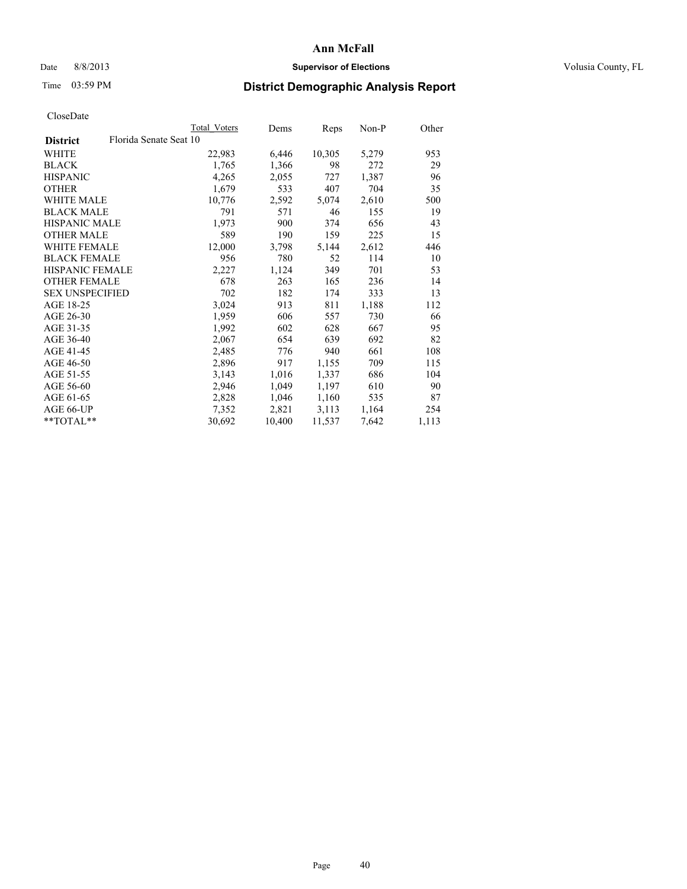**Ann McFall**

Date 8/8/2013 **Supervisor of Elections** Volusia County, FL

Time 03:59 PM

## District Demographic Analysis Report

CloseDate

| District: Florida Senate Seat 10 | Total Voters | Dems | Reps | Non-P | Other |
|---|---|---|---|---|---|
| WHITE | 22,983 | 6,446 | 10,305 | 5,279 | 953 |
| BLACK | 1,765 | 1,366 | 98 | 272 | 29 |
| HISPANIC | 4,265 | 2,055 | 727 | 1,387 | 96 |
| OTHER | 1,679 | 533 | 407 | 704 | 35 |
| WHITE MALE | 10,776 | 2,592 | 5,074 | 2,610 | 500 |
| BLACK MALE | 791 | 571 | 46 | 155 | 19 |
| HISPANIC MALE | 1,973 | 900 | 374 | 656 | 43 |
| OTHER MALE | 589 | 190 | 159 | 225 | 15 |
| WHITE FEMALE | 12,000 | 3,798 | 5,144 | 2,612 | 446 |
| BLACK FEMALE | 956 | 780 | 52 | 114 | 10 |
| HISPANIC FEMALE | 2,227 | 1,124 | 349 | 701 | 53 |
| OTHER FEMALE | 678 | 263 | 165 | 236 | 14 |
| SEX UNSPECIFIED | 702 | 182 | 174 | 333 | 13 |
| AGE 18-25 | 3,024 | 913 | 811 | 1,188 | 112 |
| AGE 26-30 | 1,959 | 606 | 557 | 730 | 66 |
| AGE 31-35 | 1,992 | 602 | 628 | 667 | 95 |
| AGE 36-40 | 2,067 | 654 | 639 | 692 | 82 |
| AGE 41-45 | 2,485 | 776 | 940 | 661 | 108 |
| AGE 46-50 | 2,896 | 917 | 1,155 | 709 | 115 |
| AGE 51-55 | 3,143 | 1,016 | 1,337 | 686 | 104 |
| AGE 56-60 | 2,946 | 1,049 | 1,197 | 610 | 90 |
| AGE 61-65 | 2,828 | 1,046 | 1,160 | 535 | 87 |
| AGE 66-UP | 7,352 | 2,821 | 3,113 | 1,164 | 254 |
| **TOTAL** | 30,692 | 10,400 | 11,537 | 7,642 | 1,113 |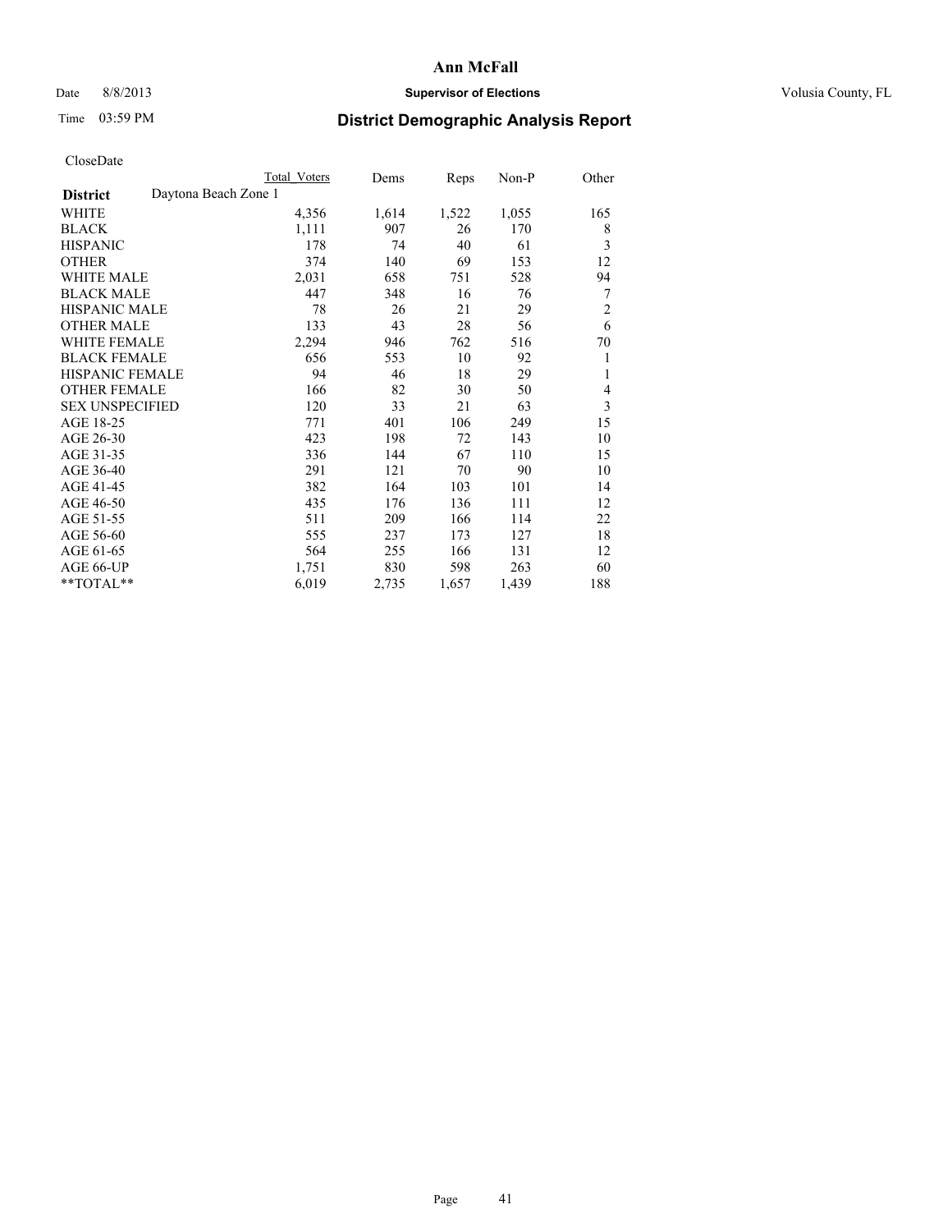**Ann McFall**

Date 8/8/2013 **Supervisor of Elections** Volusia County, FL

Time 03:59 PM

## District Demographic Analysis Report

CloseDate

| District | Daytona Beach Zone 1 | Total Voters | Dems | Reps | Non-P | Other |
|---|---|---|---|---|---|---|
| WHITE | | 4,356 | 1,614 | 1,522 | 1,055 | 165 |
| BLACK | | 1,111 | 907 | 26 | 170 | 8 |
| HISPANIC | | 178 | 74 | 40 | 61 | 3 |
| OTHER | | 374 | 140 | 69 | 153 | 12 |
| WHITE MALE | | 2,031 | 658 | 751 | 528 | 94 |
| BLACK MALE | | 447 | 348 | 16 | 76 | 7 |
| HISPANIC MALE | | 78 | 26 | 21 | 29 | 2 |
| OTHER MALE | | 133 | 43 | 28 | 56 | 6 |
| WHITE FEMALE | | 2,294 | 946 | 762 | 516 | 70 |
| BLACK FEMALE | | 656 | 553 | 10 | 92 | 1 |
| HISPANIC FEMALE | | 94 | 46 | 18 | 29 | 1 |
| OTHER FEMALE | | 166 | 82 | 30 | 50 | 4 |
| SEX UNSPECIFIED | | 120 | 33 | 21 | 63 | 3 |
| AGE 18-25 | | 771 | 401 | 106 | 249 | 15 |
| AGE 26-30 | | 423 | 198 | 72 | 143 | 10 |
| AGE 31-35 | | 336 | 144 | 67 | 110 | 15 |
| AGE 36-40 | | 291 | 121 | 70 | 90 | 10 |
| AGE 41-45 | | 382 | 164 | 103 | 101 | 14 |
| AGE 46-50 | | 435 | 176 | 136 | 111 | 12 |
| AGE 51-55 | | 511 | 209 | 166 | 114 | 22 |
| AGE 56-60 | | 555 | 237 | 173 | 127 | 18 |
| AGE 61-65 | | 564 | 255 | 166 | 131 | 12 |
| AGE 66-UP | | 1,751 | 830 | 598 | 263 | 60 |
| **TOTAL** | | 6,019 | 2,735 | 1,657 | 1,439 | 188 |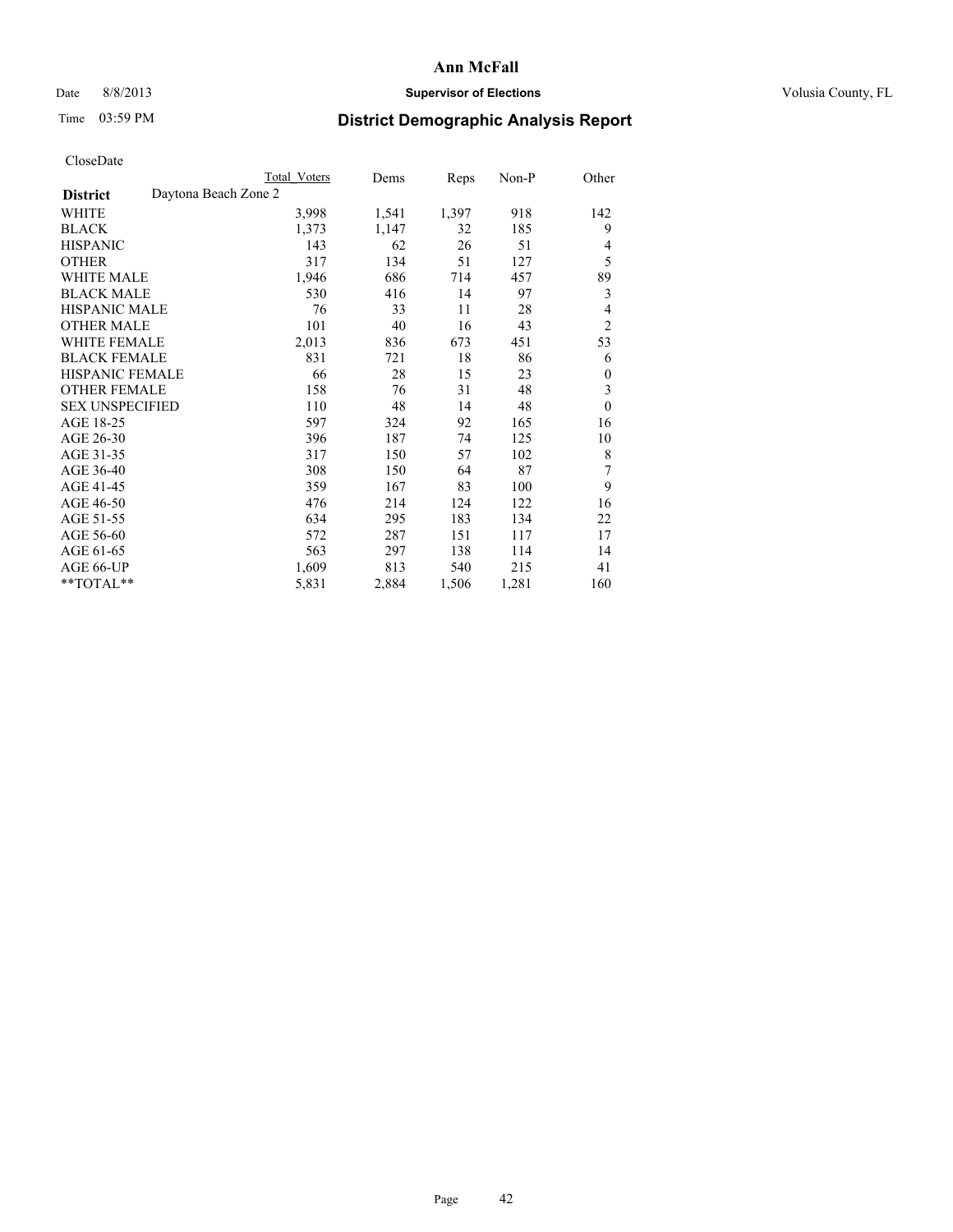# Ann McFall

Date 8/8/2013 **Supervisor of Elections** Volusia County, FL

Time 03:59 PM **District Demographic Analysis Report**

CloseDate

| | Total Voters | Dems | Reps | Non-P | Other |
|---|---|---|---|---|---|
| **District** Daytona Beach Zone 2 | | | | | |
| WHITE | 3,998 | 1,541 | 1,397 | 918 | 142 |
| BLACK | 1,373 | 1,147 | 32 | 185 | 9 |
| HISPANIC | 143 | 62 | 26 | 51 | 4 |
| OTHER | 317 | 134 | 51 | 127 | 5 |
| WHITE MALE | 1,946 | 686 | 714 | 457 | 89 |
| BLACK MALE | 530 | 416 | 14 | 97 | 3 |
| HISPANIC MALE | 76 | 33 | 11 | 28 | 4 |
| OTHER MALE | 101 | 40 | 16 | 43 | 2 |
| WHITE FEMALE | 2,013 | 836 | 673 | 451 | 53 |
| BLACK FEMALE | 831 | 721 | 18 | 86 | 6 |
| HISPANIC FEMALE | 66 | 28 | 15 | 23 | 0 |
| OTHER FEMALE | 158 | 76 | 31 | 48 | 3 |
| SEX UNSPECIFIED | 110 | 48 | 14 | 48 | 0 |
| AGE 18-25 | 597 | 324 | 92 | 165 | 16 |
| AGE 26-30 | 396 | 187 | 74 | 125 | 10 |
| AGE 31-35 | 317 | 150 | 57 | 102 | 8 |
| AGE 36-40 | 308 | 150 | 64 | 87 | 7 |
| AGE 41-45 | 359 | 167 | 83 | 100 | 9 |
| AGE 46-50 | 476 | 214 | 124 | 122 | 16 |
| AGE 51-55 | 634 | 295 | 183 | 134 | 22 |
| AGE 56-60 | 572 | 287 | 151 | 117 | 17 |
| AGE 61-65 | 563 | 297 | 138 | 114 | 14 |
| AGE 66-UP | 1,609 | 813 | 540 | 215 | 41 |
| **TOTAL** | 5,831 | 2,884 | 1,506 | 1,281 | 160 |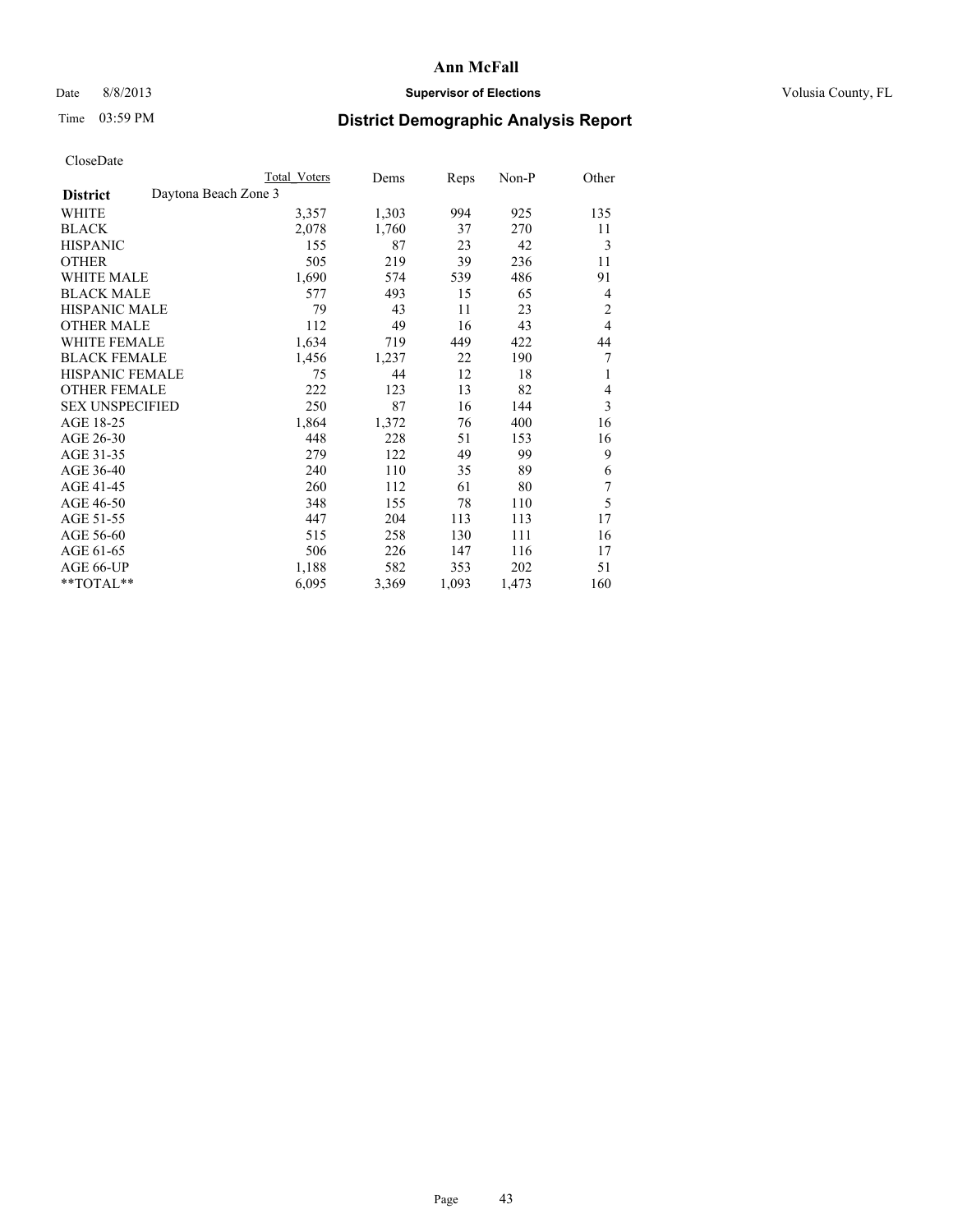# Ann McFall

Date 8/8/2013 **Supervisor of Elections** Volusia County, FL

Time 03:59 PM **District Demographic Analysis Report**

CloseDate

| **District** Daytona Beach Zone 3 | Total Voters | Dems | Reps | Non-P | Other |
|---|---|---|---|---|---|
| WHITE | 3,357 | 1,303 | 994 | 925 | 135 |
| BLACK | 2,078 | 1,760 | 37 | 270 | 11 |
| HISPANIC | 155 | 87 | 23 | 42 | 3 |
| OTHER | 505 | 219 | 39 | 236 | 11 |
| WHITE MALE | 1,690 | 574 | 539 | 486 | 91 |
| BLACK MALE | 577 | 493 | 15 | 65 | 4 |
| HISPANIC MALE | 79 | 43 | 11 | 23 | 2 |
| OTHER MALE | 112 | 49 | 16 | 43 | 4 |
| WHITE FEMALE | 1,634 | 719 | 449 | 422 | 44 |
| BLACK FEMALE | 1,456 | 1,237 | 22 | 190 | 7 |
| HISPANIC FEMALE | 75 | 44 | 12 | 18 | 1 |
| OTHER FEMALE | 222 | 123 | 13 | 82 | 4 |
| SEX UNSPECIFIED | 250 | 87 | 16 | 144 | 3 |
| AGE 18-25 | 1,864 | 1,372 | 76 | 400 | 16 |
| AGE 26-30 | 448 | 228 | 51 | 153 | 16 |
| AGE 31-35 | 279 | 122 | 49 | 99 | 9 |
| AGE 36-40 | 240 | 110 | 35 | 89 | 6 |
| AGE 41-45 | 260 | 112 | 61 | 80 | 7 |
| AGE 46-50 | 348 | 155 | 78 | 110 | 5 |
| AGE 51-55 | 447 | 204 | 113 | 113 | 17 |
| AGE 56-60 | 515 | 258 | 130 | 111 | 16 |
| AGE 61-65 | 506 | 226 | 147 | 116 | 17 |
| AGE 66-UP | 1,188 | 582 | 353 | 202 | 51 |
| **TOTAL** | 6,095 | 3,369 | 1,093 | 1,473 | 160 |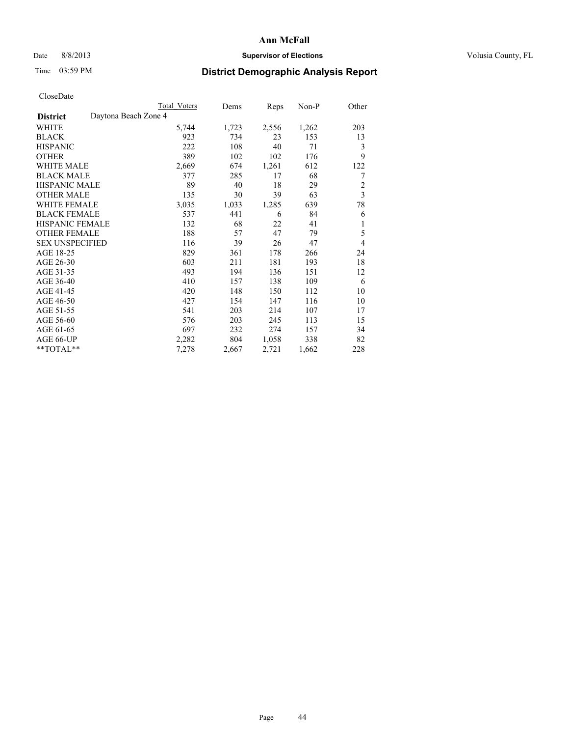# Ann McFall

Date 8/8/2013 **Supervisor of Elections** Volusia County, FL

Time 03:59 PM

## District Demographic Analysis Report

CloseDate

| | Total Voters | Dems | Reps | Non-P | Other |
|---|---|---|---|---|---|
| **District** Daytona Beach Zone 4 | | | | | |
| WHITE | 5,744 | 1,723 | 2,556 | 1,262 | 203 |
| BLACK | 923 | 734 | 23 | 153 | 13 |
| HISPANIC | 222 | 108 | 40 | 71 | 3 |
| OTHER | 389 | 102 | 102 | 176 | 9 |
| WHITE MALE | 2,669 | 674 | 1,261 | 612 | 122 |
| BLACK MALE | 377 | 285 | 17 | 68 | 7 |
| HISPANIC MALE | 89 | 40 | 18 | 29 | 2 |
| OTHER MALE | 135 | 30 | 39 | 63 | 3 |
| WHITE FEMALE | 3,035 | 1,033 | 1,285 | 639 | 78 |
| BLACK FEMALE | 537 | 441 | 6 | 84 | 6 |
| HISPANIC FEMALE | 132 | 68 | 22 | 41 | 1 |
| OTHER FEMALE | 188 | 57 | 47 | 79 | 5 |
| SEX UNSPECIFIED | 116 | 39 | 26 | 47 | 4 |
| AGE 18-25 | 829 | 361 | 178 | 266 | 24 |
| AGE 26-30 | 603 | 211 | 181 | 193 | 18 |
| AGE 31-35 | 493 | 194 | 136 | 151 | 12 |
| AGE 36-40 | 410 | 157 | 138 | 109 | 6 |
| AGE 41-45 | 420 | 148 | 150 | 112 | 10 |
| AGE 46-50 | 427 | 154 | 147 | 116 | 10 |
| AGE 51-55 | 541 | 203 | 214 | 107 | 17 |
| AGE 56-60 | 576 | 203 | 245 | 113 | 15 |
| AGE 61-65 | 697 | 232 | 274 | 157 | 34 |
| AGE 66-UP | 2,282 | 804 | 1,058 | 338 | 82 |
| **TOTAL** | 7,278 | 2,667 | 2,721 | 1,662 | 228 |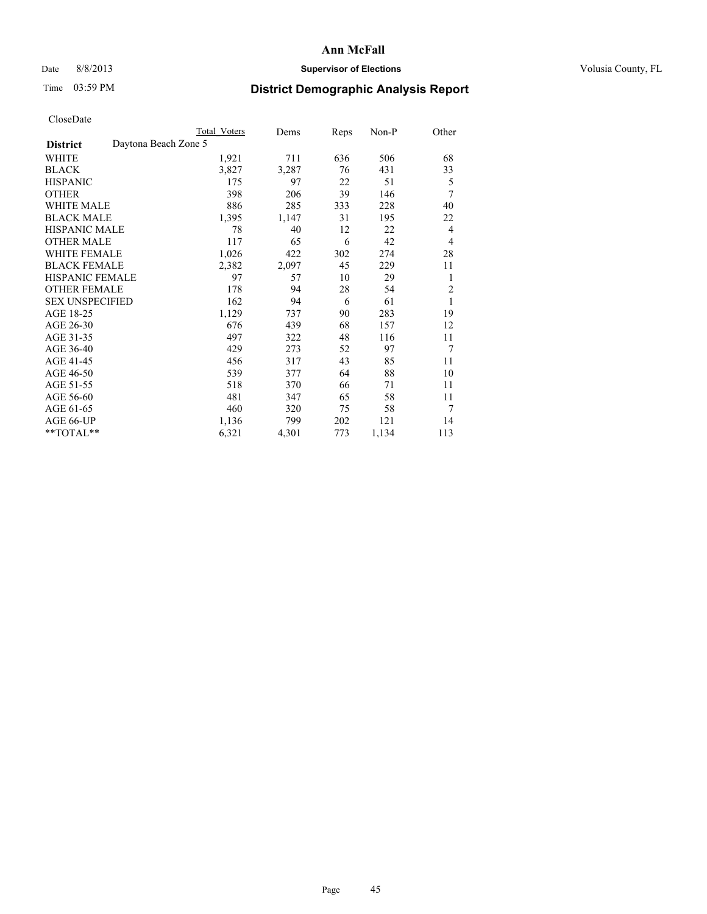# Ann McFall

Date 8/8/2013 **Supervisor of Elections** Volusia County, FL

Time 03:59 PM **District Demographic Analysis Report**

CloseDate

| | Total Voters | Dems | Reps | Non-P | Other |
|---|---|---|---|---|---|
| **District** Daytona Beach Zone 5 | | | | | |
| WHITE | 1,921 | 711 | 636 | 506 | 68 |
| BLACK | 3,827 | 3,287 | 76 | 431 | 33 |
| HISPANIC | 175 | 97 | 22 | 51 | 5 |
| OTHER | 398 | 206 | 39 | 146 | 7 |
| WHITE MALE | 886 | 285 | 333 | 228 | 40 |
| BLACK MALE | 1,395 | 1,147 | 31 | 195 | 22 |
| HISPANIC MALE | 78 | 40 | 12 | 22 | 4 |
| OTHER MALE | 117 | 65 | 6 | 42 | 4 |
| WHITE FEMALE | 1,026 | 422 | 302 | 274 | 28 |
| BLACK FEMALE | 2,382 | 2,097 | 45 | 229 | 11 |
| HISPANIC FEMALE | 97 | 57 | 10 | 29 | 1 |
| OTHER FEMALE | 178 | 94 | 28 | 54 | 2 |
| SEX UNSPECIFIED | 162 | 94 | 6 | 61 | 1 |
| AGE 18-25 | 1,129 | 737 | 90 | 283 | 19 |
| AGE 26-30 | 676 | 439 | 68 | 157 | 12 |
| AGE 31-35 | 497 | 322 | 48 | 116 | 11 |
| AGE 36-40 | 429 | 273 | 52 | 97 | 7 |
| AGE 41-45 | 456 | 317 | 43 | 85 | 11 |
| AGE 46-50 | 539 | 377 | 64 | 88 | 10 |
| AGE 51-55 | 518 | 370 | 66 | 71 | 11 |
| AGE 56-60 | 481 | 347 | 65 | 58 | 11 |
| AGE 61-65 | 460 | 320 | 75 | 58 | 7 |
| AGE 66-UP | 1,136 | 799 | 202 | 121 | 14 |
| **TOTAL** | 6,321 | 4,301 | 773 | 1,134 | 113 |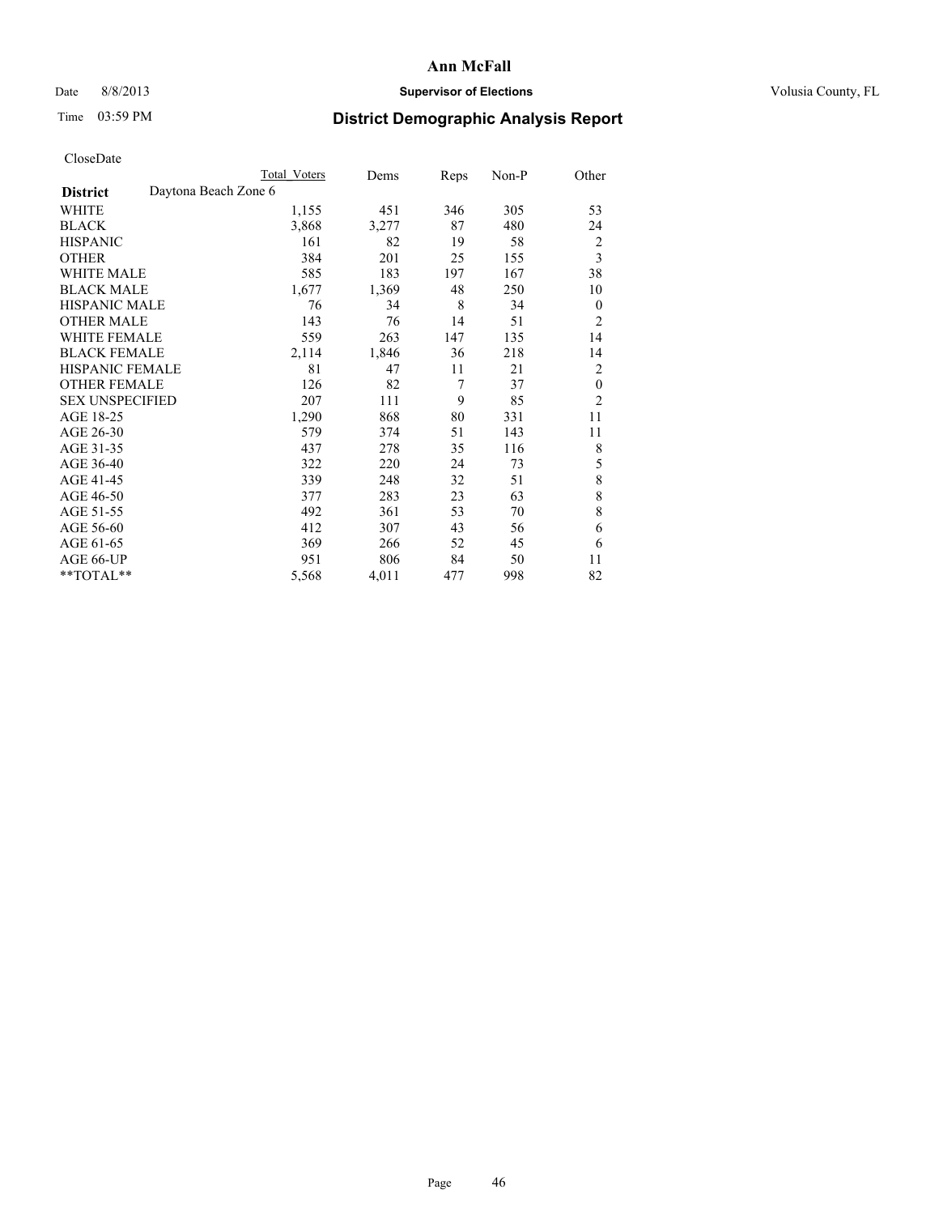# Ann McFall

Date 8/8/2013 **Supervisor of Elections** Volusia County, FL

Time 03:59 PM

## District Demographic Analysis Report

CloseDate

| | Total Voters | Dems | Reps | Non-P | Other |
|---|---|---|---|---|---|
| **District** Daytona Beach Zone 6 | | | | | |
| WHITE | 1,155 | 451 | 346 | 305 | 53 |
| BLACK | 3,868 | 3,277 | 87 | 480 | 24 |
| HISPANIC | 161 | 82 | 19 | 58 | 2 |
| OTHER | 384 | 201 | 25 | 155 | 3 |
| WHITE MALE | 585 | 183 | 197 | 167 | 38 |
| BLACK MALE | 1,677 | 1,369 | 48 | 250 | 10 |
| HISPANIC MALE | 76 | 34 | 8 | 34 | 0 |
| OTHER MALE | 143 | 76 | 14 | 51 | 2 |
| WHITE FEMALE | 559 | 263 | 147 | 135 | 14 |
| BLACK FEMALE | 2,114 | 1,846 | 36 | 218 | 14 |
| HISPANIC FEMALE | 81 | 47 | 11 | 21 | 2 |
| OTHER FEMALE | 126 | 82 | 7 | 37 | 0 |
| SEX UNSPECIFIED | 207 | 111 | 9 | 85 | 2 |
| AGE 18-25 | 1,290 | 868 | 80 | 331 | 11 |
| AGE 26-30 | 579 | 374 | 51 | 143 | 11 |
| AGE 31-35 | 437 | 278 | 35 | 116 | 8 |
| AGE 36-40 | 322 | 220 | 24 | 73 | 5 |
| AGE 41-45 | 339 | 248 | 32 | 51 | 8 |
| AGE 46-50 | 377 | 283 | 23 | 63 | 8 |
| AGE 51-55 | 492 | 361 | 53 | 70 | 8 |
| AGE 56-60 | 412 | 307 | 43 | 56 | 6 |
| AGE 61-65 | 369 | 266 | 52 | 45 | 6 |
| AGE 66-UP | 951 | 806 | 84 | 50 | 11 |
| **TOTAL** | 5,568 | 4,011 | 477 | 998 | 82 |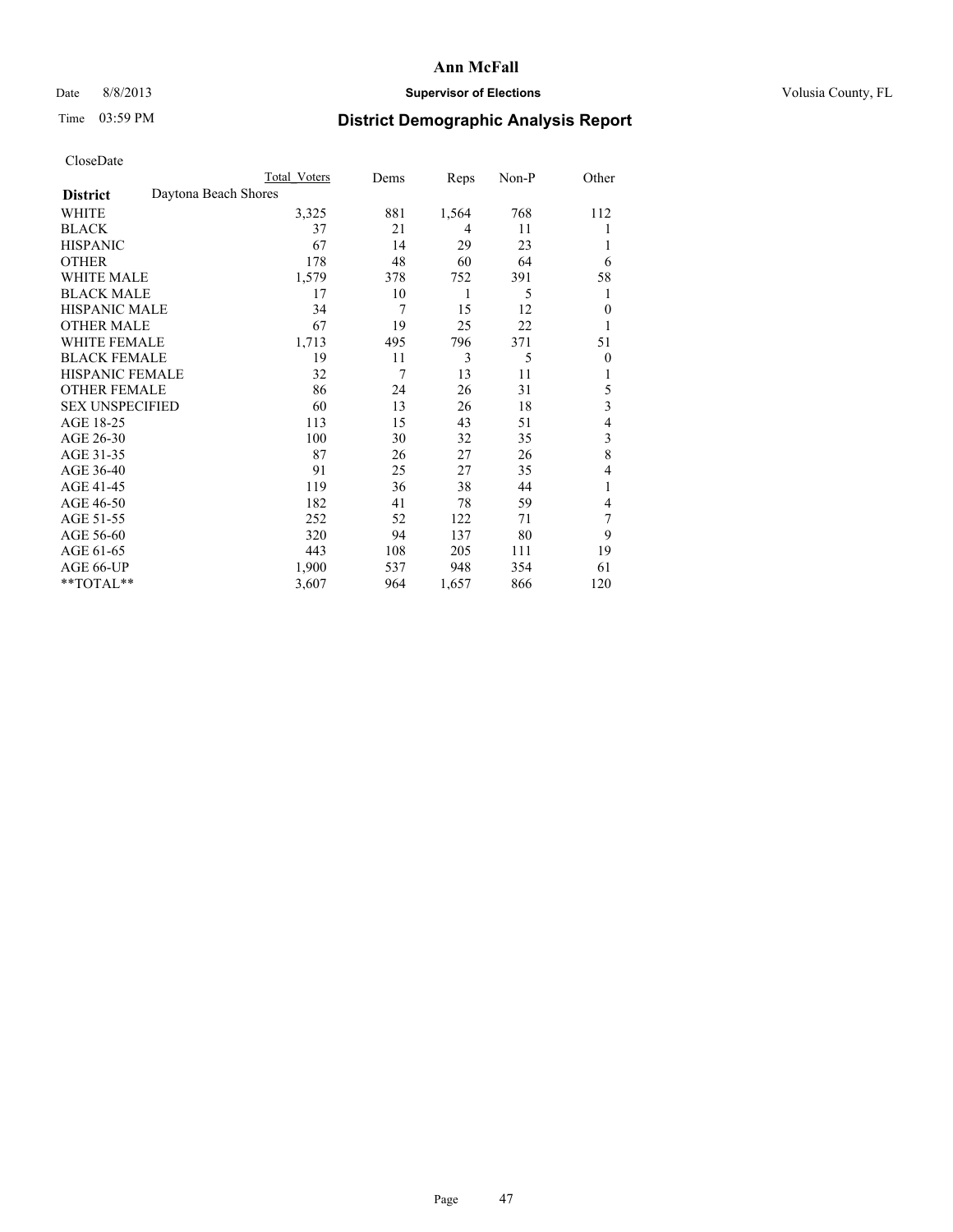# Ann McFall

Date 8/8/2013 **Supervisor of Elections** Volusia County, FL

Time 03:59 PM **District Demographic Analysis Report**

CloseDate

| **District** Daytona Beach Shores | Total Voters | Dems | Reps | Non-P | Other |
|---|---|---|---|---|---|
| WHITE | 3,325 | 881 | 1,564 | 768 | 112 |
| BLACK | 37 | 21 | 4 | 11 | 1 |
| HISPANIC | 67 | 14 | 29 | 23 | 1 |
| OTHER | 178 | 48 | 60 | 64 | 6 |
| WHITE MALE | 1,579 | 378 | 752 | 391 | 58 |
| BLACK MALE | 17 | 10 | 1 | 5 | 1 |
| HISPANIC MALE | 34 | 7 | 15 | 12 | 0 |
| OTHER MALE | 67 | 19 | 25 | 22 | 1 |
| WHITE FEMALE | 1,713 | 495 | 796 | 371 | 51 |
| BLACK FEMALE | 19 | 11 | 3 | 5 | 0 |
| HISPANIC FEMALE | 32 | 7 | 13 | 11 | 1 |
| OTHER FEMALE | 86 | 24 | 26 | 31 | 5 |
| SEX UNSPECIFIED | 60 | 13 | 26 | 18 | 3 |
| AGE 18-25 | 113 | 15 | 43 | 51 | 4 |
| AGE 26-30 | 100 | 30 | 32 | 35 | 3 |
| AGE 31-35 | 87 | 26 | 27 | 26 | 8 |
| AGE 36-40 | 91 | 25 | 27 | 35 | 4 |
| AGE 41-45 | 119 | 36 | 38 | 44 | 1 |
| AGE 46-50 | 182 | 41 | 78 | 59 | 4 |
| AGE 51-55 | 252 | 52 | 122 | 71 | 7 |
| AGE 56-60 | 320 | 94 | 137 | 80 | 9 |
| AGE 61-65 | 443 | 108 | 205 | 111 | 19 |
| AGE 66-UP | 1,900 | 537 | 948 | 354 | 61 |
| **TOTAL** | 3,607 | 964 | 1,657 | 866 | 120 |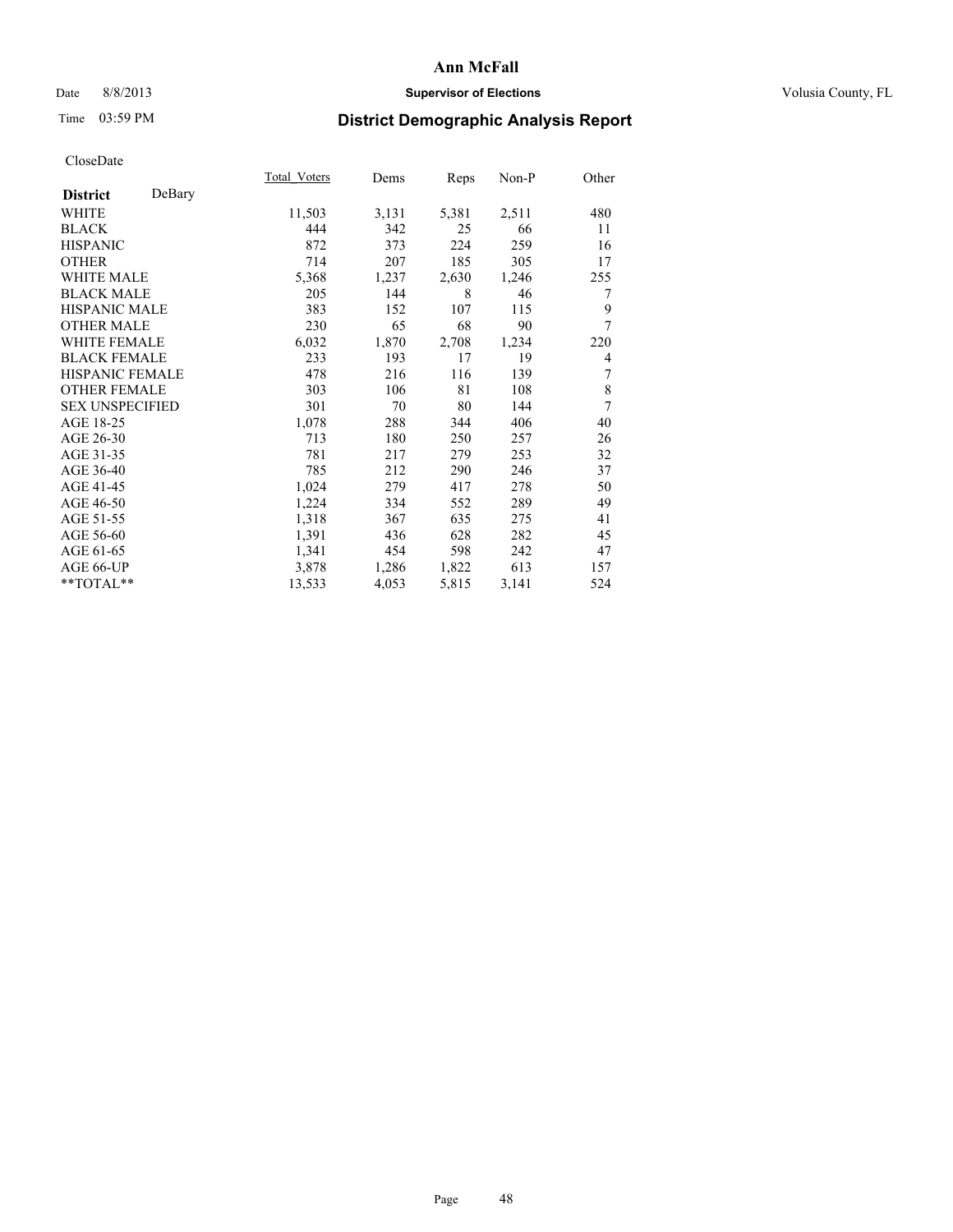**Ann McFall**

Date 8/8/2013 | **Supervisor of Elections** | Volusia County, FL

Time 03:59 PM

## District Demographic Analysis Report

CloseDate

| **District** DeBary | Total_Voters | Dems | Reps | Non-P | Other |
|---|---|---|---|---|---|
| WHITE | 11,503 | 3,131 | 5,381 | 2,511 | 480 |
| BLACK | 444 | 342 | 25 | 66 | 11 |
| HISPANIC | 872 | 373 | 224 | 259 | 16 |
| OTHER | 714 | 207 | 185 | 305 | 17 |
| WHITE MALE | 5,368 | 1,237 | 2,630 | 1,246 | 255 |
| BLACK MALE | 205 | 144 | 8 | 46 | 7 |
| HISPANIC MALE | 383 | 152 | 107 | 115 | 9 |
| OTHER MALE | 230 | 65 | 68 | 90 | 7 |
| WHITE FEMALE | 6,032 | 1,870 | 2,708 | 1,234 | 220 |
| BLACK FEMALE | 233 | 193 | 17 | 19 | 4 |
| HISPANIC FEMALE | 478 | 216 | 116 | 139 | 7 |
| OTHER FEMALE | 303 | 106 | 81 | 108 | 8 |
| SEX UNSPECIFIED | 301 | 70 | 80 | 144 | 7 |
| AGE 18-25 | 1,078 | 288 | 344 | 406 | 40 |
| AGE 26-30 | 713 | 180 | 250 | 257 | 26 |
| AGE 31-35 | 781 | 217 | 279 | 253 | 32 |
| AGE 36-40 | 785 | 212 | 290 | 246 | 37 |
| AGE 41-45 | 1,024 | 279 | 417 | 278 | 50 |
| AGE 46-50 | 1,224 | 334 | 552 | 289 | 49 |
| AGE 51-55 | 1,318 | 367 | 635 | 275 | 41 |
| AGE 56-60 | 1,391 | 436 | 628 | 282 | 45 |
| AGE 61-65 | 1,341 | 454 | 598 | 242 | 47 |
| AGE 66-UP | 3,878 | 1,286 | 1,822 | 613 | 157 |
| **TOTAL** | 13,533 | 4,053 | 5,815 | 3,141 | 524 |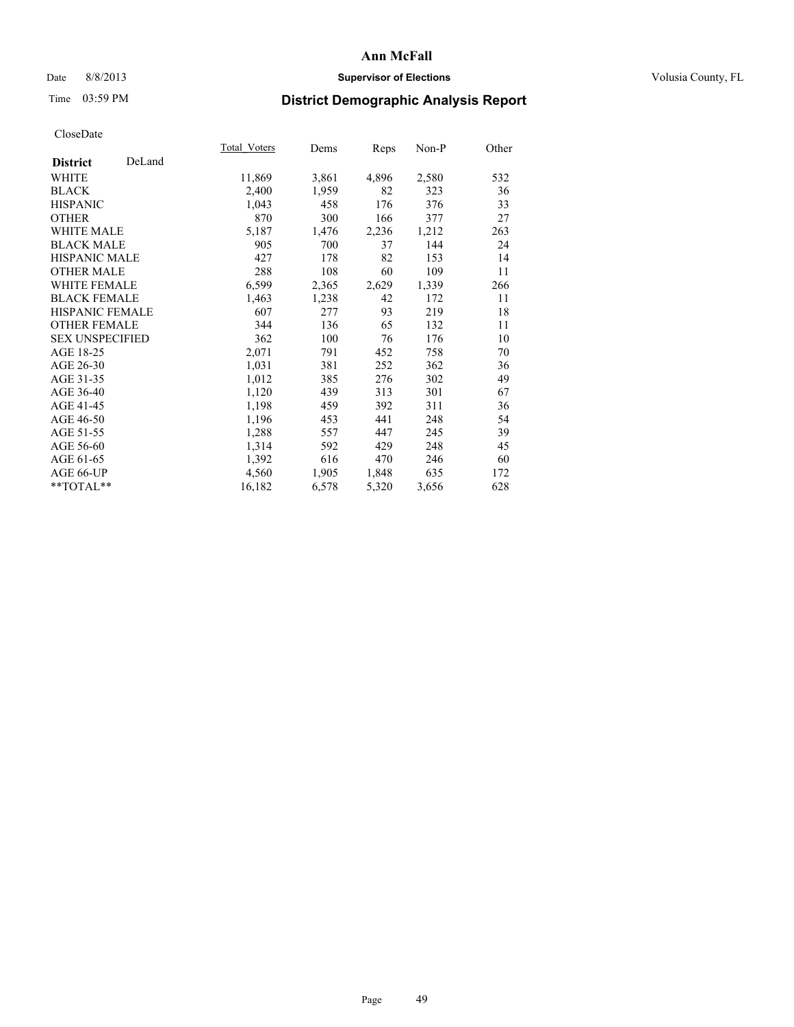**Ann McFall**

Date 8/8/2013 **Supervisor of Elections** Volusia County, FL

Time 03:59 PM **District Demographic Analysis Report**

CloseDate

| **District** DeLand | Total_Voters | Dems | Reps | Non-P | Other |
|---|---|---|---|---|---|
| WHITE | 11,869 | 3,861 | 4,896 | 2,580 | 532 |
| BLACK | 2,400 | 1,959 | 82 | 323 | 36 |
| HISPANIC | 1,043 | 458 | 176 | 376 | 33 |
| OTHER | 870 | 300 | 166 | 377 | 27 |
| WHITE MALE | 5,187 | 1,476 | 2,236 | 1,212 | 263 |
| BLACK MALE | 905 | 700 | 37 | 144 | 24 |
| HISPANIC MALE | 427 | 178 | 82 | 153 | 14 |
| OTHER MALE | 288 | 108 | 60 | 109 | 11 |
| WHITE FEMALE | 6,599 | 2,365 | 2,629 | 1,339 | 266 |
| BLACK FEMALE | 1,463 | 1,238 | 42 | 172 | 11 |
| HISPANIC FEMALE | 607 | 277 | 93 | 219 | 18 |
| OTHER FEMALE | 344 | 136 | 65 | 132 | 11 |
| SEX UNSPECIFIED | 362 | 100 | 76 | 176 | 10 |
| AGE 18-25 | 2,071 | 791 | 452 | 758 | 70 |
| AGE 26-30 | 1,031 | 381 | 252 | 362 | 36 |
| AGE 31-35 | 1,012 | 385 | 276 | 302 | 49 |
| AGE 36-40 | 1,120 | 439 | 313 | 301 | 67 |
| AGE 41-45 | 1,198 | 459 | 392 | 311 | 36 |
| AGE 46-50 | 1,196 | 453 | 441 | 248 | 54 |
| AGE 51-55 | 1,288 | 557 | 447 | 245 | 39 |
| AGE 56-60 | 1,314 | 592 | 429 | 248 | 45 |
| AGE 61-65 | 1,392 | 616 | 470 | 246 | 60 |
| AGE 66-UP | 4,560 | 1,905 | 1,848 | 635 | 172 |
| **TOTAL** | 16,182 | 6,578 | 5,320 | 3,656 | 628 |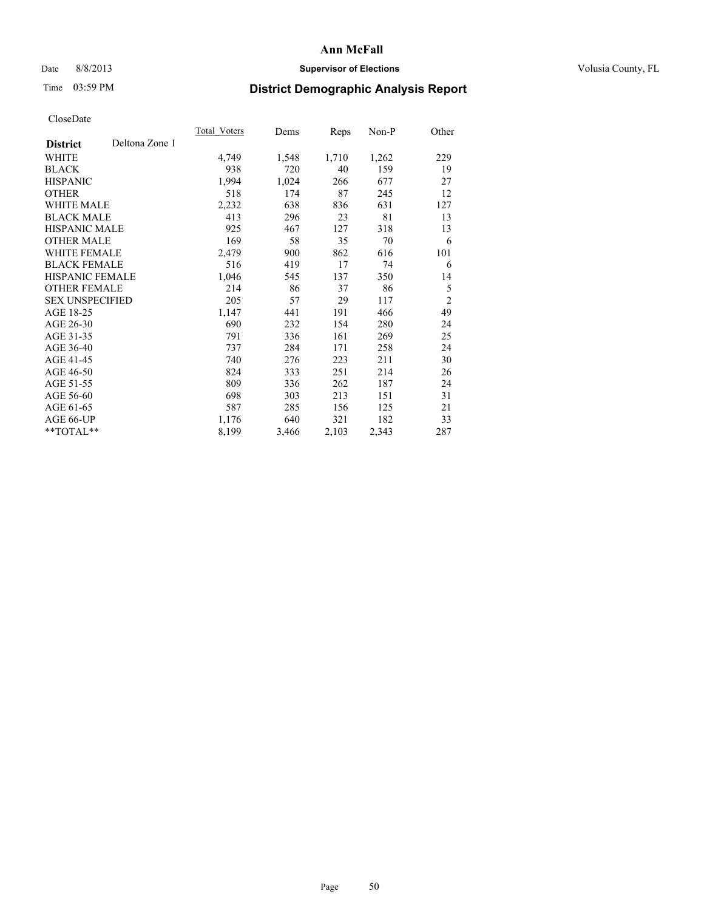# Ann McFall

Date 8/8/2013 **Supervisor of Elections** Volusia County, FL

Time 03:59 PM **District Demographic Analysis Report**

CloseDate

| **District** Deltona Zone 1 | Total_Voters | Dems | Reps | Non-P | Other |
|---|---|---|---|---|---|
| WHITE | 4,749 | 1,548 | 1,710 | 1,262 | 229 |
| BLACK | 938 | 720 | 40 | 159 | 19 |
| HISPANIC | 1,994 | 1,024 | 266 | 677 | 27 |
| OTHER | 518 | 174 | 87 | 245 | 12 |
| WHITE MALE | 2,232 | 638 | 836 | 631 | 127 |
| BLACK MALE | 413 | 296 | 23 | 81 | 13 |
| HISPANIC MALE | 925 | 467 | 127 | 318 | 13 |
| OTHER MALE | 169 | 58 | 35 | 70 | 6 |
| WHITE FEMALE | 2,479 | 900 | 862 | 616 | 101 |
| BLACK FEMALE | 516 | 419 | 17 | 74 | 6 |
| HISPANIC FEMALE | 1,046 | 545 | 137 | 350 | 14 |
| OTHER FEMALE | 214 | 86 | 37 | 86 | 5 |
| SEX UNSPECIFIED | 205 | 57 | 29 | 117 | 2 |
| AGE 18-25 | 1,147 | 441 | 191 | 466 | 49 |
| AGE 26-30 | 690 | 232 | 154 | 280 | 24 |
| AGE 31-35 | 791 | 336 | 161 | 269 | 25 |
| AGE 36-40 | 737 | 284 | 171 | 258 | 24 |
| AGE 41-45 | 740 | 276 | 223 | 211 | 30 |
| AGE 46-50 | 824 | 333 | 251 | 214 | 26 |
| AGE 51-55 | 809 | 336 | 262 | 187 | 24 |
| AGE 56-60 | 698 | 303 | 213 | 151 | 31 |
| AGE 61-65 | 587 | 285 | 156 | 125 | 21 |
| AGE 66-UP | 1,176 | 640 | 321 | 182 | 33 |
| **TOTAL** | 8,199 | 3,466 | 2,103 | 2,343 | 287 |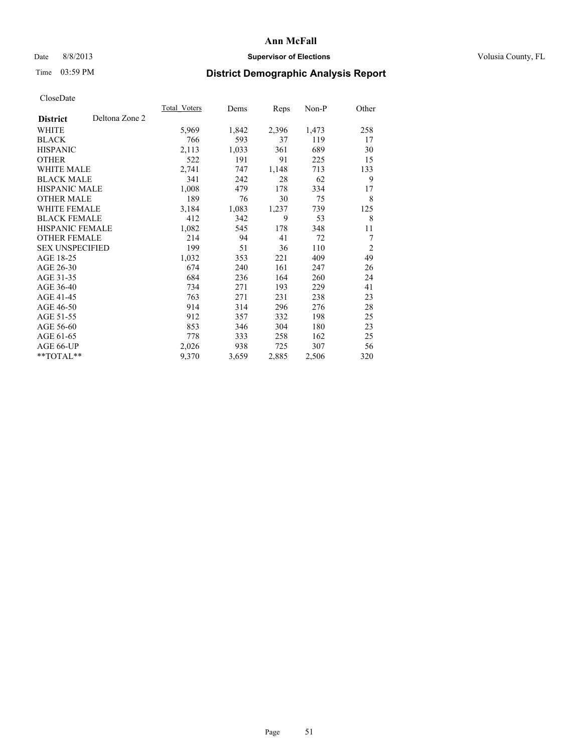# Ann McFall

Date 8/8/2013 **Supervisor of Elections** Volusia County, FL

Time 03:59 PM **District Demographic Analysis Report**

CloseDate

| **District** Deltona Zone 2 | Total_Voters | Dems | Reps | Non-P | Other |
|---|---|---|---|---|---|
| WHITE | 5,969 | 1,842 | 2,396 | 1,473 | 258 |
| BLACK | 766 | 593 | 37 | 119 | 17 |
| HISPANIC | 2,113 | 1,033 | 361 | 689 | 30 |
| OTHER | 522 | 191 | 91 | 225 | 15 |
| WHITE MALE | 2,741 | 747 | 1,148 | 713 | 133 |
| BLACK MALE | 341 | 242 | 28 | 62 | 9 |
| HISPANIC MALE | 1,008 | 479 | 178 | 334 | 17 |
| OTHER MALE | 189 | 76 | 30 | 75 | 8 |
| WHITE FEMALE | 3,184 | 1,083 | 1,237 | 739 | 125 |
| BLACK FEMALE | 412 | 342 | 9 | 53 | 8 |
| HISPANIC FEMALE | 1,082 | 545 | 178 | 348 | 11 |
| OTHER FEMALE | 214 | 94 | 41 | 72 | 7 |
| SEX UNSPECIFIED | 199 | 51 | 36 | 110 | 2 |
| AGE 18-25 | 1,032 | 353 | 221 | 409 | 49 |
| AGE 26-30 | 674 | 240 | 161 | 247 | 26 |
| AGE 31-35 | 684 | 236 | 164 | 260 | 24 |
| AGE 36-40 | 734 | 271 | 193 | 229 | 41 |
| AGE 41-45 | 763 | 271 | 231 | 238 | 23 |
| AGE 46-50 | 914 | 314 | 296 | 276 | 28 |
| AGE 51-55 | 912 | 357 | 332 | 198 | 25 |
| AGE 56-60 | 853 | 346 | 304 | 180 | 23 |
| AGE 61-65 | 778 | 333 | 258 | 162 | 25 |
| AGE 66-UP | 2,026 | 938 | 725 | 307 | 56 |
| **TOTAL** | 9,370 | 3,659 | 2,885 | 2,506 | 320 |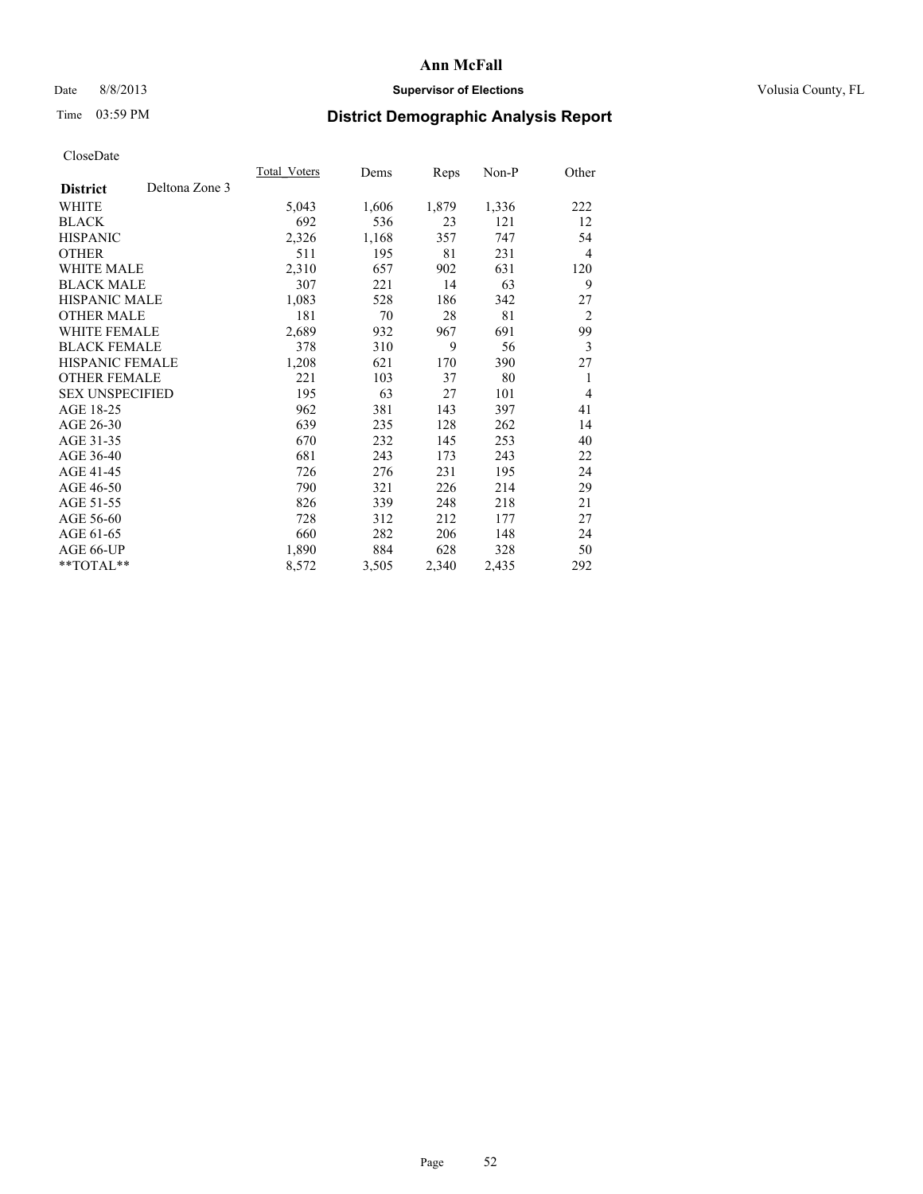Ann McFall

Date 8/8/2013 **Supervisor of Elections** Volusia County, FL

Time 03:59 PM

## District Demographic Analysis Report

CloseDate

| **District** Deltona Zone 3 | Total_Voters | Dems | Reps | Non-P | Other |
|---|---|---|---|---|---|
| WHITE | 5,043 | 1,606 | 1,879 | 1,336 | 222 |
| BLACK | 692 | 536 | 23 | 121 | 12 |
| HISPANIC | 2,326 | 1,168 | 357 | 747 | 54 |
| OTHER | 511 | 195 | 81 | 231 | 4 |
| WHITE MALE | 2,310 | 657 | 902 | 631 | 120 |
| BLACK MALE | 307 | 221 | 14 | 63 | 9 |
| HISPANIC MALE | 1,083 | 528 | 186 | 342 | 27 |
| OTHER MALE | 181 | 70 | 28 | 81 | 2 |
| WHITE FEMALE | 2,689 | 932 | 967 | 691 | 99 |
| BLACK FEMALE | 378 | 310 | 9 | 56 | 3 |
| HISPANIC FEMALE | 1,208 | 621 | 170 | 390 | 27 |
| OTHER FEMALE | 221 | 103 | 37 | 80 | 1 |
| SEX UNSPECIFIED | 195 | 63 | 27 | 101 | 4 |
| AGE 18-25 | 962 | 381 | 143 | 397 | 41 |
| AGE 26-30 | 639 | 235 | 128 | 262 | 14 |
| AGE 31-35 | 670 | 232 | 145 | 253 | 40 |
| AGE 36-40 | 681 | 243 | 173 | 243 | 22 |
| AGE 41-45 | 726 | 276 | 231 | 195 | 24 |
| AGE 46-50 | 790 | 321 | 226 | 214 | 29 |
| AGE 51-55 | 826 | 339 | 248 | 218 | 21 |
| AGE 56-60 | 728 | 312 | 212 | 177 | 27 |
| AGE 61-65 | 660 | 282 | 206 | 148 | 24 |
| AGE 66-UP | 1,890 | 884 | 628 | 328 | 50 |
| **TOTAL** | 8,572 | 3,505 | 2,340 | 2,435 | 292 |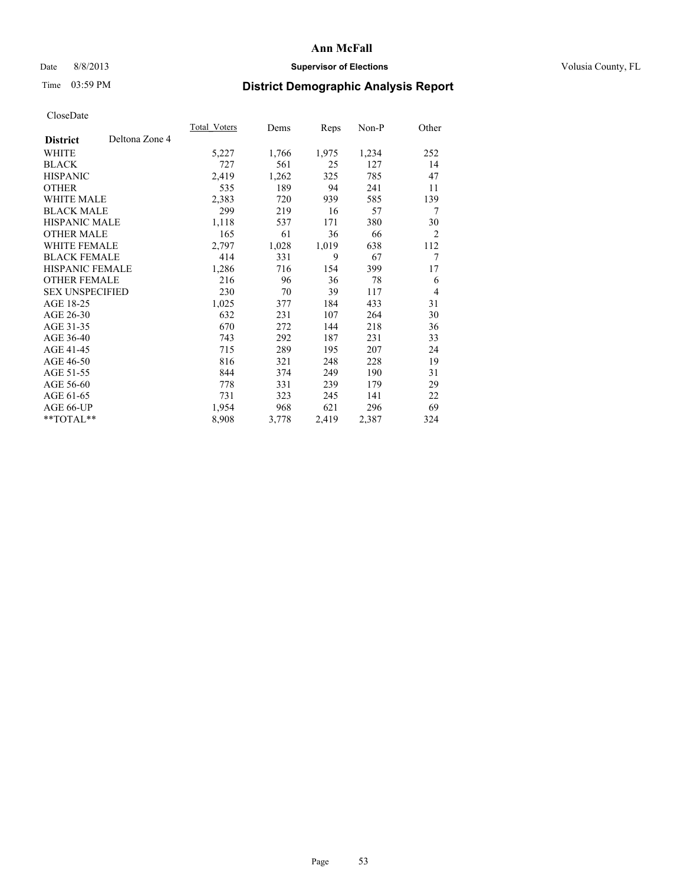# Ann McFall

Date 8/8/2013 **Supervisor of Elections** Volusia County, FL

Time 03:59 PM **District Demographic Analysis Report**

CloseDate

| **District** Deltona Zone 4 | Total_Voters | Dems | Reps | Non-P | Other |
|---|---|---|---|---|---|
| WHITE | 5,227 | 1,766 | 1,975 | 1,234 | 252 |
| BLACK | 727 | 561 | 25 | 127 | 14 |
| HISPANIC | 2,419 | 1,262 | 325 | 785 | 47 |
| OTHER | 535 | 189 | 94 | 241 | 11 |
| WHITE MALE | 2,383 | 720 | 939 | 585 | 139 |
| BLACK MALE | 299 | 219 | 16 | 57 | 7 |
| HISPANIC MALE | 1,118 | 537 | 171 | 380 | 30 |
| OTHER MALE | 165 | 61 | 36 | 66 | 2 |
| WHITE FEMALE | 2,797 | 1,028 | 1,019 | 638 | 112 |
| BLACK FEMALE | 414 | 331 | 9 | 67 | 7 |
| HISPANIC FEMALE | 1,286 | 716 | 154 | 399 | 17 |
| OTHER FEMALE | 216 | 96 | 36 | 78 | 6 |
| SEX UNSPECIFIED | 230 | 70 | 39 | 117 | 4 |
| AGE 18-25 | 1,025 | 377 | 184 | 433 | 31 |
| AGE 26-30 | 632 | 231 | 107 | 264 | 30 |
| AGE 31-35 | 670 | 272 | 144 | 218 | 36 |
| AGE 36-40 | 743 | 292 | 187 | 231 | 33 |
| AGE 41-45 | 715 | 289 | 195 | 207 | 24 |
| AGE 46-50 | 816 | 321 | 248 | 228 | 19 |
| AGE 51-55 | 844 | 374 | 249 | 190 | 31 |
| AGE 56-60 | 778 | 331 | 239 | 179 | 29 |
| AGE 61-65 | 731 | 323 | 245 | 141 | 22 |
| AGE 66-UP | 1,954 | 968 | 621 | 296 | 69 |
| **TOTAL** | 8,908 | 3,778 | 2,419 | 2,387 | 324 |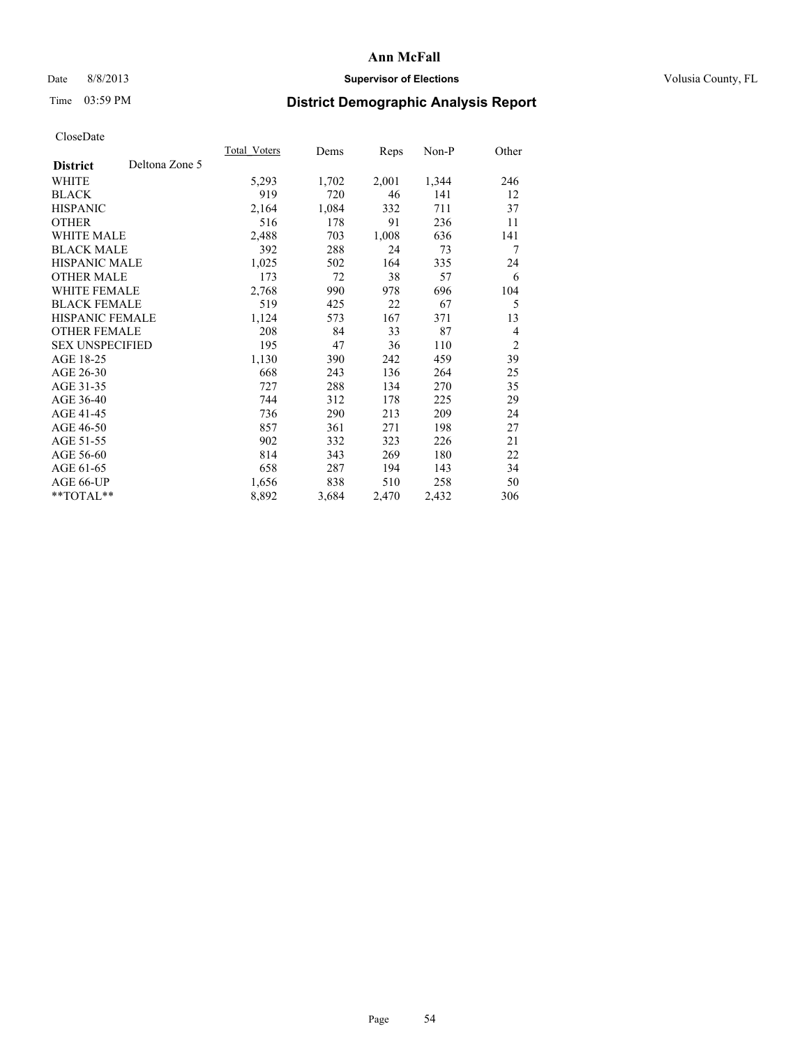**Ann McFall**

Date 8/8/2013 **Supervisor of Elections** Volusia County, FL

Time 03:59 PM

## District Demographic Analysis Report

CloseDate

| District | Deltona Zone 5 | Total_Voters | Dems | Reps | Non-P | Other |
|---|---|---|---|---|---|---|
| WHITE | | 5,293 | 1,702 | 2,001 | 1,344 | 246 |
| BLACK | | 919 | 720 | 46 | 141 | 12 |
| HISPANIC | | 2,164 | 1,084 | 332 | 711 | 37 |
| OTHER | | 516 | 178 | 91 | 236 | 11 |
| WHITE MALE | | 2,488 | 703 | 1,008 | 636 | 141 |
| BLACK MALE | | 392 | 288 | 24 | 73 | 7 |
| HISPANIC MALE | | 1,025 | 502 | 164 | 335 | 24 |
| OTHER MALE | | 173 | 72 | 38 | 57 | 6 |
| WHITE FEMALE | | 2,768 | 990 | 978 | 696 | 104 |
| BLACK FEMALE | | 519 | 425 | 22 | 67 | 5 |
| HISPANIC FEMALE | | 1,124 | 573 | 167 | 371 | 13 |
| OTHER FEMALE | | 208 | 84 | 33 | 87 | 4 |
| SEX UNSPECIFIED | | 195 | 47 | 36 | 110 | 2 |
| AGE 18-25 | | 1,130 | 390 | 242 | 459 | 39 |
| AGE 26-30 | | 668 | 243 | 136 | 264 | 25 |
| AGE 31-35 | | 727 | 288 | 134 | 270 | 35 |
| AGE 36-40 | | 744 | 312 | 178 | 225 | 29 |
| AGE 41-45 | | 736 | 290 | 213 | 209 | 24 |
| AGE 46-50 | | 857 | 361 | 271 | 198 | 27 |
| AGE 51-55 | | 902 | 332 | 323 | 226 | 21 |
| AGE 56-60 | | 814 | 343 | 269 | 180 | 22 |
| AGE 61-65 | | 658 | 287 | 194 | 143 | 34 |
| AGE 66-UP | | 1,656 | 838 | 510 | 258 | 50 |
| **TOTAL** | | 8,892 | 3,684 | 2,470 | 2,432 | 306 |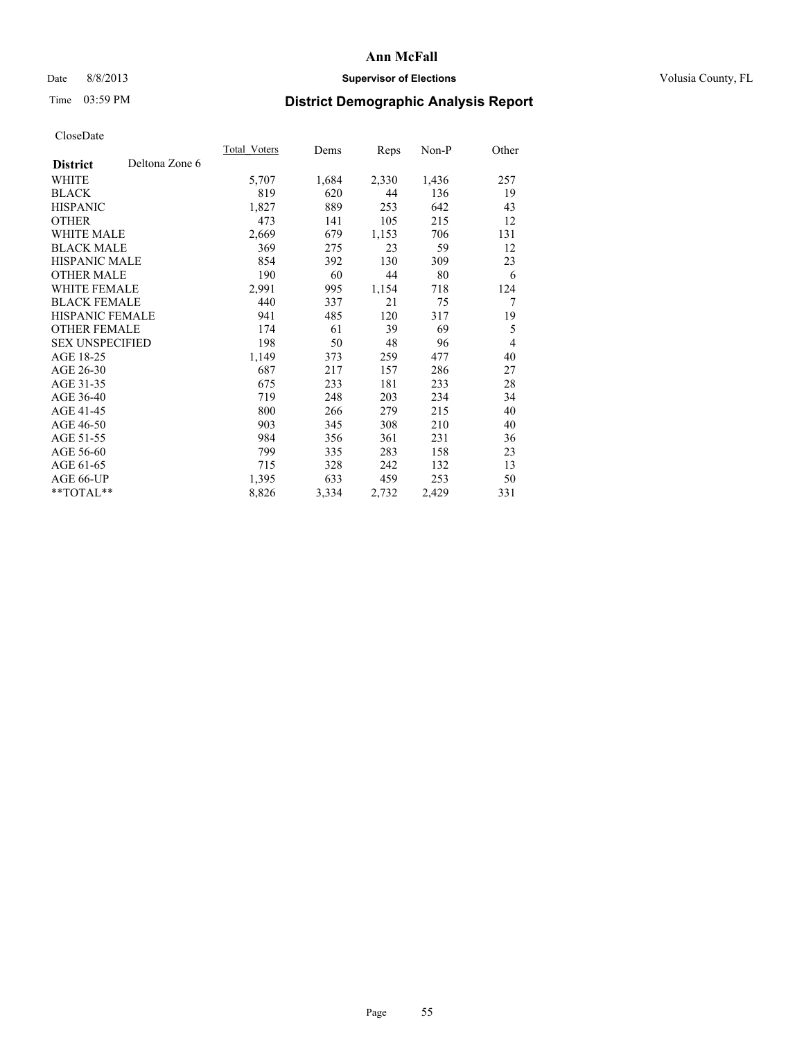# Ann McFall

Date 8/8/2013 **Supervisor of Elections** Volusia County, FL

Time 03:59 PM **District Demographic Analysis Report**

CloseDate

| **District** Deltona Zone 6 | Total_Voters | Dems | Reps | Non-P | Other |
|---|---|---|---|---|---|
| WHITE | 5,707 | 1,684 | 2,330 | 1,436 | 257 |
| BLACK | 819 | 620 | 44 | 136 | 19 |
| HISPANIC | 1,827 | 889 | 253 | 642 | 43 |
| OTHER | 473 | 141 | 105 | 215 | 12 |
| WHITE MALE | 2,669 | 679 | 1,153 | 706 | 131 |
| BLACK MALE | 369 | 275 | 23 | 59 | 12 |
| HISPANIC MALE | 854 | 392 | 130 | 309 | 23 |
| OTHER MALE | 190 | 60 | 44 | 80 | 6 |
| WHITE FEMALE | 2,991 | 995 | 1,154 | 718 | 124 |
| BLACK FEMALE | 440 | 337 | 21 | 75 | 7 |
| HISPANIC FEMALE | 941 | 485 | 120 | 317 | 19 |
| OTHER FEMALE | 174 | 61 | 39 | 69 | 5 |
| SEX UNSPECIFIED | 198 | 50 | 48 | 96 | 4 |
| AGE 18-25 | 1,149 | 373 | 259 | 477 | 40 |
| AGE 26-30 | 687 | 217 | 157 | 286 | 27 |
| AGE 31-35 | 675 | 233 | 181 | 233 | 28 |
| AGE 36-40 | 719 | 248 | 203 | 234 | 34 |
| AGE 41-45 | 800 | 266 | 279 | 215 | 40 |
| AGE 46-50 | 903 | 345 | 308 | 210 | 40 |
| AGE 51-55 | 984 | 356 | 361 | 231 | 36 |
| AGE 56-60 | 799 | 335 | 283 | 158 | 23 |
| AGE 61-65 | 715 | 328 | 242 | 132 | 13 |
| AGE 66-UP | 1,395 | 633 | 459 | 253 | 50 |
| **TOTAL** | 8,826 | 3,334 | 2,732 | 2,429 | 331 |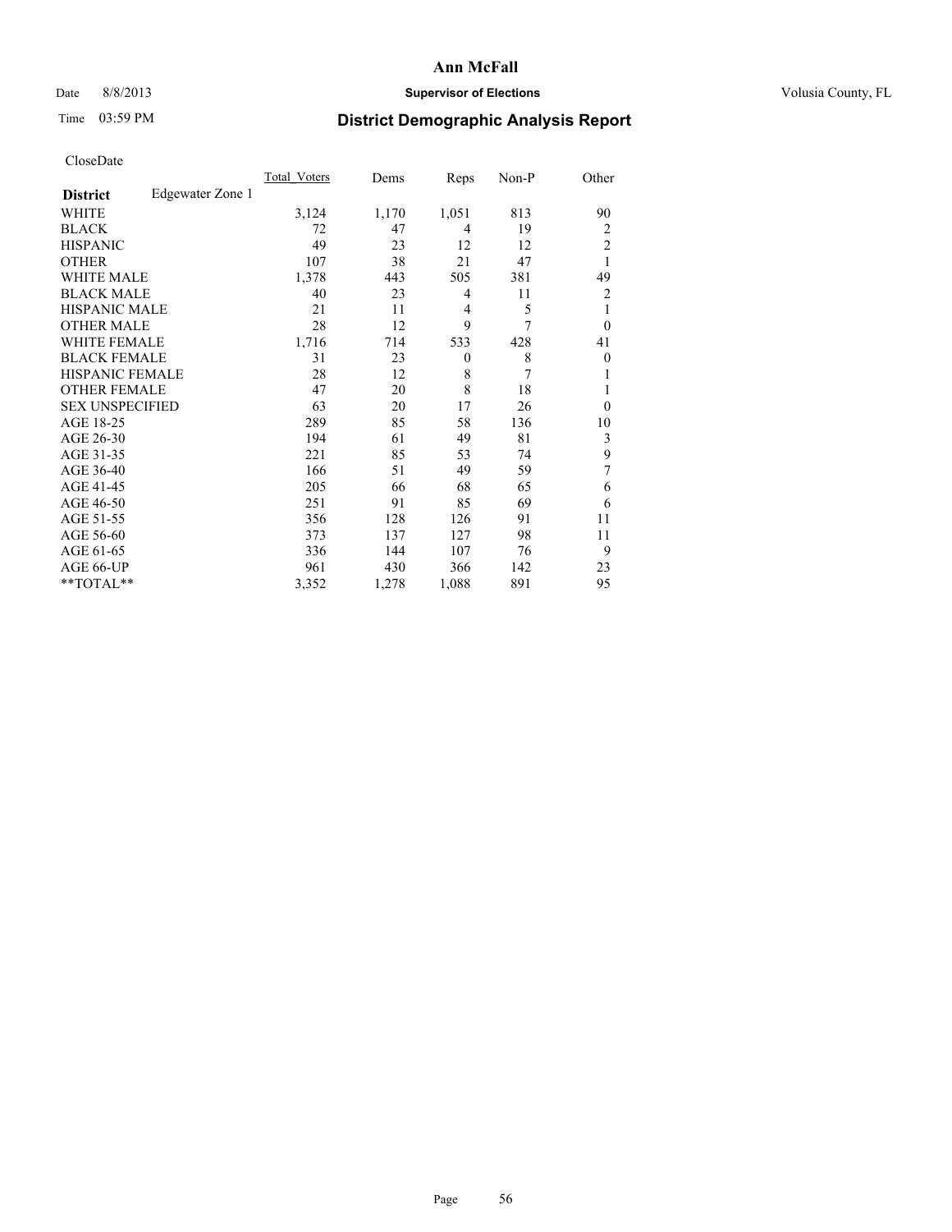# Ann McFall

Date 8/8/2013 **Supervisor of Elections** Volusia County, FL

Time 03:59 PM **District Demographic Analysis Report**

CloseDate

| **District** Edgewater Zone 1 | Total_Voters | Dems | Reps | Non-P | Other |
|---|---|---|---|---|---|
| WHITE | 3,124 | 1,170 | 1,051 | 813 | 90 |
| BLACK | 72 | 47 | 4 | 19 | 2 |
| HISPANIC | 49 | 23 | 12 | 12 | 2 |
| OTHER | 107 | 38 | 21 | 47 | 1 |
| WHITE MALE | 1,378 | 443 | 505 | 381 | 49 |
| BLACK MALE | 40 | 23 | 4 | 11 | 2 |
| HISPANIC MALE | 21 | 11 | 4 | 5 | 1 |
| OTHER MALE | 28 | 12 | 9 | 7 | 0 |
| WHITE FEMALE | 1,716 | 714 | 533 | 428 | 41 |
| BLACK FEMALE | 31 | 23 | 0 | 8 | 0 |
| HISPANIC FEMALE | 28 | 12 | 8 | 7 | 1 |
| OTHER FEMALE | 47 | 20 | 8 | 18 | 1 |
| SEX UNSPECIFIED | 63 | 20 | 17 | 26 | 0 |
| AGE 18-25 | 289 | 85 | 58 | 136 | 10 |
| AGE 26-30 | 194 | 61 | 49 | 81 | 3 |
| AGE 31-35 | 221 | 85 | 53 | 74 | 9 |
| AGE 36-40 | 166 | 51 | 49 | 59 | 7 |
| AGE 41-45 | 205 | 66 | 68 | 65 | 6 |
| AGE 46-50 | 251 | 91 | 85 | 69 | 6 |
| AGE 51-55 | 356 | 128 | 126 | 91 | 11 |
| AGE 56-60 | 373 | 137 | 127 | 98 | 11 |
| AGE 61-65 | 336 | 144 | 107 | 76 | 9 |
| AGE 66-UP | 961 | 430 | 366 | 142 | 23 |
| **TOTAL** | 3,352 | 1,278 | 1,088 | 891 | 95 |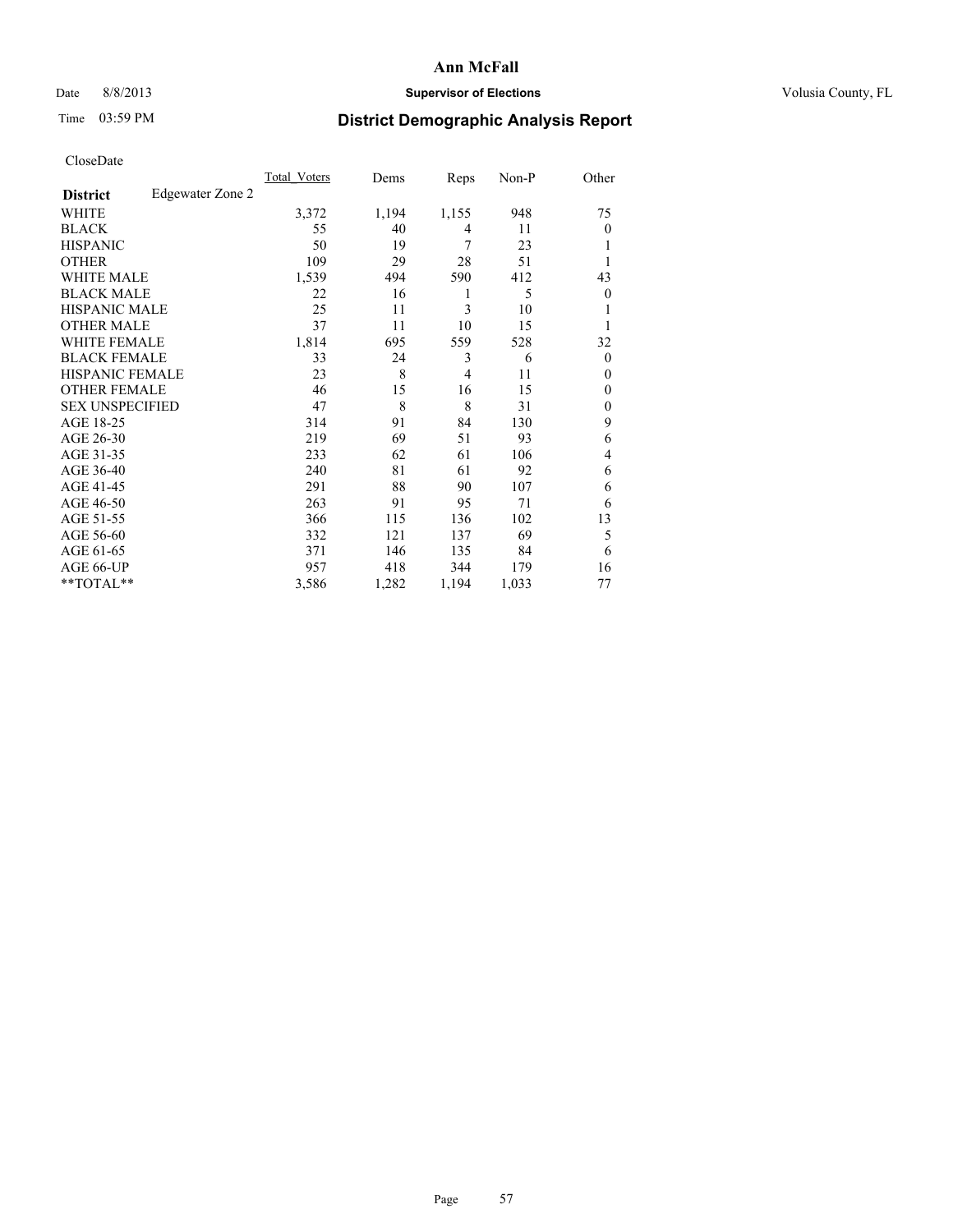# Ann McFall

Date 8/8/2013 **Supervisor of Elections** Volusia County, FL

Time 03:59 PM

## District Demographic Analysis Report

CloseDate

| **District** Edgewater Zone 2 | Total_Voters | Dems | Reps | Non-P | Other |
|---|---|---|---|---|---|
| WHITE | 3,372 | 1,194 | 1,155 | 948 | 75 |
| BLACK | 55 | 40 | 4 | 11 | 0 |
| HISPANIC | 50 | 19 | 7 | 23 | 1 |
| OTHER | 109 | 29 | 28 | 51 | 1 |
| WHITE MALE | 1,539 | 494 | 590 | 412 | 43 |
| BLACK MALE | 22 | 16 | 1 | 5 | 0 |
| HISPANIC MALE | 25 | 11 | 3 | 10 | 1 |
| OTHER MALE | 37 | 11 | 10 | 15 | 1 |
| WHITE FEMALE | 1,814 | 695 | 559 | 528 | 32 |
| BLACK FEMALE | 33 | 24 | 3 | 6 | 0 |
| HISPANIC FEMALE | 23 | 8 | 4 | 11 | 0 |
| OTHER FEMALE | 46 | 15 | 16 | 15 | 0 |
| SEX UNSPECIFIED | 47 | 8 | 8 | 31 | 0 |
| AGE 18-25 | 314 | 91 | 84 | 130 | 9 |
| AGE 26-30 | 219 | 69 | 51 | 93 | 6 |
| AGE 31-35 | 233 | 62 | 61 | 106 | 4 |
| AGE 36-40 | 240 | 81 | 61 | 92 | 6 |
| AGE 41-45 | 291 | 88 | 90 | 107 | 6 |
| AGE 46-50 | 263 | 91 | 95 | 71 | 6 |
| AGE 51-55 | 366 | 115 | 136 | 102 | 13 |
| AGE 56-60 | 332 | 121 | 137 | 69 | 5 |
| AGE 61-65 | 371 | 146 | 135 | 84 | 6 |
| AGE 66-UP | 957 | 418 | 344 | 179 | 16 |
| **TOTAL** | 3,586 | 1,282 | 1,194 | 1,033 | 77 |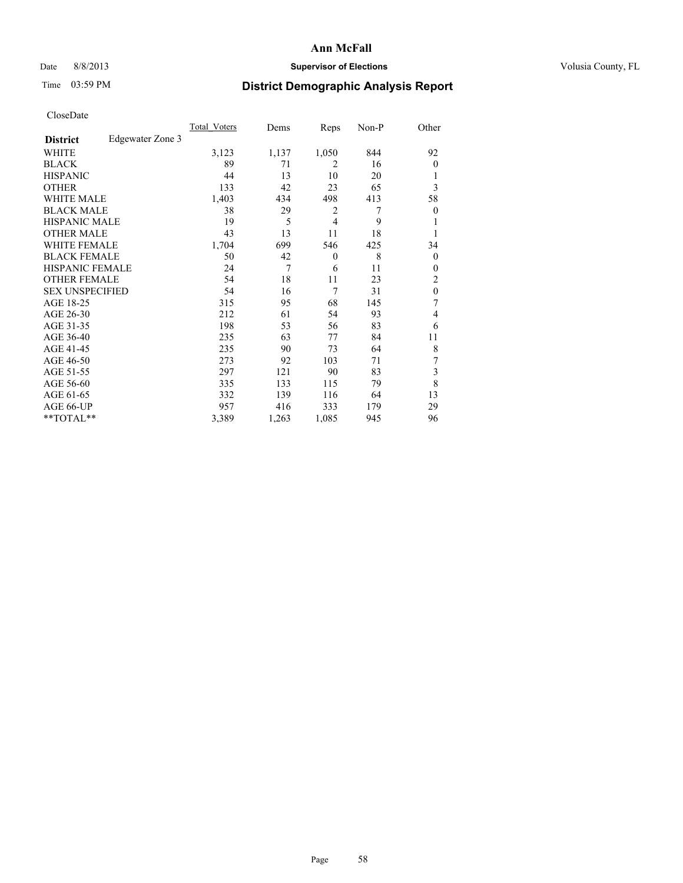# Ann McFall

Date 8/8/2013 **Supervisor of Elections** Volusia County, FL

Time 03:59 PM **District Demographic Analysis Report**

CloseDate

| **District** Edgewater Zone 3 | Total_Voters | Dems | Reps | Non-P | Other |
|---|---|---|---|---|---|
| WHITE | 3,123 | 1,137 | 1,050 | 844 | 92 |
| BLACK | 89 | 71 | 2 | 16 | 0 |
| HISPANIC | 44 | 13 | 10 | 20 | 1 |
| OTHER | 133 | 42 | 23 | 65 | 3 |
| WHITE MALE | 1,403 | 434 | 498 | 413 | 58 |
| BLACK MALE | 38 | 29 | 2 | 7 | 0 |
| HISPANIC MALE | 19 | 5 | 4 | 9 | 1 |
| OTHER MALE | 43 | 13 | 11 | 18 | 1 |
| WHITE FEMALE | 1,704 | 699 | 546 | 425 | 34 |
| BLACK FEMALE | 50 | 42 | 0 | 8 | 0 |
| HISPANIC FEMALE | 24 | 7 | 6 | 11 | 0 |
| OTHER FEMALE | 54 | 18 | 11 | 23 | 2 |
| SEX UNSPECIFIED | 54 | 16 | 7 | 31 | 0 |
| AGE 18-25 | 315 | 95 | 68 | 145 | 7 |
| AGE 26-30 | 212 | 61 | 54 | 93 | 4 |
| AGE 31-35 | 198 | 53 | 56 | 83 | 6 |
| AGE 36-40 | 235 | 63 | 77 | 84 | 11 |
| AGE 41-45 | 235 | 90 | 73 | 64 | 8 |
| AGE 46-50 | 273 | 92 | 103 | 71 | 7 |
| AGE 51-55 | 297 | 121 | 90 | 83 | 3 |
| AGE 56-60 | 335 | 133 | 115 | 79 | 8 |
| AGE 61-65 | 332 | 139 | 116 | 64 | 13 |
| AGE 66-UP | 957 | 416 | 333 | 179 | 29 |
| **TOTAL** | 3,389 | 1,263 | 1,085 | 945 | 96 |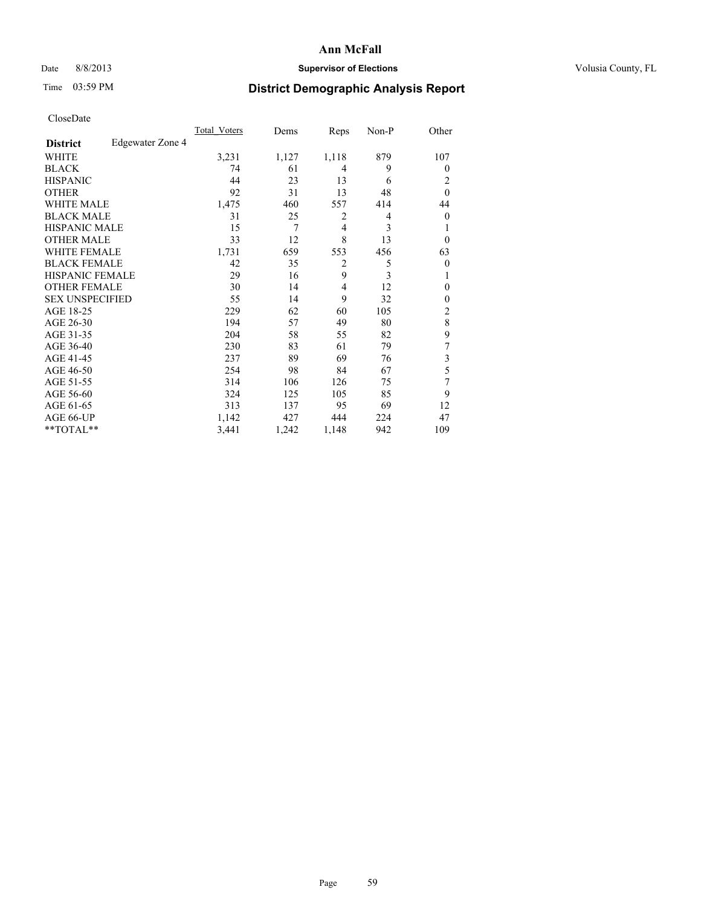# Ann McFall

Date 8/8/2013 **Supervisor of Elections** Volusia County, FL

Time 03:59 PM **District Demographic Analysis Report**

CloseDate

| | Total_Voters | Dems | Reps | Non-P | Other |
|---|---|---|---|---|---|
| **District** Edgewater Zone 4 | | | | | |
| WHITE | 3,231 | 1,127 | 1,118 | 879 | 107 |
| BLACK | 74 | 61 | 4 | 9 | 0 |
| HISPANIC | 44 | 23 | 13 | 6 | 2 |
| OTHER | 92 | 31 | 13 | 48 | 0 |
| WHITE MALE | 1,475 | 460 | 557 | 414 | 44 |
| BLACK MALE | 31 | 25 | 2 | 4 | 0 |
| HISPANIC MALE | 15 | 7 | 4 | 3 | 1 |
| OTHER MALE | 33 | 12 | 8 | 13 | 0 |
| WHITE FEMALE | 1,731 | 659 | 553 | 456 | 63 |
| BLACK FEMALE | 42 | 35 | 2 | 5 | 0 |
| HISPANIC FEMALE | 29 | 16 | 9 | 3 | 1 |
| OTHER FEMALE | 30 | 14 | 4 | 12 | 0 |
| SEX UNSPECIFIED | 55 | 14 | 9 | 32 | 0 |
| AGE 18-25 | 229 | 62 | 60 | 105 | 2 |
| AGE 26-30 | 194 | 57 | 49 | 80 | 8 |
| AGE 31-35 | 204 | 58 | 55 | 82 | 9 |
| AGE 36-40 | 230 | 83 | 61 | 79 | 7 |
| AGE 41-45 | 237 | 89 | 69 | 76 | 3 |
| AGE 46-50 | 254 | 98 | 84 | 67 | 5 |
| AGE 51-55 | 314 | 106 | 126 | 75 | 7 |
| AGE 56-60 | 324 | 125 | 105 | 85 | 9 |
| AGE 61-65 | 313 | 137 | 95 | 69 | 12 |
| AGE 66-UP | 1,142 | 427 | 444 | 224 | 47 |
| **TOTAL** | 3,441 | 1,242 | 1,148 | 942 | 109 |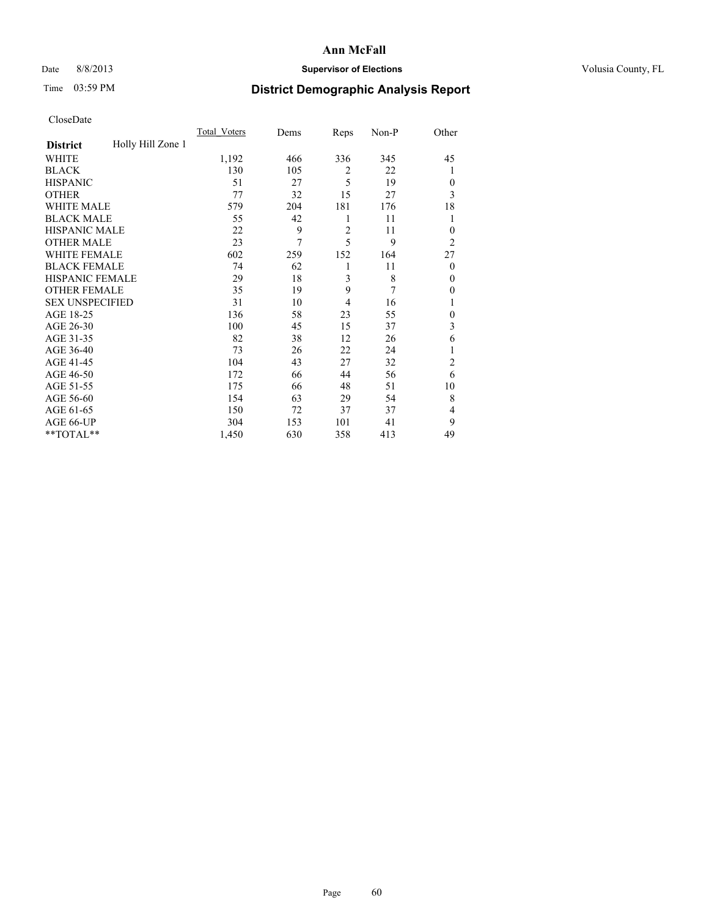# Ann McFall

Date 8/8/2013 **Supervisor of Elections** Volusia County, FL

Time 03:59 PM

## District Demographic Analysis Report

CloseDate

| **District** Holly Hill Zone 1 | Total_Voters | Dems | Reps | Non-P | Other |
|---|---|---|---|---|---|
| WHITE | 1,192 | 466 | 336 | 345 | 45 |
| BLACK | 130 | 105 | 2 | 22 | 1 |
| HISPANIC | 51 | 27 | 5 | 19 | 0 |
| OTHER | 77 | 32 | 15 | 27 | 3 |
| WHITE MALE | 579 | 204 | 181 | 176 | 18 |
| BLACK MALE | 55 | 42 | 1 | 11 | 1 |
| HISPANIC MALE | 22 | 9 | 2 | 11 | 0 |
| OTHER MALE | 23 | 7 | 5 | 9 | 2 |
| WHITE FEMALE | 602 | 259 | 152 | 164 | 27 |
| BLACK FEMALE | 74 | 62 | 1 | 11 | 0 |
| HISPANIC FEMALE | 29 | 18 | 3 | 8 | 0 |
| OTHER FEMALE | 35 | 19 | 9 | 7 | 0 |
| SEX UNSPECIFIED | 31 | 10 | 4 | 16 | 1 |
| AGE 18-25 | 136 | 58 | 23 | 55 | 0 |
| AGE 26-30 | 100 | 45 | 15 | 37 | 3 |
| AGE 31-35 | 82 | 38 | 12 | 26 | 6 |
| AGE 36-40 | 73 | 26 | 22 | 24 | 1 |
| AGE 41-45 | 104 | 43 | 27 | 32 | 2 |
| AGE 46-50 | 172 | 66 | 44 | 56 | 6 |
| AGE 51-55 | 175 | 66 | 48 | 51 | 10 |
| AGE 56-60 | 154 | 63 | 29 | 54 | 8 |
| AGE 61-65 | 150 | 72 | 37 | 37 | 4 |
| AGE 66-UP | 304 | 153 | 101 | 41 | 9 |
| **TOTAL** | 1,450 | 630 | 358 | 413 | 49 |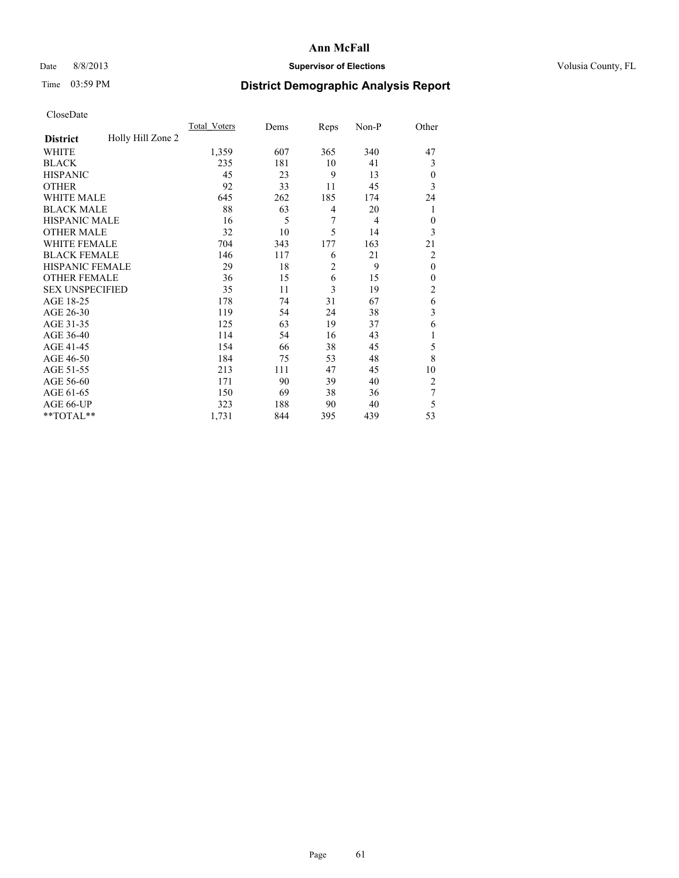CloseDate

| District | Holly Hill Zone 2 | Total_Voters | Dems | Reps | Non-P | Other |
|---|---|---|---|---|---|---|
| WHITE | | 1,359 | 607 | 365 | 340 | 47 |
| BLACK | | 235 | 181 | 10 | 41 | 3 |
| HISPANIC | | 45 | 23 | 9 | 13 | 0 |
| OTHER | | 92 | 33 | 11 | 45 | 3 |
| WHITE MALE | | 645 | 262 | 185 | 174 | 24 |
| BLACK MALE | | 88 | 63 | 4 | 20 | 1 |
| HISPANIC MALE | | 16 | 5 | 7 | 4 | 0 |
| OTHER MALE | | 32 | 10 | 5 | 14 | 3 |
| WHITE FEMALE | | 704 | 343 | 177 | 163 | 21 |
| BLACK FEMALE | | 146 | 117 | 6 | 21 | 2 |
| HISPANIC FEMALE | | 29 | 18 | 2 | 9 | 0 |
| OTHER FEMALE | | 36 | 15 | 6 | 15 | 0 |
| SEX UNSPECIFIED | | 35 | 11 | 3 | 19 | 2 |
| AGE 18-25 | | 178 | 74 | 31 | 67 | 6 |
| AGE 26-30 | | 119 | 54 | 24 | 38 | 3 |
| AGE 31-35 | | 125 | 63 | 19 | 37 | 6 |
| AGE 36-40 | | 114 | 54 | 16 | 43 | 1 |
| AGE 41-45 | | 154 | 66 | 38 | 45 | 5 |
| AGE 46-50 | | 184 | 75 | 53 | 48 | 8 |
| AGE 51-55 | | 213 | 111 | 47 | 45 | 10 |
| AGE 56-60 | | 171 | 90 | 39 | 40 | 2 |
| AGE 61-65 | | 150 | 69 | 38 | 36 | 7 |
| AGE 66-UP | | 323 | 188 | 90 | 40 | 5 |
| **TOTAL** | | 1,731 | 844 | 395 | 439 | 53 |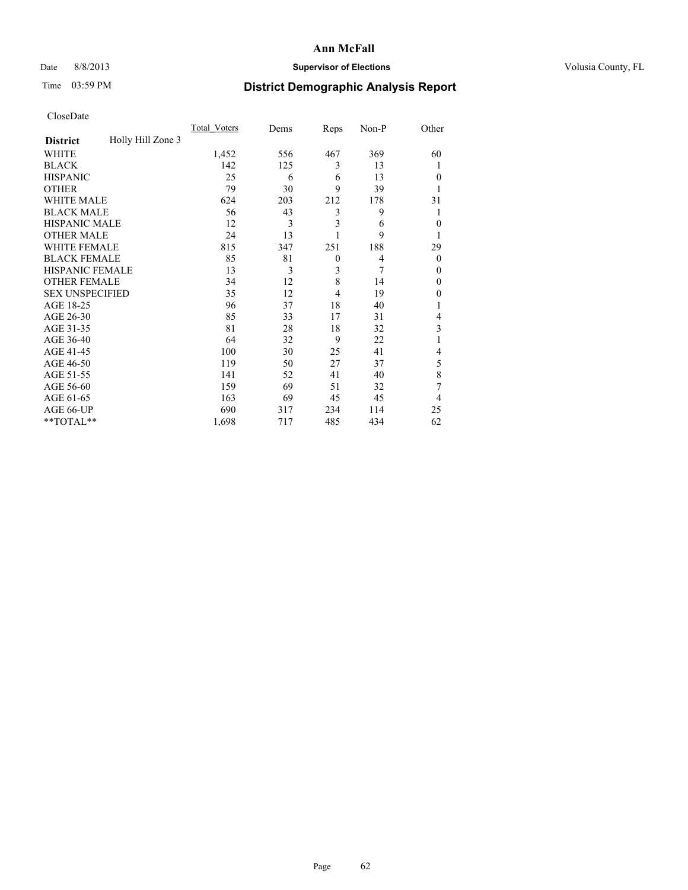# Ann McFall

Date 8/8/2013 **Supervisor of Elections** Volusia County, FL

Time 03:59 PM **District Demographic Analysis Report**

CloseDate

| **District** Holly Hill Zone 3 | Total_Voters | Dems | Reps | Non-P | Other |
|---|---|---|---|---|---|
| WHITE | 1,452 | 556 | 467 | 369 | 60 |
| BLACK | 142 | 125 | 3 | 13 | 1 |
| HISPANIC | 25 | 6 | 6 | 13 | 0 |
| OTHER | 79 | 30 | 9 | 39 | 1 |
| WHITE MALE | 624 | 203 | 212 | 178 | 31 |
| BLACK MALE | 56 | 43 | 3 | 9 | 1 |
| HISPANIC MALE | 12 | 3 | 3 | 6 | 0 |
| OTHER MALE | 24 | 13 | 1 | 9 | 1 |
| WHITE FEMALE | 815 | 347 | 251 | 188 | 29 |
| BLACK FEMALE | 85 | 81 | 0 | 4 | 0 |
| HISPANIC FEMALE | 13 | 3 | 3 | 7 | 0 |
| OTHER FEMALE | 34 | 12 | 8 | 14 | 0 |
| SEX UNSPECIFIED | 35 | 12 | 4 | 19 | 0 |
| AGE 18-25 | 96 | 37 | 18 | 40 | 1 |
| AGE 26-30 | 85 | 33 | 17 | 31 | 4 |
| AGE 31-35 | 81 | 28 | 18 | 32 | 3 |
| AGE 36-40 | 64 | 32 | 9 | 22 | 1 |
| AGE 41-45 | 100 | 30 | 25 | 41 | 4 |
| AGE 46-50 | 119 | 50 | 27 | 37 | 5 |
| AGE 51-55 | 141 | 52 | 41 | 40 | 8 |
| AGE 56-60 | 159 | 69 | 51 | 32 | 7 |
| AGE 61-65 | 163 | 69 | 45 | 45 | 4 |
| AGE 66-UP | 690 | 317 | 234 | 114 | 25 |
| **TOTAL** | 1,698 | 717 | 485 | 434 | 62 |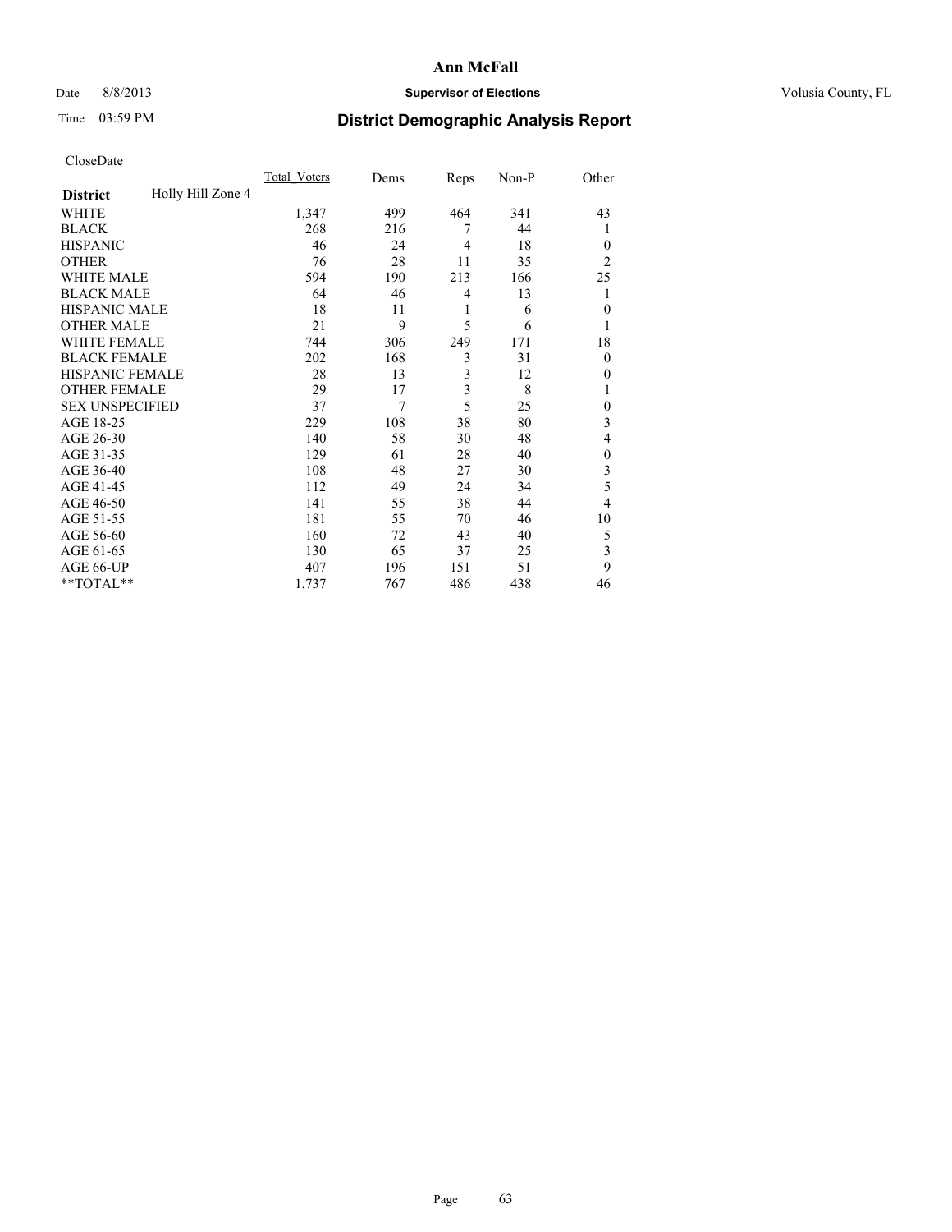# Ann McFall

Date 8/8/2013 **Supervisor of Elections** Volusia County, FL

Time 03:59 PM **District Demographic Analysis Report**

CloseDate

| **District** Holly Hill Zone 4 | Total_Voters | Dems | Reps | Non-P | Other |
|---|---|---|---|---|---|
| WHITE | 1,347 | 499 | 464 | 341 | 43 |
| BLACK | 268 | 216 | 7 | 44 | 1 |
| HISPANIC | 46 | 24 | 4 | 18 | 0 |
| OTHER | 76 | 28 | 11 | 35 | 2 |
| WHITE MALE | 594 | 190 | 213 | 166 | 25 |
| BLACK MALE | 64 | 46 | 4 | 13 | 1 |
| HISPANIC MALE | 18 | 11 | 1 | 6 | 0 |
| OTHER MALE | 21 | 9 | 5 | 6 | 1 |
| WHITE FEMALE | 744 | 306 | 249 | 171 | 18 |
| BLACK FEMALE | 202 | 168 | 3 | 31 | 0 |
| HISPANIC FEMALE | 28 | 13 | 3 | 12 | 0 |
| OTHER FEMALE | 29 | 17 | 3 | 8 | 1 |
| SEX UNSPECIFIED | 37 | 7 | 5 | 25 | 0 |
| AGE 18-25 | 229 | 108 | 38 | 80 | 3 |
| AGE 26-30 | 140 | 58 | 30 | 48 | 4 |
| AGE 31-35 | 129 | 61 | 28 | 40 | 0 |
| AGE 36-40 | 108 | 48 | 27 | 30 | 3 |
| AGE 41-45 | 112 | 49 | 24 | 34 | 5 |
| AGE 46-50 | 141 | 55 | 38 | 44 | 4 |
| AGE 51-55 | 181 | 55 | 70 | 46 | 10 |
| AGE 56-60 | 160 | 72 | 43 | 40 | 5 |
| AGE 61-65 | 130 | 65 | 37 | 25 | 3 |
| AGE 66-UP | 407 | 196 | 151 | 51 | 9 |
| **TOTAL** | 1,737 | 767 | 486 | 438 | 46 |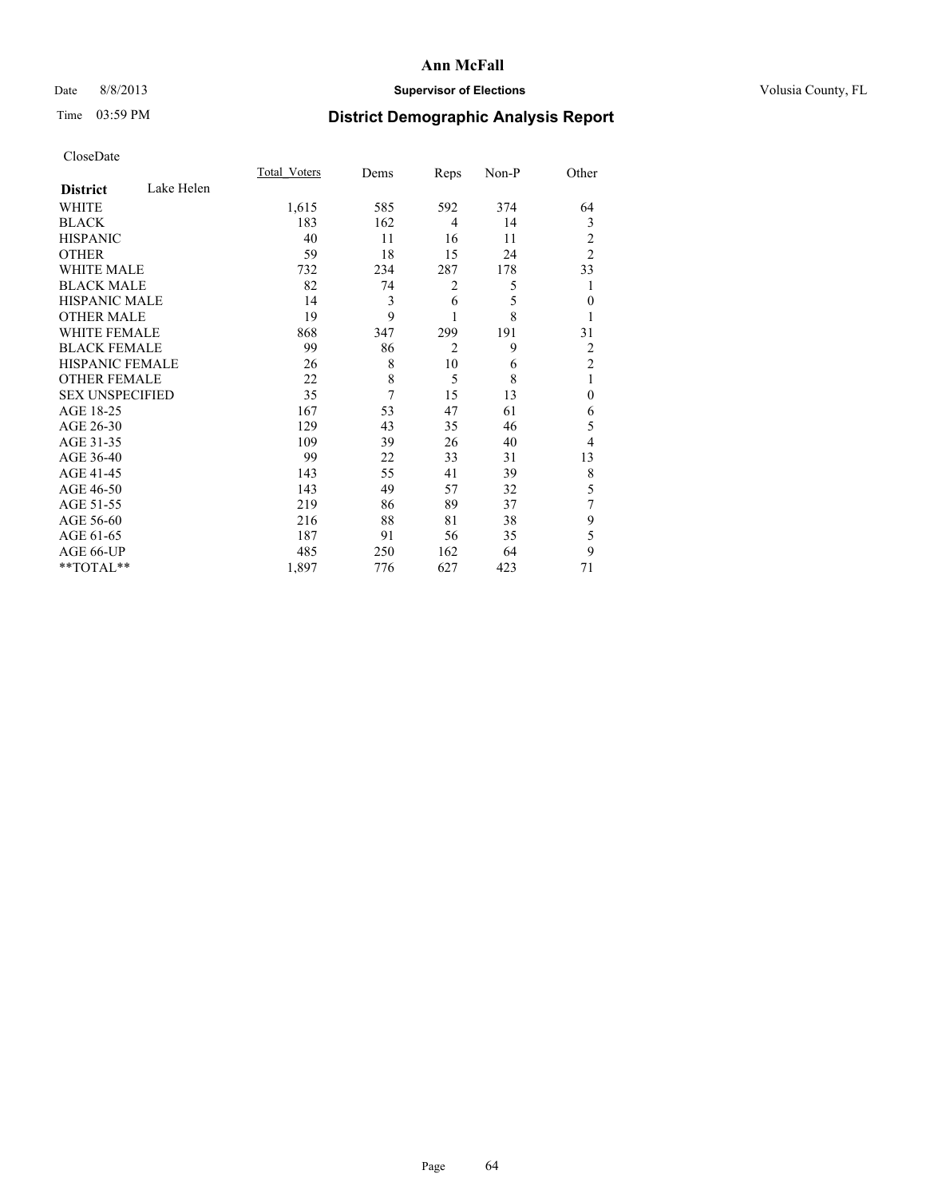Date 8/8/2013

Time 03:59 PM

# Ann McFall

## Supervisor of Elections

Volusia County, FL

## District Demographic Analysis Report

CloseDate

| District: Lake Helen | Total_Voters | Dems | Reps | Non-P | Other |
|---|---|---|---|---|---|
| WHITE | 1,615 | 585 | 592 | 374 | 64 |
| BLACK | 183 | 162 | 4 | 14 | 3 |
| HISPANIC | 40 | 11 | 16 | 11 | 2 |
| OTHER | 59 | 18 | 15 | 24 | 2 |
| WHITE MALE | 732 | 234 | 287 | 178 | 33 |
| BLACK MALE | 82 | 74 | 2 | 5 | 1 |
| HISPANIC MALE | 14 | 3 | 6 | 5 | 0 |
| OTHER MALE | 19 | 9 | 1 | 8 | 1 |
| WHITE FEMALE | 868 | 347 | 299 | 191 | 31 |
| BLACK FEMALE | 99 | 86 | 2 | 9 | 2 |
| HISPANIC FEMALE | 26 | 8 | 10 | 6 | 2 |
| OTHER FEMALE | 22 | 8 | 5 | 8 | 1 |
| SEX UNSPECIFIED | 35 | 7 | 15 | 13 | 0 |
| AGE 18-25 | 167 | 53 | 47 | 61 | 6 |
| AGE 26-30 | 129 | 43 | 35 | 46 | 5 |
| AGE 31-35 | 109 | 39 | 26 | 40 | 4 |
| AGE 36-40 | 99 | 22 | 33 | 31 | 13 |
| AGE 41-45 | 143 | 55 | 41 | 39 | 8 |
| AGE 46-50 | 143 | 49 | 57 | 32 | 5 |
| AGE 51-55 | 219 | 86 | 89 | 37 | 7 |
| AGE 56-60 | 216 | 88 | 81 | 38 | 9 |
| AGE 61-65 | 187 | 91 | 56 | 35 | 5 |
| AGE 66-UP | 485 | 250 | 162 | 64 | 9 |
| **TOTAL** | 1,897 | 776 | 627 | 423 | 71 |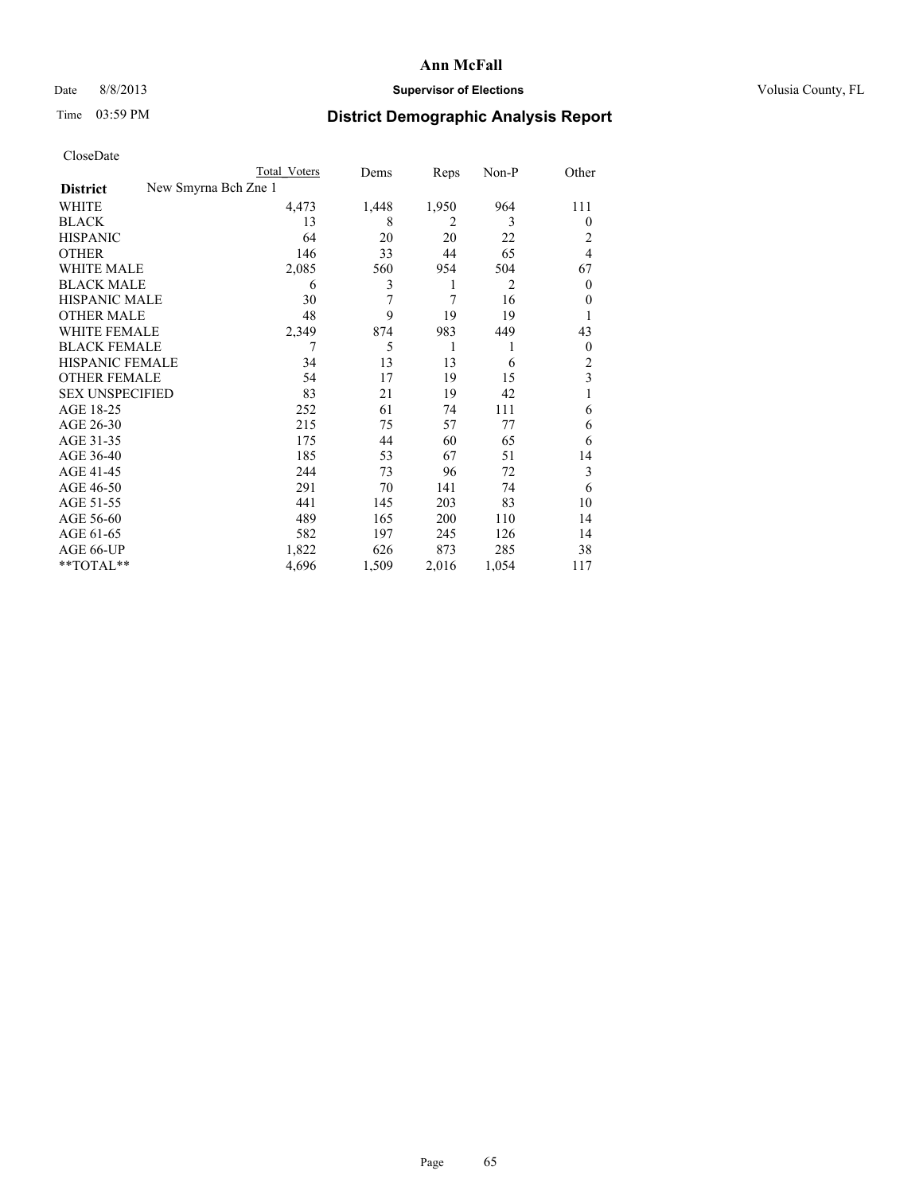# Ann McFall

Date 8/8/2013 **Supervisor of Elections** Volusia County, FL

Time 03:59 PM **District Demographic Analysis Report**

CloseDate

| **District** New Smyrna Bch Zne 1 | Total Voters | Dems | Reps | Non-P | Other |
|---|---|---|---|---|---|
| WHITE | 4,473 | 1,448 | 1,950 | 964 | 111 |
| BLACK | 13 | 8 | 2 | 3 | 0 |
| HISPANIC | 64 | 20 | 20 | 22 | 2 |
| OTHER | 146 | 33 | 44 | 65 | 4 |
| WHITE MALE | 2,085 | 560 | 954 | 504 | 67 |
| BLACK MALE | 6 | 3 | 1 | 2 | 0 |
| HISPANIC MALE | 30 | 7 | 7 | 16 | 0 |
| OTHER MALE | 48 | 9 | 19 | 19 | 1 |
| WHITE FEMALE | 2,349 | 874 | 983 | 449 | 43 |
| BLACK FEMALE | 7 | 5 | 1 | 1 | 0 |
| HISPANIC FEMALE | 34 | 13 | 13 | 6 | 2 |
| OTHER FEMALE | 54 | 17 | 19 | 15 | 3 |
| SEX UNSPECIFIED | 83 | 21 | 19 | 42 | 1 |
| AGE 18-25 | 252 | 61 | 74 | 111 | 6 |
| AGE 26-30 | 215 | 75 | 57 | 77 | 6 |
| AGE 31-35 | 175 | 44 | 60 | 65 | 6 |
| AGE 36-40 | 185 | 53 | 67 | 51 | 14 |
| AGE 41-45 | 244 | 73 | 96 | 72 | 3 |
| AGE 46-50 | 291 | 70 | 141 | 74 | 6 |
| AGE 51-55 | 441 | 145 | 203 | 83 | 10 |
| AGE 56-60 | 489 | 165 | 200 | 110 | 14 |
| AGE 61-65 | 582 | 197 | 245 | 126 | 14 |
| AGE 66-UP | 1,822 | 626 | 873 | 285 | 38 |
| **TOTAL** | 4,696 | 1,509 | 2,016 | 1,054 | 117 |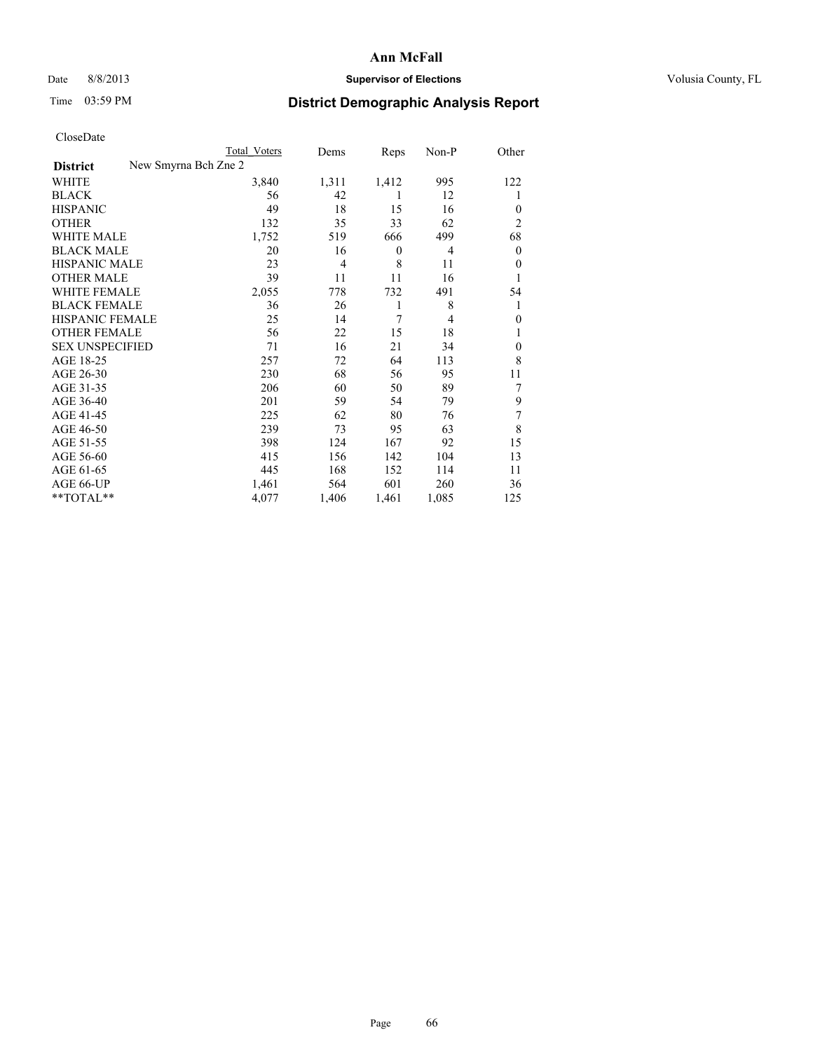# Ann McFall

Date 8/8/2013 **Supervisor of Elections** Volusia County, FL

Time 03:59 PM **District Demographic Analysis Report**

CloseDate

| **District** New Smyrna Bch Zne 2 | Total Voters | Dems | Reps | Non-P | Other |
|---|---|---|---|---|---|
| WHITE | 3,840 | 1,311 | 1,412 | 995 | 122 |
| BLACK | 56 | 42 | 1 | 12 | 1 |
| HISPANIC | 49 | 18 | 15 | 16 | 0 |
| OTHER | 132 | 35 | 33 | 62 | 2 |
| WHITE MALE | 1,752 | 519 | 666 | 499 | 68 |
| BLACK MALE | 20 | 16 | 0 | 4 | 0 |
| HISPANIC MALE | 23 | 4 | 8 | 11 | 0 |
| OTHER MALE | 39 | 11 | 11 | 16 | 1 |
| WHITE FEMALE | 2,055 | 778 | 732 | 491 | 54 |
| BLACK FEMALE | 36 | 26 | 1 | 8 | 1 |
| HISPANIC FEMALE | 25 | 14 | 7 | 4 | 0 |
| OTHER FEMALE | 56 | 22 | 15 | 18 | 1 |
| SEX UNSPECIFIED | 71 | 16 | 21 | 34 | 0 |
| AGE 18-25 | 257 | 72 | 64 | 113 | 8 |
| AGE 26-30 | 230 | 68 | 56 | 95 | 11 |
| AGE 31-35 | 206 | 60 | 50 | 89 | 7 |
| AGE 36-40 | 201 | 59 | 54 | 79 | 9 |
| AGE 41-45 | 225 | 62 | 80 | 76 | 7 |
| AGE 46-50 | 239 | 73 | 95 | 63 | 8 |
| AGE 51-55 | 398 | 124 | 167 | 92 | 15 |
| AGE 56-60 | 415 | 156 | 142 | 104 | 13 |
| AGE 61-65 | 445 | 168 | 152 | 114 | 11 |
| AGE 66-UP | 1,461 | 564 | 601 | 260 | 36 |
| **TOTAL** | 4,077 | 1,406 | 1,461 | 1,085 | 125 |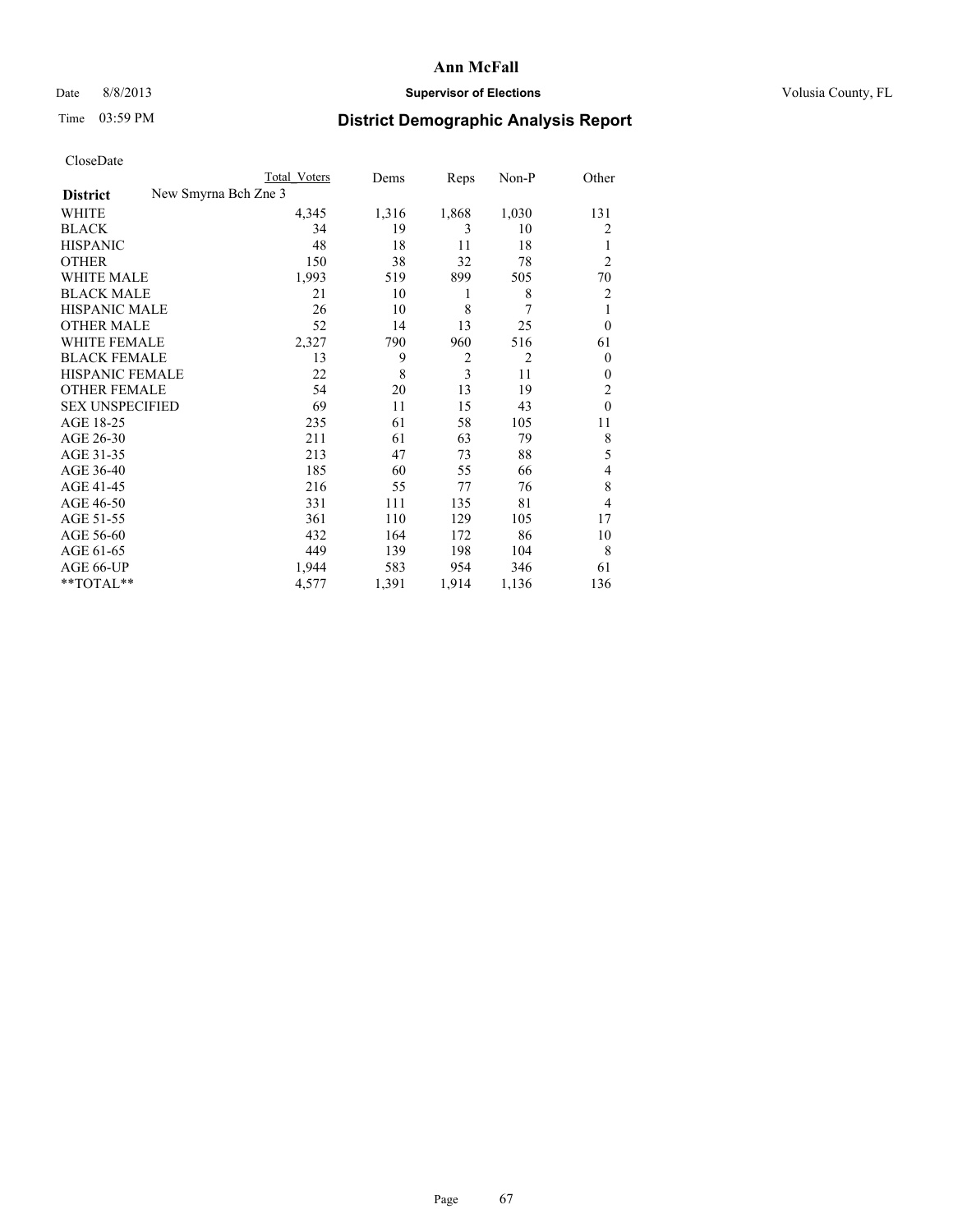# Ann McFall

Date 8/8/2013 **Supervisor of Elections** Volusia County, FL

Time 03:59 PM **District Demographic Analysis Report**

CloseDate

| | Total Voters | Dems | Reps | Non-P | Other |
|---|---|---|---|---|---|
| **District** New Smyrna Bch Zne 3 | | | | | |
| WHITE | 4,345 | 1,316 | 1,868 | 1,030 | 131 |
| BLACK | 34 | 19 | 3 | 10 | 2 |
| HISPANIC | 48 | 18 | 11 | 18 | 1 |
| OTHER | 150 | 38 | 32 | 78 | 2 |
| WHITE MALE | 1,993 | 519 | 899 | 505 | 70 |
| BLACK MALE | 21 | 10 | 1 | 8 | 2 |
| HISPANIC MALE | 26 | 10 | 8 | 7 | 1 |
| OTHER MALE | 52 | 14 | 13 | 25 | 0 |
| WHITE FEMALE | 2,327 | 790 | 960 | 516 | 61 |
| BLACK FEMALE | 13 | 9 | 2 | 2 | 0 |
| HISPANIC FEMALE | 22 | 8 | 3 | 11 | 0 |
| OTHER FEMALE | 54 | 20 | 13 | 19 | 2 |
| SEX UNSPECIFIED | 69 | 11 | 15 | 43 | 0 |
| AGE 18-25 | 235 | 61 | 58 | 105 | 11 |
| AGE 26-30 | 211 | 61 | 63 | 79 | 8 |
| AGE 31-35 | 213 | 47 | 73 | 88 | 5 |
| AGE 36-40 | 185 | 60 | 55 | 66 | 4 |
| AGE 41-45 | 216 | 55 | 77 | 76 | 8 |
| AGE 46-50 | 331 | 111 | 135 | 81 | 4 |
| AGE 51-55 | 361 | 110 | 129 | 105 | 17 |
| AGE 56-60 | 432 | 164 | 172 | 86 | 10 |
| AGE 61-65 | 449 | 139 | 198 | 104 | 8 |
| AGE 66-UP | 1,944 | 583 | 954 | 346 | 61 |
| **TOTAL** | 4,577 | 1,391 | 1,914 | 1,136 | 136 |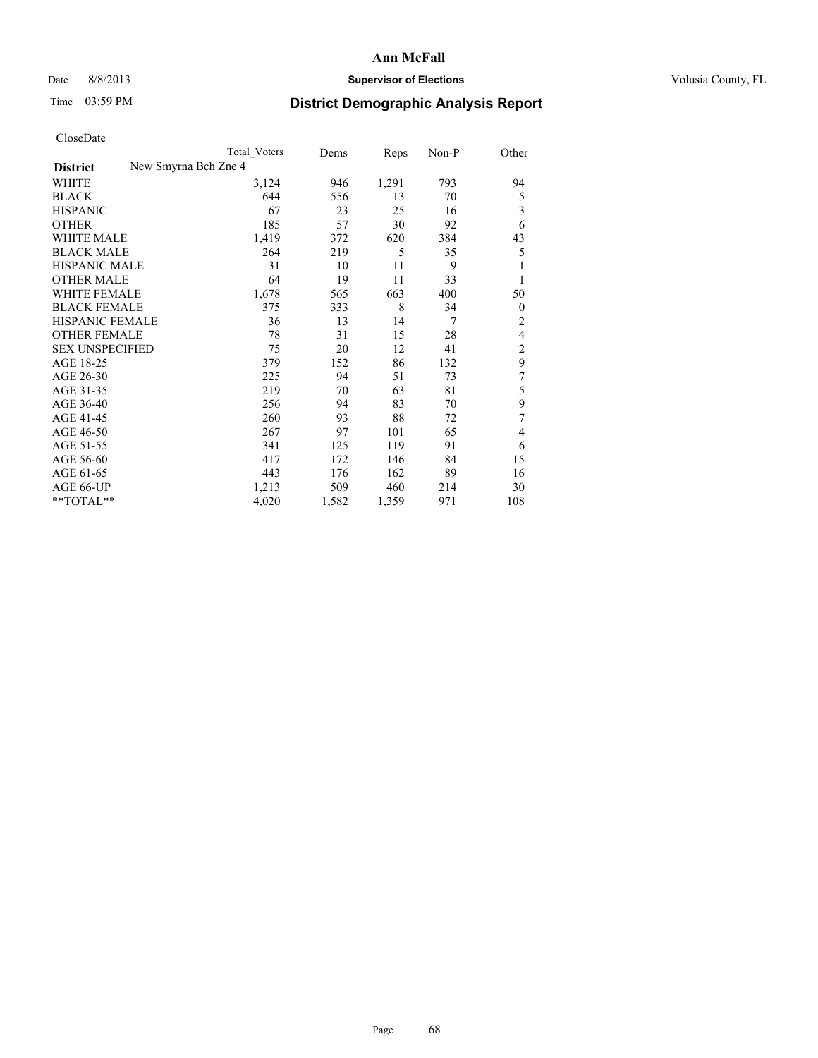**Ann McFall**

Date 8/8/2013 **Supervisor of Elections** Volusia County, FL

Time 03:59 PM

## District Demographic Analysis Report

CloseDate

| | Total Voters | Dems | Reps | Non-P | Other |
|---|---|---|---|---|---|
| **District** New Smyrna Bch Zne 4 | | | | | |
| WHITE | 3,124 | 946 | 1,291 | 793 | 94 |
| BLACK | 644 | 556 | 13 | 70 | 5 |
| HISPANIC | 67 | 23 | 25 | 16 | 3 |
| OTHER | 185 | 57 | 30 | 92 | 6 |
| WHITE MALE | 1,419 | 372 | 620 | 384 | 43 |
| BLACK MALE | 264 | 219 | 5 | 35 | 5 |
| HISPANIC MALE | 31 | 10 | 11 | 9 | 1 |
| OTHER MALE | 64 | 19 | 11 | 33 | 1 |
| WHITE FEMALE | 1,678 | 565 | 663 | 400 | 50 |
| BLACK FEMALE | 375 | 333 | 8 | 34 | 0 |
| HISPANIC FEMALE | 36 | 13 | 14 | 7 | 2 |
| OTHER FEMALE | 78 | 31 | 15 | 28 | 4 |
| SEX UNSPECIFIED | 75 | 20 | 12 | 41 | 2 |
| AGE 18-25 | 379 | 152 | 86 | 132 | 9 |
| AGE 26-30 | 225 | 94 | 51 | 73 | 7 |
| AGE 31-35 | 219 | 70 | 63 | 81 | 5 |
| AGE 36-40 | 256 | 94 | 83 | 70 | 9 |
| AGE 41-45 | 260 | 93 | 88 | 72 | 7 |
| AGE 46-50 | 267 | 97 | 101 | 65 | 4 |
| AGE 51-55 | 341 | 125 | 119 | 91 | 6 |
| AGE 56-60 | 417 | 172 | 146 | 84 | 15 |
| AGE 61-65 | 443 | 176 | 162 | 89 | 16 |
| AGE 66-UP | 1,213 | 509 | 460 | 214 | 30 |
| **TOTAL** | 4,020 | 1,582 | 1,359 | 971 | 108 |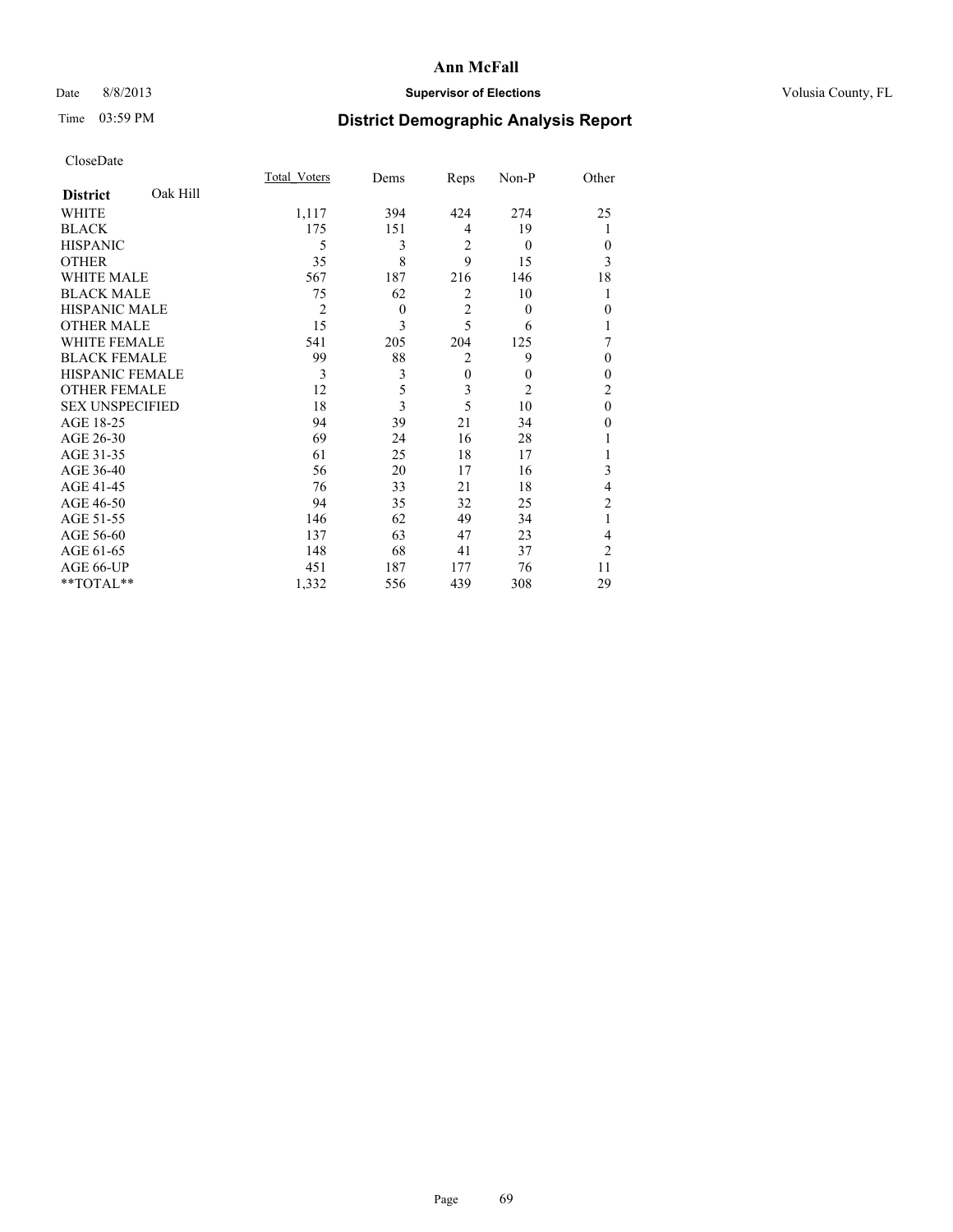# Ann McFall

Date 8/8/2013 **Supervisor of Elections** Volusia County, FL

Time 03:59 PM

## District Demographic Analysis Report

CloseDate

| **District** Oak Hill | Total_Voters | Dems | Reps | Non-P | Other |
|---|---|---|---|---|---|
| WHITE | 1,117 | 394 | 424 | 274 | 25 |
| BLACK | 175 | 151 | 4 | 19 | 1 |
| HISPANIC | 5 | 3 | 2 | 0 | 0 |
| OTHER | 35 | 8 | 9 | 15 | 3 |
| WHITE MALE | 567 | 187 | 216 | 146 | 18 |
| BLACK MALE | 75 | 62 | 2 | 10 | 1 |
| HISPANIC MALE | 2 | 0 | 2 | 0 | 0 |
| OTHER MALE | 15 | 3 | 5 | 6 | 1 |
| WHITE FEMALE | 541 | 205 | 204 | 125 | 7 |
| BLACK FEMALE | 99 | 88 | 2 | 9 | 0 |
| HISPANIC FEMALE | 3 | 3 | 0 | 0 | 0 |
| OTHER FEMALE | 12 | 5 | 3 | 2 | 2 |
| SEX UNSPECIFIED | 18 | 3 | 5 | 10 | 0 |
| AGE 18-25 | 94 | 39 | 21 | 34 | 0 |
| AGE 26-30 | 69 | 24 | 16 | 28 | 1 |
| AGE 31-35 | 61 | 25 | 18 | 17 | 1 |
| AGE 36-40 | 56 | 20 | 17 | 16 | 3 |
| AGE 41-45 | 76 | 33 | 21 | 18 | 4 |
| AGE 46-50 | 94 | 35 | 32 | 25 | 2 |
| AGE 51-55 | 146 | 62 | 49 | 34 | 1 |
| AGE 56-60 | 137 | 63 | 47 | 23 | 4 |
| AGE 61-65 | 148 | 68 | 41 | 37 | 2 |
| AGE 66-UP | 451 | 187 | 177 | 76 | 11 |
| **TOTAL** | 1,332 | 556 | 439 | 308 | 29 |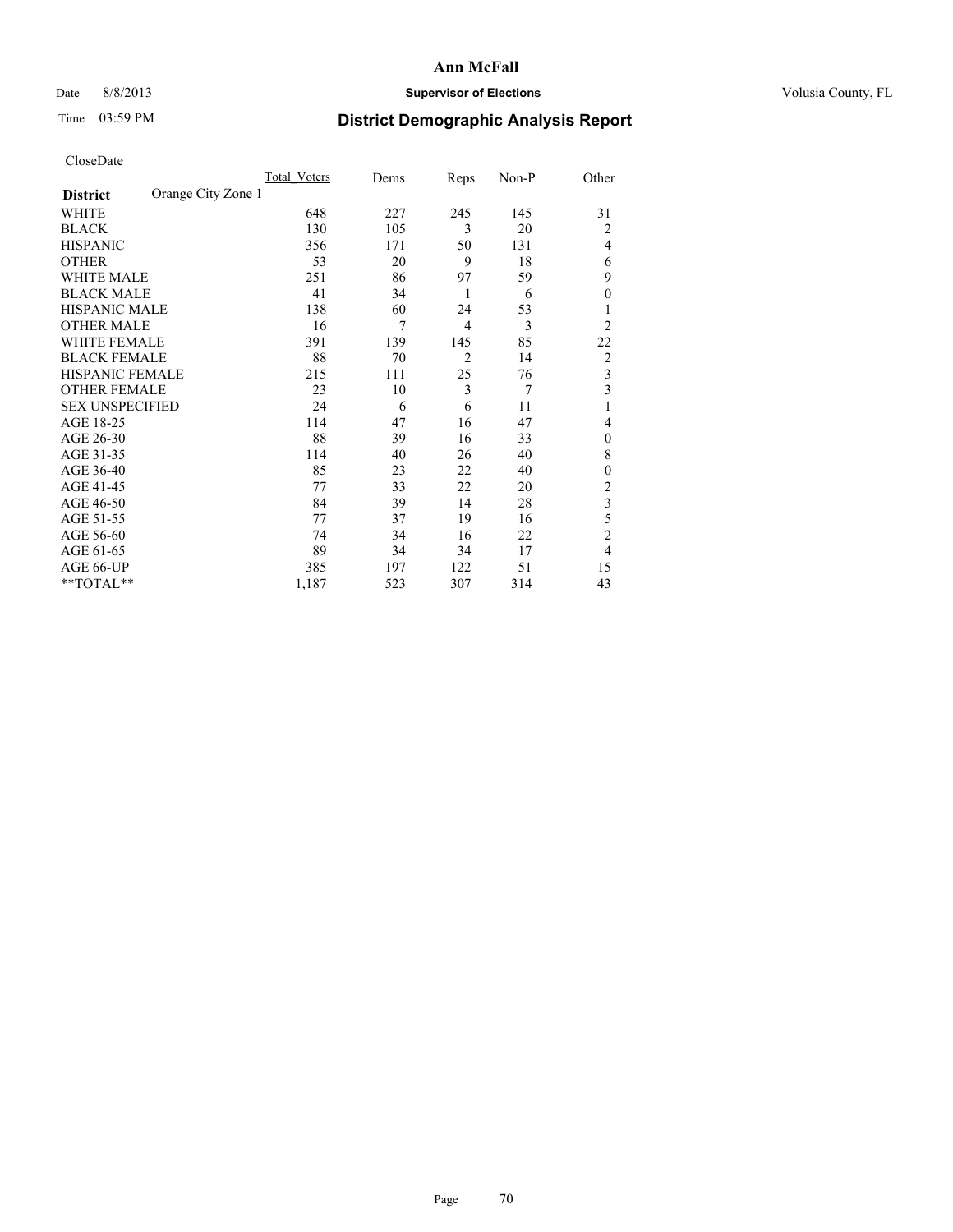# District Demographic Analysis Report

CloseDate

| District | Orange City Zone 1 | Total_Voters | Dems | Reps | Non-P | Other |
|---|---|---|---|---|---|---|
| WHITE | | 648 | 227 | 245 | 145 | 31 |
| BLACK | | 130 | 105 | 3 | 20 | 2 |
| HISPANIC | | 356 | 171 | 50 | 131 | 4 |
| OTHER | | 53 | 20 | 9 | 18 | 6 |
| WHITE MALE | | 251 | 86 | 97 | 59 | 9 |
| BLACK MALE | | 41 | 34 | 1 | 6 | 0 |
| HISPANIC MALE | | 138 | 60 | 24 | 53 | 1 |
| OTHER MALE | | 16 | 7 | 4 | 3 | 2 |
| WHITE FEMALE | | 391 | 139 | 145 | 85 | 22 |
| BLACK FEMALE | | 88 | 70 | 2 | 14 | 2 |
| HISPANIC FEMALE | | 215 | 111 | 25 | 76 | 3 |
| OTHER FEMALE | | 23 | 10 | 3 | 7 | 3 |
| SEX UNSPECIFIED | | 24 | 6 | 6 | 11 | 1 |
| AGE 18-25 | | 114 | 47 | 16 | 47 | 4 |
| AGE 26-30 | | 88 | 39 | 16 | 33 | 0 |
| AGE 31-35 | | 114 | 40 | 26 | 40 | 8 |
| AGE 36-40 | | 85 | 23 | 22 | 40 | 0 |
| AGE 41-45 | | 77 | 33 | 22 | 20 | 2 |
| AGE 46-50 | | 84 | 39 | 14 | 28 | 3 |
| AGE 51-55 | | 77 | 37 | 19 | 16 | 5 |
| AGE 56-60 | | 74 | 34 | 16 | 22 | 2 |
| AGE 61-65 | | 89 | 34 | 34 | 17 | 4 |
| AGE 66-UP | | 385 | 197 | 122 | 51 | 15 |
| **TOTAL** | | 1,187 | 523 | 307 | 314 | 43 |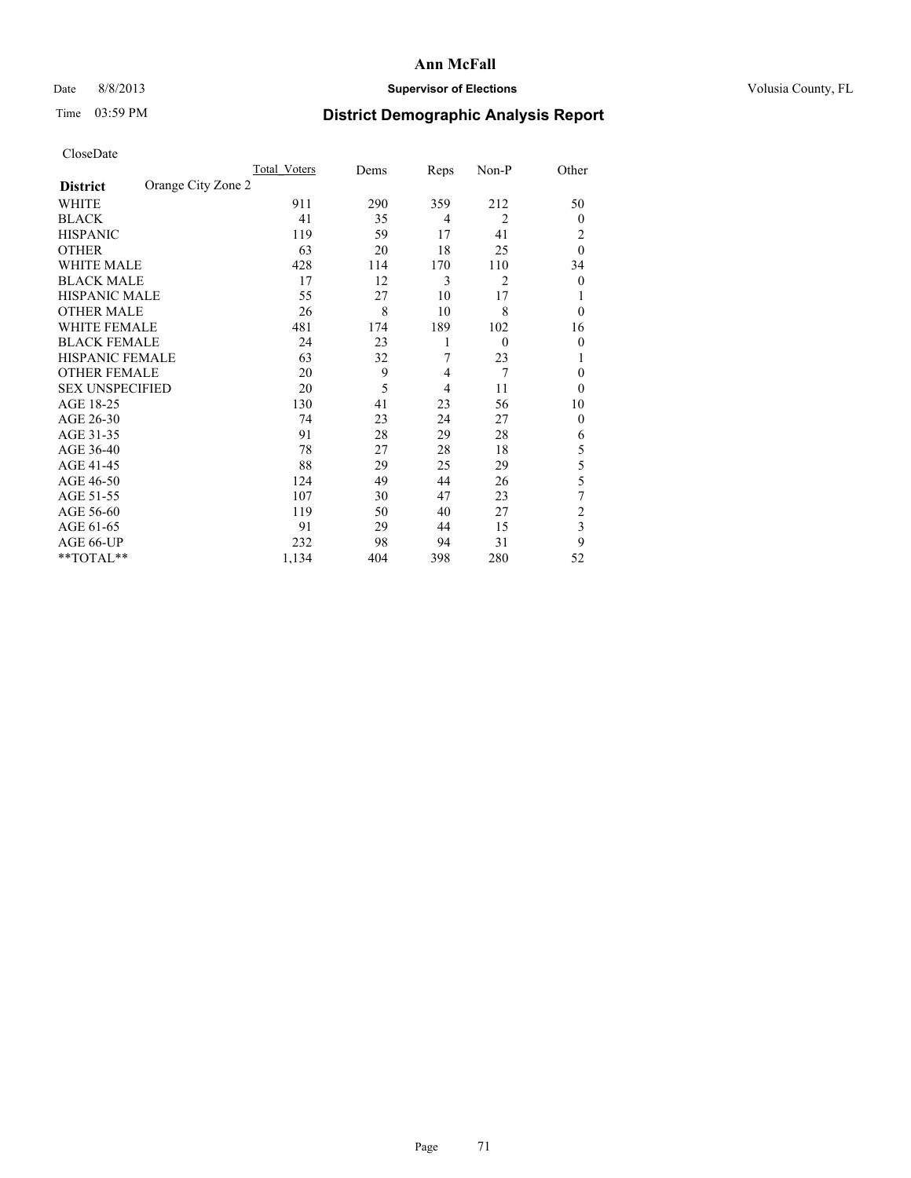**Ann McFall**

Date 8/8/2013 **Supervisor of Elections** Volusia County, FL

Time 03:59 PM

## District Demographic Analysis Report

CloseDate

| **District** Orange City Zone 2 | Total Voters | Dems | Reps | Non-P | Other |
|---|---|---|---|---|---|
| WHITE | 911 | 290 | 359 | 212 | 50 |
| BLACK | 41 | 35 | 4 | 2 | 0 |
| HISPANIC | 119 | 59 | 17 | 41 | 2 |
| OTHER | 63 | 20 | 18 | 25 | 0 |
| WHITE MALE | 428 | 114 | 170 | 110 | 34 |
| BLACK MALE | 17 | 12 | 3 | 2 | 0 |
| HISPANIC MALE | 55 | 27 | 10 | 17 | 1 |
| OTHER MALE | 26 | 8 | 10 | 8 | 0 |
| WHITE FEMALE | 481 | 174 | 189 | 102 | 16 |
| BLACK FEMALE | 24 | 23 | 1 | 0 | 0 |
| HISPANIC FEMALE | 63 | 32 | 7 | 23 | 1 |
| OTHER FEMALE | 20 | 9 | 4 | 7 | 0 |
| SEX UNSPECIFIED | 20 | 5 | 4 | 11 | 0 |
| AGE 18-25 | 130 | 41 | 23 | 56 | 10 |
| AGE 26-30 | 74 | 23 | 24 | 27 | 0 |
| AGE 31-35 | 91 | 28 | 29 | 28 | 6 |
| AGE 36-40 | 78 | 27 | 28 | 18 | 5 |
| AGE 41-45 | 88 | 29 | 25 | 29 | 5 |
| AGE 46-50 | 124 | 49 | 44 | 26 | 5 |
| AGE 51-55 | 107 | 30 | 47 | 23 | 7 |
| AGE 56-60 | 119 | 50 | 40 | 27 | 2 |
| AGE 61-65 | 91 | 29 | 44 | 15 | 3 |
| AGE 66-UP | 232 | 98 | 94 | 31 | 9 |
| **TOTAL** | 1,134 | 404 | 398 | 280 | 52 |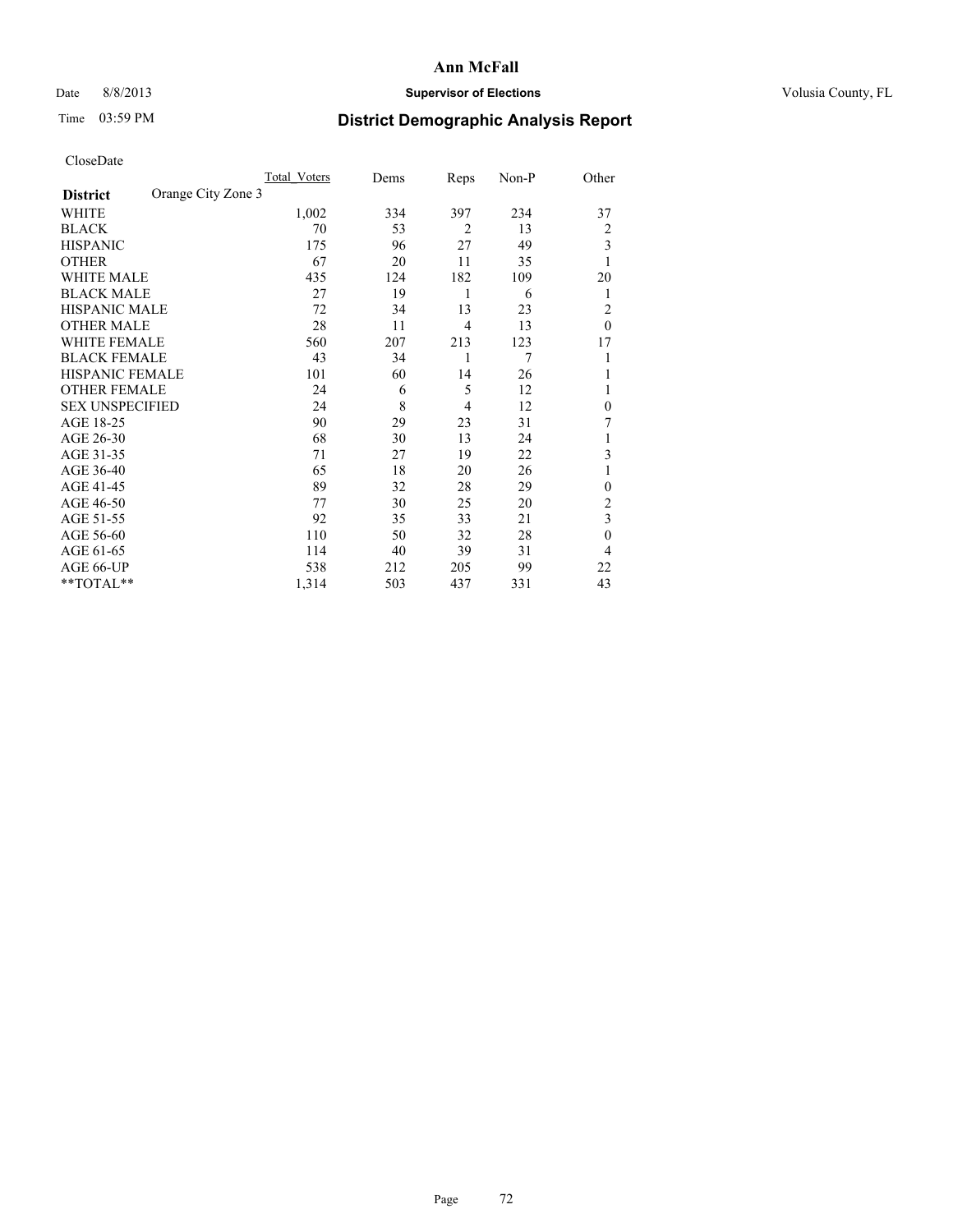CloseDate

| District | Orange City Zone 3 | Total_Voters | Dems | Reps | Non-P | Other |
|---|---|---|---|---|---|---|
| WHITE | | 1,002 | 334 | 397 | 234 | 37 |
| BLACK | | 70 | 53 | 2 | 13 | 2 |
| HISPANIC | | 175 | 96 | 27 | 49 | 3 |
| OTHER | | 67 | 20 | 11 | 35 | 1 |
| WHITE MALE | | 435 | 124 | 182 | 109 | 20 |
| BLACK MALE | | 27 | 19 | 1 | 6 | 1 |
| HISPANIC MALE | | 72 | 34 | 13 | 23 | 2 |
| OTHER MALE | | 28 | 11 | 4 | 13 | 0 |
| WHITE FEMALE | | 560 | 207 | 213 | 123 | 17 |
| BLACK FEMALE | | 43 | 34 | 1 | 7 | 1 |
| HISPANIC FEMALE | | 101 | 60 | 14 | 26 | 1 |
| OTHER FEMALE | | 24 | 6 | 5 | 12 | 1 |
| SEX UNSPECIFIED | | 24 | 8 | 4 | 12 | 0 |
| AGE 18-25 | | 90 | 29 | 23 | 31 | 7 |
| AGE 26-30 | | 68 | 30 | 13 | 24 | 1 |
| AGE 31-35 | | 71 | 27 | 19 | 22 | 3 |
| AGE 36-40 | | 65 | 18 | 20 | 26 | 1 |
| AGE 41-45 | | 89 | 32 | 28 | 29 | 0 |
| AGE 46-50 | | 77 | 30 | 25 | 20 | 2 |
| AGE 51-55 | | 92 | 35 | 33 | 21 | 3 |
| AGE 56-60 | | 110 | 50 | 32 | 28 | 0 |
| AGE 61-65 | | 114 | 40 | 39 | 31 | 4 |
| AGE 66-UP | | 538 | 212 | 205 | 99 | 22 |
| **TOTAL** | | 1,314 | 503 | 437 | 331 | 43 |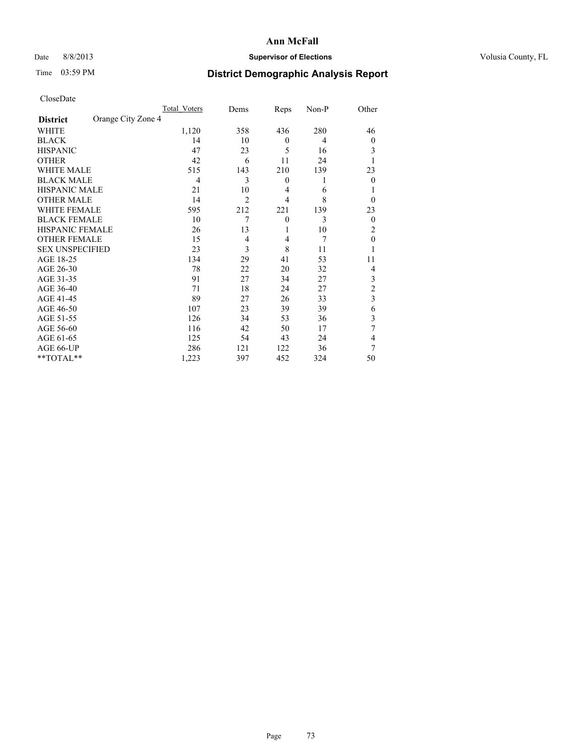# Ann McFall

Date 8/8/2013 **Supervisor of Elections** Volusia County, FL

Time 03:59 PM **District Demographic Analysis Report**

CloseDate

| **District** Orange City Zone 4 | Total Voters | Dems | Reps | Non-P | Other |
|---|---|---|---|---|---|
| WHITE | 1,120 | 358 | 436 | 280 | 46 |
| BLACK | 14 | 10 | 0 | 4 | 0 |
| HISPANIC | 47 | 23 | 5 | 16 | 3 |
| OTHER | 42 | 6 | 11 | 24 | 1 |
| WHITE MALE | 515 | 143 | 210 | 139 | 23 |
| BLACK MALE | 4 | 3 | 0 | 1 | 0 |
| HISPANIC MALE | 21 | 10 | 4 | 6 | 1 |
| OTHER MALE | 14 | 2 | 4 | 8 | 0 |
| WHITE FEMALE | 595 | 212 | 221 | 139 | 23 |
| BLACK FEMALE | 10 | 7 | 0 | 3 | 0 |
| HISPANIC FEMALE | 26 | 13 | 1 | 10 | 2 |
| OTHER FEMALE | 15 | 4 | 4 | 7 | 0 |
| SEX UNSPECIFIED | 23 | 3 | 8 | 11 | 1 |
| AGE 18-25 | 134 | 29 | 41 | 53 | 11 |
| AGE 26-30 | 78 | 22 | 20 | 32 | 4 |
| AGE 31-35 | 91 | 27 | 34 | 27 | 3 |
| AGE 36-40 | 71 | 18 | 24 | 27 | 2 |
| AGE 41-45 | 89 | 27 | 26 | 33 | 3 |
| AGE 46-50 | 107 | 23 | 39 | 39 | 6 |
| AGE 51-55 | 126 | 34 | 53 | 36 | 3 |
| AGE 56-60 | 116 | 42 | 50 | 17 | 7 |
| AGE 61-65 | 125 | 54 | 43 | 24 | 4 |
| AGE 66-UP | 286 | 121 | 122 | 36 | 7 |
| **TOTAL** | 1,223 | 397 | 452 | 324 | 50 |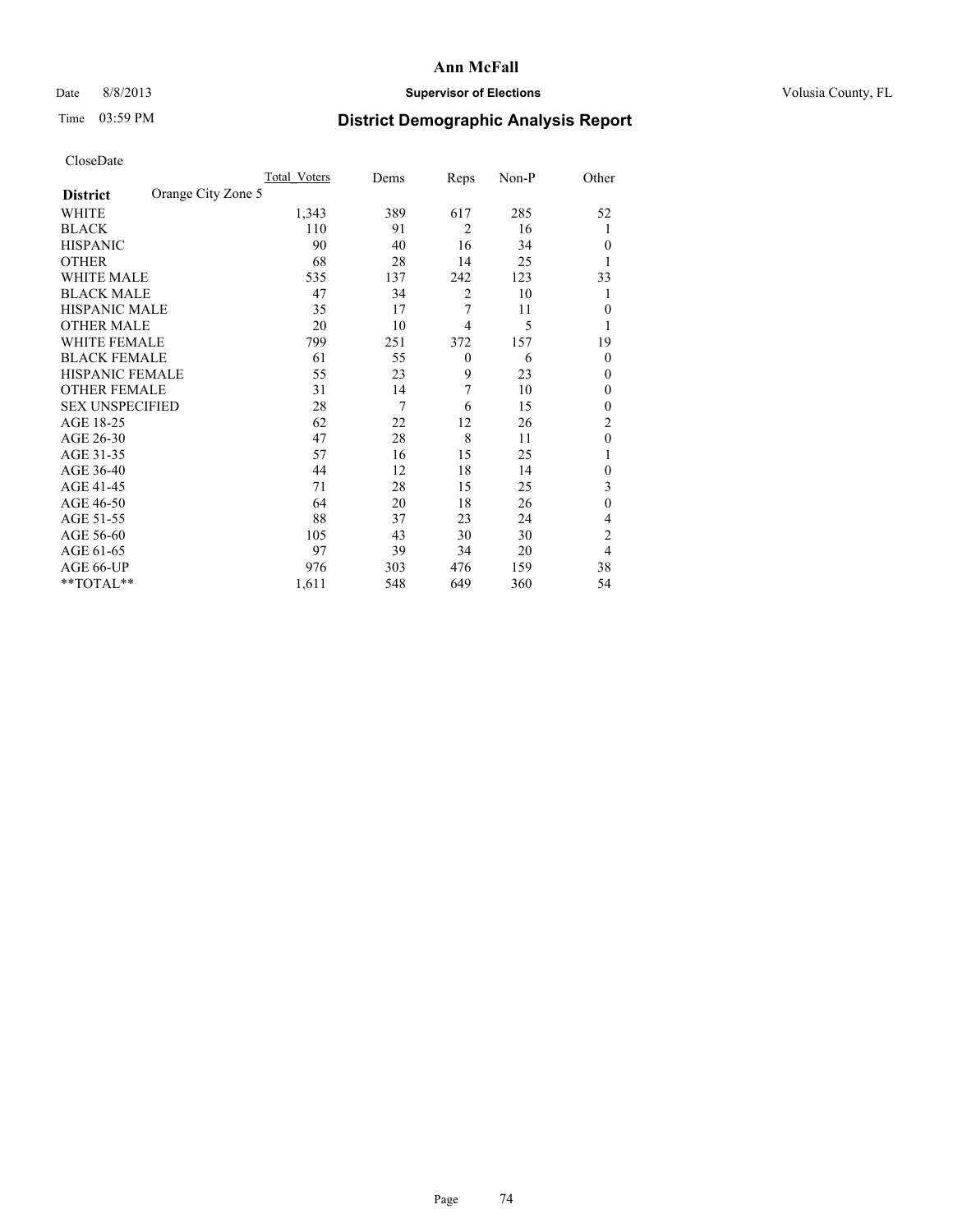# Ann McFall

Date 8/8/2013 **Supervisor of Elections** Volusia County, FL

Time 03:59 PM **District Demographic Analysis Report**

CloseDate

| **District** Orange City Zone 5 | Total_Voters | Dems | Reps | Non-P | Other |
|---|---|---|---|---|---|
| WHITE | 1,343 | 389 | 617 | 285 | 52 |
| BLACK | 110 | 91 | 2 | 16 | 1 |
| HISPANIC | 90 | 40 | 16 | 34 | 0 |
| OTHER | 68 | 28 | 14 | 25 | 1 |
| WHITE MALE | 535 | 137 | 242 | 123 | 33 |
| BLACK MALE | 47 | 34 | 2 | 10 | 1 |
| HISPANIC MALE | 35 | 17 | 7 | 11 | 0 |
| OTHER MALE | 20 | 10 | 4 | 5 | 1 |
| WHITE FEMALE | 799 | 251 | 372 | 157 | 19 |
| BLACK FEMALE | 61 | 55 | 0 | 6 | 0 |
| HISPANIC FEMALE | 55 | 23 | 9 | 23 | 0 |
| OTHER FEMALE | 31 | 14 | 7 | 10 | 0 |
| SEX UNSPECIFIED | 28 | 7 | 6 | 15 | 0 |
| AGE 18-25 | 62 | 22 | 12 | 26 | 2 |
| AGE 26-30 | 47 | 28 | 8 | 11 | 0 |
| AGE 31-35 | 57 | 16 | 15 | 25 | 1 |
| AGE 36-40 | 44 | 12 | 18 | 14 | 0 |
| AGE 41-45 | 71 | 28 | 15 | 25 | 3 |
| AGE 46-50 | 64 | 20 | 18 | 26 | 0 |
| AGE 51-55 | 88 | 37 | 23 | 24 | 4 |
| AGE 56-60 | 105 | 43 | 30 | 30 | 2 |
| AGE 61-65 | 97 | 39 | 34 | 20 | 4 |
| AGE 66-UP | 976 | 303 | 476 | 159 | 38 |
| **TOTAL** | 1,611 | 548 | 649 | 360 | 54 |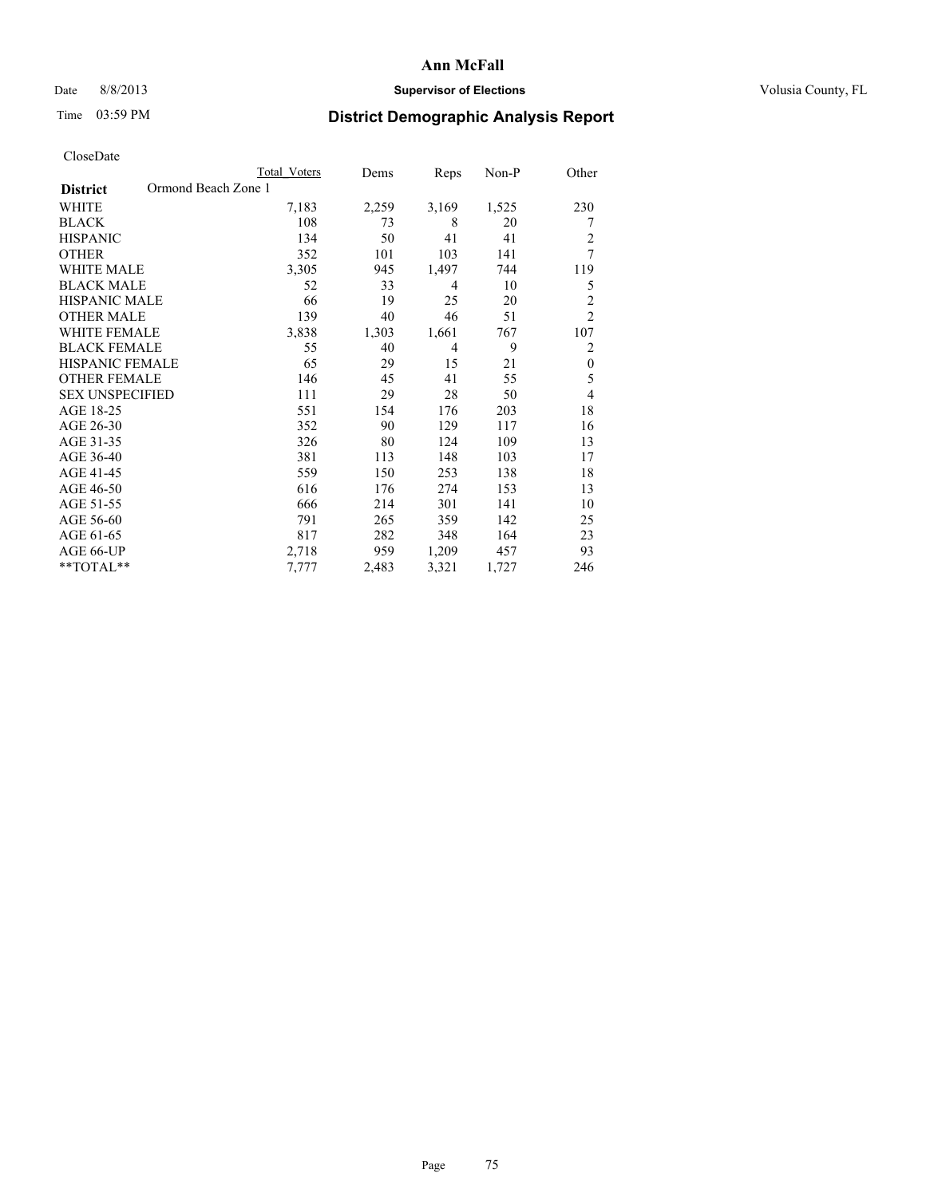# Ann McFall

Date 8/8/2013 **Supervisor of Elections** Volusia County, FL

Time 03:59 PM

## District Demographic Analysis Report

CloseDate

| **District** Ormond Beach Zone 1 | Total Voters | Dems | Reps | Non-P | Other |
|---|---|---|---|---|---|
| WHITE | 7,183 | 2,259 | 3,169 | 1,525 | 230 |
| BLACK | 108 | 73 | 8 | 20 | 7 |
| HISPANIC | 134 | 50 | 41 | 41 | 2 |
| OTHER | 352 | 101 | 103 | 141 | 7 |
| WHITE MALE | 3,305 | 945 | 1,497 | 744 | 119 |
| BLACK MALE | 52 | 33 | 4 | 10 | 5 |
| HISPANIC MALE | 66 | 19 | 25 | 20 | 2 |
| OTHER MALE | 139 | 40 | 46 | 51 | 2 |
| WHITE FEMALE | 3,838 | 1,303 | 1,661 | 767 | 107 |
| BLACK FEMALE | 55 | 40 | 4 | 9 | 2 |
| HISPANIC FEMALE | 65 | 29 | 15 | 21 | 0 |
| OTHER FEMALE | 146 | 45 | 41 | 55 | 5 |
| SEX UNSPECIFIED | 111 | 29 | 28 | 50 | 4 |
| AGE 18-25 | 551 | 154 | 176 | 203 | 18 |
| AGE 26-30 | 352 | 90 | 129 | 117 | 16 |
| AGE 31-35 | 326 | 80 | 124 | 109 | 13 |
| AGE 36-40 | 381 | 113 | 148 | 103 | 17 |
| AGE 41-45 | 559 | 150 | 253 | 138 | 18 |
| AGE 46-50 | 616 | 176 | 274 | 153 | 13 |
| AGE 51-55 | 666 | 214 | 301 | 141 | 10 |
| AGE 56-60 | 791 | 265 | 359 | 142 | 25 |
| AGE 61-65 | 817 | 282 | 348 | 164 | 23 |
| AGE 66-UP | 2,718 | 959 | 1,209 | 457 | 93 |
| **TOTAL** | 7,777 | 2,483 | 3,321 | 1,727 | 246 |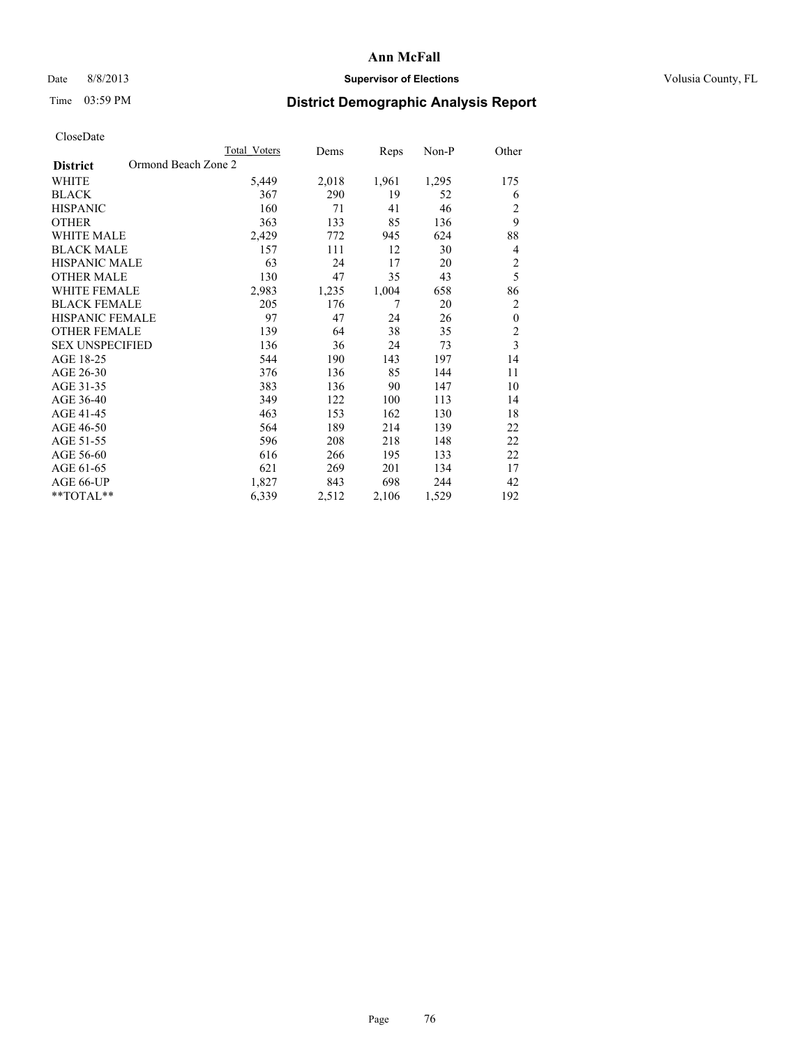# Ann McFall

Date 8/8/2013 **Supervisor of Elections** Volusia County, FL

Time 03:59 PM **District Demographic Analysis Report**

CloseDate

| District | Total Voters | Dems | Reps | Non-P | Other |
|---|---|---|---|---|---|
| **Ormond Beach Zone 2** | | | | | |
| WHITE | 5,449 | 2,018 | 1,961 | 1,295 | 175 |
| BLACK | 367 | 290 | 19 | 52 | 6 |
| HISPANIC | 160 | 71 | 41 | 46 | 2 |
| OTHER | 363 | 133 | 85 | 136 | 9 |
| WHITE MALE | 2,429 | 772 | 945 | 624 | 88 |
| BLACK MALE | 157 | 111 | 12 | 30 | 4 |
| HISPANIC MALE | 63 | 24 | 17 | 20 | 2 |
| OTHER MALE | 130 | 47 | 35 | 43 | 5 |
| WHITE FEMALE | 2,983 | 1,235 | 1,004 | 658 | 86 |
| BLACK FEMALE | 205 | 176 | 7 | 20 | 2 |
| HISPANIC FEMALE | 97 | 47 | 24 | 26 | 0 |
| OTHER FEMALE | 139 | 64 | 38 | 35 | 2 |
| SEX UNSPECIFIED | 136 | 36 | 24 | 73 | 3 |
| AGE 18-25 | 544 | 190 | 143 | 197 | 14 |
| AGE 26-30 | 376 | 136 | 85 | 144 | 11 |
| AGE 31-35 | 383 | 136 | 90 | 147 | 10 |
| AGE 36-40 | 349 | 122 | 100 | 113 | 14 |
| AGE 41-45 | 463 | 153 | 162 | 130 | 18 |
| AGE 46-50 | 564 | 189 | 214 | 139 | 22 |
| AGE 51-55 | 596 | 208 | 218 | 148 | 22 |
| AGE 56-60 | 616 | 266 | 195 | 133 | 22 |
| AGE 61-65 | 621 | 269 | 201 | 134 | 17 |
| AGE 66-UP | 1,827 | 843 | 698 | 244 | 42 |
| **TOTAL** | 6,339 | 2,512 | 2,106 | 1,529 | 192 |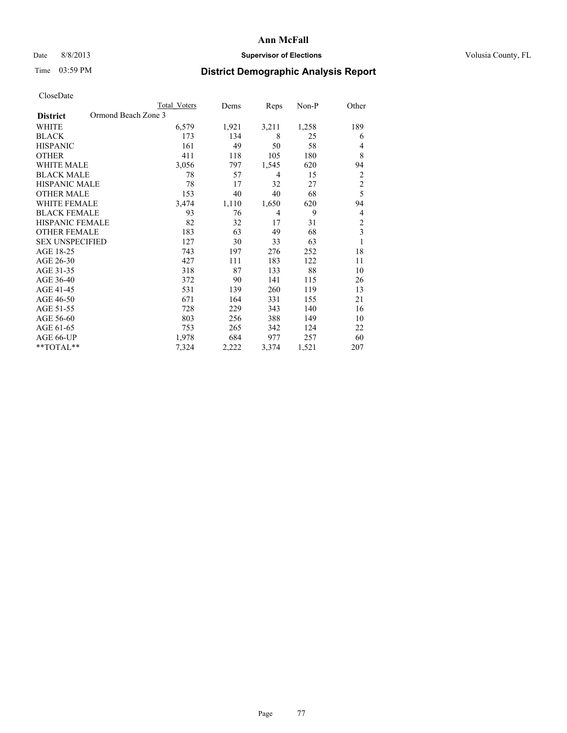**Ann McFall**

Date 8/8/2013 **Supervisor of Elections** Volusia County, FL

Time 03:59 PM

## District Demographic Analysis Report

CloseDate

| District: Ormond Beach Zone 3 | Total Voters | Dems | Reps | Non-P | Other |
|---|---|---|---|---|---|
| WHITE | 6,579 | 1,921 | 3,211 | 1,258 | 189 |
| BLACK | 173 | 134 | 8 | 25 | 6 |
| HISPANIC | 161 | 49 | 50 | 58 | 4 |
| OTHER | 411 | 118 | 105 | 180 | 8 |
| WHITE MALE | 3,056 | 797 | 1,545 | 620 | 94 |
| BLACK MALE | 78 | 57 | 4 | 15 | 2 |
| HISPANIC MALE | 78 | 17 | 32 | 27 | 2 |
| OTHER MALE | 153 | 40 | 40 | 68 | 5 |
| WHITE FEMALE | 3,474 | 1,110 | 1,650 | 620 | 94 |
| BLACK FEMALE | 93 | 76 | 4 | 9 | 4 |
| HISPANIC FEMALE | 82 | 32 | 17 | 31 | 2 |
| OTHER FEMALE | 183 | 63 | 49 | 68 | 3 |
| SEX UNSPECIFIED | 127 | 30 | 33 | 63 | 1 |
| AGE 18-25 | 743 | 197 | 276 | 252 | 18 |
| AGE 26-30 | 427 | 111 | 183 | 122 | 11 |
| AGE 31-35 | 318 | 87 | 133 | 88 | 10 |
| AGE 36-40 | 372 | 90 | 141 | 115 | 26 |
| AGE 41-45 | 531 | 139 | 260 | 119 | 13 |
| AGE 46-50 | 671 | 164 | 331 | 155 | 21 |
| AGE 51-55 | 728 | 229 | 343 | 140 | 16 |
| AGE 56-60 | 803 | 256 | 388 | 149 | 10 |
| AGE 61-65 | 753 | 265 | 342 | 124 | 22 |
| AGE 66-UP | 1,978 | 684 | 977 | 257 | 60 |
| **TOTAL** | 7,324 | 2,222 | 3,374 | 1,521 | 207 |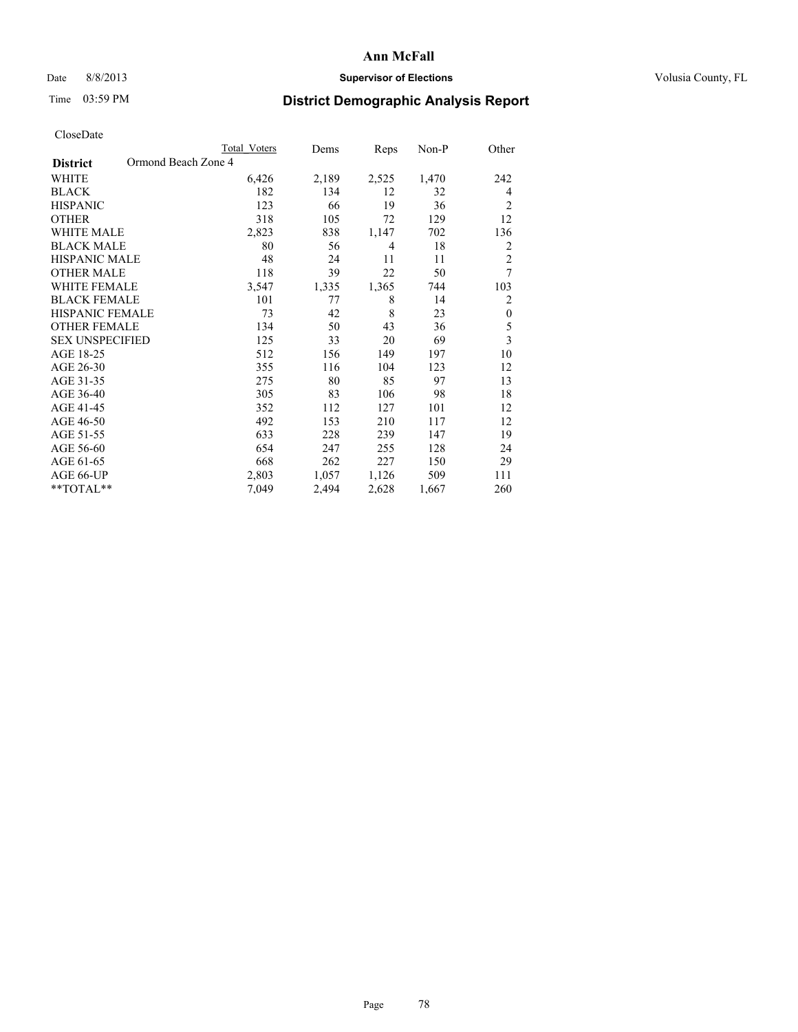# Ann McFall

Date 8/8/2013 **Supervisor of Elections** Volusia County, FL

Time 03:59 PM **District Demographic Analysis Report**

CloseDate

| **District** Ormond Beach Zone 4 | Total Voters | Dems | Reps | Non-P | Other |
|---|---|---|---|---|---|
| WHITE | 6,426 | 2,189 | 2,525 | 1,470 | 242 |
| BLACK | 182 | 134 | 12 | 32 | 4 |
| HISPANIC | 123 | 66 | 19 | 36 | 2 |
| OTHER | 318 | 105 | 72 | 129 | 12 |
| WHITE MALE | 2,823 | 838 | 1,147 | 702 | 136 |
| BLACK MALE | 80 | 56 | 4 | 18 | 2 |
| HISPANIC MALE | 48 | 24 | 11 | 11 | 2 |
| OTHER MALE | 118 | 39 | 22 | 50 | 7 |
| WHITE FEMALE | 3,547 | 1,335 | 1,365 | 744 | 103 |
| BLACK FEMALE | 101 | 77 | 8 | 14 | 2 |
| HISPANIC FEMALE | 73 | 42 | 8 | 23 | 0 |
| OTHER FEMALE | 134 | 50 | 43 | 36 | 5 |
| SEX UNSPECIFIED | 125 | 33 | 20 | 69 | 3 |
| AGE 18-25 | 512 | 156 | 149 | 197 | 10 |
| AGE 26-30 | 355 | 116 | 104 | 123 | 12 |
| AGE 31-35 | 275 | 80 | 85 | 97 | 13 |
| AGE 36-40 | 305 | 83 | 106 | 98 | 18 |
| AGE 41-45 | 352 | 112 | 127 | 101 | 12 |
| AGE 46-50 | 492 | 153 | 210 | 117 | 12 |
| AGE 51-55 | 633 | 228 | 239 | 147 | 19 |
| AGE 56-60 | 654 | 247 | 255 | 128 | 24 |
| AGE 61-65 | 668 | 262 | 227 | 150 | 29 |
| AGE 66-UP | 2,803 | 1,057 | 1,126 | 509 | 111 |
| **TOTAL** | 7,049 | 2,494 | 2,628 | 1,667 | 260 |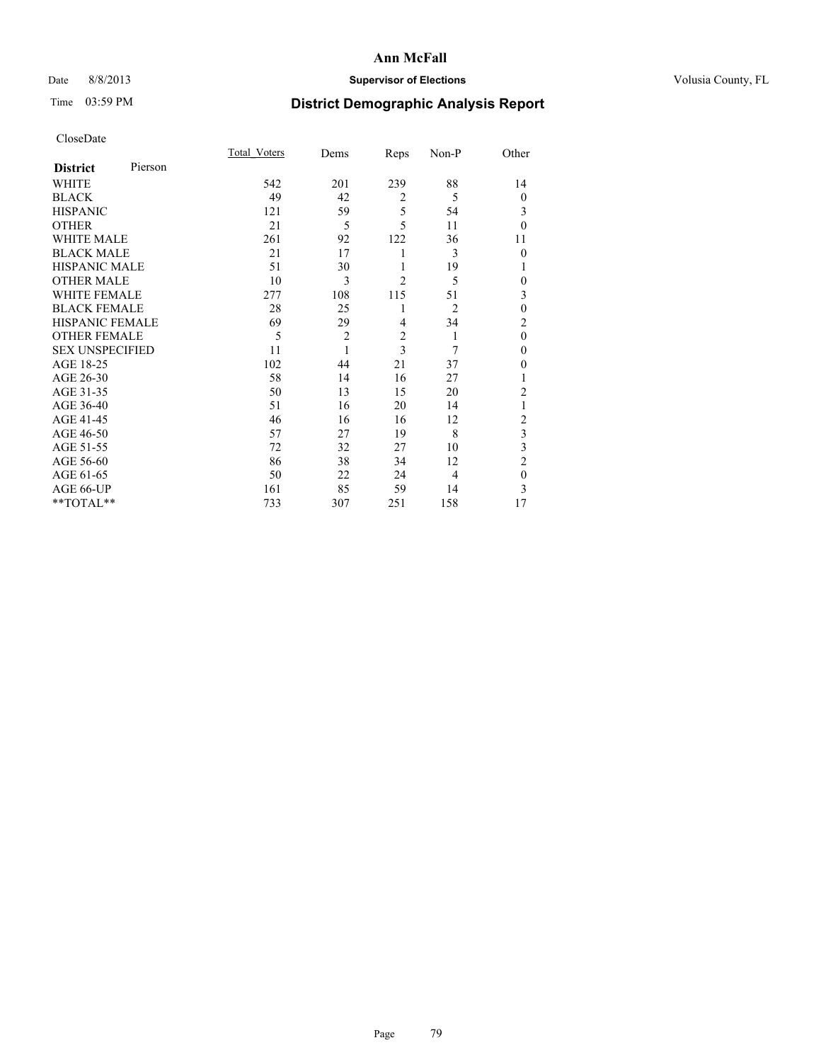# Ann McFall

Date 8/8/2013 **Supervisor of Elections** Volusia County, FL

Time 03:59 PM **District Demographic Analysis Report**

CloseDate

| **District** Pierson | Total_Voters | Dems | Reps | Non-P | Other |
|---|---|---|---|---|---|
| WHITE | 542 | 201 | 239 | 88 | 14 |
| BLACK | 49 | 42 | 2 | 5 | 0 |
| HISPANIC | 121 | 59 | 5 | 54 | 3 |
| OTHER | 21 | 5 | 5 | 11 | 0 |
| WHITE MALE | 261 | 92 | 122 | 36 | 11 |
| BLACK MALE | 21 | 17 | 1 | 3 | 0 |
| HISPANIC MALE | 51 | 30 | 1 | 19 | 1 |
| OTHER MALE | 10 | 3 | 2 | 5 | 0 |
| WHITE FEMALE | 277 | 108 | 115 | 51 | 3 |
| BLACK FEMALE | 28 | 25 | 1 | 2 | 0 |
| HISPANIC FEMALE | 69 | 29 | 4 | 34 | 2 |
| OTHER FEMALE | 5 | 2 | 2 | 1 | 0 |
| SEX UNSPECIFIED | 11 | 1 | 3 | 7 | 0 |
| AGE 18-25 | 102 | 44 | 21 | 37 | 0 |
| AGE 26-30 | 58 | 14 | 16 | 27 | 1 |
| AGE 31-35 | 50 | 13 | 15 | 20 | 2 |
| AGE 36-40 | 51 | 16 | 20 | 14 | 1 |
| AGE 41-45 | 46 | 16 | 16 | 12 | 2 |
| AGE 46-50 | 57 | 27 | 19 | 8 | 3 |
| AGE 51-55 | 72 | 32 | 27 | 10 | 3 |
| AGE 56-60 | 86 | 38 | 34 | 12 | 2 |
| AGE 61-65 | 50 | 22 | 24 | 4 | 0 |
| AGE 66-UP | 161 | 85 | 59 | 14 | 3 |
| **TOTAL** | 733 | 307 | 251 | 158 | 17 |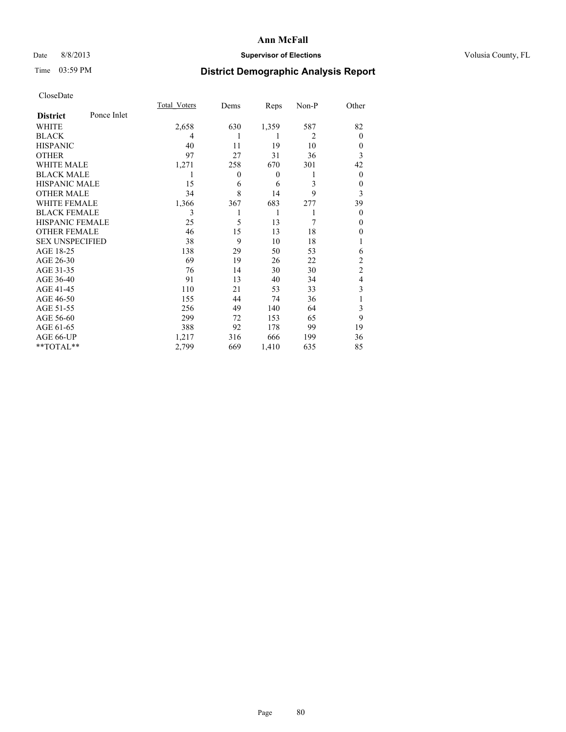# Ann McFall

Date 8/8/2013 **Supervisor of Elections** Volusia County, FL

Time 03:59 PM **District Demographic Analysis Report**

CloseDate

| **District** Ponce Inlet | Total_Voters | Dems | Reps | Non-P | Other |
|---|---|---|---|---|---|
| WHITE | 2,658 | 630 | 1,359 | 587 | 82 |
| BLACK | 4 | 1 | 1 | 2 | 0 |
| HISPANIC | 40 | 11 | 19 | 10 | 0 |
| OTHER | 97 | 27 | 31 | 36 | 3 |
| WHITE MALE | 1,271 | 258 | 670 | 301 | 42 |
| BLACK MALE | 1 | 0 | 0 | 1 | 0 |
| HISPANIC MALE | 15 | 6 | 6 | 3 | 0 |
| OTHER MALE | 34 | 8 | 14 | 9 | 3 |
| WHITE FEMALE | 1,366 | 367 | 683 | 277 | 39 |
| BLACK FEMALE | 3 | 1 | 1 | 1 | 0 |
| HISPANIC FEMALE | 25 | 5 | 13 | 7 | 0 |
| OTHER FEMALE | 46 | 15 | 13 | 18 | 0 |
| SEX UNSPECIFIED | 38 | 9 | 10 | 18 | 1 |
| AGE 18-25 | 138 | 29 | 50 | 53 | 6 |
| AGE 26-30 | 69 | 19 | 26 | 22 | 2 |
| AGE 31-35 | 76 | 14 | 30 | 30 | 2 |
| AGE 36-40 | 91 | 13 | 40 | 34 | 4 |
| AGE 41-45 | 110 | 21 | 53 | 33 | 3 |
| AGE 46-50 | 155 | 44 | 74 | 36 | 1 |
| AGE 51-55 | 256 | 49 | 140 | 64 | 3 |
| AGE 56-60 | 299 | 72 | 153 | 65 | 9 |
| AGE 61-65 | 388 | 92 | 178 | 99 | 19 |
| AGE 66-UP | 1,217 | 316 | 666 | 199 | 36 |
| **TOTAL** | 2,799 | 669 | 1,410 | 635 | 85 |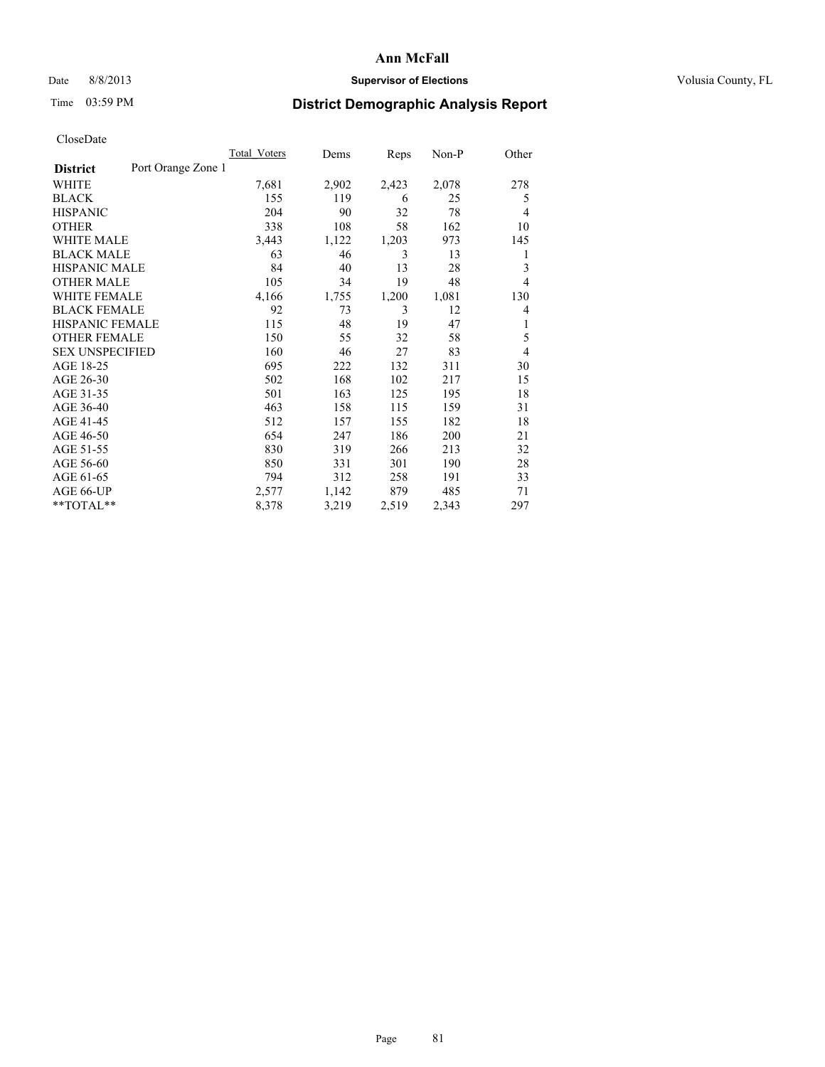**Ann McFall**

Date 8/8/2013 **Supervisor of Elections** Volusia County, FL

Time 03:59 PM

## District Demographic Analysis Report

CloseDate

| District: Port Orange Zone 1 | Total_Voters | Dems | Reps | Non-P | Other |
|---|---|---|---|---|---|
| WHITE | 7,681 | 2,902 | 2,423 | 2,078 | 278 |
| BLACK | 155 | 119 | 6 | 25 | 5 |
| HISPANIC | 204 | 90 | 32 | 78 | 4 |
| OTHER | 338 | 108 | 58 | 162 | 10 |
| WHITE MALE | 3,443 | 1,122 | 1,203 | 973 | 145 |
| BLACK MALE | 63 | 46 | 3 | 13 | 1 |
| HISPANIC MALE | 84 | 40 | 13 | 28 | 3 |
| OTHER MALE | 105 | 34 | 19 | 48 | 4 |
| WHITE FEMALE | 4,166 | 1,755 | 1,200 | 1,081 | 130 |
| BLACK FEMALE | 92 | 73 | 3 | 12 | 4 |
| HISPANIC FEMALE | 115 | 48 | 19 | 47 | 1 |
| OTHER FEMALE | 150 | 55 | 32 | 58 | 5 |
| SEX UNSPECIFIED | 160 | 46 | 27 | 83 | 4 |
| AGE 18-25 | 695 | 222 | 132 | 311 | 30 |
| AGE 26-30 | 502 | 168 | 102 | 217 | 15 |
| AGE 31-35 | 501 | 163 | 125 | 195 | 18 |
| AGE 36-40 | 463 | 158 | 115 | 159 | 31 |
| AGE 41-45 | 512 | 157 | 155 | 182 | 18 |
| AGE 46-50 | 654 | 247 | 186 | 200 | 21 |
| AGE 51-55 | 830 | 319 | 266 | 213 | 32 |
| AGE 56-60 | 850 | 331 | 301 | 190 | 28 |
| AGE 61-65 | 794 | 312 | 258 | 191 | 33 |
| AGE 66-UP | 2,577 | 1,142 | 879 | 485 | 71 |
| **TOTAL** | 8,378 | 3,219 | 2,519 | 2,343 | 297 |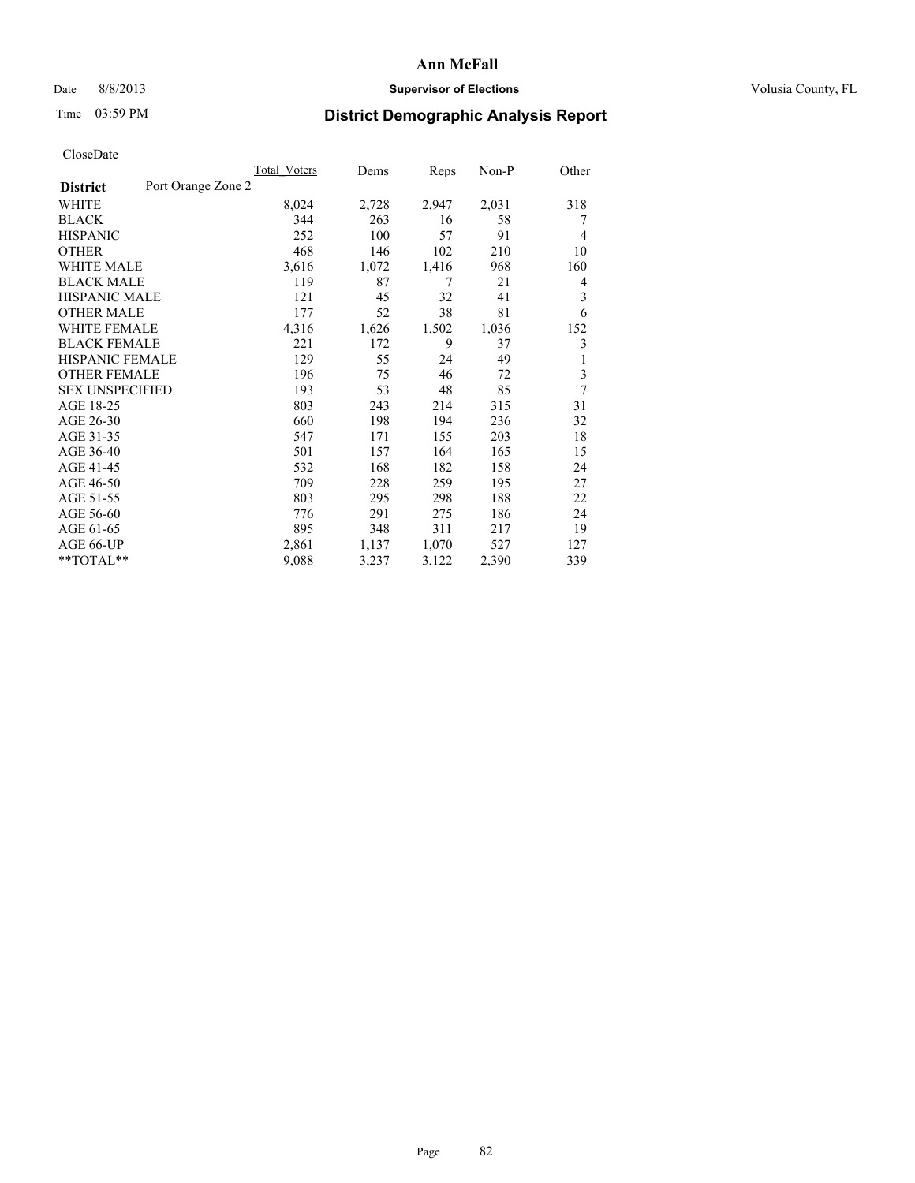# Ann McFall

Date 8/8/2013 **Supervisor of Elections** Volusia County, FL

Time 03:59 PM **District Demographic Analysis Report**

CloseDate

| **District** Port Orange Zone 2 | Total_Voters | Dems | Reps | Non-P | Other |
|---|---|---|---|---|---|
| WHITE | 8,024 | 2,728 | 2,947 | 2,031 | 318 |
| BLACK | 344 | 263 | 16 | 58 | 7 |
| HISPANIC | 252 | 100 | 57 | 91 | 4 |
| OTHER | 468 | 146 | 102 | 210 | 10 |
| WHITE MALE | 3,616 | 1,072 | 1,416 | 968 | 160 |
| BLACK MALE | 119 | 87 | 7 | 21 | 4 |
| HISPANIC MALE | 121 | 45 | 32 | 41 | 3 |
| OTHER MALE | 177 | 52 | 38 | 81 | 6 |
| WHITE FEMALE | 4,316 | 1,626 | 1,502 | 1,036 | 152 |
| BLACK FEMALE | 221 | 172 | 9 | 37 | 3 |
| HISPANIC FEMALE | 129 | 55 | 24 | 49 | 1 |
| OTHER FEMALE | 196 | 75 | 46 | 72 | 3 |
| SEX UNSPECIFIED | 193 | 53 | 48 | 85 | 7 |
| AGE 18-25 | 803 | 243 | 214 | 315 | 31 |
| AGE 26-30 | 660 | 198 | 194 | 236 | 32 |
| AGE 31-35 | 547 | 171 | 155 | 203 | 18 |
| AGE 36-40 | 501 | 157 | 164 | 165 | 15 |
| AGE 41-45 | 532 | 168 | 182 | 158 | 24 |
| AGE 46-50 | 709 | 228 | 259 | 195 | 27 |
| AGE 51-55 | 803 | 295 | 298 | 188 | 22 |
| AGE 56-60 | 776 | 291 | 275 | 186 | 24 |
| AGE 61-65 | 895 | 348 | 311 | 217 | 19 |
| AGE 66-UP | 2,861 | 1,137 | 1,070 | 527 | 127 |
| **TOTAL** | 9,088 | 3,237 | 3,122 | 2,390 | 339 |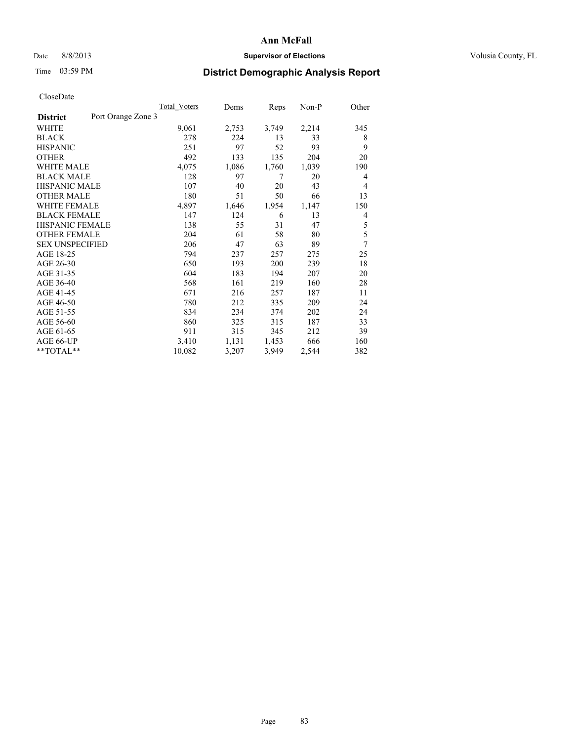# Ann McFall

Date 8/8/2013 **Supervisor of Elections** Volusia County, FL

Time 03:59 PM **District Demographic Analysis Report**

CloseDate

| **District** Port Orange Zone 3 | Total_Voters | Dems | Reps | Non-P | Other |
|---|---|---|---|---|---|
| WHITE | 9,061 | 2,753 | 3,749 | 2,214 | 345 |
| BLACK | 278 | 224 | 13 | 33 | 8 |
| HISPANIC | 251 | 97 | 52 | 93 | 9 |
| OTHER | 492 | 133 | 135 | 204 | 20 |
| WHITE MALE | 4,075 | 1,086 | 1,760 | 1,039 | 190 |
| BLACK MALE | 128 | 97 | 7 | 20 | 4 |
| HISPANIC MALE | 107 | 40 | 20 | 43 | 4 |
| OTHER MALE | 180 | 51 | 50 | 66 | 13 |
| WHITE FEMALE | 4,897 | 1,646 | 1,954 | 1,147 | 150 |
| BLACK FEMALE | 147 | 124 | 6 | 13 | 4 |
| HISPANIC FEMALE | 138 | 55 | 31 | 47 | 5 |
| OTHER FEMALE | 204 | 61 | 58 | 80 | 5 |
| SEX UNSPECIFIED | 206 | 47 | 63 | 89 | 7 |
| AGE 18-25 | 794 | 237 | 257 | 275 | 25 |
| AGE 26-30 | 650 | 193 | 200 | 239 | 18 |
| AGE 31-35 | 604 | 183 | 194 | 207 | 20 |
| AGE 36-40 | 568 | 161 | 219 | 160 | 28 |
| AGE 41-45 | 671 | 216 | 257 | 187 | 11 |
| AGE 46-50 | 780 | 212 | 335 | 209 | 24 |
| AGE 51-55 | 834 | 234 | 374 | 202 | 24 |
| AGE 56-60 | 860 | 325 | 315 | 187 | 33 |
| AGE 61-65 | 911 | 315 | 345 | 212 | 39 |
| AGE 66-UP | 3,410 | 1,131 | 1,453 | 666 | 160 |
| **TOTAL** | 10,082 | 3,207 | 3,949 | 2,544 | 382 |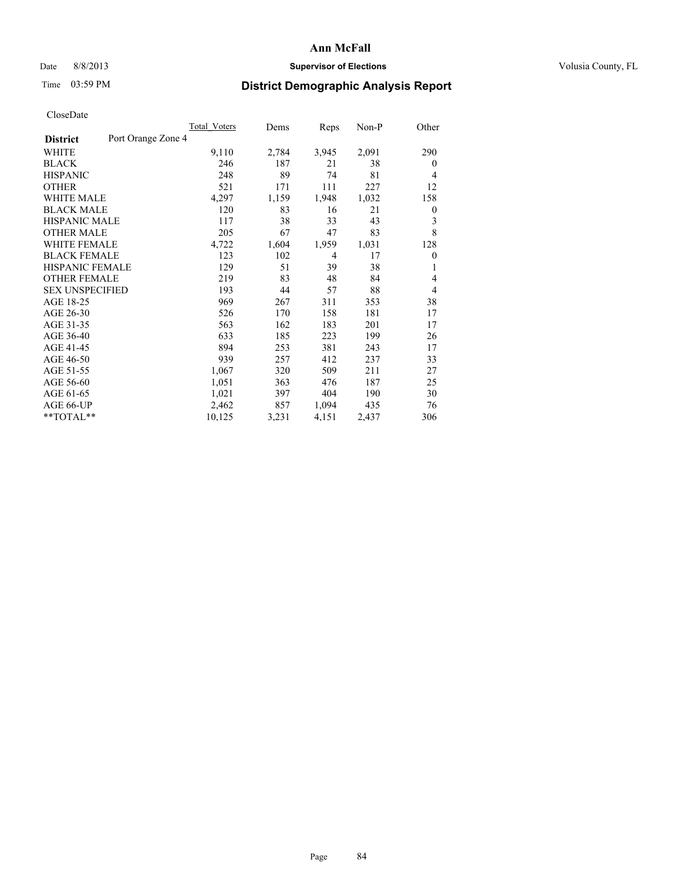# Ann McFall

Date 8/8/2013 **Supervisor of Elections** Volusia County, FL

Time 03:59 PM

## District Demographic Analysis Report

CloseDate

| **District** Port Orange Zone 4 | Total_Voters | Dems | Reps | Non-P | Other |
|---|---|---|---|---|---|
| WHITE | 9,110 | 2,784 | 3,945 | 2,091 | 290 |
| BLACK | 246 | 187 | 21 | 38 | 0 |
| HISPANIC | 248 | 89 | 74 | 81 | 4 |
| OTHER | 521 | 171 | 111 | 227 | 12 |
| WHITE MALE | 4,297 | 1,159 | 1,948 | 1,032 | 158 |
| BLACK MALE | 120 | 83 | 16 | 21 | 0 |
| HISPANIC MALE | 117 | 38 | 33 | 43 | 3 |
| OTHER MALE | 205 | 67 | 47 | 83 | 8 |
| WHITE FEMALE | 4,722 | 1,604 | 1,959 | 1,031 | 128 |
| BLACK FEMALE | 123 | 102 | 4 | 17 | 0 |
| HISPANIC FEMALE | 129 | 51 | 39 | 38 | 1 |
| OTHER FEMALE | 219 | 83 | 48 | 84 | 4 |
| SEX UNSPECIFIED | 193 | 44 | 57 | 88 | 4 |
| AGE 18-25 | 969 | 267 | 311 | 353 | 38 |
| AGE 26-30 | 526 | 170 | 158 | 181 | 17 |
| AGE 31-35 | 563 | 162 | 183 | 201 | 17 |
| AGE 36-40 | 633 | 185 | 223 | 199 | 26 |
| AGE 41-45 | 894 | 253 | 381 | 243 | 17 |
| AGE 46-50 | 939 | 257 | 412 | 237 | 33 |
| AGE 51-55 | 1,067 | 320 | 509 | 211 | 27 |
| AGE 56-60 | 1,051 | 363 | 476 | 187 | 25 |
| AGE 61-65 | 1,021 | 397 | 404 | 190 | 30 |
| AGE 66-UP | 2,462 | 857 | 1,094 | 435 | 76 |
| **TOTAL** | 10,125 | 3,231 | 4,151 | 2,437 | 306 |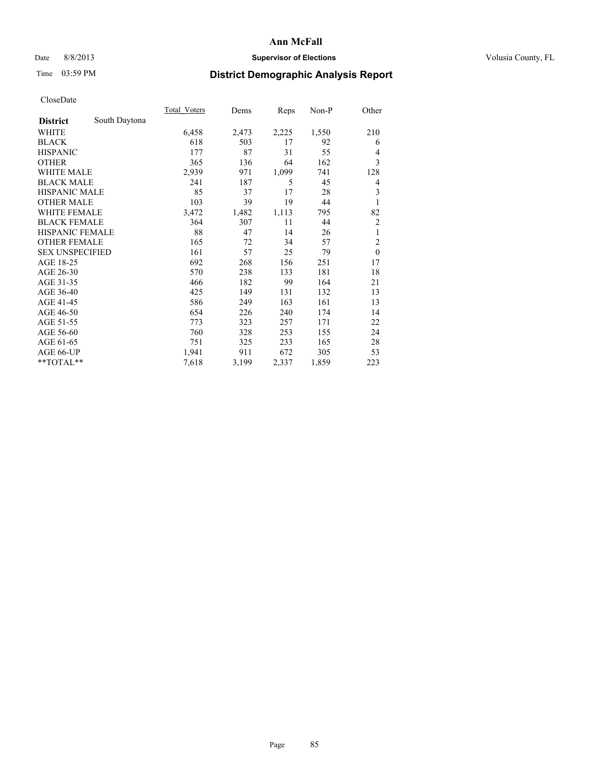# Ann McFall

Date 8/8/2013 **Supervisor of Elections** Volusia County, FL

Time 03:59 PM

## District Demographic Analysis Report

CloseDate

| **District** South Daytona | Total_Voters | Dems | Reps | Non-P | Other |
|---|---|---|---|---|---|
| WHITE | 6,458 | 2,473 | 2,225 | 1,550 | 210 |
| BLACK | 618 | 503 | 17 | 92 | 6 |
| HISPANIC | 177 | 87 | 31 | 55 | 4 |
| OTHER | 365 | 136 | 64 | 162 | 3 |
| WHITE MALE | 2,939 | 971 | 1,099 | 741 | 128 |
| BLACK MALE | 241 | 187 | 5 | 45 | 4 |
| HISPANIC MALE | 85 | 37 | 17 | 28 | 3 |
| OTHER MALE | 103 | 39 | 19 | 44 | 1 |
| WHITE FEMALE | 3,472 | 1,482 | 1,113 | 795 | 82 |
| BLACK FEMALE | 364 | 307 | 11 | 44 | 2 |
| HISPANIC FEMALE | 88 | 47 | 14 | 26 | 1 |
| OTHER FEMALE | 165 | 72 | 34 | 57 | 2 |
| SEX UNSPECIFIED | 161 | 57 | 25 | 79 | 0 |
| AGE 18-25 | 692 | 268 | 156 | 251 | 17 |
| AGE 26-30 | 570 | 238 | 133 | 181 | 18 |
| AGE 31-35 | 466 | 182 | 99 | 164 | 21 |
| AGE 36-40 | 425 | 149 | 131 | 132 | 13 |
| AGE 41-45 | 586 | 249 | 163 | 161 | 13 |
| AGE 46-50 | 654 | 226 | 240 | 174 | 14 |
| AGE 51-55 | 773 | 323 | 257 | 171 | 22 |
| AGE 56-60 | 760 | 328 | 253 | 155 | 24 |
| AGE 61-65 | 751 | 325 | 233 | 165 | 28 |
| AGE 66-UP | 1,941 | 911 | 672 | 305 | 53 |
| **TOTAL** | 7,618 | 3,199 | 2,337 | 1,859 | 223 |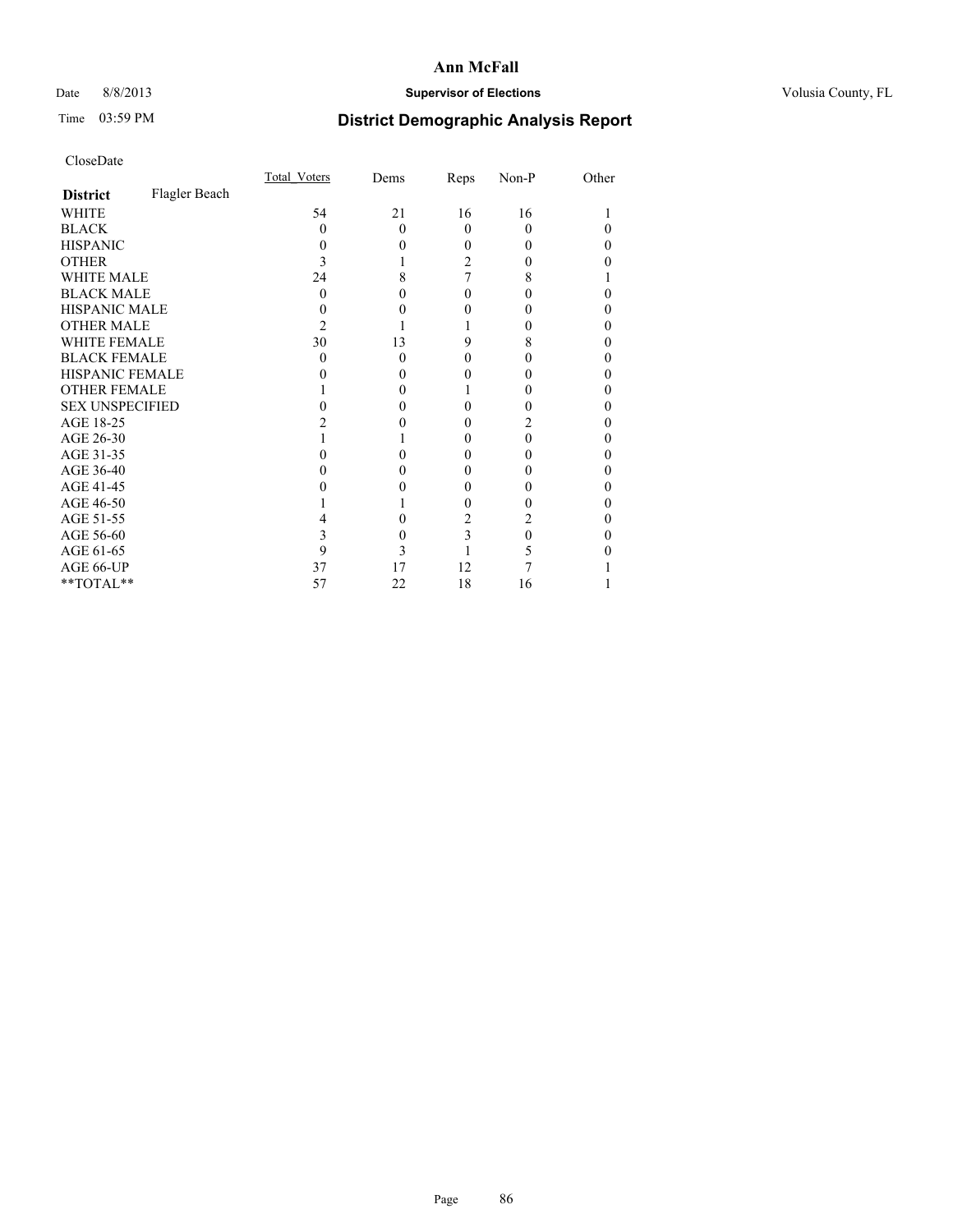# Ann McFall

Date 8/8/2013 **Supervisor of Elections** Volusia County, FL

Time 03:59 PM **District Demographic Analysis Report**

CloseDate

| **District** Flagler Beach | Total_Voters | Dems | Reps | Non-P | Other |
|---|---|---|---|---|---|
| WHITE | 54 | 21 | 16 | 16 | 1 |
| BLACK | 0 | 0 | 0 | 0 | 0 |
| HISPANIC | 0 | 0 | 0 | 0 | 0 |
| OTHER | 3 | 1 | 2 | 0 | 0 |
| WHITE MALE | 24 | 8 | 7 | 8 | 1 |
| BLACK MALE | 0 | 0 | 0 | 0 | 0 |
| HISPANIC MALE | 0 | 0 | 0 | 0 | 0 |
| OTHER MALE | 2 | 1 | 1 | 0 | 0 |
| WHITE FEMALE | 30 | 13 | 9 | 8 | 0 |
| BLACK FEMALE | 0 | 0 | 0 | 0 | 0 |
| HISPANIC FEMALE | 0 | 0 | 0 | 0 | 0 |
| OTHER FEMALE | 1 | 0 | 1 | 0 | 0 |
| SEX UNSPECIFIED | 0 | 0 | 0 | 0 | 0 |
| AGE 18-25 | 2 | 0 | 0 | 2 | 0 |
| AGE 26-30 | 1 | 1 | 0 | 0 | 0 |
| AGE 31-35 | 0 | 0 | 0 | 0 | 0 |
| AGE 36-40 | 0 | 0 | 0 | 0 | 0 |
| AGE 41-45 | 0 | 0 | 0 | 0 | 0 |
| AGE 46-50 | 1 | 1 | 0 | 0 | 0 |
| AGE 51-55 | 4 | 0 | 2 | 2 | 0 |
| AGE 56-60 | 3 | 0 | 3 | 0 | 0 |
| AGE 61-65 | 9 | 3 | 1 | 5 | 0 |
| AGE 66-UP | 37 | 17 | 12 | 7 | 1 |
| **TOTAL** | 57 | 22 | 18 | 16 | 1 |